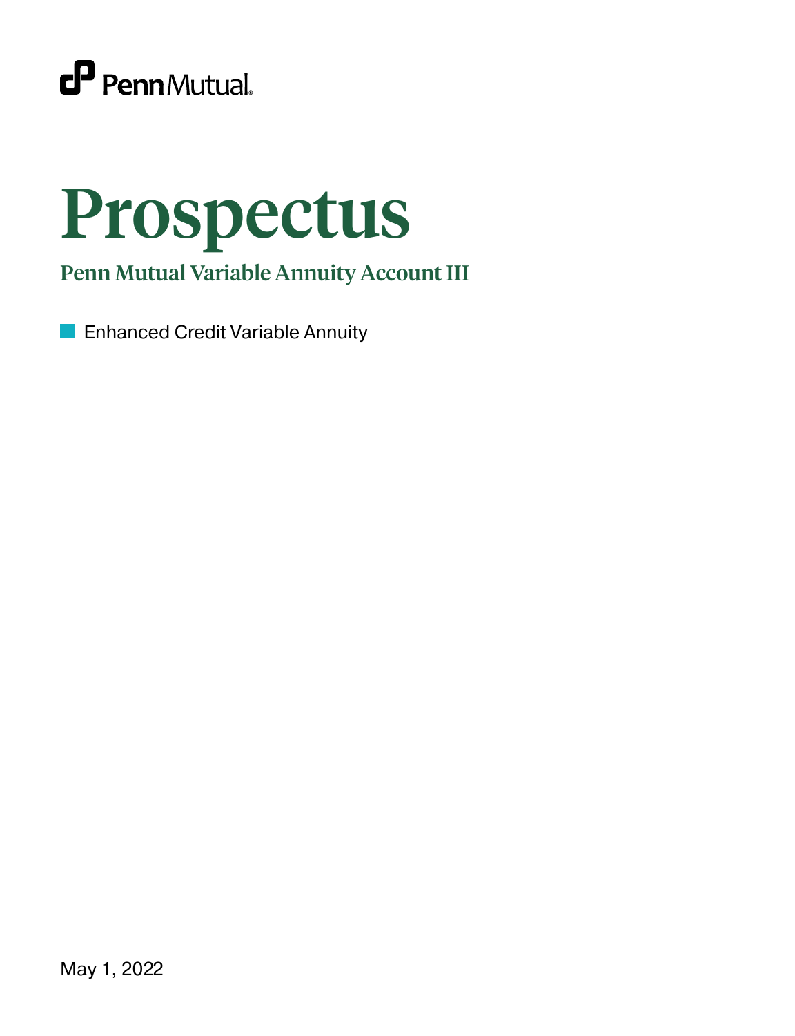PennMutual

# Prospectus

## Penn Mutual Variable Annuity Account III

- Enhanced Credit Variable Annuity

May 1, 2022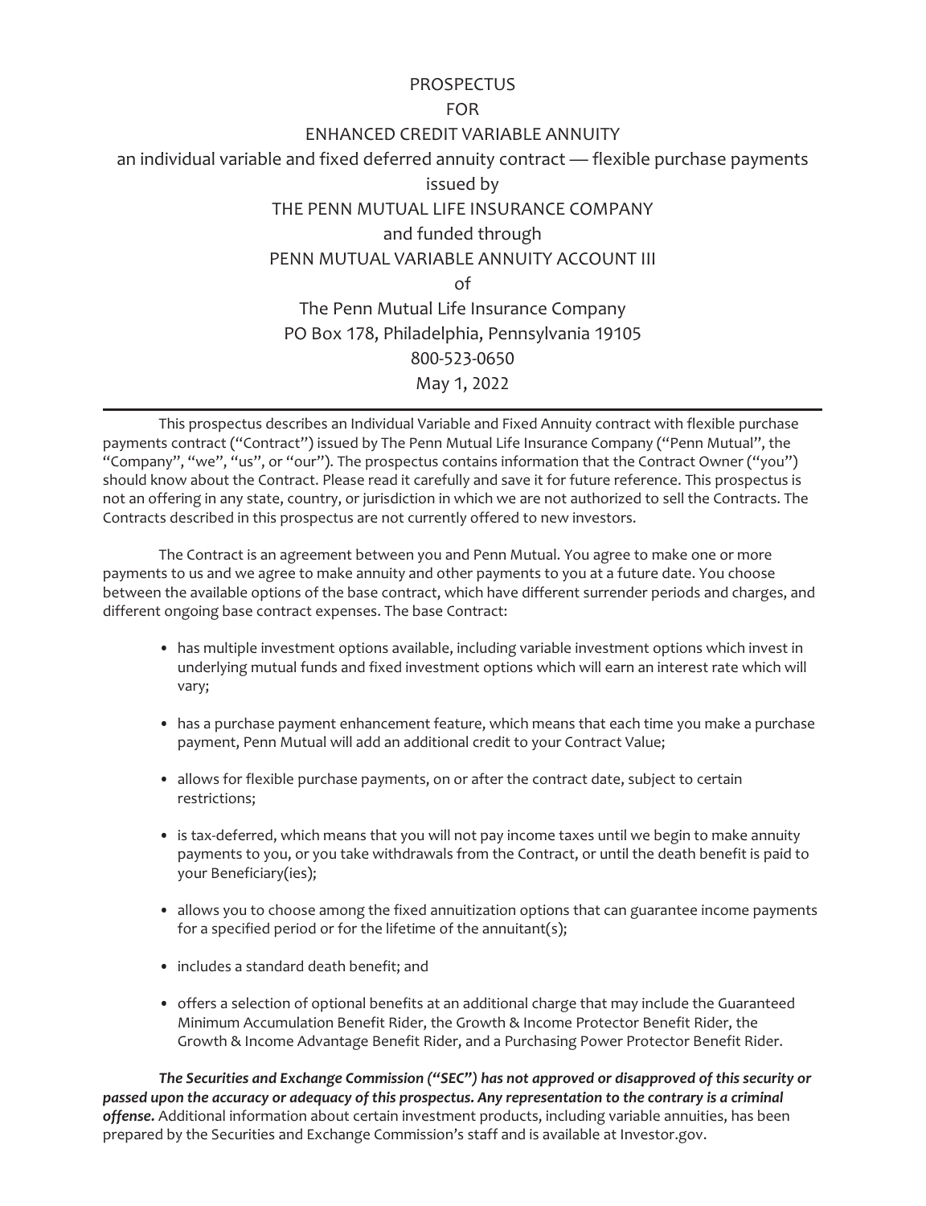# PROSPECTUS

FOR

ENHANCED CREDIT VARIABLE ANNUITY

an individual variable and fixed deferred annuity contract — flexible purchase payments

issued by

THE PENN MUTUAL LIFE INSURANCE COMPANY

and funded through

PENN MUTUAL VARIABLE ANNUITY ACCOUNT III

of

The Penn Mutual Life Insurance Company

PO Box 178, Philadelphia, Pennsylvania 19105

800-523-0650

May 1, 2022

---

This prospectus describes an Individual Variable and Fixed Annuity contract with flexible purchase payments contract ("Contract") issued by The Penn Mutual Life Insurance Company ("Penn Mutual", the "Company", "we", "us", or "our"). The prospectus contains information that the Contract Owner ("you") should know about the Contract. Please read it carefully and save it for future reference. This prospectus is not an offering in any state, country, or jurisdiction in which we are not authorized to sell the Contracts. The Contracts described in this prospectus are not currently offered to new investors.

The Contract is an agreement between you and Penn Mutual. You agree to make one or more payments to us and we agree to make annuity and other payments to you at a future date. You choose between the available options of the base contract, which have different surrender periods and charges, and different ongoing base contract expenses. The base Contract:

- has multiple investment options available, including variable investment options which invest in underlying mutual funds and fixed investment options which will earn an interest rate which will vary;
- has a purchase payment enhancement feature, which means that each time you make a purchase payment, Penn Mutual will add an additional credit to your Contract Value;
- allows for flexible purchase payments, on or after the contract date, subject to certain restrictions;
- is tax-deferred, which means that you will not pay income taxes until we begin to make annuity payments to you, or you take withdrawals from the Contract, or until the death benefit is paid to your Beneficiary(ies);
- allows you to choose among the fixed annuitization options that can guarantee income payments for a specified period or for the lifetime of the annuitant(s);
- includes a standard death benefit; and
- offers a selection of optional benefits at an additional charge that may include the Guaranteed Minimum Accumulation Benefit Rider, the Growth & Income Protector Benefit Rider, the Growth & Income Advantage Benefit Rider, and a Purchasing Power Protector Benefit Rider.

***The Securities and Exchange Commission ("SEC") has not approved or disapproved of this security or passed upon the accuracy or adequacy of this prospectus. Any representation to the contrary is a criminal offense.*** Additional information about certain investment products, including variable annuities, has been prepared by the Securities and Exchange Commission's staff and is available at Investor.gov.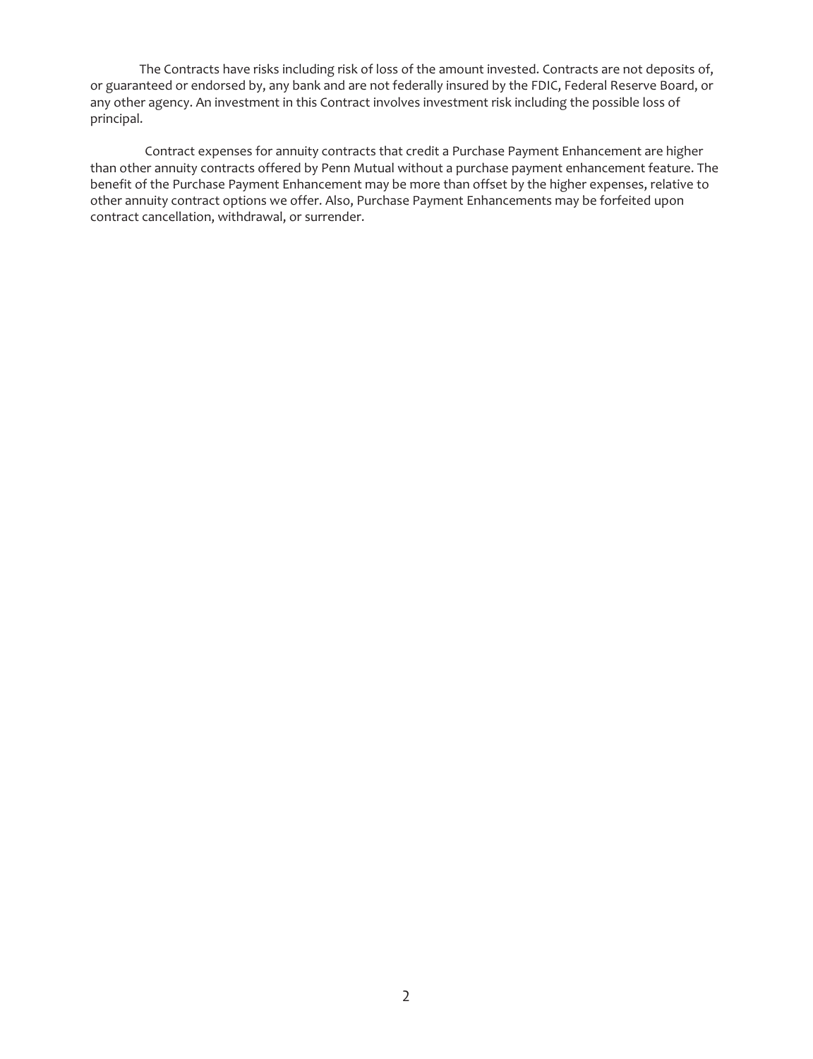The Contracts have risks including risk of loss of the amount invested. Contracts are not deposits of, or guaranteed or endorsed by, any bank and are not federally insured by the FDIC, Federal Reserve Board, or any other agency. An investment in this Contract involves investment risk including the possible loss of principal.

Contract expenses for annuity contracts that credit a Purchase Payment Enhancement are higher than other annuity contracts offered by Penn Mutual without a purchase payment enhancement feature. The benefit of the Purchase Payment Enhancement may be more than offset by the higher expenses, relative to other annuity contract options we offer. Also, Purchase Payment Enhancements may be forfeited upon contract cancellation, withdrawal, or surrender.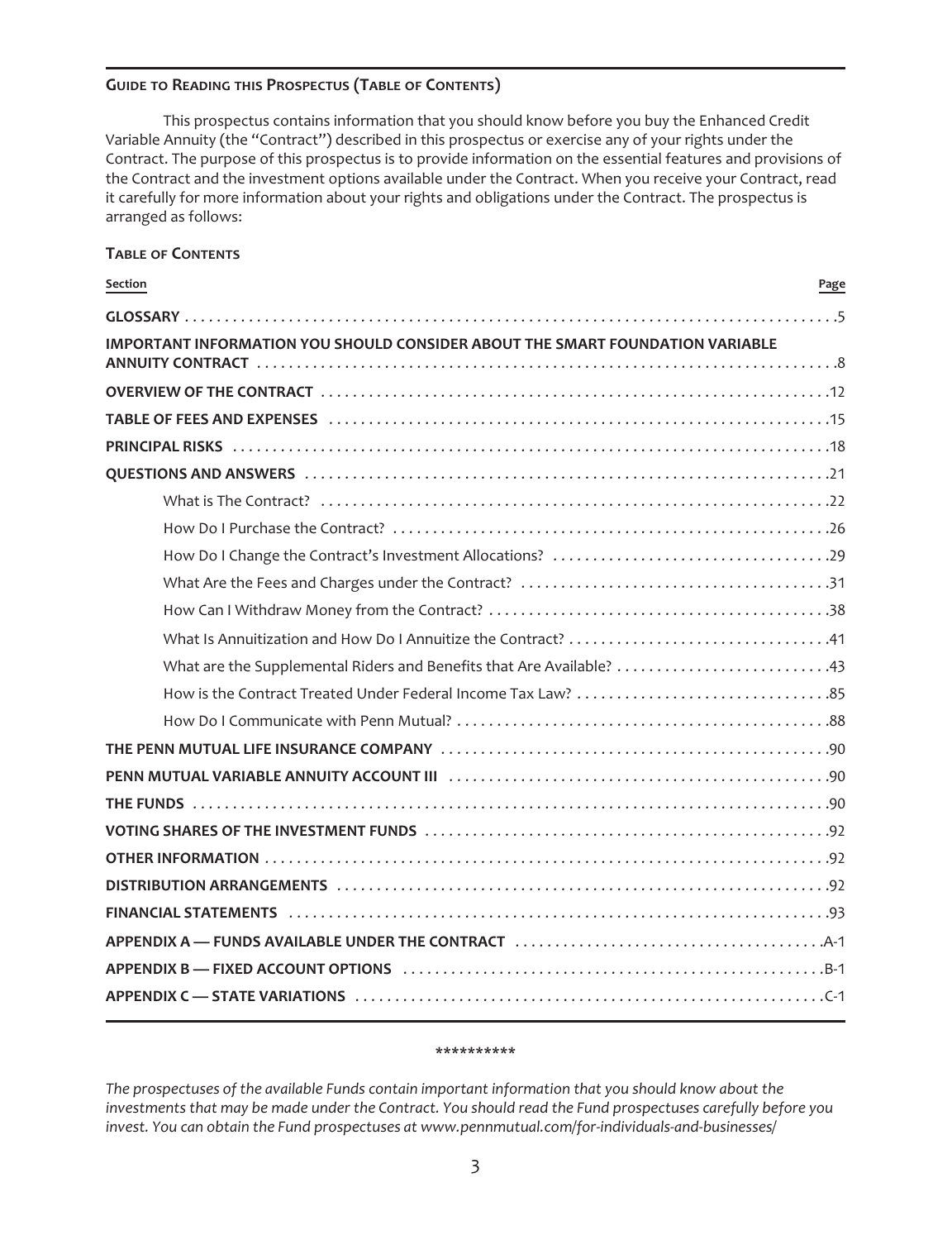## Guide to Reading this Prospectus (Table of Contents)

This prospectus contains information that you should know before you buy the Enhanced Credit Variable Annuity (the "Contract") described in this prospectus or exercise any of your rights under the Contract. The purpose of this prospectus is to provide information on the essential features and provisions of the Contract and the investment options available under the Contract. When you receive your Contract, read it carefully for more information about your rights and obligations under the Contract. The prospectus is arranged as follows:

### Table of Contents

| Section | Page |
|---|---|
| **GLOSSARY** | 5 |
| **IMPORTANT INFORMATION YOU SHOULD CONSIDER ABOUT THE SMART FOUNDATION VARIABLE ANNUITY CONTRACT** | 8 |
| **OVERVIEW OF THE CONTRACT** | 12 |
| **TABLE OF FEES AND EXPENSES** | 15 |
| **PRINCIPAL RISKS** | 18 |
| **QUESTIONS AND ANSWERS** | 21 |
| What is The Contract? | 22 |
| How Do I Purchase the Contract? | 26 |
| How Do I Change the Contract's Investment Allocations? | 29 |
| What Are the Fees and Charges under the Contract? | 31 |
| How Can I Withdraw Money from the Contract? | 38 |
| What Is Annuitization and How Do I Annuitize the Contract? | 41 |
| What are the Supplemental Riders and Benefits that Are Available? | 43 |
| How is the Contract Treated Under Federal Income Tax Law? | 85 |
| How Do I Communicate with Penn Mutual? | 88 |
| **THE PENN MUTUAL LIFE INSURANCE COMPANY** | 90 |
| **PENN MUTUAL VARIABLE ANNUITY ACCOUNT III** | 90 |
| **THE FUNDS** | 90 |
| **VOTING SHARES OF THE INVESTMENT FUNDS** | 92 |
| **OTHER INFORMATION** | 92 |
| **DISTRIBUTION ARRANGEMENTS** | 92 |
| **FINANCIAL STATEMENTS** | 93 |
| **APPENDIX A — FUNDS AVAILABLE UNDER THE CONTRACT** | A-1 |
| **APPENDIX B — FIXED ACCOUNT OPTIONS** | B-1 |
| **APPENDIX C — STATE VARIATIONS** | C-1 |

**********

*The prospectuses of the available Funds contain important information that you should know about the investments that may be made under the Contract. You should read the Fund prospectuses carefully before you invest. You can obtain the Fund prospectuses at www.pennmutual.com/for-individuals-and-businesses/*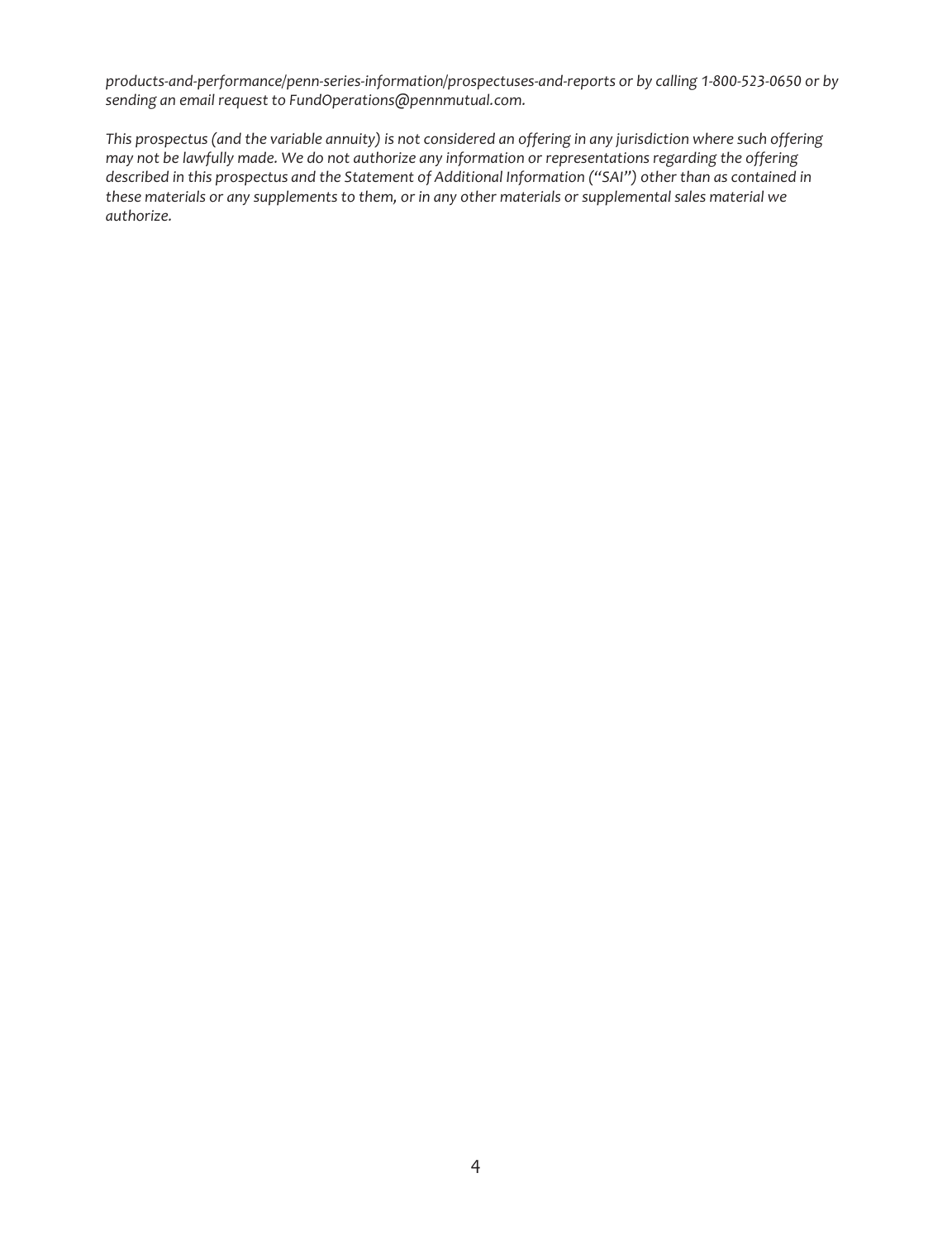*products-and-performance/penn-series-information/prospectuses-and-reports or by calling 1-800-523-0650 or by sending an email request to FundOperations@pennmutual.com.*

*This prospectus (and the variable annuity) is not considered an offering in any jurisdiction where such offering may not be lawfully made. We do not authorize any information or representations regarding the offering described in this prospectus and the Statement of Additional Information ("SAI") other than as contained in these materials or any supplements to them, or in any other materials or supplemental sales material we authorize.*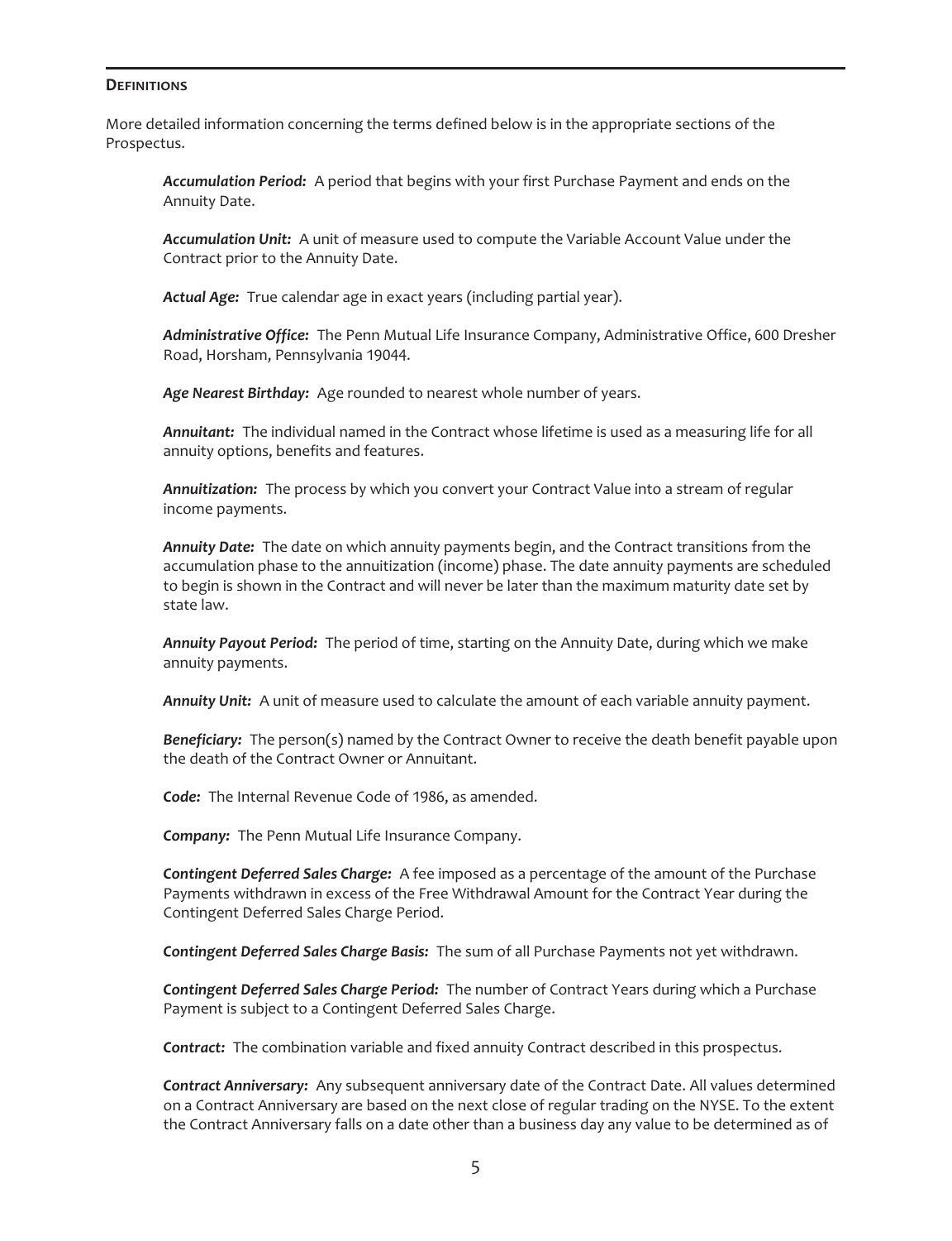## Definitions

More detailed information concerning the terms defined below is in the appropriate sections of the Prospectus.

***Accumulation Period:*** A period that begins with your first Purchase Payment and ends on the Annuity Date.

***Accumulation Unit:*** A unit of measure used to compute the Variable Account Value under the Contract prior to the Annuity Date.

***Actual Age:*** True calendar age in exact years (including partial year).

***Administrative Office:*** The Penn Mutual Life Insurance Company, Administrative Office, 600 Dresher Road, Horsham, Pennsylvania 19044.

***Age Nearest Birthday:*** Age rounded to nearest whole number of years.

***Annuitant:*** The individual named in the Contract whose lifetime is used as a measuring life for all annuity options, benefits and features.

***Annuitization:*** The process by which you convert your Contract Value into a stream of regular income payments.

***Annuity Date:*** The date on which annuity payments begin, and the Contract transitions from the accumulation phase to the annuitization (income) phase. The date annuity payments are scheduled to begin is shown in the Contract and will never be later than the maximum maturity date set by state law.

***Annuity Payout Period:*** The period of time, starting on the Annuity Date, during which we make annuity payments.

***Annuity Unit:*** A unit of measure used to calculate the amount of each variable annuity payment.

***Beneficiary:*** The person(s) named by the Contract Owner to receive the death benefit payable upon the death of the Contract Owner or Annuitant.

***Code:*** The Internal Revenue Code of 1986, as amended.

***Company:*** The Penn Mutual Life Insurance Company.

***Contingent Deferred Sales Charge:*** A fee imposed as a percentage of the amount of the Purchase Payments withdrawn in excess of the Free Withdrawal Amount for the Contract Year during the Contingent Deferred Sales Charge Period.

***Contingent Deferred Sales Charge Basis:*** The sum of all Purchase Payments not yet withdrawn.

***Contingent Deferred Sales Charge Period:*** The number of Contract Years during which a Purchase Payment is subject to a Contingent Deferred Sales Charge.

***Contract:*** The combination variable and fixed annuity Contract described in this prospectus.

***Contract Anniversary:*** Any subsequent anniversary date of the Contract Date. All values determined on a Contract Anniversary are based on the next close of regular trading on the NYSE. To the extent the Contract Anniversary falls on a date other than a business day any value to be determined as of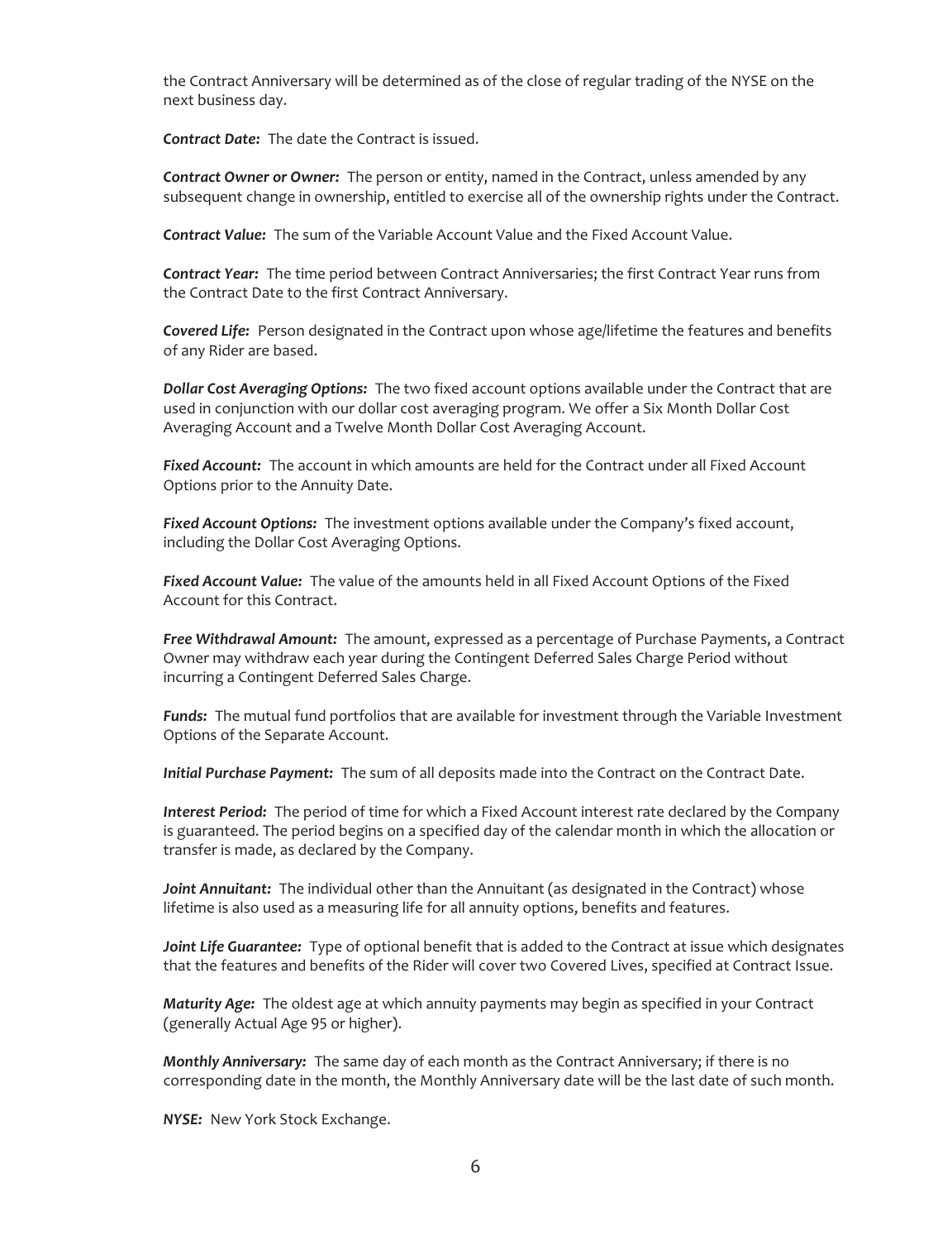the Contract Anniversary will be determined as of the close of regular trading of the NYSE on the next business day.

***Contract Date:*** The date the Contract is issued.

***Contract Owner or Owner:*** The person or entity, named in the Contract, unless amended by any subsequent change in ownership, entitled to exercise all of the ownership rights under the Contract.

***Contract Value:*** The sum of the Variable Account Value and the Fixed Account Value.

***Contract Year:*** The time period between Contract Anniversaries; the first Contract Year runs from the Contract Date to the first Contract Anniversary.

***Covered Life:*** Person designated in the Contract upon whose age/lifetime the features and benefits of any Rider are based.

***Dollar Cost Averaging Options:*** The two fixed account options available under the Contract that are used in conjunction with our dollar cost averaging program. We offer a Six Month Dollar Cost Averaging Account and a Twelve Month Dollar Cost Averaging Account.

***Fixed Account:*** The account in which amounts are held for the Contract under all Fixed Account Options prior to the Annuity Date.

***Fixed Account Options:*** The investment options available under the Company's fixed account, including the Dollar Cost Averaging Options.

***Fixed Account Value:*** The value of the amounts held in all Fixed Account Options of the Fixed Account for this Contract.

***Free Withdrawal Amount:*** The amount, expressed as a percentage of Purchase Payments, a Contract Owner may withdraw each year during the Contingent Deferred Sales Charge Period without incurring a Contingent Deferred Sales Charge.

***Funds:*** The mutual fund portfolios that are available for investment through the Variable Investment Options of the Separate Account.

***Initial Purchase Payment:*** The sum of all deposits made into the Contract on the Contract Date.

***Interest Period:*** The period of time for which a Fixed Account interest rate declared by the Company is guaranteed. The period begins on a specified day of the calendar month in which the allocation or transfer is made, as declared by the Company.

***Joint Annuitant:*** The individual other than the Annuitant (as designated in the Contract) whose lifetime is also used as a measuring life for all annuity options, benefits and features.

***Joint Life Guarantee:*** Type of optional benefit that is added to the Contract at issue which designates that the features and benefits of the Rider will cover two Covered Lives, specified at Contract Issue.

***Maturity Age:*** The oldest age at which annuity payments may begin as specified in your Contract (generally Actual Age 95 or higher).

***Monthly Anniversary:*** The same day of each month as the Contract Anniversary; if there is no corresponding date in the month, the Monthly Anniversary date will be the last date of such month.

***NYSE:*** New York Stock Exchange.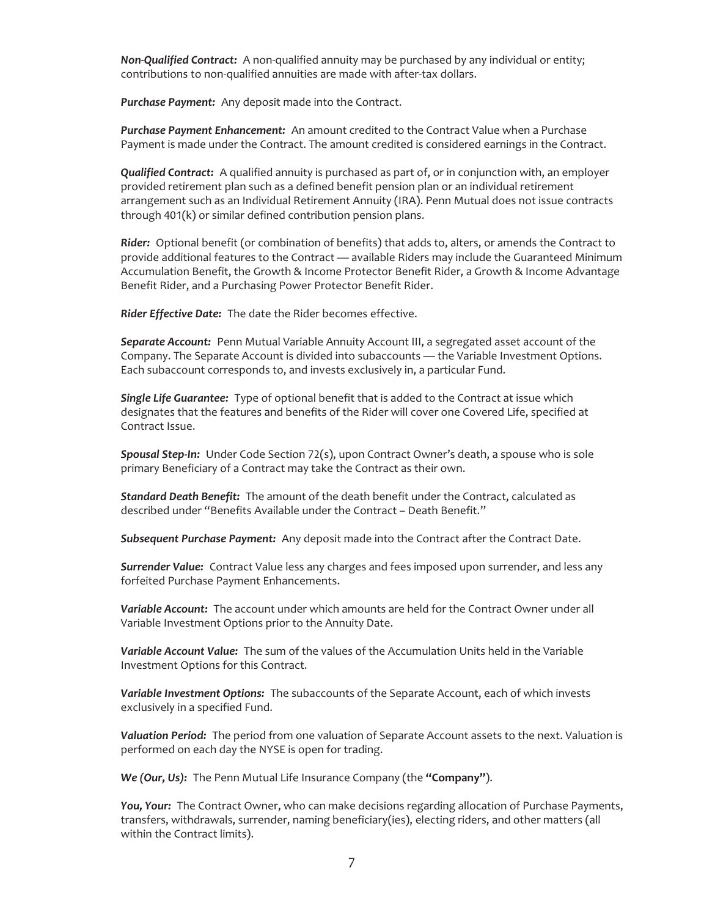***Non-Qualified Contract:*** A non-qualified annuity may be purchased by any individual or entity; contributions to non-qualified annuities are made with after-tax dollars.

***Purchase Payment:*** Any deposit made into the Contract.

***Purchase Payment Enhancement:*** An amount credited to the Contract Value when a Purchase Payment is made under the Contract. The amount credited is considered earnings in the Contract.

***Qualified Contract:*** A qualified annuity is purchased as part of, or in conjunction with, an employer provided retirement plan such as a defined benefit pension plan or an individual retirement arrangement such as an Individual Retirement Annuity (IRA). Penn Mutual does not issue contracts through 401(k) or similar defined contribution pension plans.

***Rider:*** Optional benefit (or combination of benefits) that adds to, alters, or amends the Contract to provide additional features to the Contract — available Riders may include the Guaranteed Minimum Accumulation Benefit, the Growth & Income Protector Benefit Rider, a Growth & Income Advantage Benefit Rider, and a Purchasing Power Protector Benefit Rider.

***Rider Effective Date:*** The date the Rider becomes effective.

***Separate Account:*** Penn Mutual Variable Annuity Account III, a segregated asset account of the Company. The Separate Account is divided into subaccounts — the Variable Investment Options. Each subaccount corresponds to, and invests exclusively in, a particular Fund.

***Single Life Guarantee:*** Type of optional benefit that is added to the Contract at issue which designates that the features and benefits of the Rider will cover one Covered Life, specified at Contract Issue.

***Spousal Step-In:*** Under Code Section 72(s), upon Contract Owner's death, a spouse who is sole primary Beneficiary of a Contract may take the Contract as their own.

***Standard Death Benefit:*** The amount of the death benefit under the Contract, calculated as described under "Benefits Available under the Contract – Death Benefit."

***Subsequent Purchase Payment:*** Any deposit made into the Contract after the Contract Date.

***Surrender Value:*** Contract Value less any charges and fees imposed upon surrender, and less any forfeited Purchase Payment Enhancements.

***Variable Account:*** The account under which amounts are held for the Contract Owner under all Variable Investment Options prior to the Annuity Date.

***Variable Account Value:*** The sum of the values of the Accumulation Units held in the Variable Investment Options for this Contract.

***Variable Investment Options:*** The subaccounts of the Separate Account, each of which invests exclusively in a specified Fund.

***Valuation Period:*** The period from one valuation of Separate Account assets to the next. Valuation is performed on each day the NYSE is open for trading.

***We (Our, Us):*** The Penn Mutual Life Insurance Company (the **"Company"**).

***You, Your:*** The Contract Owner, who can make decisions regarding allocation of Purchase Payments, transfers, withdrawals, surrender, naming beneficiary(ies), electing riders, and other matters (all within the Contract limits).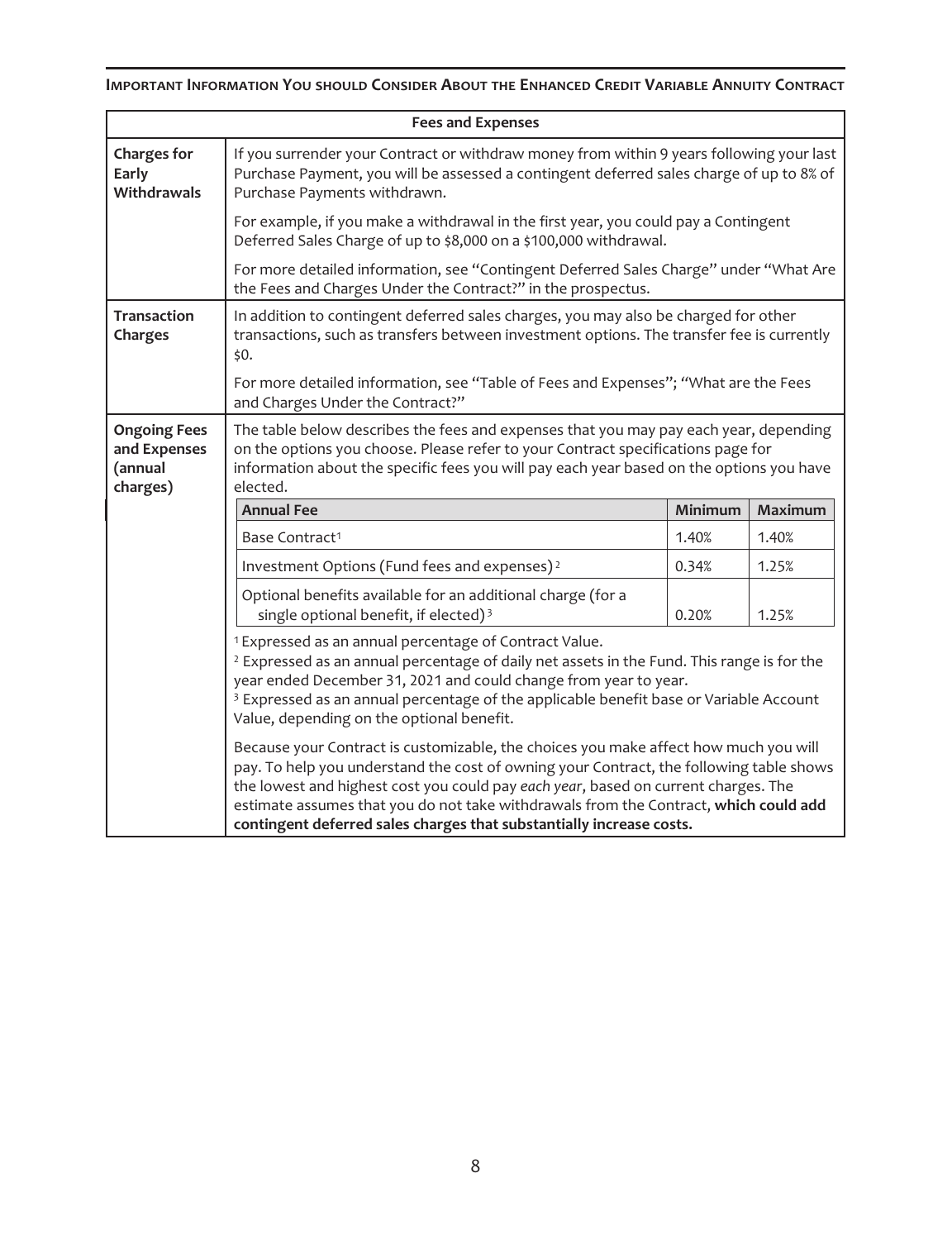## Important Information You should Consider About the Enhanced Credit Variable Annuity Contract

| Fees and Expenses | |
|---|---|
| **Charges for Early Withdrawals** | If you surrender your Contract or withdraw money from within 9 years following your last Purchase Payment, you will be assessed a contingent deferred sales charge of up to 8% of Purchase Payments withdrawn.<br><br>For example, if you make a withdrawal in the first year, you could pay a Contingent Deferred Sales Charge of up to $8,000 on a $100,000 withdrawal.<br><br>For more detailed information, see "Contingent Deferred Sales Charge" under "What Are the Fees and Charges Under the Contract?" in the prospectus. |
| **Transaction Charges** | In addition to contingent deferred sales charges, you may also be charged for other transactions, such as transfers between investment options. The transfer fee is currently $0.<br><br>For more detailed information, see "Table of Fees and Expenses"; "What are the Fees and Charges Under the Contract?" |
| **Ongoing Fees and Expenses (annual charges)** | The table below describes the fees and expenses that you may pay each year, depending on the options you choose. Please refer to your Contract specifications page for information about the specific fees you will pay each year based on the options you have elected. |

| Annual Fee | Minimum | Maximum |
|---|---|---|
| Base Contract[1] | 1.40% | 1.40% |
| Investment Options (Fund fees and expenses)[2] | 0.34% | 1.25% |
| Optional benefits available for an additional charge (for a single optional benefit, if elected)[3] | 0.20% | 1.25% |

[1] Expressed as an annual percentage of Contract Value.
[2] Expressed as an annual percentage of daily net assets in the Fund. This range is for the year ended December 31, 2021 and could change from year to year.
[3] Expressed as an annual percentage of the applicable benefit base or Variable Account Value, depending on the optional benefit.

Because your Contract is customizable, the choices you make affect how much you will pay. To help you understand the cost of owning your Contract, the following table shows the lowest and highest cost you could pay *each year*, based on current charges. The estimate assumes that you do not take withdrawals from the Contract, **which could add contingent deferred sales charges that substantially increase costs.**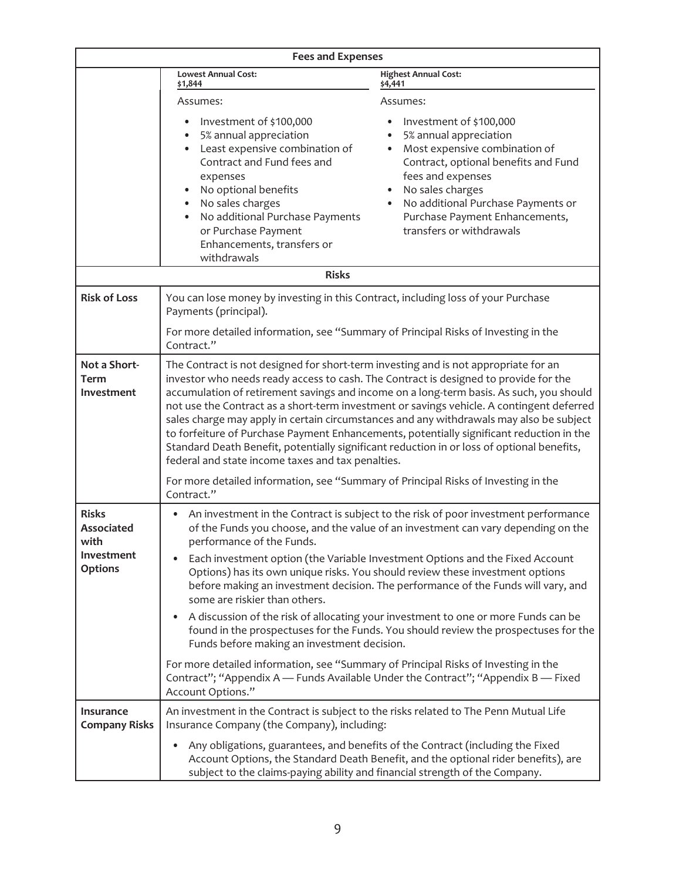| Fees and Expenses | | |
|---|---|---|
| | **Lowest Annual Cost:** **$1,844** | **Highest Annual Cost:** **$4,441** |
| | Assumes:<br>• Investment of $100,000<br>• 5% annual appreciation<br>• Least expensive combination of Contract and Fund fees and expenses<br>• No optional benefits<br>• No sales charges<br>• No additional Purchase Payments or Purchase Payment Enhancements, transfers or withdrawals | Assumes:<br>• Investment of $100,000<br>• 5% annual appreciation<br>• Most expensive combination of Contract, optional benefits and Fund fees and expenses<br>• No sales charges<br>• No additional Purchase Payments or Purchase Payment Enhancements, transfers or withdrawals |

| Risks | |
|---|---|
| **Risk of Loss** | You can lose money by investing in this Contract, including loss of your Purchase Payments (principal).<br><br>For more detailed information, see "Summary of Principal Risks of Investing in the Contract." |
| **Not a Short-Term Investment** | The Contract is not designed for short-term investing and is not appropriate for an investor who needs ready access to cash. The Contract is designed to provide for the accumulation of retirement savings and income on a long-term basis. As such, you should not use the Contract as a short-term investment or savings vehicle. A contingent deferred sales charge may apply in certain circumstances and any withdrawals may also be subject to forfeiture of Purchase Payment Enhancements, potentially significant reduction in the Standard Death Benefit, potentially significant reduction in or loss of optional benefits, federal and state income taxes and tax penalties.<br><br>For more detailed information, see "Summary of Principal Risks of Investing in the Contract." |
| **Risks Associated with Investment Options** | • An investment in the Contract is subject to the risk of poor investment performance of the Funds you choose, and the value of an investment can vary depending on the performance of the Funds.<br>• Each investment option (the Variable Investment Options and the Fixed Account Options) has its own unique risks. You should review these investment options before making an investment decision. The performance of the Funds will vary, and some are riskier than others.<br>• A discussion of the risk of allocating your investment to one or more Funds can be found in the prospectuses for the Funds. You should review the prospectuses for the Funds before making an investment decision.<br><br>For more detailed information, see "Summary of Principal Risks of Investing in the Contract"; "Appendix A — Funds Available Under the Contract"; "Appendix B — Fixed Account Options." |
| **Insurance Company Risks** | An investment in the Contract is subject to the risks related to The Penn Mutual Life Insurance Company (the Company), including:<br>• Any obligations, guarantees, and benefits of the Contract (including the Fixed Account Options, the Standard Death Benefit, and the optional rider benefits), are subject to the claims-paying ability and financial strength of the Company. |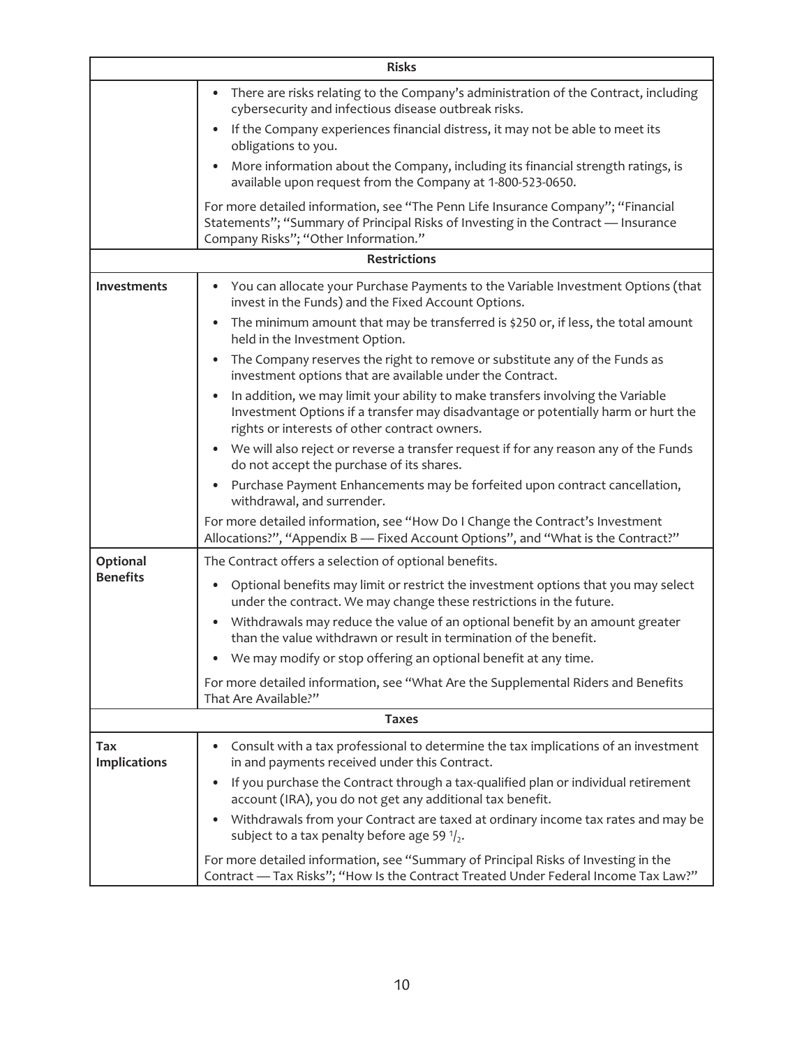| Risks | |
|---|---|
| | • There are risks relating to the Company's administration of the Contract, including cybersecurity and infectious disease outbreak risks.<br>• If the Company experiences financial distress, it may not be able to meet its obligations to you.<br>• More information about the Company, including its financial strength ratings, is available upon request from the Company at 1-800-523-0650.<br><br>For more detailed information, see "The Penn Life Insurance Company"; "Financial Statements"; "Summary of Principal Risks of Investing in the Contract — Insurance Company Risks"; "Other Information." |
| **Restrictions** | |
| **Investments** | • You can allocate your Purchase Payments to the Variable Investment Options (that invest in the Funds) and the Fixed Account Options.<br>• The minimum amount that may be transferred is $250 or, if less, the total amount held in the Investment Option.<br>• The Company reserves the right to remove or substitute any of the Funds as investment options that are available under the Contract.<br>• In addition, we may limit your ability to make transfers involving the Variable Investment Options if a transfer may disadvantage or potentially harm or hurt the rights or interests of other contract owners.<br>• We will also reject or reverse a transfer request if for any reason any of the Funds do not accept the purchase of its shares.<br>• Purchase Payment Enhancements may be forfeited upon contract cancellation, withdrawal, and surrender.<br><br>For more detailed information, see "How Do I Change the Contract's Investment Allocations?", "Appendix B — Fixed Account Options", and "What is the Contract?" |
| **Optional Benefits** | The Contract offers a selection of optional benefits.<br>• Optional benefits may limit or restrict the investment options that you may select under the contract. We may change these restrictions in the future.<br>• Withdrawals may reduce the value of an optional benefit by an amount greater than the value withdrawn or result in termination of the benefit.<br>• We may modify or stop offering an optional benefit at any time.<br><br>For more detailed information, see "What Are the Supplemental Riders and Benefits That Are Available?" |
| **Taxes** | |
| **Tax Implications** | • Consult with a tax professional to determine the tax implications of an investment in and payments received under this Contract.<br>• If you purchase the Contract through a tax-qualified plan or individual retirement account (IRA), you do not get any additional tax benefit.<br>• Withdrawals from your Contract are taxed at ordinary income tax rates and may be subject to a tax penalty before age 59 $^1/_2$.<br><br>For more detailed information, see "Summary of Principal Risks of Investing in the Contract — Tax Risks"; "How Is the Contract Treated Under Federal Income Tax Law?" |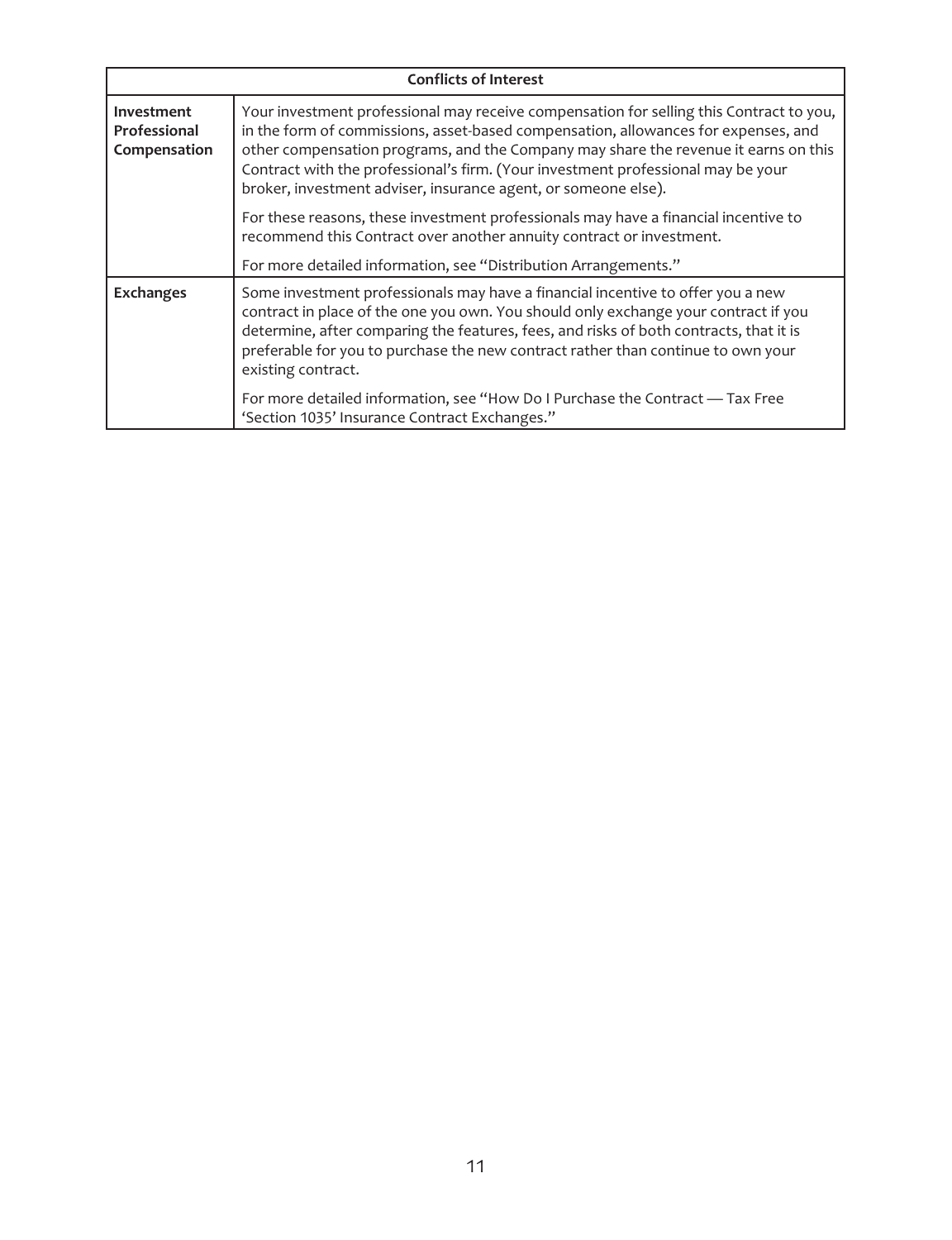| Conflicts of Interest | |
|---|---|
| **Investment Professional Compensation** | Your investment professional may receive compensation for selling this Contract to you, in the form of commissions, asset-based compensation, allowances for expenses, and other compensation programs, and the Company may share the revenue it earns on this Contract with the professional's firm. (Your investment professional may be your broker, investment adviser, insurance agent, or someone else).<br><br>For these reasons, these investment professionals may have a financial incentive to recommend this Contract over another annuity contract or investment.<br><br>For more detailed information, see "Distribution Arrangements." |
| **Exchanges** | Some investment professionals may have a financial incentive to offer you a new contract in place of the one you own. You should only exchange your contract if you determine, after comparing the features, fees, and risks of both contracts, that it is preferable for you to purchase the new contract rather than continue to own your existing contract.<br><br>For more detailed information, see "How Do I Purchase the Contract — Tax Free 'Section 1035' Insurance Contract Exchanges." |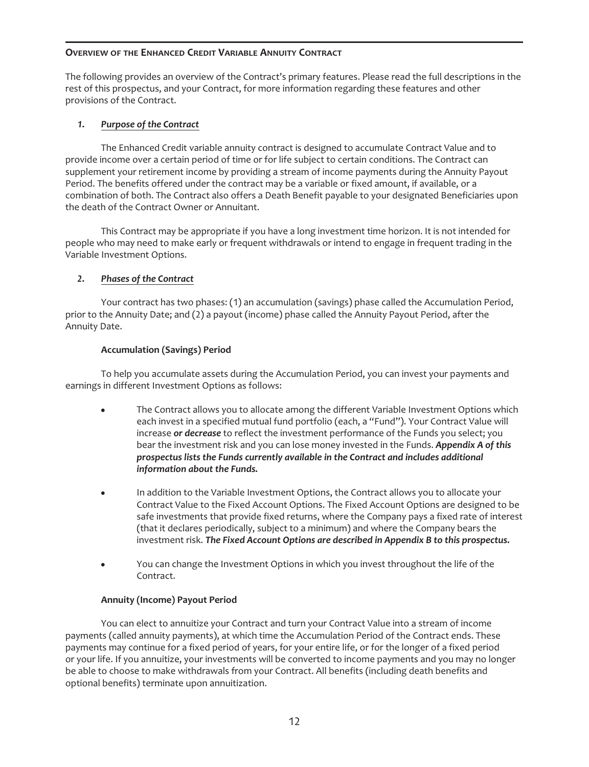## Overview of the Enhanced Credit Variable Annuity Contract

The following provides an overview of the Contract's primary features. Please read the full descriptions in the rest of this prospectus, and your Contract, for more information regarding these features and other provisions of the Contract.

### *1. Purpose of the Contract*

The Enhanced Credit variable annuity contract is designed to accumulate Contract Value and to provide income over a certain period of time or for life subject to certain conditions. The Contract can supplement your retirement income by providing a stream of income payments during the Annuity Payout Period. The benefits offered under the contract may be a variable or fixed amount, if available, or a combination of both. The Contract also offers a Death Benefit payable to your designated Beneficiaries upon the death of the Contract Owner or Annuitant.

This Contract may be appropriate if you have a long investment time horizon. It is not intended for people who may need to make early or frequent withdrawals or intend to engage in frequent trading in the Variable Investment Options.

### *2. Phases of the Contract*

Your contract has two phases: (1) an accumulation (savings) phase called the Accumulation Period, prior to the Annuity Date; and (2) a payout (income) phase called the Annuity Payout Period, after the Annuity Date.

**Accumulation (Savings) Period**

To help you accumulate assets during the Accumulation Period, you can invest your payments and earnings in different Investment Options as follows:

- The Contract allows you to allocate among the different Variable Investment Options which each invest in a specified mutual fund portfolio (each, a "Fund"). Your Contract Value will increase ***or decrease*** to reflect the investment performance of the Funds you select; you bear the investment risk and you can lose money invested in the Funds. ***Appendix A of this prospectus lists the Funds currently available in the Contract and includes additional information about the Funds.***
- In addition to the Variable Investment Options, the Contract allows you to allocate your Contract Value to the Fixed Account Options. The Fixed Account Options are designed to be safe investments that provide fixed returns, where the Company pays a fixed rate of interest (that it declares periodically, subject to a minimum) and where the Company bears the investment risk. ***The Fixed Account Options are described in Appendix B to this prospectus.***
- You can change the Investment Options in which you invest throughout the life of the Contract.

**Annuity (Income) Payout Period**

You can elect to annuitize your Contract and turn your Contract Value into a stream of income payments (called annuity payments), at which time the Accumulation Period of the Contract ends. These payments may continue for a fixed period of years, for your entire life, or for the longer of a fixed period or your life. If you annuitize, your investments will be converted to income payments and you may no longer be able to choose to make withdrawals from your Contract. All benefits (including death benefits and optional benefits) terminate upon annuitization.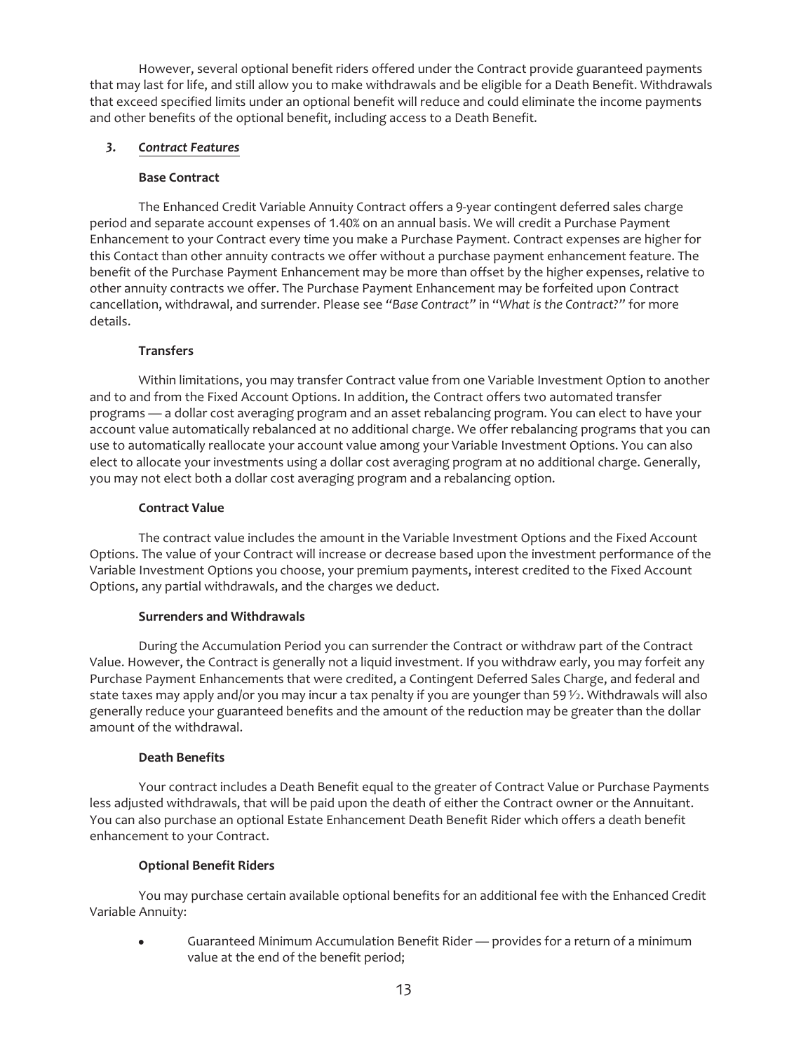However, several optional benefit riders offered under the Contract provide guaranteed payments that may last for life, and still allow you to make withdrawals and be eligible for a Death Benefit. Withdrawals that exceed specified limits under an optional benefit will reduce and could eliminate the income payments and other benefits of the optional benefit, including access to a Death Benefit.

### *3. Contract Features*

**Base Contract**

The Enhanced Credit Variable Annuity Contract offers a 9-year contingent deferred sales charge period and separate account expenses of 1.40% on an annual basis. We will credit a Purchase Payment Enhancement to your Contract every time you make a Purchase Payment. Contract expenses are higher for this Contact than other annuity contracts we offer without a purchase payment enhancement feature. The benefit of the Purchase Payment Enhancement may be more than offset by the higher expenses, relative to other annuity contracts we offer. The Purchase Payment Enhancement may be forfeited upon Contract cancellation, withdrawal, and surrender. Please see *"Base Contract"* in *"What is the Contract?"* for more details.

**Transfers**

Within limitations, you may transfer Contract value from one Variable Investment Option to another and to and from the Fixed Account Options. In addition, the Contract offers two automated transfer programs — a dollar cost averaging program and an asset rebalancing program. You can elect to have your account value automatically rebalanced at no additional charge. We offer rebalancing programs that you can use to automatically reallocate your account value among your Variable Investment Options. You can also elect to allocate your investments using a dollar cost averaging program at no additional charge. Generally, you may not elect both a dollar cost averaging program and a rebalancing option.

**Contract Value**

The contract value includes the amount in the Variable Investment Options and the Fixed Account Options. The value of your Contract will increase or decrease based upon the investment performance of the Variable Investment Options you choose, your premium payments, interest credited to the Fixed Account Options, any partial withdrawals, and the charges we deduct.

**Surrenders and Withdrawals**

During the Accumulation Period you can surrender the Contract or withdraw part of the Contract Value. However, the Contract is generally not a liquid investment. If you withdraw early, you may forfeit any Purchase Payment Enhancements that were credited, a Contingent Deferred Sales Charge, and federal and state taxes may apply and/or you may incur a tax penalty if you are younger than 59½. Withdrawals will also generally reduce your guaranteed benefits and the amount of the reduction may be greater than the dollar amount of the withdrawal.

**Death Benefits**

Your contract includes a Death Benefit equal to the greater of Contract Value or Purchase Payments less adjusted withdrawals, that will be paid upon the death of either the Contract owner or the Annuitant. You can also purchase an optional Estate Enhancement Death Benefit Rider which offers a death benefit enhancement to your Contract.

**Optional Benefit Riders**

You may purchase certain available optional benefits for an additional fee with the Enhanced Credit Variable Annuity:

- Guaranteed Minimum Accumulation Benefit Rider — provides for a return of a minimum value at the end of the benefit period;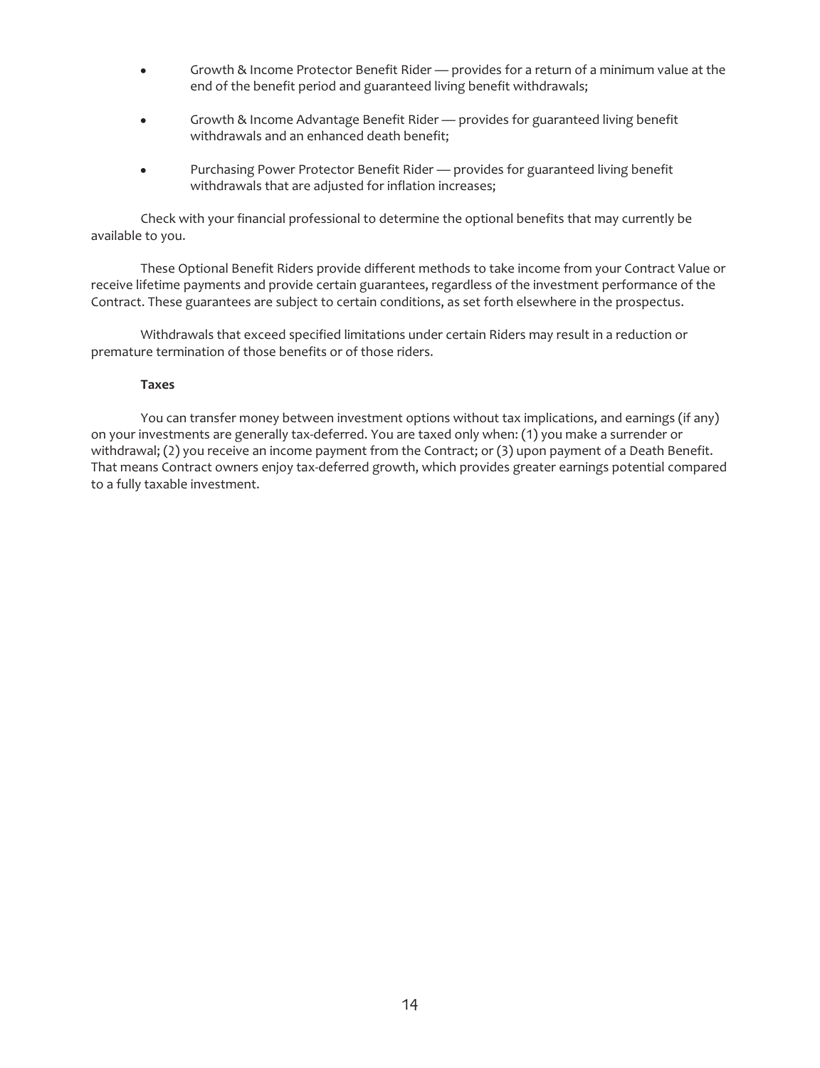- Growth & Income Protector Benefit Rider — provides for a return of a minimum value at the end of the benefit period and guaranteed living benefit withdrawals;
- Growth & Income Advantage Benefit Rider — provides for guaranteed living benefit withdrawals and an enhanced death benefit;
- Purchasing Power Protector Benefit Rider — provides for guaranteed living benefit withdrawals that are adjusted for inflation increases;

Check with your financial professional to determine the optional benefits that may currently be available to you.

These Optional Benefit Riders provide different methods to take income from your Contract Value or receive lifetime payments and provide certain guarantees, regardless of the investment performance of the Contract. These guarantees are subject to certain conditions, as set forth elsewhere in the prospectus.

Withdrawals that exceed specified limitations under certain Riders may result in a reduction or premature termination of those benefits or of those riders.

**Taxes**

You can transfer money between investment options without tax implications, and earnings (if any) on your investments are generally tax-deferred. You are taxed only when: (1) you make a surrender or withdrawal; (2) you receive an income payment from the Contract; or (3) upon payment of a Death Benefit. That means Contract owners enjoy tax-deferred growth, which provides greater earnings potential compared to a fully taxable investment.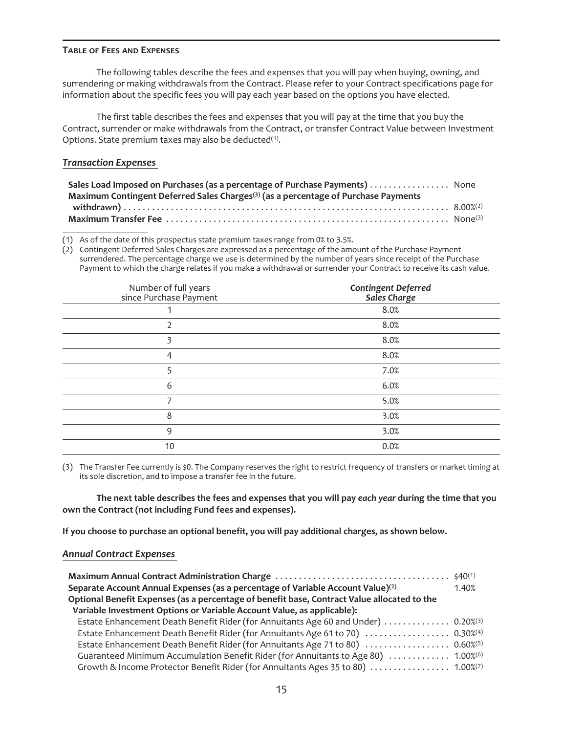## Table of Fees and Expenses

The following tables describe the fees and expenses that you will pay when buying, owning, and surrendering or making withdrawals from the Contract. Please refer to your Contract specifications page for information about the specific fees you will pay each year based on the options you have elected.

The first table describes the fees and expenses that you will pay at the time that you buy the Contract, surrender or make withdrawals from the Contract, or transfer Contract Value between Investment Options. State premium taxes may also be deducted[1].

### *Transaction Expenses*

| | |
|---|---|
| **Sales Load Imposed on Purchases (as a percentage of Purchase Payments)** | None |
| **Maximum Contingent Deferred Sales Charges[3] (as a percentage of Purchase Payments withdrawn)** | 8.00%[2] |
| **Maximum Transfer Fee** | None[3] |

(1) As of the date of this prospectus state premium taxes range from 0% to 3.5%.

(2) Contingent Deferred Sales Charges are expressed as a percentage of the amount of the Purchase Payment surrendered. The percentage charge we use is determined by the number of years since receipt of the Purchase Payment to which the charge relates if you make a withdrawal or surrender your Contract to receive its cash value.

| Number of full years since Purchase Payment | *Contingent Deferred Sales Charge* |
|---|---|
| 1 | 8.0% |
| 2 | 8.0% |
| 3 | 8.0% |
| 4 | 8.0% |
| 5 | 7.0% |
| 6 | 6.0% |
| 7 | 5.0% |
| 8 | 3.0% |
| 9 | 3.0% |
| 10 | 0.0% |

(3) The Transfer Fee currently is $0. The Company reserves the right to restrict frequency of transfers or market timing at its sole discretion, and to impose a transfer fee in the future.

**The next table describes the fees and expenses that you will pay *each year* during the time that you own the Contract (not including Fund fees and expenses).**

**If you choose to purchase an optional benefit, you will pay additional charges, as shown below.**

### *Annual Contract Expenses*

| | |
|---|---|
| **Maximum Annual Contract Administration Charge** | $40[1] |
| **Separate Account Annual Expenses (as a percentage of Variable Account Value)[2]** | 1.40% |
| **Optional Benefit Expenses (as a percentage of benefit base, Contract Value allocated to the Variable Investment Options or Variable Account Value, as applicable):** | |
| Estate Enhancement Death Benefit Rider (for Annuitants Age 60 and Under) | 0.20%[3] |
| Estate Enhancement Death Benefit Rider (for Annuitants Age 61 to 70) | 0.30%[4] |
| Estate Enhancement Death Benefit Rider (for Annuitants Age 71 to 80) | 0.60%[5] |
| Guaranteed Minimum Accumulation Benefit Rider (for Annuitants to Age 80) | 1.00%[6] |
| Growth & Income Protector Benefit Rider (for Annuitants Ages 35 to 80) | 1.00%[7] |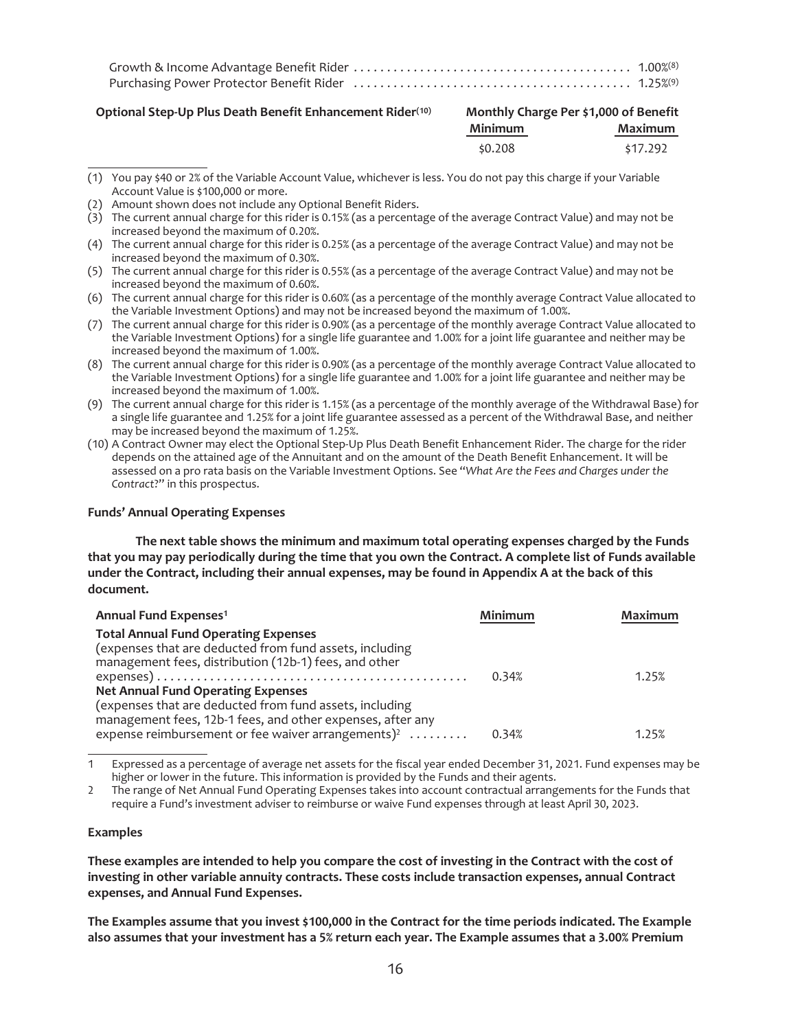| | |
|---|---|
| Growth & Income Advantage Benefit Rider | 1.00%[(8)] |
| Purchasing Power Protector Benefit Rider | 1.25%[(9)] |

| Optional Step-Up Plus Death Benefit Enhancement Rider[(10)] | Monthly Charge Per $1,000 of Benefit | |
|---|---|---|
| | **Minimum** | **Maximum** |
| | $0.208 | $17.292 |

(1) You pay $40 or 2% of the Variable Account Value, whichever is less. You do not pay this charge if your Variable Account Value is $100,000 or more.

(2) Amount shown does not include any Optional Benefit Riders.

(3) The current annual charge for this rider is 0.15% (as a percentage of the average Contract Value) and may not be increased beyond the maximum of 0.20%.

(4) The current annual charge for this rider is 0.25% (as a percentage of the average Contract Value) and may not be increased beyond the maximum of 0.30%.

(5) The current annual charge for this rider is 0.55% (as a percentage of the average Contract Value) and may not be increased beyond the maximum of 0.60%.

(6) The current annual charge for this rider is 0.60% (as a percentage of the monthly average Contract Value allocated to the Variable Investment Options) and may not be increased beyond the maximum of 1.00%.

(7) The current annual charge for this rider is 0.90% (as a percentage of the monthly average Contract Value allocated to the Variable Investment Options) for a single life guarantee and 1.00% for a joint life guarantee and neither may be increased beyond the maximum of 1.00%.

(8) The current annual charge for this rider is 0.90% (as a percentage of the monthly average Contract Value allocated to the Variable Investment Options) for a single life guarantee and 1.00% for a joint life guarantee and neither may be increased beyond the maximum of 1.00%.

(9) The current annual charge for this rider is 1.15% (as a percentage of the monthly average of the Withdrawal Base) for a single life guarantee and 1.25% for a joint life guarantee assessed as a percent of the Withdrawal Base, and neither may be increased beyond the maximum of 1.25%.

(10) A Contract Owner may elect the Optional Step-Up Plus Death Benefit Enhancement Rider. The charge for the rider depends on the attained age of the Annuitant and on the amount of the Death Benefit Enhancement. It will be assessed on a pro rata basis on the Variable Investment Options. See "*What Are the Fees and Charges under the Contract*?" in this prospectus.

**Funds' Annual Operating Expenses**

**The next table shows the minimum and maximum total operating expenses charged by the Funds that you may pay periodically during the time that you own the Contract. A complete list of Funds available under the Contract, including their annual expenses, may be found in Appendix A at the back of this document.**

| Annual Fund Expenses[1] | Minimum | Maximum |
|---|---|---|
| **Total Annual Fund Operating Expenses** (expenses that are deducted from fund assets, including management fees, distribution (12b-1) fees, and other expenses) | 0.34% | 1.25% |
| **Net Annual Fund Operating Expenses** (expenses that are deducted from fund assets, including management fees, 12b-1 fees, and other expenses, after any expense reimbursement or fee waiver arrangements)[2] | 0.34% | 1.25% |

1 Expressed as a percentage of average net assets for the fiscal year ended December 31, 2021. Fund expenses may be higher or lower in the future. This information is provided by the Funds and their agents.

2 The range of Net Annual Fund Operating Expenses takes into account contractual arrangements for the Funds that require a Fund's investment adviser to reimburse or waive Fund expenses through at least April 30, 2023.

**Examples**

**These examples are intended to help you compare the cost of investing in the Contract with the cost of investing in other variable annuity contracts. These costs include transaction expenses, annual Contract expenses, and Annual Fund Expenses.**

**The Examples assume that you invest $100,000 in the Contract for the time periods indicated. The Example also assumes that your investment has a 5% return each year. The Example assumes that a 3.00% Premium**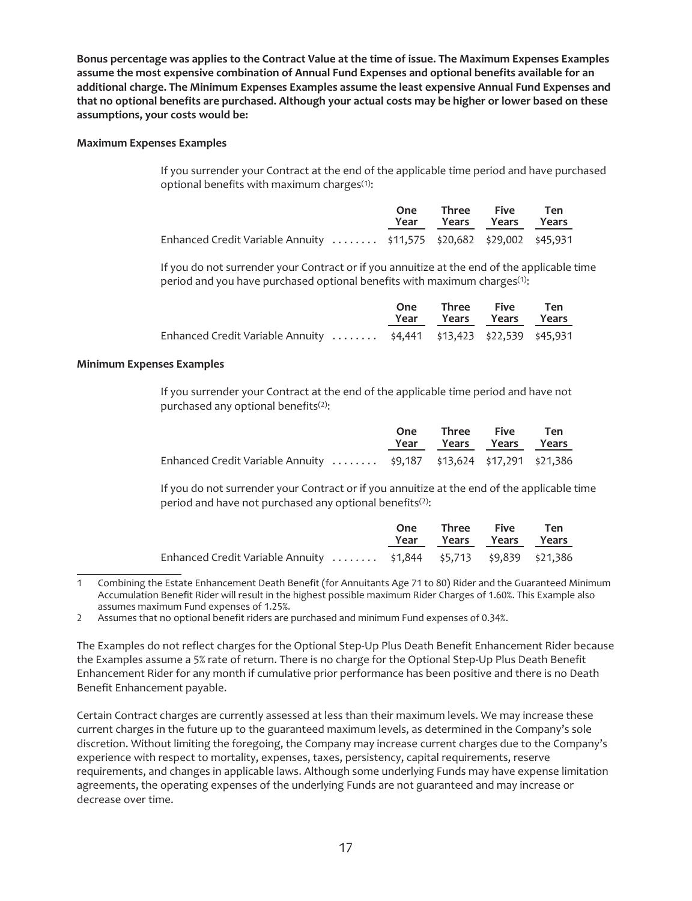**Bonus percentage was applies to the Contract Value at the time of issue. The Maximum Expenses Examples assume the most expensive combination of Annual Fund Expenses and optional benefits available for an additional charge. The Minimum Expenses Examples assume the least expensive Annual Fund Expenses and that no optional benefits are purchased. Although your actual costs may be higher or lower based on these assumptions, your costs would be:**

**Maximum Expenses Examples**

If you surrender your Contract at the end of the applicable time period and have purchased optional benefits with maximum charges[1]:

| | One Year | Three Years | Five Years | Ten Years |
|---|---|---|---|---|
| Enhanced Credit Variable Annuity ........ | $11,575 | $20,682 | $29,002 | $45,931 |

If you do not surrender your Contract or if you annuitize at the end of the applicable time period and you have purchased optional benefits with maximum charges[1]:

| | One Year | Three Years | Five Years | Ten Years |
|---|---|---|---|---|
| Enhanced Credit Variable Annuity ........ | $4,441 | $13,423 | $22,539 | $45,931 |

**Minimum Expenses Examples**

If you surrender your Contract at the end of the applicable time period and have not purchased any optional benefits[2]:

| | One Year | Three Years | Five Years | Ten Years |
|---|---|---|---|---|
| Enhanced Credit Variable Annuity ........ | $9,187 | $13,624 | $17,291 | $21,386 |

If you do not surrender your Contract or if you annuitize at the end of the applicable time period and have not purchased any optional benefits[2]:

| | One Year | Three Years | Five Years | Ten Years |
|---|---|---|---|---|
| Enhanced Credit Variable Annuity ........ | $1,844 | $5,713 | $9,839 | $21,386 |

1 Combining the Estate Enhancement Death Benefit (for Annuitants Age 71 to 80) Rider and the Guaranteed Minimum Accumulation Benefit Rider will result in the highest possible maximum Rider Charges of 1.60%. This Example also assumes maximum Fund expenses of 1.25%.

2 Assumes that no optional benefit riders are purchased and minimum Fund expenses of 0.34%.

The Examples do not reflect charges for the Optional Step-Up Plus Death Benefit Enhancement Rider because the Examples assume a 5% rate of return. There is no charge for the Optional Step-Up Plus Death Benefit Enhancement Rider for any month if cumulative prior performance has been positive and there is no Death Benefit Enhancement payable.

Certain Contract charges are currently assessed at less than their maximum levels. We may increase these current charges in the future up to the guaranteed maximum levels, as determined in the Company's sole discretion. Without limiting the foregoing, the Company may increase current charges due to the Company's experience with respect to mortality, expenses, taxes, persistency, capital requirements, reserve requirements, and changes in applicable laws. Although some underlying Funds may have expense limitation agreements, the operating expenses of the underlying Funds are not guaranteed and may increase or decrease over time.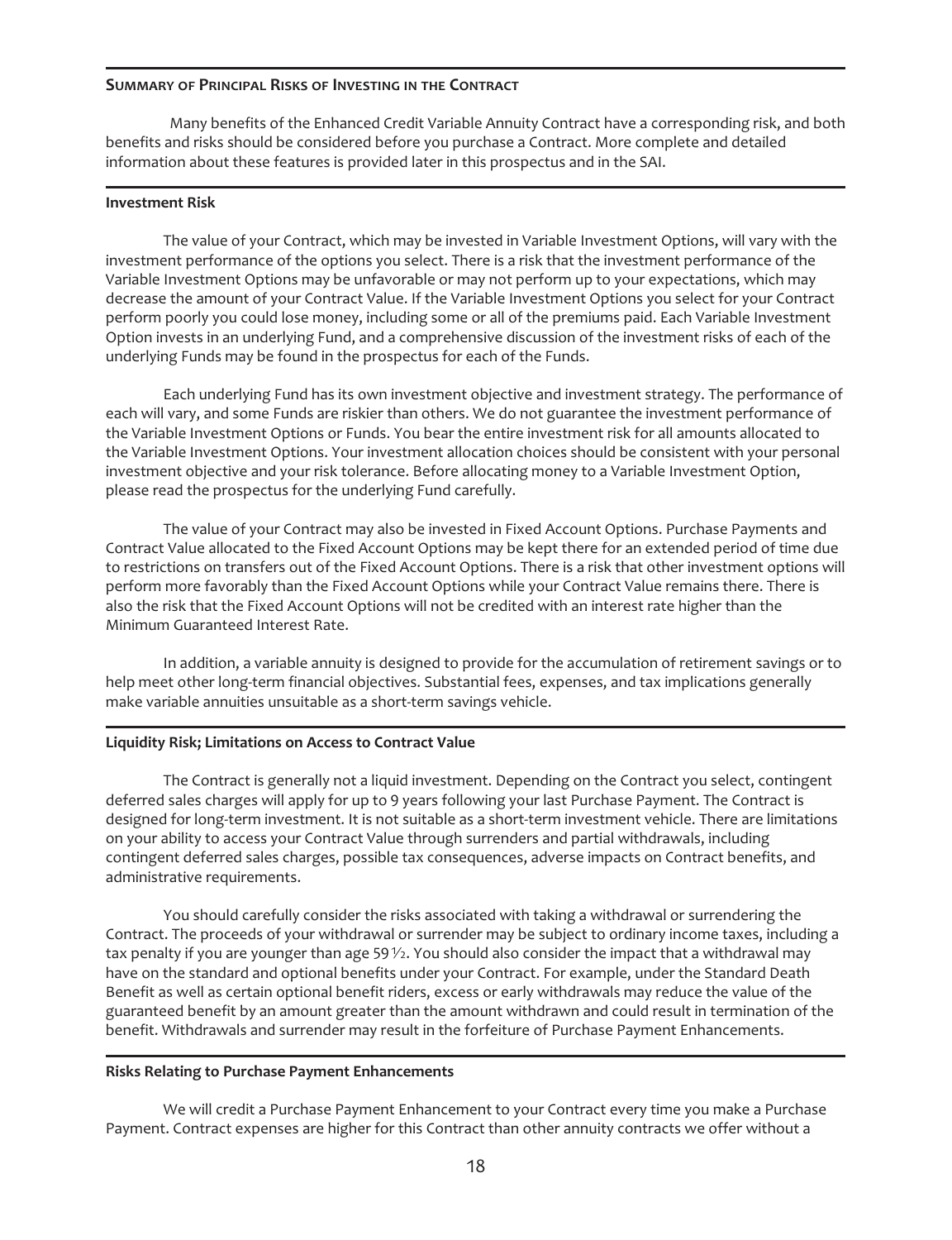## Summary of Principal Risks of Investing in the Contract

Many benefits of the Enhanced Credit Variable Annuity Contract have a corresponding risk, and both benefits and risks should be considered before you purchase a Contract. More complete and detailed information about these features is provided later in this prospectus and in the SAI.

### Investment Risk

The value of your Contract, which may be invested in Variable Investment Options, will vary with the investment performance of the options you select. There is a risk that the investment performance of the Variable Investment Options may be unfavorable or may not perform up to your expectations, which may decrease the amount of your Contract Value. If the Variable Investment Options you select for your Contract perform poorly you could lose money, including some or all of the premiums paid. Each Variable Investment Option invests in an underlying Fund, and a comprehensive discussion of the investment risks of each of the underlying Funds may be found in the prospectus for each of the Funds.

Each underlying Fund has its own investment objective and investment strategy. The performance of each will vary, and some Funds are riskier than others. We do not guarantee the investment performance of the Variable Investment Options or Funds. You bear the entire investment risk for all amounts allocated to the Variable Investment Options. Your investment allocation choices should be consistent with your personal investment objective and your risk tolerance. Before allocating money to a Variable Investment Option, please read the prospectus for the underlying Fund carefully.

The value of your Contract may also be invested in Fixed Account Options. Purchase Payments and Contract Value allocated to the Fixed Account Options may be kept there for an extended period of time due to restrictions on transfers out of the Fixed Account Options. There is a risk that other investment options will perform more favorably than the Fixed Account Options while your Contract Value remains there. There is also the risk that the Fixed Account Options will not be credited with an interest rate higher than the Minimum Guaranteed Interest Rate.

In addition, a variable annuity is designed to provide for the accumulation of retirement savings or to help meet other long-term financial objectives. Substantial fees, expenses, and tax implications generally make variable annuities unsuitable as a short-term savings vehicle.

### Liquidity Risk; Limitations on Access to Contract Value

The Contract is generally not a liquid investment. Depending on the Contract you select, contingent deferred sales charges will apply for up to 9 years following your last Purchase Payment. The Contract is designed for long-term investment. It is not suitable as a short-term investment vehicle. There are limitations on your ability to access your Contract Value through surrenders and partial withdrawals, including contingent deferred sales charges, possible tax consequences, adverse impacts on Contract benefits, and administrative requirements.

You should carefully consider the risks associated with taking a withdrawal or surrendering the Contract. The proceeds of your withdrawal or surrender may be subject to ordinary income taxes, including a tax penalty if you are younger than age 59½. You should also consider the impact that a withdrawal may have on the standard and optional benefits under your Contract. For example, under the Standard Death Benefit as well as certain optional benefit riders, excess or early withdrawals may reduce the value of the guaranteed benefit by an amount greater than the amount withdrawn and could result in termination of the benefit. Withdrawals and surrender may result in the forfeiture of Purchase Payment Enhancements.

### Risks Relating to Purchase Payment Enhancements

We will credit a Purchase Payment Enhancement to your Contract every time you make a Purchase Payment. Contract expenses are higher for this Contract than other annuity contracts we offer without a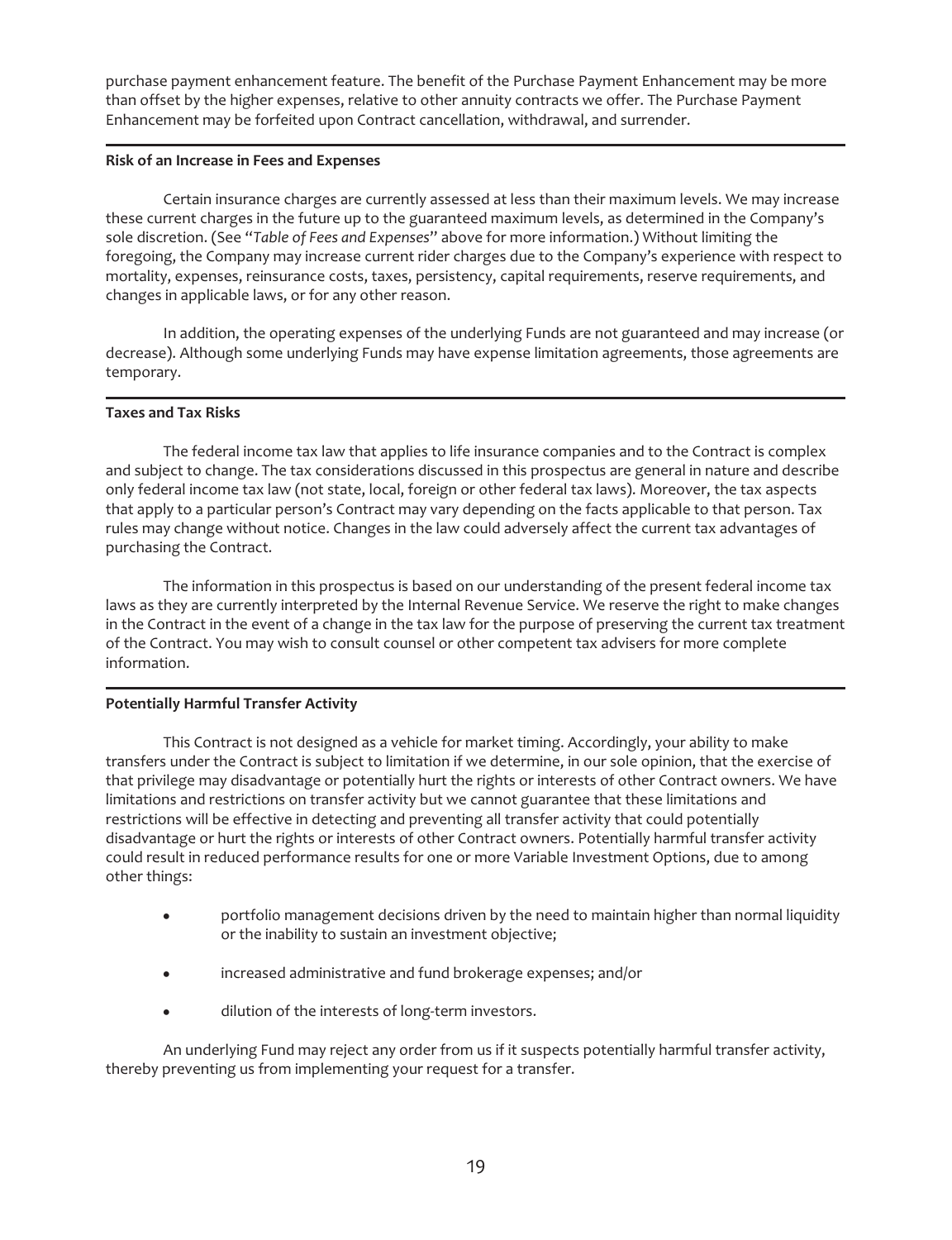purchase payment enhancement feature. The benefit of the Purchase Payment Enhancement may be more than offset by the higher expenses, relative to other annuity contracts we offer. The Purchase Payment Enhancement may be forfeited upon Contract cancellation, withdrawal, and surrender.

**Risk of an Increase in Fees and Expenses**

Certain insurance charges are currently assessed at less than their maximum levels. We may increase these current charges in the future up to the guaranteed maximum levels, as determined in the Company's sole discretion. (See "*Table of Fees and Expenses*" above for more information.) Without limiting the foregoing, the Company may increase current rider charges due to the Company's experience with respect to mortality, expenses, reinsurance costs, taxes, persistency, capital requirements, reserve requirements, and changes in applicable laws, or for any other reason.

In addition, the operating expenses of the underlying Funds are not guaranteed and may increase (or decrease). Although some underlying Funds may have expense limitation agreements, those agreements are temporary.

**Taxes and Tax Risks**

The federal income tax law that applies to life insurance companies and to the Contract is complex and subject to change. The tax considerations discussed in this prospectus are general in nature and describe only federal income tax law (not state, local, foreign or other federal tax laws). Moreover, the tax aspects that apply to a particular person's Contract may vary depending on the facts applicable to that person. Tax rules may change without notice. Changes in the law could adversely affect the current tax advantages of purchasing the Contract.

The information in this prospectus is based on our understanding of the present federal income tax laws as they are currently interpreted by the Internal Revenue Service. We reserve the right to make changes in the Contract in the event of a change in the tax law for the purpose of preserving the current tax treatment of the Contract. You may wish to consult counsel or other competent tax advisers for more complete information.

**Potentially Harmful Transfer Activity**

This Contract is not designed as a vehicle for market timing. Accordingly, your ability to make transfers under the Contract is subject to limitation if we determine, in our sole opinion, that the exercise of that privilege may disadvantage or potentially hurt the rights or interests of other Contract owners. We have limitations and restrictions on transfer activity but we cannot guarantee that these limitations and restrictions will be effective in detecting and preventing all transfer activity that could potentially disadvantage or hurt the rights or interests of other Contract owners. Potentially harmful transfer activity could result in reduced performance results for one or more Variable Investment Options, due to among other things:

- portfolio management decisions driven by the need to maintain higher than normal liquidity or the inability to sustain an investment objective;
- increased administrative and fund brokerage expenses; and/or
- dilution of the interests of long-term investors.

An underlying Fund may reject any order from us if it suspects potentially harmful transfer activity, thereby preventing us from implementing your request for a transfer.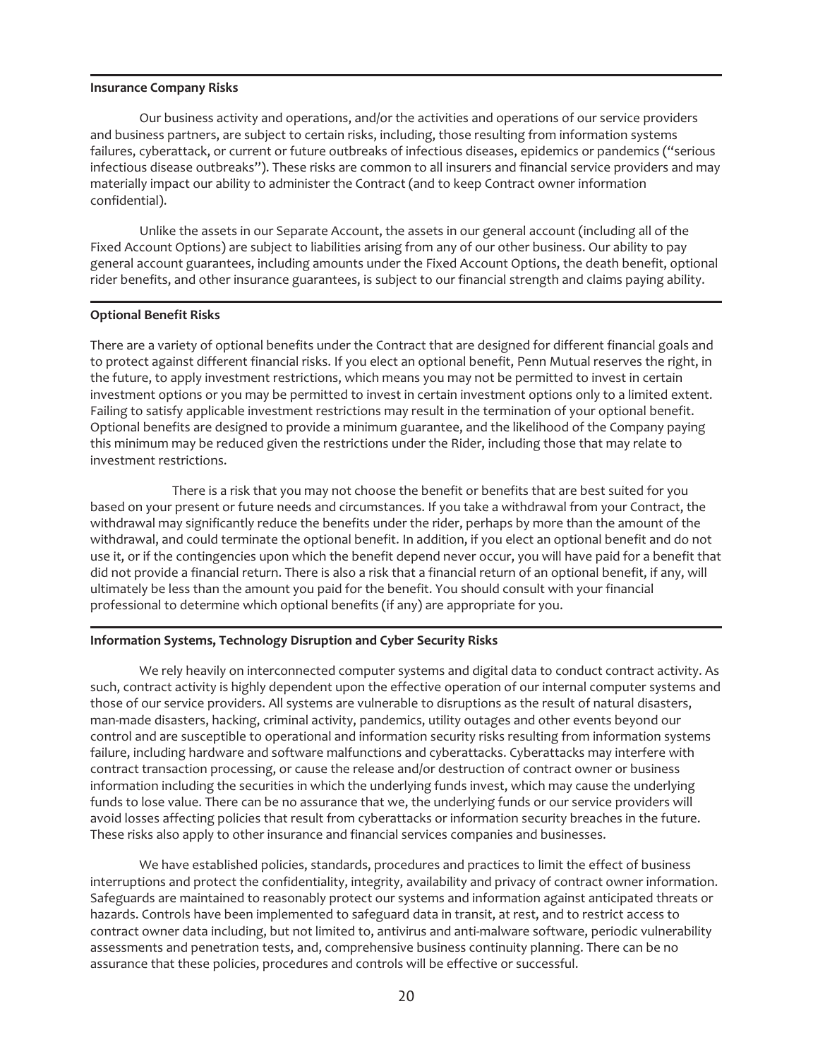**Insurance Company Risks**

Our business activity and operations, and/or the activities and operations of our service providers and business partners, are subject to certain risks, including, those resulting from information systems failures, cyberattack, or current or future outbreaks of infectious diseases, epidemics or pandemics ("serious infectious disease outbreaks"). These risks are common to all insurers and financial service providers and may materially impact our ability to administer the Contract (and to keep Contract owner information confidential).

Unlike the assets in our Separate Account, the assets in our general account (including all of the Fixed Account Options) are subject to liabilities arising from any of our other business. Our ability to pay general account guarantees, including amounts under the Fixed Account Options, the death benefit, optional rider benefits, and other insurance guarantees, is subject to our financial strength and claims paying ability.

**Optional Benefit Risks**

There are a variety of optional benefits under the Contract that are designed for different financial goals and to protect against different financial risks. If you elect an optional benefit, Penn Mutual reserves the right, in the future, to apply investment restrictions, which means you may not be permitted to invest in certain investment options or you may be permitted to invest in certain investment options only to a limited extent. Failing to satisfy applicable investment restrictions may result in the termination of your optional benefit. Optional benefits are designed to provide a minimum guarantee, and the likelihood of the Company paying this minimum may be reduced given the restrictions under the Rider, including those that may relate to investment restrictions.

There is a risk that you may not choose the benefit or benefits that are best suited for you based on your present or future needs and circumstances. If you take a withdrawal from your Contract, the withdrawal may significantly reduce the benefits under the rider, perhaps by more than the amount of the withdrawal, and could terminate the optional benefit. In addition, if you elect an optional benefit and do not use it, or if the contingencies upon which the benefit depend never occur, you will have paid for a benefit that did not provide a financial return. There is also a risk that a financial return of an optional benefit, if any, will ultimately be less than the amount you paid for the benefit. You should consult with your financial professional to determine which optional benefits (if any) are appropriate for you.

**Information Systems, Technology Disruption and Cyber Security Risks**

We rely heavily on interconnected computer systems and digital data to conduct contract activity. As such, contract activity is highly dependent upon the effective operation of our internal computer systems and those of our service providers. All systems are vulnerable to disruptions as the result of natural disasters, man-made disasters, hacking, criminal activity, pandemics, utility outages and other events beyond our control and are susceptible to operational and information security risks resulting from information systems failure, including hardware and software malfunctions and cyberattacks. Cyberattacks may interfere with contract transaction processing, or cause the release and/or destruction of contract owner or business information including the securities in which the underlying funds invest, which may cause the underlying funds to lose value. There can be no assurance that we, the underlying funds or our service providers will avoid losses affecting policies that result from cyberattacks or information security breaches in the future. These risks also apply to other insurance and financial services companies and businesses.

We have established policies, standards, procedures and practices to limit the effect of business interruptions and protect the confidentiality, integrity, availability and privacy of contract owner information. Safeguards are maintained to reasonably protect our systems and information against anticipated threats or hazards. Controls have been implemented to safeguard data in transit, at rest, and to restrict access to contract owner data including, but not limited to, antivirus and anti-malware software, periodic vulnerability assessments and penetration tests, and, comprehensive business continuity planning. There can be no assurance that these policies, procedures and controls will be effective or successful.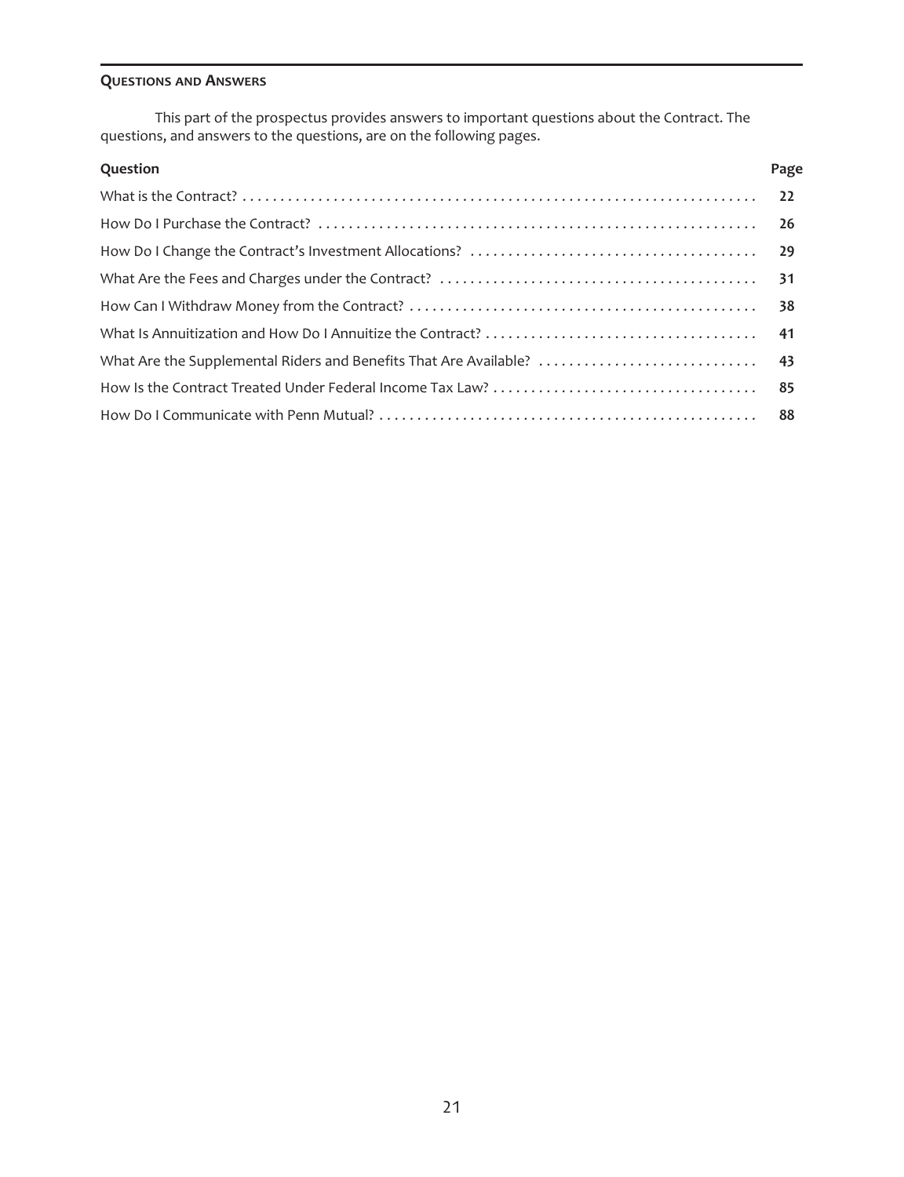## QUESTIONS AND ANSWERS

This part of the prospectus provides answers to important questions about the Contract. The questions, and answers to the questions, are on the following pages.

| Question | Page |
|---|---|
| What is the Contract? | 22 |
| How Do I Purchase the Contract? | 26 |
| How Do I Change the Contract's Investment Allocations? | 29 |
| What Are the Fees and Charges under the Contract? | 31 |
| How Can I Withdraw Money from the Contract? | 38 |
| What Is Annuitization and How Do I Annuitize the Contract? | 41 |
| What Are the Supplemental Riders and Benefits That Are Available? | 43 |
| How Is the Contract Treated Under Federal Income Tax Law? | 85 |
| How Do I Communicate with Penn Mutual? | 88 |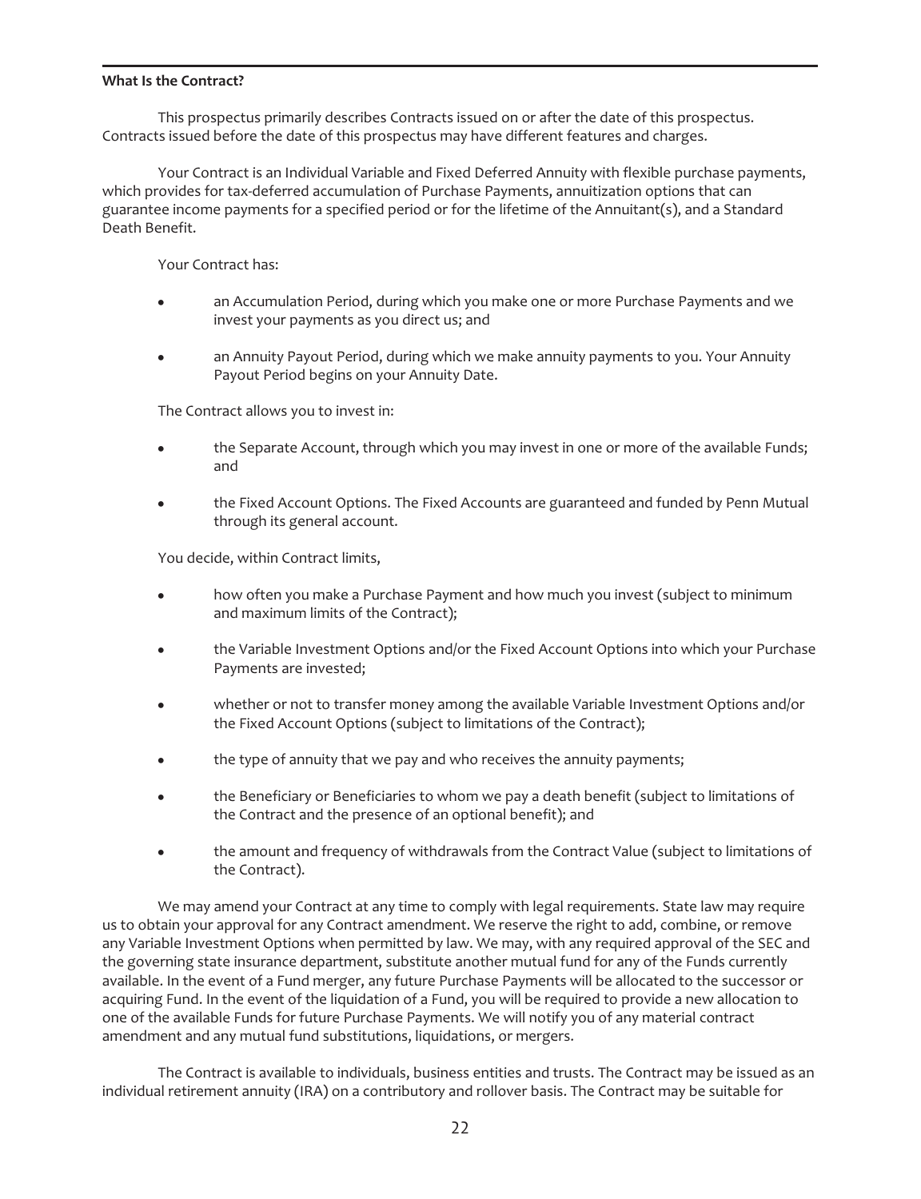**What Is the Contract?**

This prospectus primarily describes Contracts issued on or after the date of this prospectus. Contracts issued before the date of this prospectus may have different features and charges.

Your Contract is an Individual Variable and Fixed Deferred Annuity with flexible purchase payments, which provides for tax-deferred accumulation of Purchase Payments, annuitization options that can guarantee income payments for a specified period or for the lifetime of the Annuitant(s), and a Standard Death Benefit.

Your Contract has:

- an Accumulation Period, during which you make one or more Purchase Payments and we invest your payments as you direct us; and
- an Annuity Payout Period, during which we make annuity payments to you. Your Annuity Payout Period begins on your Annuity Date.

The Contract allows you to invest in:

- the Separate Account, through which you may invest in one or more of the available Funds; and
- the Fixed Account Options. The Fixed Accounts are guaranteed and funded by Penn Mutual through its general account.

You decide, within Contract limits,

- how often you make a Purchase Payment and how much you invest (subject to minimum and maximum limits of the Contract);
- the Variable Investment Options and/or the Fixed Account Options into which your Purchase Payments are invested;
- whether or not to transfer money among the available Variable Investment Options and/or the Fixed Account Options (subject to limitations of the Contract);
- the type of annuity that we pay and who receives the annuity payments;
- the Beneficiary or Beneficiaries to whom we pay a death benefit (subject to limitations of the Contract and the presence of an optional benefit); and
- the amount and frequency of withdrawals from the Contract Value (subject to limitations of the Contract).

We may amend your Contract at any time to comply with legal requirements. State law may require us to obtain your approval for any Contract amendment. We reserve the right to add, combine, or remove any Variable Investment Options when permitted by law. We may, with any required approval of the SEC and the governing state insurance department, substitute another mutual fund for any of the Funds currently available. In the event of a Fund merger, any future Purchase Payments will be allocated to the successor or acquiring Fund. In the event of the liquidation of a Fund, you will be required to provide a new allocation to one of the available Funds for future Purchase Payments. We will notify you of any material contract amendment and any mutual fund substitutions, liquidations, or mergers.

The Contract is available to individuals, business entities and trusts. The Contract may be issued as an individual retirement annuity (IRA) on a contributory and rollover basis. The Contract may be suitable for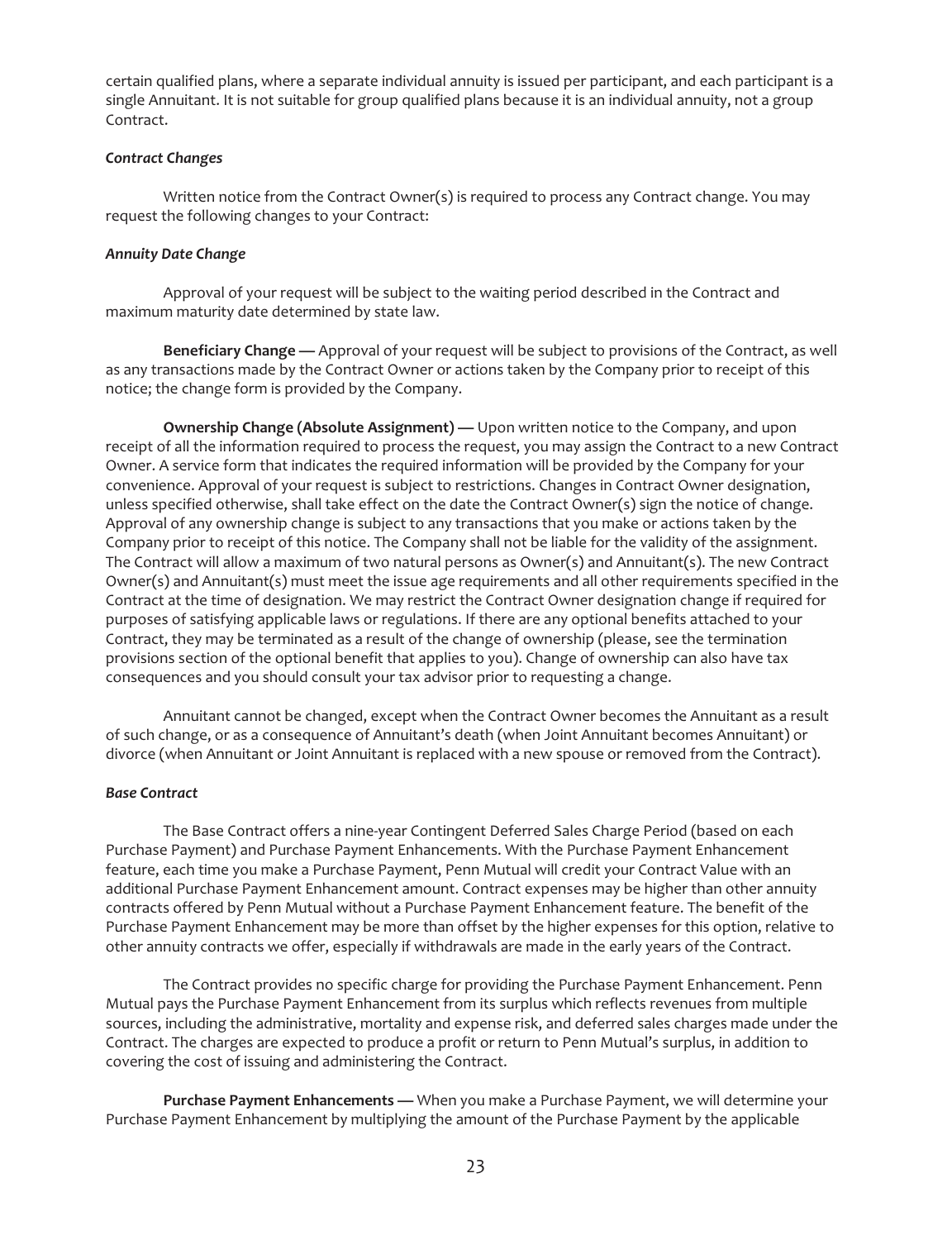certain qualified plans, where a separate individual annuity is issued per participant, and each participant is a single Annuitant. It is not suitable for group qualified plans because it is an individual annuity, not a group Contract.

***Contract Changes***

Written notice from the Contract Owner(s) is required to process any Contract change. You may request the following changes to your Contract:

***Annuity Date Change***

Approval of your request will be subject to the waiting period described in the Contract and maximum maturity date determined by state law.

**Beneficiary Change —** Approval of your request will be subject to provisions of the Contract, as well as any transactions made by the Contract Owner or actions taken by the Company prior to receipt of this notice; the change form is provided by the Company.

**Ownership Change (Absolute Assignment) —** Upon written notice to the Company, and upon receipt of all the information required to process the request, you may assign the Contract to a new Contract Owner. A service form that indicates the required information will be provided by the Company for your convenience. Approval of your request is subject to restrictions. Changes in Contract Owner designation, unless specified otherwise, shall take effect on the date the Contract Owner(s) sign the notice of change. Approval of any ownership change is subject to any transactions that you make or actions taken by the Company prior to receipt of this notice. The Company shall not be liable for the validity of the assignment. The Contract will allow a maximum of two natural persons as Owner(s) and Annuitant(s). The new Contract Owner(s) and Annuitant(s) must meet the issue age requirements and all other requirements specified in the Contract at the time of designation. We may restrict the Contract Owner designation change if required for purposes of satisfying applicable laws or regulations. If there are any optional benefits attached to your Contract, they may be terminated as a result of the change of ownership (please, see the termination provisions section of the optional benefit that applies to you). Change of ownership can also have tax consequences and you should consult your tax advisor prior to requesting a change.

Annuitant cannot be changed, except when the Contract Owner becomes the Annuitant as a result of such change, or as a consequence of Annuitant's death (when Joint Annuitant becomes Annuitant) or divorce (when Annuitant or Joint Annuitant is replaced with a new spouse or removed from the Contract).

***Base Contract***

The Base Contract offers a nine-year Contingent Deferred Sales Charge Period (based on each Purchase Payment) and Purchase Payment Enhancements. With the Purchase Payment Enhancement feature, each time you make a Purchase Payment, Penn Mutual will credit your Contract Value with an additional Purchase Payment Enhancement amount. Contract expenses may be higher than other annuity contracts offered by Penn Mutual without a Purchase Payment Enhancement feature. The benefit of the Purchase Payment Enhancement may be more than offset by the higher expenses for this option, relative to other annuity contracts we offer, especially if withdrawals are made in the early years of the Contract.

The Contract provides no specific charge for providing the Purchase Payment Enhancement. Penn Mutual pays the Purchase Payment Enhancement from its surplus which reflects revenues from multiple sources, including the administrative, mortality and expense risk, and deferred sales charges made under the Contract. The charges are expected to produce a profit or return to Penn Mutual's surplus, in addition to covering the cost of issuing and administering the Contract.

**Purchase Payment Enhancements —** When you make a Purchase Payment, we will determine your Purchase Payment Enhancement by multiplying the amount of the Purchase Payment by the applicable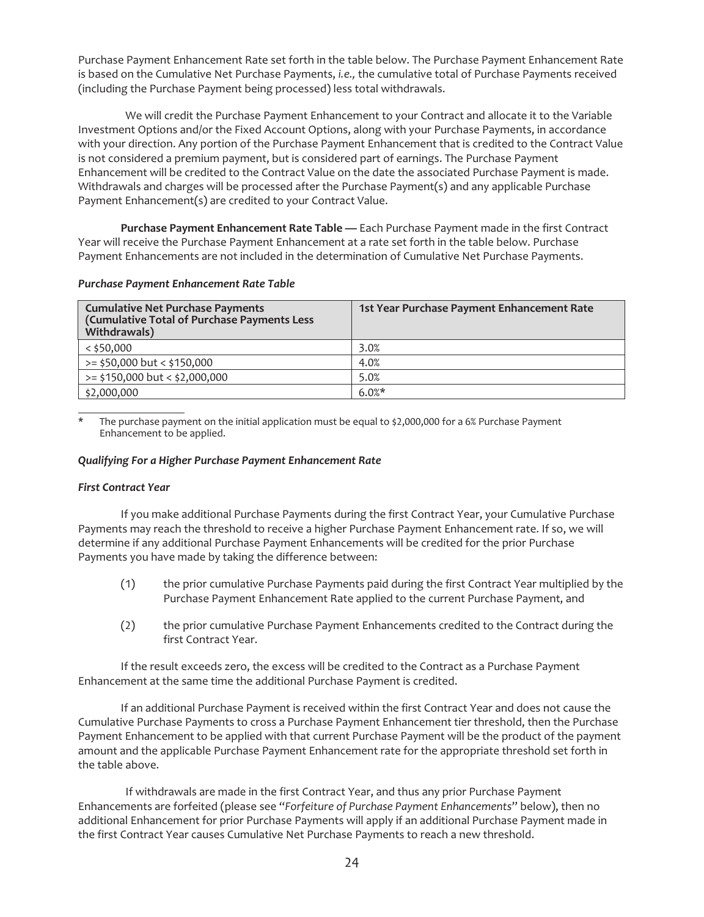Purchase Payment Enhancement Rate set forth in the table below. The Purchase Payment Enhancement Rate is based on the Cumulative Net Purchase Payments, *i.e.,* the cumulative total of Purchase Payments received (including the Purchase Payment being processed) less total withdrawals.

We will credit the Purchase Payment Enhancement to your Contract and allocate it to the Variable Investment Options and/or the Fixed Account Options, along with your Purchase Payments, in accordance with your direction. Any portion of the Purchase Payment Enhancement that is credited to the Contract Value is not considered a premium payment, but is considered part of earnings. The Purchase Payment Enhancement will be credited to the Contract Value on the date the associated Purchase Payment is made. Withdrawals and charges will be processed after the Purchase Payment(s) and any applicable Purchase Payment Enhancement(s) are credited to your Contract Value.

**Purchase Payment Enhancement Rate Table —** Each Purchase Payment made in the first Contract Year will receive the Purchase Payment Enhancement at a rate set forth in the table below. Purchase Payment Enhancements are not included in the determination of Cumulative Net Purchase Payments.

***Purchase Payment Enhancement Rate Table***

| Cumulative Net Purchase Payments (Cumulative Total of Purchase Payments Less Withdrawals) | 1st Year Purchase Payment Enhancement Rate |
|---|---|
| < $50,000 | 3.0% |
| >= $50,000 but < $150,000 | 4.0% |
| >= $150,000 but < $2,000,000 | 5.0% |
| $2,000,000 | 6.0%* |

\* The purchase payment on the initial application must be equal to $2,000,000 for a 6% Purchase Payment Enhancement to be applied.

***Qualifying For a Higher Purchase Payment Enhancement Rate***

***First Contract Year***

If you make additional Purchase Payments during the first Contract Year, your Cumulative Purchase Payments may reach the threshold to receive a higher Purchase Payment Enhancement rate. If so, we will determine if any additional Purchase Payment Enhancements will be credited for the prior Purchase Payments you have made by taking the difference between:

(1) the prior cumulative Purchase Payments paid during the first Contract Year multiplied by the Purchase Payment Enhancement Rate applied to the current Purchase Payment, and

(2) the prior cumulative Purchase Payment Enhancements credited to the Contract during the first Contract Year.

If the result exceeds zero, the excess will be credited to the Contract as a Purchase Payment Enhancement at the same time the additional Purchase Payment is credited.

If an additional Purchase Payment is received within the first Contract Year and does not cause the Cumulative Purchase Payments to cross a Purchase Payment Enhancement tier threshold, then the Purchase Payment Enhancement to be applied with that current Purchase Payment will be the product of the payment amount and the applicable Purchase Payment Enhancement rate for the appropriate threshold set forth in the table above.

If withdrawals are made in the first Contract Year, and thus any prior Purchase Payment Enhancements are forfeited (please see "*Forfeiture of Purchase Payment Enhancements*" below), then no additional Enhancement for prior Purchase Payments will apply if an additional Purchase Payment made in the first Contract Year causes Cumulative Net Purchase Payments to reach a new threshold.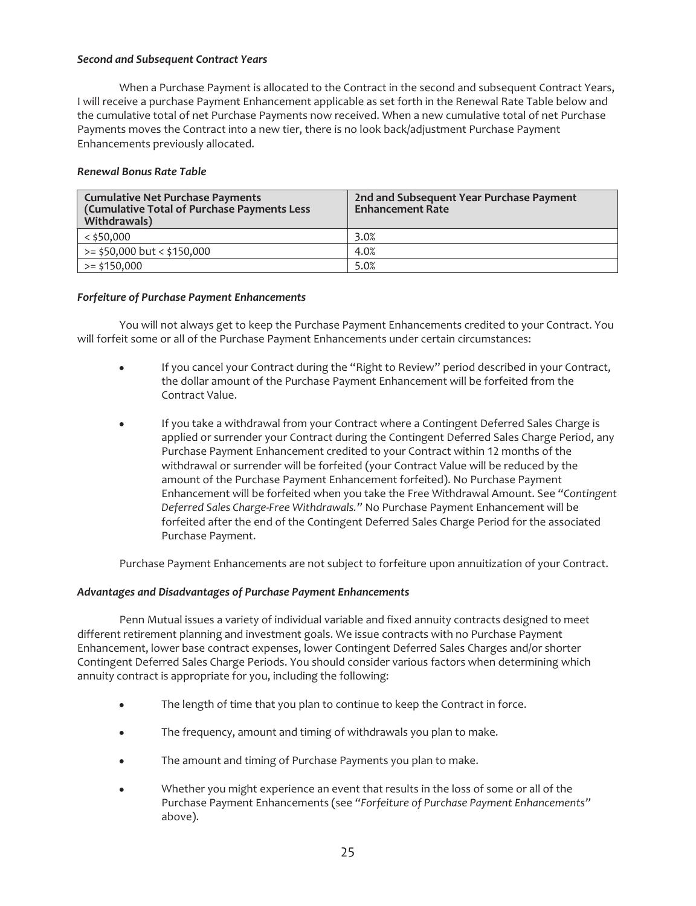***Second and Subsequent Contract Years***

When a Purchase Payment is allocated to the Contract in the second and subsequent Contract Years, I will receive a purchase Payment Enhancement applicable as set forth in the Renewal Rate Table below and the cumulative total of net Purchase Payments now received. When a new cumulative total of net Purchase Payments moves the Contract into a new tier, there is no look back/adjustment Purchase Payment Enhancements previously allocated.

***Renewal Bonus Rate Table***

| **Cumulative Net Purchase Payments (Cumulative Total of Purchase Payments Less Withdrawals)** | **2nd and Subsequent Year Purchase Payment Enhancement Rate** |
| --- | --- |
| < $50,000 | 3.0% |
| >= $50,000 but < $150,000 | 4.0% |
| >= $150,000 | 5.0% |

***Forfeiture of Purchase Payment Enhancements***

You will not always get to keep the Purchase Payment Enhancements credited to your Contract. You will forfeit some or all of the Purchase Payment Enhancements under certain circumstances:

- If you cancel your Contract during the "Right to Review" period described in your Contract, the dollar amount of the Purchase Payment Enhancement will be forfeited from the Contract Value.
- If you take a withdrawal from your Contract where a Contingent Deferred Sales Charge is applied or surrender your Contract during the Contingent Deferred Sales Charge Period, any Purchase Payment Enhancement credited to your Contract within 12 months of the withdrawal or surrender will be forfeited (your Contract Value will be reduced by the amount of the Purchase Payment Enhancement forfeited). No Purchase Payment Enhancement will be forfeited when you take the Free Withdrawal Amount. See "*Contingent Deferred Sales Charge-Free Withdrawals.*" No Purchase Payment Enhancement will be forfeited after the end of the Contingent Deferred Sales Charge Period for the associated Purchase Payment.

Purchase Payment Enhancements are not subject to forfeiture upon annuitization of your Contract.

***Advantages and Disadvantages of Purchase Payment Enhancements***

Penn Mutual issues a variety of individual variable and fixed annuity contracts designed to meet different retirement planning and investment goals. We issue contracts with no Purchase Payment Enhancement, lower base contract expenses, lower Contingent Deferred Sales Charges and/or shorter Contingent Deferred Sales Charge Periods. You should consider various factors when determining which annuity contract is appropriate for you, including the following:

- The length of time that you plan to continue to keep the Contract in force.
- The frequency, amount and timing of withdrawals you plan to make.
- The amount and timing of Purchase Payments you plan to make.
- Whether you might experience an event that results in the loss of some or all of the Purchase Payment Enhancements (see "*Forfeiture of Purchase Payment Enhancements*" above).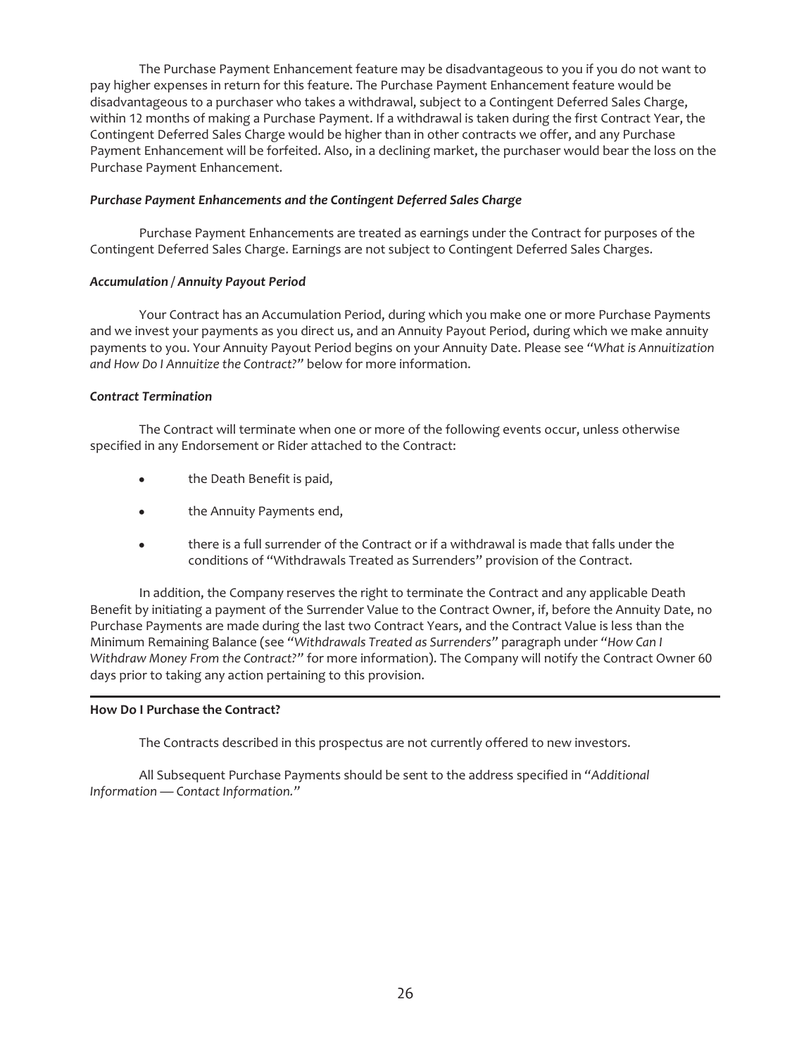The Purchase Payment Enhancement feature may be disadvantageous to you if you do not want to pay higher expenses in return for this feature. The Purchase Payment Enhancement feature would be disadvantageous to a purchaser who takes a withdrawal, subject to a Contingent Deferred Sales Charge, within 12 months of making a Purchase Payment. If a withdrawal is taken during the first Contract Year, the Contingent Deferred Sales Charge would be higher than in other contracts we offer, and any Purchase Payment Enhancement will be forfeited. Also, in a declining market, the purchaser would bear the loss on the Purchase Payment Enhancement.

***Purchase Payment Enhancements and the Contingent Deferred Sales Charge***

Purchase Payment Enhancements are treated as earnings under the Contract for purposes of the Contingent Deferred Sales Charge. Earnings are not subject to Contingent Deferred Sales Charges.

***Accumulation / Annuity Payout Period***

Your Contract has an Accumulation Period, during which you make one or more Purchase Payments and we invest your payments as you direct us, and an Annuity Payout Period, during which we make annuity payments to you. Your Annuity Payout Period begins on your Annuity Date. Please see "*What is Annuitization and How Do I Annuitize the Contract?*" below for more information.

***Contract Termination***

The Contract will terminate when one or more of the following events occur, unless otherwise specified in any Endorsement or Rider attached to the Contract:

- the Death Benefit is paid,
- the Annuity Payments end,
- there is a full surrender of the Contract or if a withdrawal is made that falls under the conditions of "Withdrawals Treated as Surrenders" provision of the Contract.

In addition, the Company reserves the right to terminate the Contract and any applicable Death Benefit by initiating a payment of the Surrender Value to the Contract Owner, if, before the Annuity Date, no Purchase Payments are made during the last two Contract Years, and the Contract Value is less than the Minimum Remaining Balance (see "*Withdrawals Treated as Surrenders*" paragraph under "*How Can I Withdraw Money From the Contract?*" for more information). The Company will notify the Contract Owner 60 days prior to taking any action pertaining to this provision.

---

**How Do I Purchase the Contract?**

The Contracts described in this prospectus are not currently offered to new investors.

All Subsequent Purchase Payments should be sent to the address specified in "*Additional Information — Contact Information.*"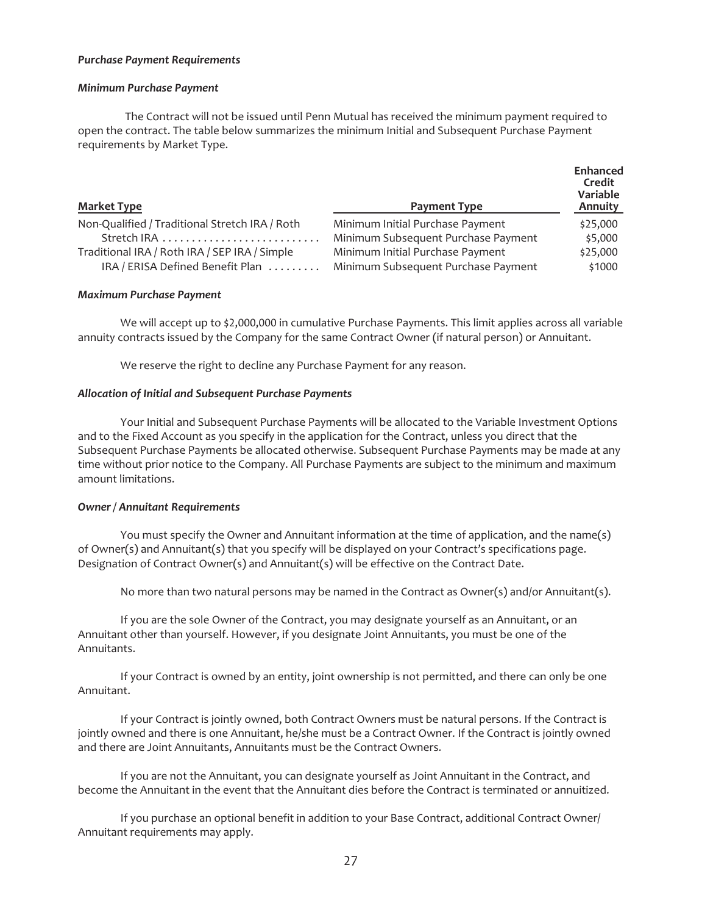*Purchase Payment Requirements*

*Minimum Purchase Payment*

The Contract will not be issued until Penn Mutual has received the minimum payment required to open the contract. The table below summarizes the minimum Initial and Subsequent Purchase Payment requirements by Market Type.

| Market Type | Payment Type | Enhanced Credit Variable Annuity |
|---|---|---|
| Non-Qualified / Traditional Stretch IRA / Roth Stretch IRA | Minimum Initial Purchase Payment | $25,000 |
| | Minimum Subsequent Purchase Payment | $5,000 |
| Traditional IRA / Roth IRA / SEP IRA / Simple IRA / ERISA Defined Benefit Plan | Minimum Initial Purchase Payment | $25,000 |
| | Minimum Subsequent Purchase Payment | $1000 |

*Maximum Purchase Payment*

We will accept up to $2,000,000 in cumulative Purchase Payments. This limit applies across all variable annuity contracts issued by the Company for the same Contract Owner (if natural person) or Annuitant.

We reserve the right to decline any Purchase Payment for any reason.

*Allocation of Initial and Subsequent Purchase Payments*

Your Initial and Subsequent Purchase Payments will be allocated to the Variable Investment Options and to the Fixed Account as you specify in the application for the Contract, unless you direct that the Subsequent Purchase Payments be allocated otherwise. Subsequent Purchase Payments may be made at any time without prior notice to the Company. All Purchase Payments are subject to the minimum and maximum amount limitations.

*Owner / Annuitant Requirements*

You must specify the Owner and Annuitant information at the time of application, and the name(s) of Owner(s) and Annuitant(s) that you specify will be displayed on your Contract's specifications page. Designation of Contract Owner(s) and Annuitant(s) will be effective on the Contract Date.

No more than two natural persons may be named in the Contract as Owner(s) and/or Annuitant(s).

If you are the sole Owner of the Contract, you may designate yourself as an Annuitant, or an Annuitant other than yourself. However, if you designate Joint Annuitants, you must be one of the Annuitants.

If your Contract is owned by an entity, joint ownership is not permitted, and there can only be one Annuitant.

If your Contract is jointly owned, both Contract Owners must be natural persons. If the Contract is jointly owned and there is one Annuitant, he/she must be a Contract Owner. If the Contract is jointly owned and there are Joint Annuitants, Annuitants must be the Contract Owners.

If you are not the Annuitant, you can designate yourself as Joint Annuitant in the Contract, and become the Annuitant in the event that the Annuitant dies before the Contract is terminated or annuitized.

If you purchase an optional benefit in addition to your Base Contract, additional Contract Owner/ Annuitant requirements may apply.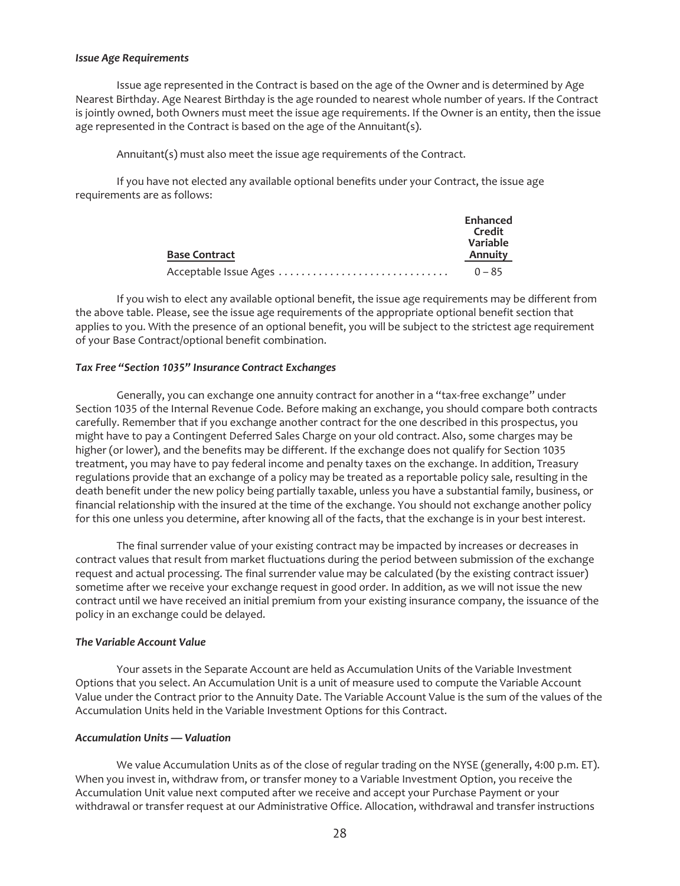*Issue Age Requirements*

Issue age represented in the Contract is based on the age of the Owner and is determined by Age Nearest Birthday. Age Nearest Birthday is the age rounded to nearest whole number of years. If the Contract is jointly owned, both Owners must meet the issue age requirements. If the Owner is an entity, then the issue age represented in the Contract is based on the age of the Annuitant(s).

Annuitant(s) must also meet the issue age requirements of the Contract.

If you have not elected any available optional benefits under your Contract, the issue age requirements are as follows:

| Base Contract | Enhanced Credit Variable Annuity |
|---|---|
| Acceptable Issue Ages | 0 – 85 |

If you wish to elect any available optional benefit, the issue age requirements may be different from the above table. Please, see the issue age requirements of the appropriate optional benefit section that applies to you. With the presence of an optional benefit, you will be subject to the strictest age requirement of your Base Contract/optional benefit combination.

*Tax Free "Section 1035" Insurance Contract Exchanges*

Generally, you can exchange one annuity contract for another in a "tax-free exchange" under Section 1035 of the Internal Revenue Code. Before making an exchange, you should compare both contracts carefully. Remember that if you exchange another contract for the one described in this prospectus, you might have to pay a Contingent Deferred Sales Charge on your old contract. Also, some charges may be higher (or lower), and the benefits may be different. If the exchange does not qualify for Section 1035 treatment, you may have to pay federal income and penalty taxes on the exchange. In addition, Treasury regulations provide that an exchange of a policy may be treated as a reportable policy sale, resulting in the death benefit under the new policy being partially taxable, unless you have a substantial family, business, or financial relationship with the insured at the time of the exchange. You should not exchange another policy for this one unless you determine, after knowing all of the facts, that the exchange is in your best interest.

The final surrender value of your existing contract may be impacted by increases or decreases in contract values that result from market fluctuations during the period between submission of the exchange request and actual processing. The final surrender value may be calculated (by the existing contract issuer) sometime after we receive your exchange request in good order. In addition, as we will not issue the new contract until we have received an initial premium from your existing insurance company, the issuance of the policy in an exchange could be delayed.

*The Variable Account Value*

Your assets in the Separate Account are held as Accumulation Units of the Variable Investment Options that you select. An Accumulation Unit is a unit of measure used to compute the Variable Account Value under the Contract prior to the Annuity Date. The Variable Account Value is the sum of the values of the Accumulation Units held in the Variable Investment Options for this Contract.

*Accumulation Units — Valuation*

We value Accumulation Units as of the close of regular trading on the NYSE (generally, 4:00 p.m. ET). When you invest in, withdraw from, or transfer money to a Variable Investment Option, you receive the Accumulation Unit value next computed after we receive and accept your Purchase Payment or your withdrawal or transfer request at our Administrative Office. Allocation, withdrawal and transfer instructions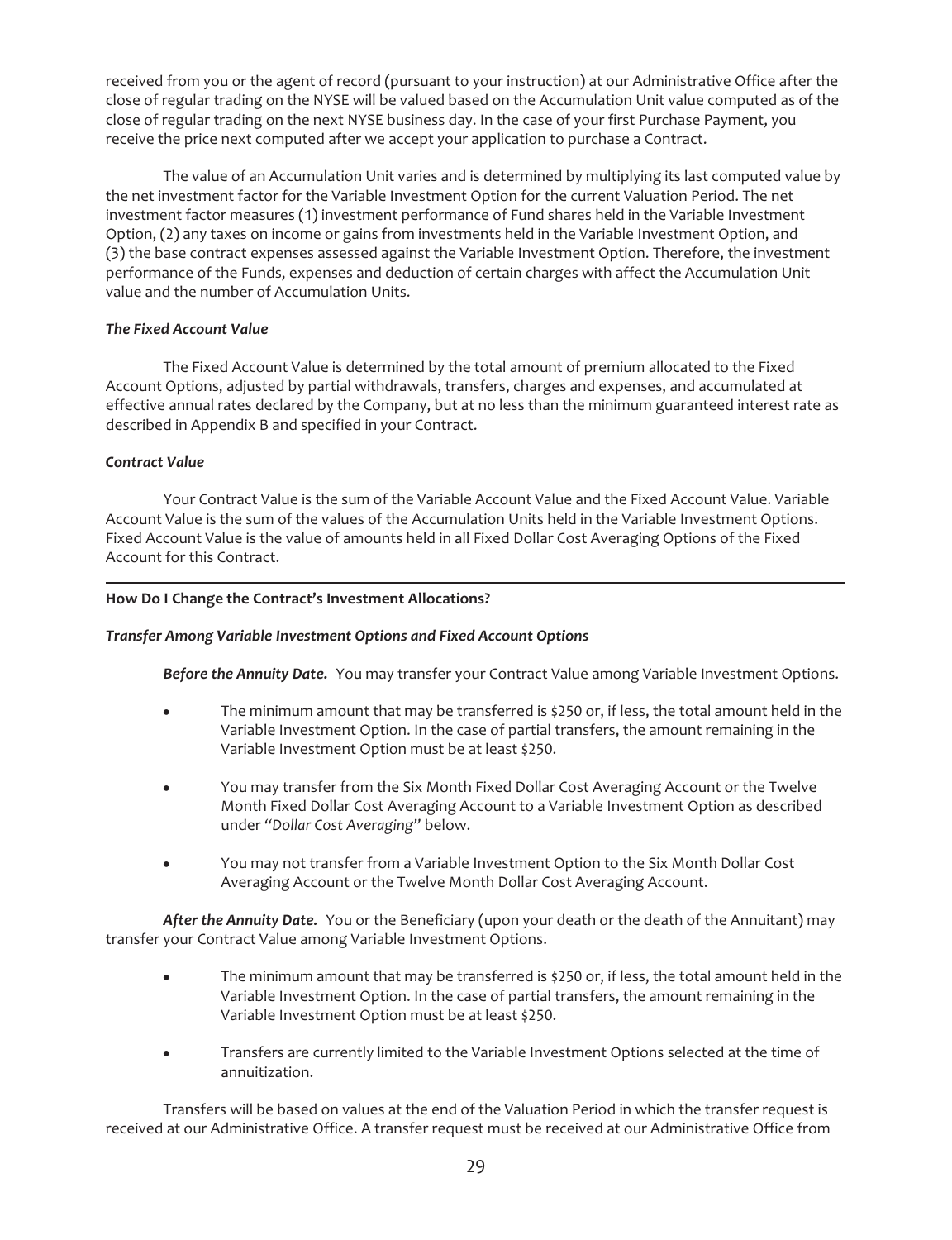received from you or the agent of record (pursuant to your instruction) at our Administrative Office after the close of regular trading on the NYSE will be valued based on the Accumulation Unit value computed as of the close of regular trading on the next NYSE business day. In the case of your first Purchase Payment, you receive the price next computed after we accept your application to purchase a Contract.

The value of an Accumulation Unit varies and is determined by multiplying its last computed value by the net investment factor for the Variable Investment Option for the current Valuation Period. The net investment factor measures (1) investment performance of Fund shares held in the Variable Investment Option, (2) any taxes on income or gains from investments held in the Variable Investment Option, and (3) the base contract expenses assessed against the Variable Investment Option. Therefore, the investment performance of the Funds, expenses and deduction of certain charges with affect the Accumulation Unit value and the number of Accumulation Units.

***The Fixed Account Value***

The Fixed Account Value is determined by the total amount of premium allocated to the Fixed Account Options, adjusted by partial withdrawals, transfers, charges and expenses, and accumulated at effective annual rates declared by the Company, but at no less than the minimum guaranteed interest rate as described in Appendix B and specified in your Contract.

***Contract Value***

Your Contract Value is the sum of the Variable Account Value and the Fixed Account Value. Variable Account Value is the sum of the values of the Accumulation Units held in the Variable Investment Options. Fixed Account Value is the value of amounts held in all Fixed Dollar Cost Averaging Options of the Fixed Account for this Contract.

---

**How Do I Change the Contract's Investment Allocations?**

***Transfer Among Variable Investment Options and Fixed Account Options***

***Before the Annuity Date.*** You may transfer your Contract Value among Variable Investment Options.

- The minimum amount that may be transferred is $250 or, if less, the total amount held in the Variable Investment Option. In the case of partial transfers, the amount remaining in the Variable Investment Option must be at least $250.
- You may transfer from the Six Month Fixed Dollar Cost Averaging Account or the Twelve Month Fixed Dollar Cost Averaging Account to a Variable Investment Option as described under "*Dollar Cost Averaging*" below.
- You may not transfer from a Variable Investment Option to the Six Month Dollar Cost Averaging Account or the Twelve Month Dollar Cost Averaging Account.

***After the Annuity Date.*** You or the Beneficiary (upon your death or the death of the Annuitant) may transfer your Contract Value among Variable Investment Options.

- The minimum amount that may be transferred is $250 or, if less, the total amount held in the Variable Investment Option. In the case of partial transfers, the amount remaining in the Variable Investment Option must be at least $250.
- Transfers are currently limited to the Variable Investment Options selected at the time of annuitization.

Transfers will be based on values at the end of the Valuation Period in which the transfer request is received at our Administrative Office. A transfer request must be received at our Administrative Office from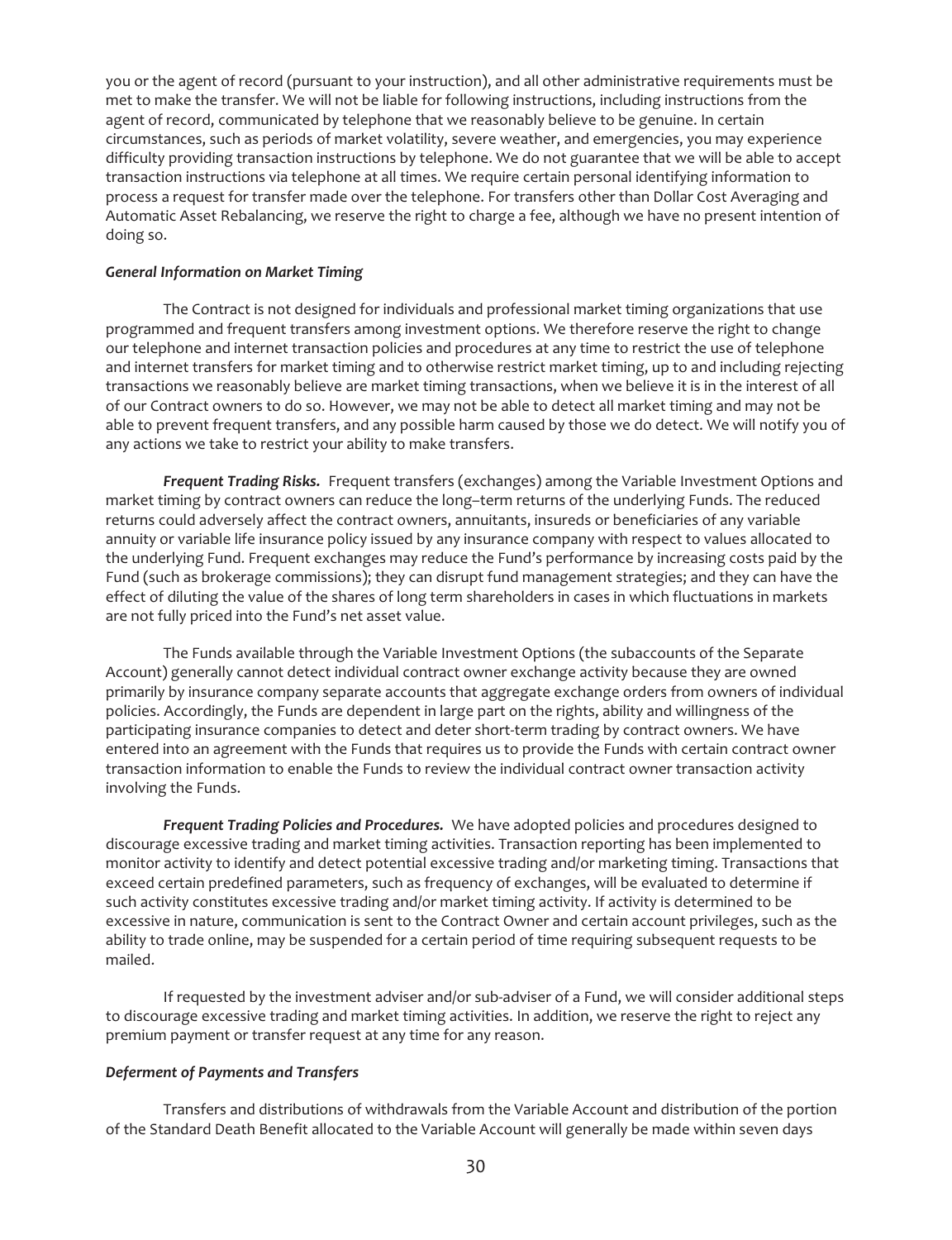you or the agent of record (pursuant to your instruction), and all other administrative requirements must be met to make the transfer. We will not be liable for following instructions, including instructions from the agent of record, communicated by telephone that we reasonably believe to be genuine. In certain circumstances, such as periods of market volatility, severe weather, and emergencies, you may experience difficulty providing transaction instructions by telephone. We do not guarantee that we will be able to accept transaction instructions via telephone at all times. We require certain personal identifying information to process a request for transfer made over the telephone. For transfers other than Dollar Cost Averaging and Automatic Asset Rebalancing, we reserve the right to charge a fee, although we have no present intention of doing so.

***General Information on Market Timing***

The Contract is not designed for individuals and professional market timing organizations that use programmed and frequent transfers among investment options. We therefore reserve the right to change our telephone and internet transaction policies and procedures at any time to restrict the use of telephone and internet transfers for market timing and to otherwise restrict market timing, up to and including rejecting transactions we reasonably believe are market timing transactions, when we believe it is in the interest of all of our Contract owners to do so. However, we may not be able to detect all market timing and may not be able to prevent frequent transfers, and any possible harm caused by those we do detect. We will notify you of any actions we take to restrict your ability to make transfers.

***Frequent Trading Risks.*** Frequent transfers (exchanges) among the Variable Investment Options and market timing by contract owners can reduce the long–term returns of the underlying Funds. The reduced returns could adversely affect the contract owners, annuitants, insureds or beneficiaries of any variable annuity or variable life insurance policy issued by any insurance company with respect to values allocated to the underlying Fund. Frequent exchanges may reduce the Fund's performance by increasing costs paid by the Fund (such as brokerage commissions); they can disrupt fund management strategies; and they can have the effect of diluting the value of the shares of long term shareholders in cases in which fluctuations in markets are not fully priced into the Fund's net asset value.

The Funds available through the Variable Investment Options (the subaccounts of the Separate Account) generally cannot detect individual contract owner exchange activity because they are owned primarily by insurance company separate accounts that aggregate exchange orders from owners of individual policies. Accordingly, the Funds are dependent in large part on the rights, ability and willingness of the participating insurance companies to detect and deter short-term trading by contract owners. We have entered into an agreement with the Funds that requires us to provide the Funds with certain contract owner transaction information to enable the Funds to review the individual contract owner transaction activity involving the Funds.

***Frequent Trading Policies and Procedures.*** We have adopted policies and procedures designed to discourage excessive trading and market timing activities. Transaction reporting has been implemented to monitor activity to identify and detect potential excessive trading and/or marketing timing. Transactions that exceed certain predefined parameters, such as frequency of exchanges, will be evaluated to determine if such activity constitutes excessive trading and/or market timing activity. If activity is determined to be excessive in nature, communication is sent to the Contract Owner and certain account privileges, such as the ability to trade online, may be suspended for a certain period of time requiring subsequent requests to be mailed.

If requested by the investment adviser and/or sub-adviser of a Fund, we will consider additional steps to discourage excessive trading and market timing activities. In addition, we reserve the right to reject any premium payment or transfer request at any time for any reason.

***Deferment of Payments and Transfers***

Transfers and distributions of withdrawals from the Variable Account and distribution of the portion of the Standard Death Benefit allocated to the Variable Account will generally be made within seven days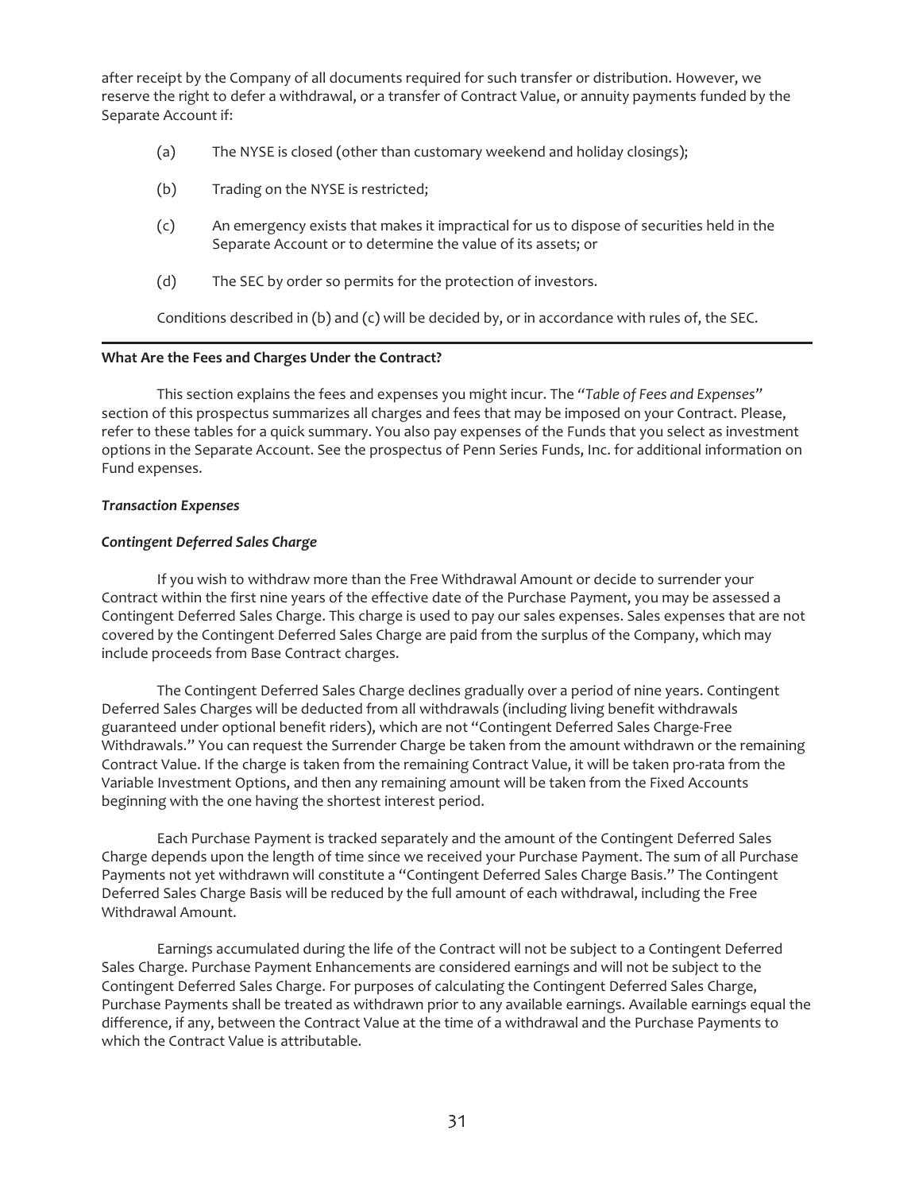after receipt by the Company of all documents required for such transfer or distribution. However, we reserve the right to defer a withdrawal, or a transfer of Contract Value, or annuity payments funded by the Separate Account if:

(a) The NYSE is closed (other than customary weekend and holiday closings);

(b) Trading on the NYSE is restricted;

(c) An emergency exists that makes it impractical for us to dispose of securities held in the Separate Account or to determine the value of its assets; or

(d) The SEC by order so permits for the protection of investors.

Conditions described in (b) and (c) will be decided by, or in accordance with rules of, the SEC.

**What Are the Fees and Charges Under the Contract?**

This section explains the fees and expenses you might incur. The "*Table of Fees and Expenses*" section of this prospectus summarizes all charges and fees that may be imposed on your Contract. Please, refer to these tables for a quick summary. You also pay expenses of the Funds that you select as investment options in the Separate Account. See the prospectus of Penn Series Funds, Inc. for additional information on Fund expenses.

***Transaction Expenses***

***Contingent Deferred Sales Charge***

If you wish to withdraw more than the Free Withdrawal Amount or decide to surrender your Contract within the first nine years of the effective date of the Purchase Payment, you may be assessed a Contingent Deferred Sales Charge. This charge is used to pay our sales expenses. Sales expenses that are not covered by the Contingent Deferred Sales Charge are paid from the surplus of the Company, which may include proceeds from Base Contract charges.

The Contingent Deferred Sales Charge declines gradually over a period of nine years. Contingent Deferred Sales Charges will be deducted from all withdrawals (including living benefit withdrawals guaranteed under optional benefit riders), which are not "Contingent Deferred Sales Charge-Free Withdrawals." You can request the Surrender Charge be taken from the amount withdrawn or the remaining Contract Value. If the charge is taken from the remaining Contract Value, it will be taken pro-rata from the Variable Investment Options, and then any remaining amount will be taken from the Fixed Accounts beginning with the one having the shortest interest period.

Each Purchase Payment is tracked separately and the amount of the Contingent Deferred Sales Charge depends upon the length of time since we received your Purchase Payment. The sum of all Purchase Payments not yet withdrawn will constitute a "Contingent Deferred Sales Charge Basis." The Contingent Deferred Sales Charge Basis will be reduced by the full amount of each withdrawal, including the Free Withdrawal Amount.

Earnings accumulated during the life of the Contract will not be subject to a Contingent Deferred Sales Charge. Purchase Payment Enhancements are considered earnings and will not be subject to the Contingent Deferred Sales Charge. For purposes of calculating the Contingent Deferred Sales Charge, Purchase Payments shall be treated as withdrawn prior to any available earnings. Available earnings equal the difference, if any, between the Contract Value at the time of a withdrawal and the Purchase Payments to which the Contract Value is attributable.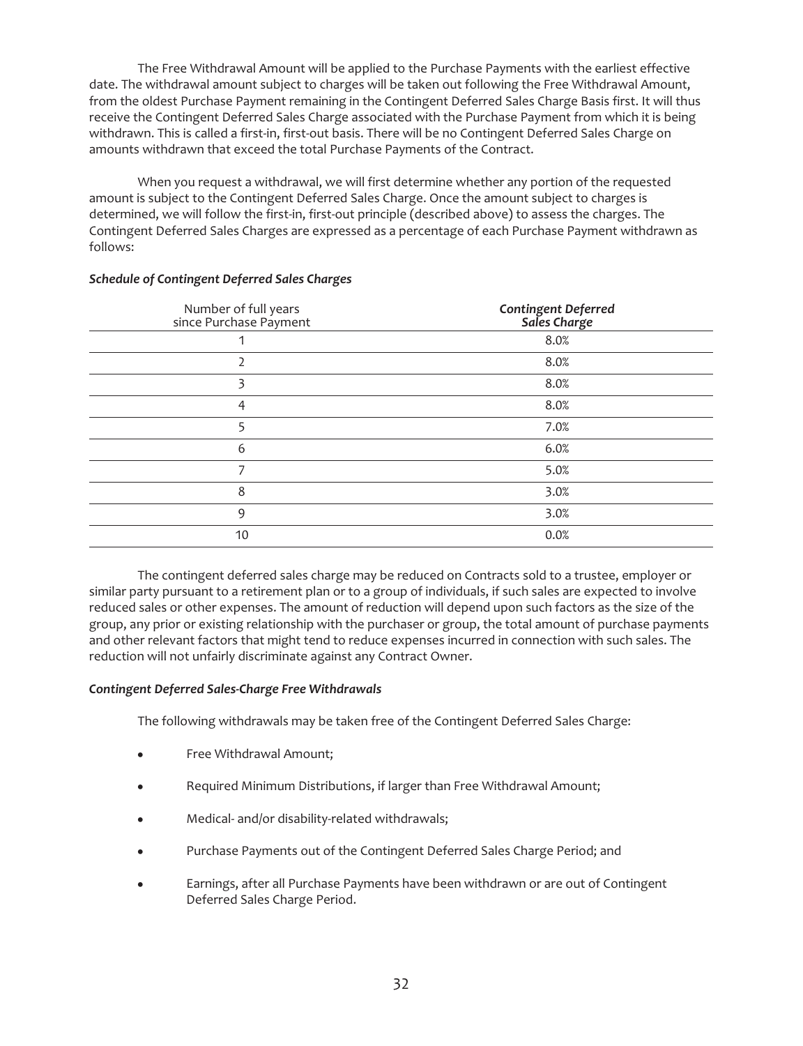The Free Withdrawal Amount will be applied to the Purchase Payments with the earliest effective date. The withdrawal amount subject to charges will be taken out following the Free Withdrawal Amount, from the oldest Purchase Payment remaining in the Contingent Deferred Sales Charge Basis first. It will thus receive the Contingent Deferred Sales Charge associated with the Purchase Payment from which it is being withdrawn. This is called a first-in, first-out basis. There will be no Contingent Deferred Sales Charge on amounts withdrawn that exceed the total Purchase Payments of the Contract.

When you request a withdrawal, we will first determine whether any portion of the requested amount is subject to the Contingent Deferred Sales Charge. Once the amount subject to charges is determined, we will follow the first-in, first-out principle (described above) to assess the charges. The Contingent Deferred Sales Charges are expressed as a percentage of each Purchase Payment withdrawn as follows:

***Schedule of Contingent Deferred Sales Charges***

| Number of full years since Purchase Payment | ***Contingent Deferred Sales Charge*** |
|---|---|
| 1 | 8.0% |
| 2 | 8.0% |
| 3 | 8.0% |
| 4 | 8.0% |
| 5 | 7.0% |
| 6 | 6.0% |
| 7 | 5.0% |
| 8 | 3.0% |
| 9 | 3.0% |
| 10 | 0.0% |

The contingent deferred sales charge may be reduced on Contracts sold to a trustee, employer or similar party pursuant to a retirement plan or to a group of individuals, if such sales are expected to involve reduced sales or other expenses. The amount of reduction will depend upon such factors as the size of the group, any prior or existing relationship with the purchaser or group, the total amount of purchase payments and other relevant factors that might tend to reduce expenses incurred in connection with such sales. The reduction will not unfairly discriminate against any Contract Owner.

***Contingent Deferred Sales-Charge Free Withdrawals***

The following withdrawals may be taken free of the Contingent Deferred Sales Charge:

- Free Withdrawal Amount;
- Required Minimum Distributions, if larger than Free Withdrawal Amount;
- Medical- and/or disability-related withdrawals;
- Purchase Payments out of the Contingent Deferred Sales Charge Period; and
- Earnings, after all Purchase Payments have been withdrawn or are out of Contingent Deferred Sales Charge Period.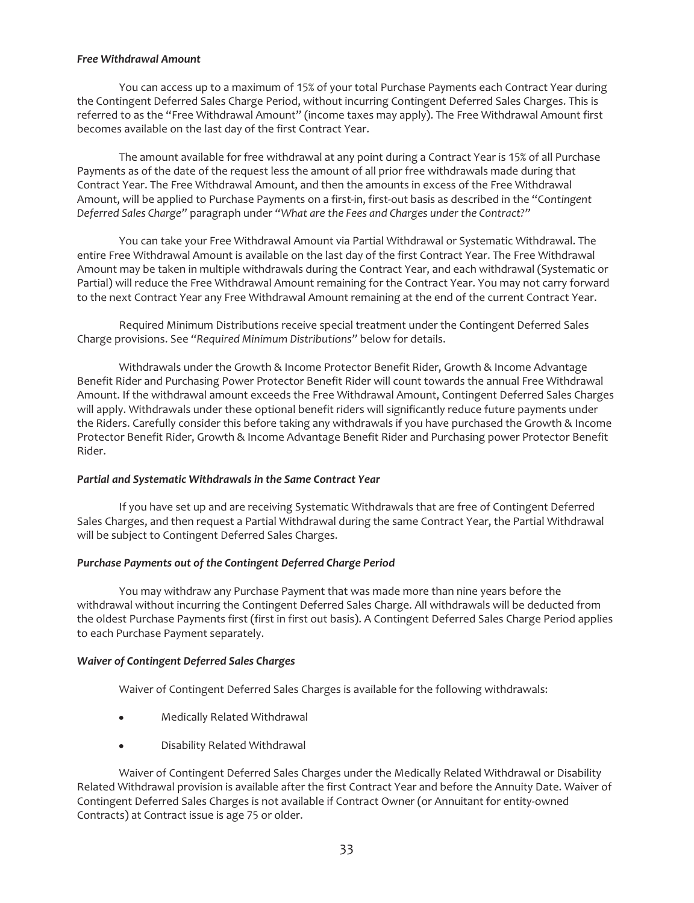***Free Withdrawal Amount***

You can access up to a maximum of 15% of your total Purchase Payments each Contract Year during the Contingent Deferred Sales Charge Period, without incurring Contingent Deferred Sales Charges. This is referred to as the "Free Withdrawal Amount" (income taxes may apply). The Free Withdrawal Amount first becomes available on the last day of the first Contract Year.

The amount available for free withdrawal at any point during a Contract Year is 15% of all Purchase Payments as of the date of the request less the amount of all prior free withdrawals made during that Contract Year. The Free Withdrawal Amount, and then the amounts in excess of the Free Withdrawal Amount, will be applied to Purchase Payments on a first-in, first-out basis as described in the "*Contingent Deferred Sales Charge*" paragraph under "*What are the Fees and Charges under the Contract?*"

You can take your Free Withdrawal Amount via Partial Withdrawal or Systematic Withdrawal. The entire Free Withdrawal Amount is available on the last day of the first Contract Year. The Free Withdrawal Amount may be taken in multiple withdrawals during the Contract Year, and each withdrawal (Systematic or Partial) will reduce the Free Withdrawal Amount remaining for the Contract Year. You may not carry forward to the next Contract Year any Free Withdrawal Amount remaining at the end of the current Contract Year.

Required Minimum Distributions receive special treatment under the Contingent Deferred Sales Charge provisions. See "*Required Minimum Distributions*" below for details.

Withdrawals under the Growth & Income Protector Benefit Rider, Growth & Income Advantage Benefit Rider and Purchasing Power Protector Benefit Rider will count towards the annual Free Withdrawal Amount. If the withdrawal amount exceeds the Free Withdrawal Amount, Contingent Deferred Sales Charges will apply. Withdrawals under these optional benefit riders will significantly reduce future payments under the Riders. Carefully consider this before taking any withdrawals if you have purchased the Growth & Income Protector Benefit Rider, Growth & Income Advantage Benefit Rider and Purchasing power Protector Benefit Rider.

***Partial and Systematic Withdrawals in the Same Contract Year***

If you have set up and are receiving Systematic Withdrawals that are free of Contingent Deferred Sales Charges, and then request a Partial Withdrawal during the same Contract Year, the Partial Withdrawal will be subject to Contingent Deferred Sales Charges.

***Purchase Payments out of the Contingent Deferred Charge Period***

You may withdraw any Purchase Payment that was made more than nine years before the withdrawal without incurring the Contingent Deferred Sales Charge. All withdrawals will be deducted from the oldest Purchase Payments first (first in first out basis). A Contingent Deferred Sales Charge Period applies to each Purchase Payment separately.

***Waiver of Contingent Deferred Sales Charges***

Waiver of Contingent Deferred Sales Charges is available for the following withdrawals:

- Medically Related Withdrawal
- Disability Related Withdrawal

Waiver of Contingent Deferred Sales Charges under the Medically Related Withdrawal or Disability Related Withdrawal provision is available after the first Contract Year and before the Annuity Date. Waiver of Contingent Deferred Sales Charges is not available if Contract Owner (or Annuitant for entity-owned Contracts) at Contract issue is age 75 or older.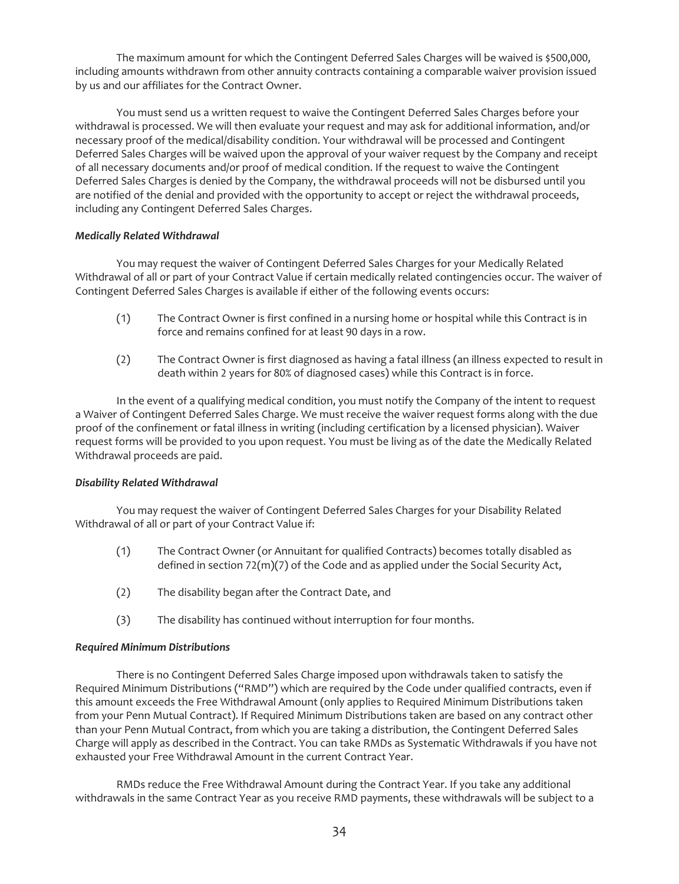The maximum amount for which the Contingent Deferred Sales Charges will be waived is $500,000, including amounts withdrawn from other annuity contracts containing a comparable waiver provision issued by us and our affiliates for the Contract Owner.

You must send us a written request to waive the Contingent Deferred Sales Charges before your withdrawal is processed. We will then evaluate your request and may ask for additional information, and/or necessary proof of the medical/disability condition. Your withdrawal will be processed and Contingent Deferred Sales Charges will be waived upon the approval of your waiver request by the Company and receipt of all necessary documents and/or proof of medical condition. If the request to waive the Contingent Deferred Sales Charges is denied by the Company, the withdrawal proceeds will not be disbursed until you are notified of the denial and provided with the opportunity to accept or reject the withdrawal proceeds, including any Contingent Deferred Sales Charges.

***Medically Related Withdrawal***

You may request the waiver of Contingent Deferred Sales Charges for your Medically Related Withdrawal of all or part of your Contract Value if certain medically related contingencies occur. The waiver of Contingent Deferred Sales Charges is available if either of the following events occurs:

(1) The Contract Owner is first confined in a nursing home or hospital while this Contract is in force and remains confined for at least 90 days in a row.

(2) The Contract Owner is first diagnosed as having a fatal illness (an illness expected to result in death within 2 years for 80% of diagnosed cases) while this Contract is in force.

In the event of a qualifying medical condition, you must notify the Company of the intent to request a Waiver of Contingent Deferred Sales Charge. We must receive the waiver request forms along with the due proof of the confinement or fatal illness in writing (including certification by a licensed physician). Waiver request forms will be provided to you upon request. You must be living as of the date the Medically Related Withdrawal proceeds are paid.

***Disability Related Withdrawal***

You may request the waiver of Contingent Deferred Sales Charges for your Disability Related Withdrawal of all or part of your Contract Value if:

(1) The Contract Owner (or Annuitant for qualified Contracts) becomes totally disabled as defined in section 72(m)(7) of the Code and as applied under the Social Security Act,

(2) The disability began after the Contract Date, and

(3) The disability has continued without interruption for four months.

***Required Minimum Distributions***

There is no Contingent Deferred Sales Charge imposed upon withdrawals taken to satisfy the Required Minimum Distributions ("RMD") which are required by the Code under qualified contracts, even if this amount exceeds the Free Withdrawal Amount (only applies to Required Minimum Distributions taken from your Penn Mutual Contract). If Required Minimum Distributions taken are based on any contract other than your Penn Mutual Contract, from which you are taking a distribution, the Contingent Deferred Sales Charge will apply as described in the Contract. You can take RMDs as Systematic Withdrawals if you have not exhausted your Free Withdrawal Amount in the current Contract Year.

RMDs reduce the Free Withdrawal Amount during the Contract Year. If you take any additional withdrawals in the same Contract Year as you receive RMD payments, these withdrawals will be subject to a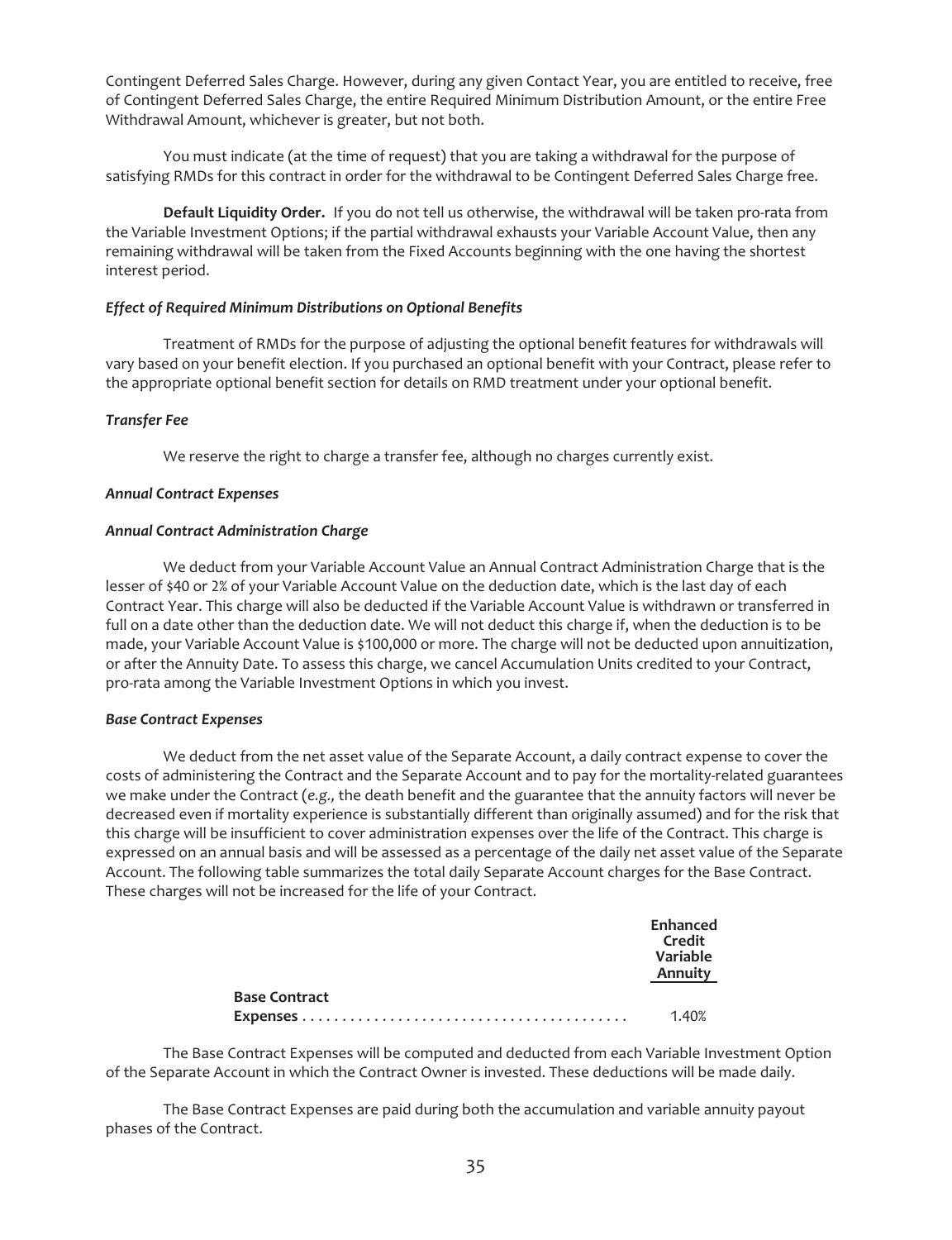Contingent Deferred Sales Charge. However, during any given Contact Year, you are entitled to receive, free of Contingent Deferred Sales Charge, the entire Required Minimum Distribution Amount, or the entire Free Withdrawal Amount, whichever is greater, but not both.

You must indicate (at the time of request) that you are taking a withdrawal for the purpose of satisfying RMDs for this contract in order for the withdrawal to be Contingent Deferred Sales Charge free.

**Default Liquidity Order.** If you do not tell us otherwise, the withdrawal will be taken pro-rata from the Variable Investment Options; if the partial withdrawal exhausts your Variable Account Value, then any remaining withdrawal will be taken from the Fixed Accounts beginning with the one having the shortest interest period.

***Effect of Required Minimum Distributions on Optional Benefits***

Treatment of RMDs for the purpose of adjusting the optional benefit features for withdrawals will vary based on your benefit election. If you purchased an optional benefit with your Contract, please refer to the appropriate optional benefit section for details on RMD treatment under your optional benefit.

***Transfer Fee***

We reserve the right to charge a transfer fee, although no charges currently exist.

***Annual Contract Expenses***

***Annual Contract Administration Charge***

We deduct from your Variable Account Value an Annual Contract Administration Charge that is the lesser of $40 or 2% of your Variable Account Value on the deduction date, which is the last day of each Contract Year. This charge will also be deducted if the Variable Account Value is withdrawn or transferred in full on a date other than the deduction date. We will not deduct this charge if, when the deduction is to be made, your Variable Account Value is $100,000 or more. The charge will not be deducted upon annuitization, or after the Annuity Date. To assess this charge, we cancel Accumulation Units credited to your Contract, pro-rata among the Variable Investment Options in which you invest.

***Base Contract Expenses***

We deduct from the net asset value of the Separate Account, a daily contract expense to cover the costs of administering the Contract and the Separate Account and to pay for the mortality-related guarantees we make under the Contract (*e.g.,* the death benefit and the guarantee that the annuity factors will never be decreased even if mortality experience is substantially different than originally assumed) and for the risk that this charge will be insufficient to cover administration expenses over the life of the Contract. This charge is expressed on an annual basis and will be assessed as a percentage of the daily net asset value of the Separate Account. The following table summarizes the total daily Separate Account charges for the Base Contract. These charges will not be increased for the life of your Contract.

| | Enhanced Credit Variable Annuity |
|---|---|
| **Base Contract Expenses** | 1.40% |

The Base Contract Expenses will be computed and deducted from each Variable Investment Option of the Separate Account in which the Contract Owner is invested. These deductions will be made daily.

The Base Contract Expenses are paid during both the accumulation and variable annuity payout phases of the Contract.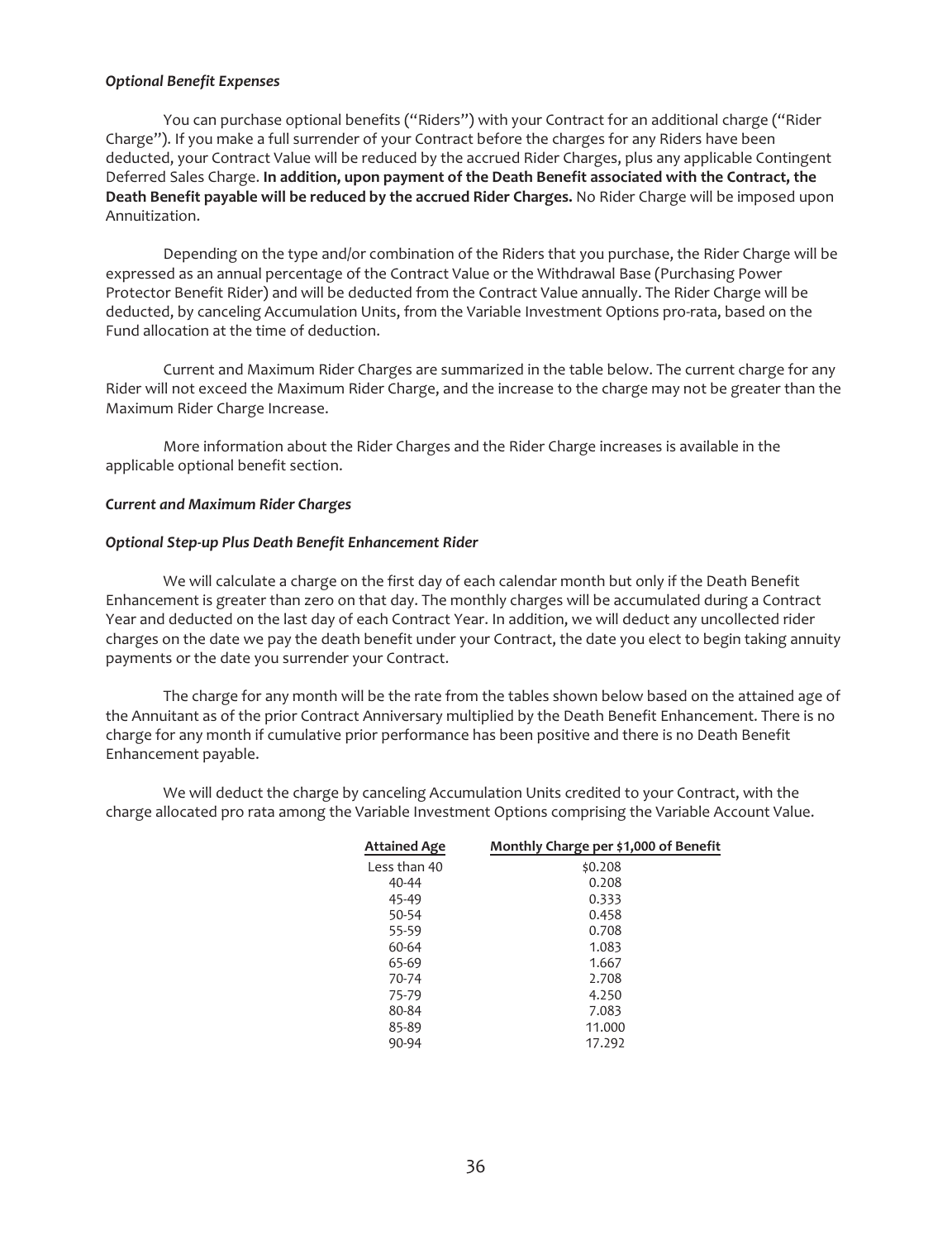### *Optional Benefit Expenses*

You can purchase optional benefits ("Riders") with your Contract for an additional charge ("Rider Charge"). If you make a full surrender of your Contract before the charges for any Riders have been deducted, your Contract Value will be reduced by the accrued Rider Charges, plus any applicable Contingent Deferred Sales Charge. **In addition, upon payment of the Death Benefit associated with the Contract, the Death Benefit payable will be reduced by the accrued Rider Charges.** No Rider Charge will be imposed upon Annuitization.

Depending on the type and/or combination of the Riders that you purchase, the Rider Charge will be expressed as an annual percentage of the Contract Value or the Withdrawal Base (Purchasing Power Protector Benefit Rider) and will be deducted from the Contract Value annually. The Rider Charge will be deducted, by canceling Accumulation Units, from the Variable Investment Options pro-rata, based on the Fund allocation at the time of deduction.

Current and Maximum Rider Charges are summarized in the table below. The current charge for any Rider will not exceed the Maximum Rider Charge, and the increase to the charge may not be greater than the Maximum Rider Charge Increase.

More information about the Rider Charges and the Rider Charge increases is available in the applicable optional benefit section.

### *Current and Maximum Rider Charges*

### *Optional Step-up Plus Death Benefit Enhancement Rider*

We will calculate a charge on the first day of each calendar month but only if the Death Benefit Enhancement is greater than zero on that day. The monthly charges will be accumulated during a Contract Year and deducted on the last day of each Contract Year. In addition, we will deduct any uncollected rider charges on the date we pay the death benefit under your Contract, the date you elect to begin taking annuity payments or the date you surrender your Contract.

The charge for any month will be the rate from the tables shown below based on the attained age of the Annuitant as of the prior Contract Anniversary multiplied by the Death Benefit Enhancement. There is no charge for any month if cumulative prior performance has been positive and there is no Death Benefit Enhancement payable.

We will deduct the charge by canceling Accumulation Units credited to your Contract, with the charge allocated pro rata among the Variable Investment Options comprising the Variable Account Value.

| Attained Age | Monthly Charge per $1,000 of Benefit |
|---|---|
| Less than 40 | $0.208 |
| 40-44 | 0.208 |
| 45-49 | 0.333 |
| 50-54 | 0.458 |
| 55-59 | 0.708 |
| 60-64 | 1.083 |
| 65-69 | 1.667 |
| 70-74 | 2.708 |
| 75-79 | 4.250 |
| 80-84 | 7.083 |
| 85-89 | 11.000 |
| 90-94 | 17.292 |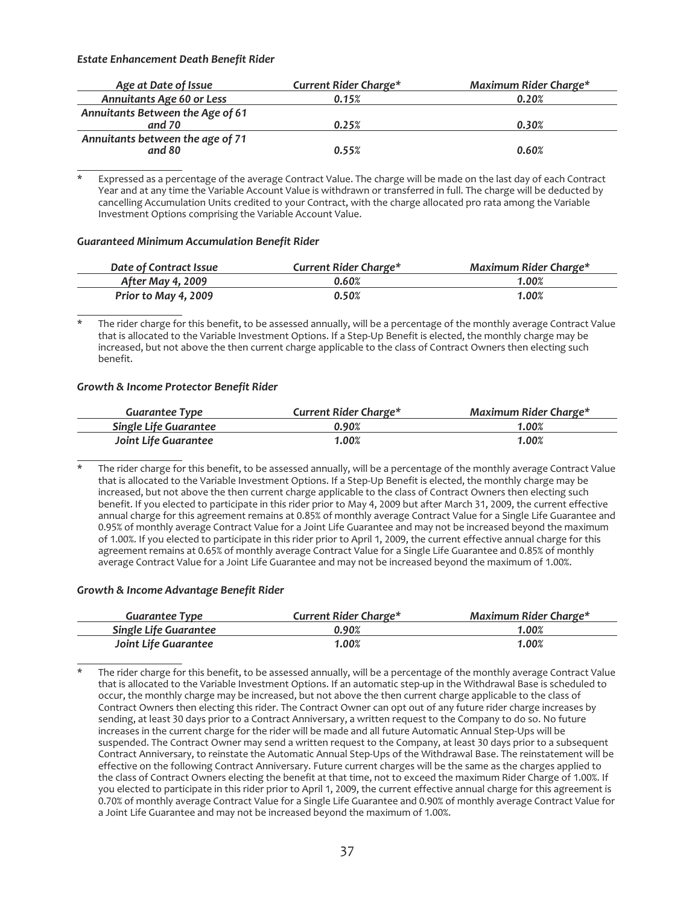***Estate Enhancement Death Benefit Rider***

| *Age at Date of Issue* | *Current Rider Charge** | *Maximum Rider Charge** |
|---|---|---|
| *Annuitants Age 60 or Less* | *0.15%* | *0.20%* |
| *Annuitants Between the Age of 61 and 70* | *0.25%* | *0.30%* |
| *Annuitants between the age of 71 and 80* | *0.55%* | *0.60%* |

\* Expressed as a percentage of the average Contract Value. The charge will be made on the last day of each Contract Year and at any time the Variable Account Value is withdrawn or transferred in full. The charge will be deducted by cancelling Accumulation Units credited to your Contract, with the charge allocated pro rata among the Variable Investment Options comprising the Variable Account Value.

***Guaranteed Minimum Accumulation Benefit Rider***

| *Date of Contract Issue* | *Current Rider Charge** | *Maximum Rider Charge** |
|---|---|---|
| *After May 4, 2009* | *0.60%* | *1.00%* |
| *Prior to May 4, 2009* | *0.50%* | *1.00%* |

\* The rider charge for this benefit, to be assessed annually, will be a percentage of the monthly average Contract Value that is allocated to the Variable Investment Options. If a Step-Up Benefit is elected, the monthly charge may be increased, but not above the then current charge applicable to the class of Contract Owners then electing such benefit.

***Growth & Income Protector Benefit Rider***

| *Guarantee Type* | *Current Rider Charge** | *Maximum Rider Charge** |
|---|---|---|
| *Single Life Guarantee* | *0.90%* | *1.00%* |
| *Joint Life Guarantee* | *1.00%* | *1.00%* |

\* The rider charge for this benefit, to be assessed annually, will be a percentage of the monthly average Contract Value that is allocated to the Variable Investment Options. If a Step-Up Benefit is elected, the monthly charge may be increased, but not above the then current charge applicable to the class of Contract Owners then electing such benefit. If you elected to participate in this rider prior to May 4, 2009 but after March 31, 2009, the current effective annual charge for this agreement remains at 0.85% of monthly average Contract Value for a Single Life Guarantee and 0.95% of monthly average Contract Value for a Joint Life Guarantee and may not be increased beyond the maximum of 1.00%. If you elected to participate in this rider prior to April 1, 2009, the current effective annual charge for this agreement remains at 0.65% of monthly average Contract Value for a Single Life Guarantee and 0.85% of monthly average Contract Value for a Joint Life Guarantee and may not be increased beyond the maximum of 1.00%.

***Growth & Income Advantage Benefit Rider***

| *Guarantee Type* | *Current Rider Charge** | *Maximum Rider Charge** |
|---|---|---|
| *Single Life Guarantee* | *0.90%* | *1.00%* |
| *Joint Life Guarantee* | *1.00%* | *1.00%* |

\* The rider charge for this benefit, to be assessed annually, will be a percentage of the monthly average Contract Value that is allocated to the Variable Investment Options. If an automatic step-up in the Withdrawal Base is scheduled to occur, the monthly charge may be increased, but not above the then current charge applicable to the class of Contract Owners then electing this rider. The Contract Owner can opt out of any future rider charge increases by sending, at least 30 days prior to a Contract Anniversary, a written request to the Company to do so. No future increases in the current charge for the rider will be made and all future Automatic Annual Step-Ups will be suspended. The Contract Owner may send a written request to the Company, at least 30 days prior to a subsequent Contract Anniversary, to reinstate the Automatic Annual Step-Ups of the Withdrawal Base. The reinstatement will be effective on the following Contract Anniversary. Future current charges will be the same as the charges applied to the class of Contract Owners electing the benefit at that time, not to exceed the maximum Rider Charge of 1.00%. If you elected to participate in this rider prior to April 1, 2009, the current effective annual charge for this agreement is 0.70% of monthly average Contract Value for a Single Life Guarantee and 0.90% of monthly average Contract Value for a Joint Life Guarantee and may not be increased beyond the maximum of 1.00%.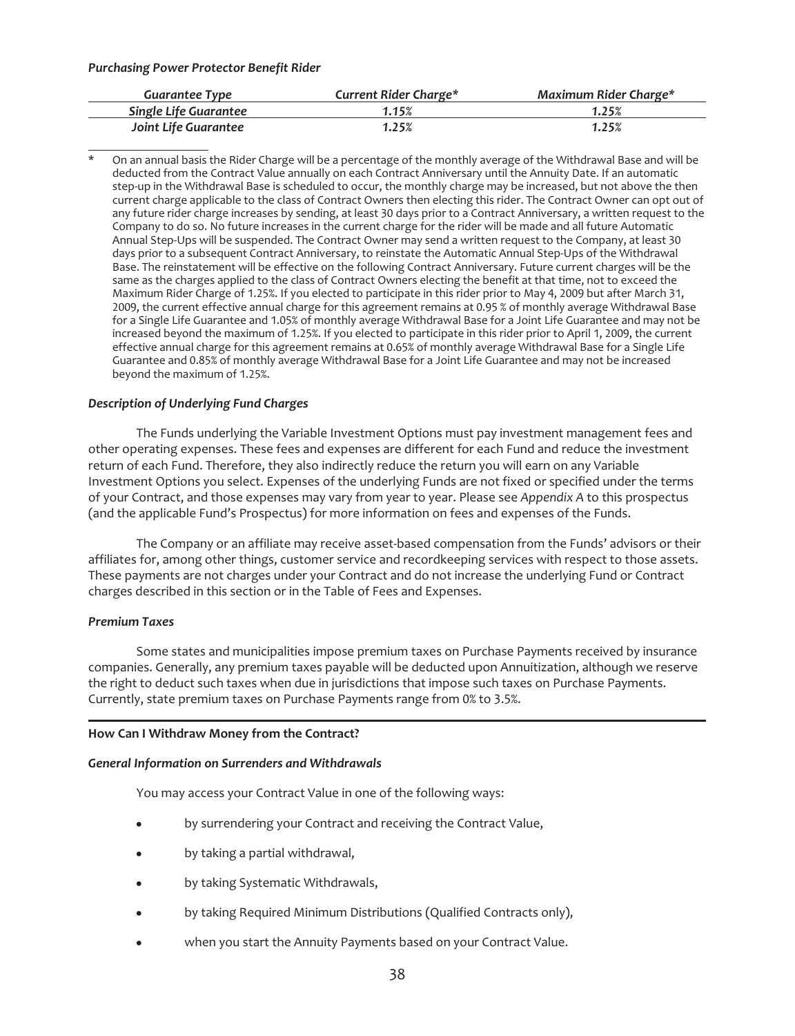***Purchasing Power Protector Benefit Rider***

| *Guarantee Type* | *Current Rider Charge** | *Maximum Rider Charge** |
| --- | --- | --- |
| *Single Life Guarantee* | *1.15%* | *1.25%* |
| *Joint Life Guarantee* | *1.25%* | *1.25%* |

\* On an annual basis the Rider Charge will be a percentage of the monthly average of the Withdrawal Base and will be deducted from the Contract Value annually on each Contract Anniversary until the Annuity Date. If an automatic step-up in the Withdrawal Base is scheduled to occur, the monthly charge may be increased, but not above the then current charge applicable to the class of Contract Owners then electing this rider. The Contract Owner can opt out of any future rider charge increases by sending, at least 30 days prior to a Contract Anniversary, a written request to the Company to do so. No future increases in the current charge for the rider will be made and all future Automatic Annual Step-Ups will be suspended. The Contract Owner may send a written request to the Company, at least 30 days prior to a subsequent Contract Anniversary, to reinstate the Automatic Annual Step-Ups of the Withdrawal Base. The reinstatement will be effective on the following Contract Anniversary. Future current charges will be the same as the charges applied to the class of Contract Owners electing the benefit at that time, not to exceed the Maximum Rider Charge of 1.25%. If you elected to participate in this rider prior to May 4, 2009 but after March 31, 2009, the current effective annual charge for this agreement remains at 0.95 % of monthly average Withdrawal Base for a Single Life Guarantee and 1.05% of monthly average Withdrawal Base for a Joint Life Guarantee and may not be increased beyond the maximum of 1.25%. If you elected to participate in this rider prior to April 1, 2009, the current effective annual charge for this agreement remains at 0.65% of monthly average Withdrawal Base for a Single Life Guarantee and 0.85% of monthly average Withdrawal Base for a Joint Life Guarantee and may not be increased beyond the maximum of 1.25%.

***Description of Underlying Fund Charges***

The Funds underlying the Variable Investment Options must pay investment management fees and other operating expenses. These fees and expenses are different for each Fund and reduce the investment return of each Fund. Therefore, they also indirectly reduce the return you will earn on any Variable Investment Options you select. Expenses of the underlying Funds are not fixed or specified under the terms of your Contract, and those expenses may vary from year to year. Please see *Appendix A* to this prospectus (and the applicable Fund's Prospectus) for more information on fees and expenses of the Funds.

The Company or an affiliate may receive asset-based compensation from the Funds' advisors or their affiliates for, among other things, customer service and recordkeeping services with respect to those assets. These payments are not charges under your Contract and do not increase the underlying Fund or Contract charges described in this section or in the Table of Fees and Expenses.

***Premium Taxes***

Some states and municipalities impose premium taxes on Purchase Payments received by insurance companies. Generally, any premium taxes payable will be deducted upon Annuitization, although we reserve the right to deduct such taxes when due in jurisdictions that impose such taxes on Purchase Payments. Currently, state premium taxes on Purchase Payments range from 0% to 3.5%.

**How Can I Withdraw Money from the Contract?**

***General Information on Surrenders and Withdrawals***

You may access your Contract Value in one of the following ways:

- by surrendering your Contract and receiving the Contract Value,
- by taking a partial withdrawal,
- by taking Systematic Withdrawals,
- by taking Required Minimum Distributions (Qualified Contracts only),
- when you start the Annuity Payments based on your Contract Value.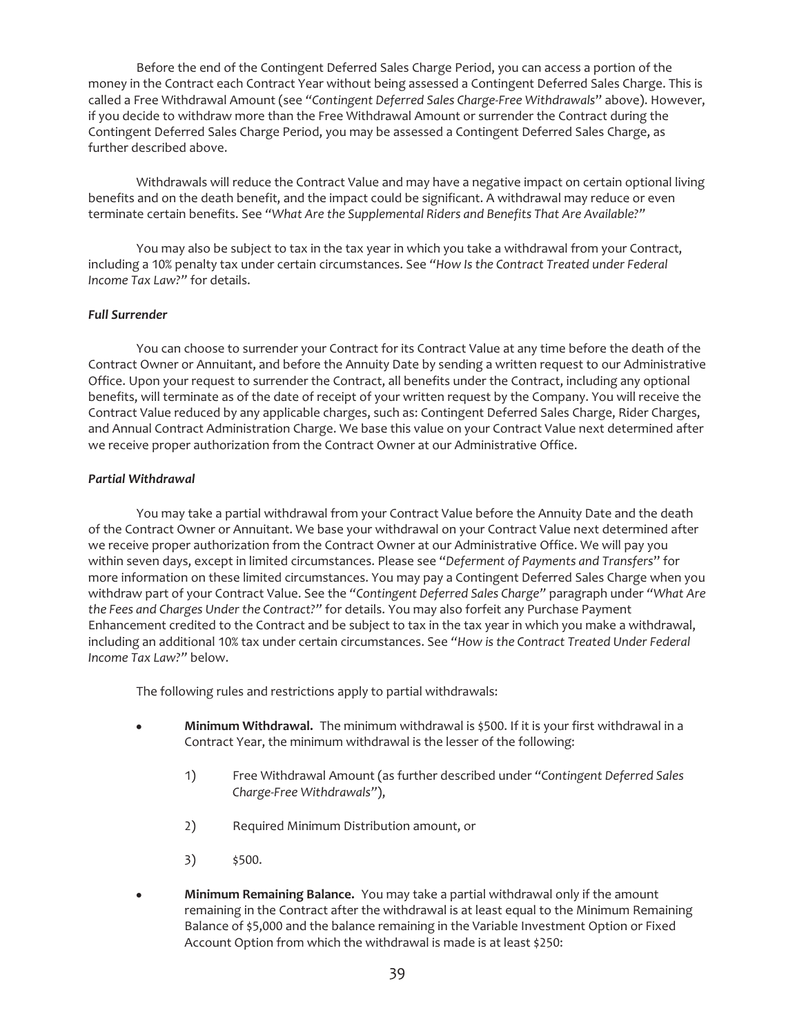Before the end of the Contingent Deferred Sales Charge Period, you can access a portion of the money in the Contract each Contract Year without being assessed a Contingent Deferred Sales Charge. This is called a Free Withdrawal Amount (see "*Contingent Deferred Sales Charge-Free Withdrawals*" above). However, if you decide to withdraw more than the Free Withdrawal Amount or surrender the Contract during the Contingent Deferred Sales Charge Period, you may be assessed a Contingent Deferred Sales Charge, as further described above.

Withdrawals will reduce the Contract Value and may have a negative impact on certain optional living benefits and on the death benefit, and the impact could be significant. A withdrawal may reduce or even terminate certain benefits. See "*What Are the Supplemental Riders and Benefits That Are Available?*"

You may also be subject to tax in the tax year in which you take a withdrawal from your Contract, including a 10% penalty tax under certain circumstances. See "*How Is the Contract Treated under Federal Income Tax Law?*" for details.

***Full Surrender***

You can choose to surrender your Contract for its Contract Value at any time before the death of the Contract Owner or Annuitant, and before the Annuity Date by sending a written request to our Administrative Office. Upon your request to surrender the Contract, all benefits under the Contract, including any optional benefits, will terminate as of the date of receipt of your written request by the Company. You will receive the Contract Value reduced by any applicable charges, such as: Contingent Deferred Sales Charge, Rider Charges, and Annual Contract Administration Charge. We base this value on your Contract Value next determined after we receive proper authorization from the Contract Owner at our Administrative Office.

***Partial Withdrawal***

You may take a partial withdrawal from your Contract Value before the Annuity Date and the death of the Contract Owner or Annuitant. We base your withdrawal on your Contract Value next determined after we receive proper authorization from the Contract Owner at our Administrative Office. We will pay you within seven days, except in limited circumstances. Please see "*Deferment of Payments and Transfers*" for more information on these limited circumstances. You may pay a Contingent Deferred Sales Charge when you withdraw part of your Contract Value. See the "*Contingent Deferred Sales Charge*" paragraph under "*What Are the Fees and Charges Under the Contract?*" for details. You may also forfeit any Purchase Payment Enhancement credited to the Contract and be subject to tax in the tax year in which you make a withdrawal, including an additional 10% tax under certain circumstances. See "*How is the Contract Treated Under Federal Income Tax Law?*" below.

The following rules and restrictions apply to partial withdrawals:

- **Minimum Withdrawal.** The minimum withdrawal is $500. If it is your first withdrawal in a Contract Year, the minimum withdrawal is the lesser of the following:

  1) Free Withdrawal Amount (as further described under "*Contingent Deferred Sales Charge-Free Withdrawals*"),

  2) Required Minimum Distribution amount, or

  3) $500.

- **Minimum Remaining Balance.** You may take a partial withdrawal only if the amount remaining in the Contract after the withdrawal is at least equal to the Minimum Remaining Balance of $5,000 and the balance remaining in the Variable Investment Option or Fixed Account Option from which the withdrawal is made is at least $250: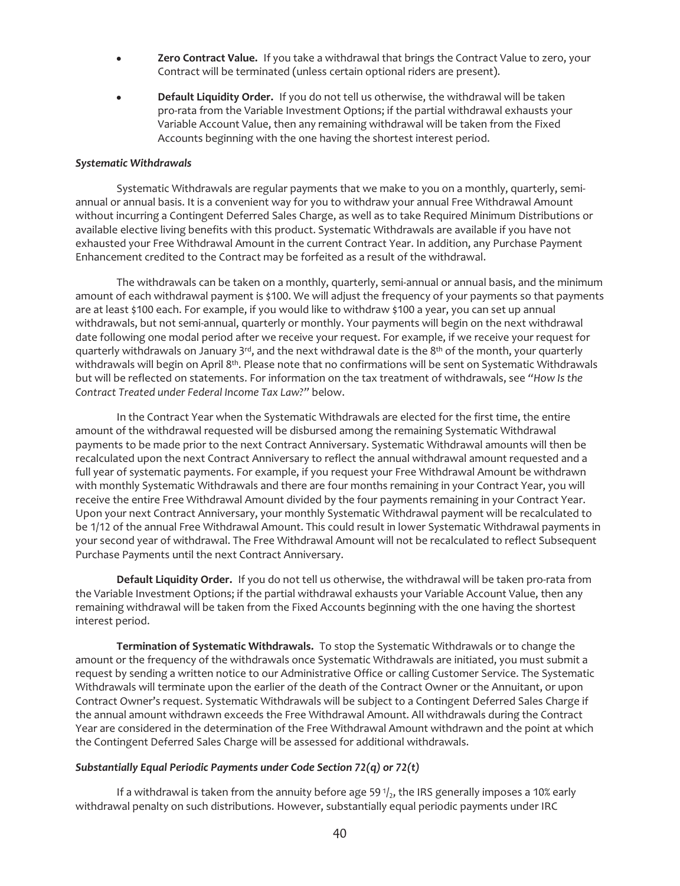- **Zero Contract Value.** If you take a withdrawal that brings the Contract Value to zero, your Contract will be terminated (unless certain optional riders are present).
- **Default Liquidity Order.** If you do not tell us otherwise, the withdrawal will be taken pro-rata from the Variable Investment Options; if the partial withdrawal exhausts your Variable Account Value, then any remaining withdrawal will be taken from the Fixed Accounts beginning with the one having the shortest interest period.

***Systematic Withdrawals***

Systematic Withdrawals are regular payments that we make to you on a monthly, quarterly, semi-annual or annual basis. It is a convenient way for you to withdraw your annual Free Withdrawal Amount without incurring a Contingent Deferred Sales Charge, as well as to take Required Minimum Distributions or available elective living benefits with this product. Systematic Withdrawals are available if you have not exhausted your Free Withdrawal Amount in the current Contract Year. In addition, any Purchase Payment Enhancement credited to the Contract may be forfeited as a result of the withdrawal.

The withdrawals can be taken on a monthly, quarterly, semi-annual or annual basis, and the minimum amount of each withdrawal payment is $100. We will adjust the frequency of your payments so that payments are at least $100 each. For example, if you would like to withdraw $100 a year, you can set up annual withdrawals, but not semi-annual, quarterly or monthly. Your payments will begin on the next withdrawal date following one modal period after we receive your request. For example, if we receive your request for quarterly withdrawals on January 3rd, and the next withdrawal date is the 8th of the month, your quarterly withdrawals will begin on April 8th. Please note that no confirmations will be sent on Systematic Withdrawals but will be reflected on statements. For information on the tax treatment of withdrawals, see *"How Is the Contract Treated under Federal Income Tax Law?"* below.

In the Contract Year when the Systematic Withdrawals are elected for the first time, the entire amount of the withdrawal requested will be disbursed among the remaining Systematic Withdrawal payments to be made prior to the next Contract Anniversary. Systematic Withdrawal amounts will then be recalculated upon the next Contract Anniversary to reflect the annual withdrawal amount requested and a full year of systematic payments. For example, if you request your Free Withdrawal Amount be withdrawn with monthly Systematic Withdrawals and there are four months remaining in your Contract Year, you will receive the entire Free Withdrawal Amount divided by the four payments remaining in your Contract Year. Upon your next Contract Anniversary, your monthly Systematic Withdrawal payment will be recalculated to be 1/12 of the annual Free Withdrawal Amount. This could result in lower Systematic Withdrawal payments in your second year of withdrawal. The Free Withdrawal Amount will not be recalculated to reflect Subsequent Purchase Payments until the next Contract Anniversary.

**Default Liquidity Order.** If you do not tell us otherwise, the withdrawal will be taken pro-rata from the Variable Investment Options; if the partial withdrawal exhausts your Variable Account Value, then any remaining withdrawal will be taken from the Fixed Accounts beginning with the one having the shortest interest period.

**Termination of Systematic Withdrawals.** To stop the Systematic Withdrawals or to change the amount or the frequency of the withdrawals once Systematic Withdrawals are initiated, you must submit a request by sending a written notice to our Administrative Office or calling Customer Service. The Systematic Withdrawals will terminate upon the earlier of the death of the Contract Owner or the Annuitant, or upon Contract Owner's request. Systematic Withdrawals will be subject to a Contingent Deferred Sales Charge if the annual amount withdrawn exceeds the Free Withdrawal Amount. All withdrawals during the Contract Year are considered in the determination of the Free Withdrawal Amount withdrawn and the point at which the Contingent Deferred Sales Charge will be assessed for additional withdrawals.

***Substantially Equal Periodic Payments under Code Section 72(q) or 72(t)***

If a withdrawal is taken from the annuity before age 59 $^1/_2$, the IRS generally imposes a 10% early withdrawal penalty on such distributions. However, substantially equal periodic payments under IRC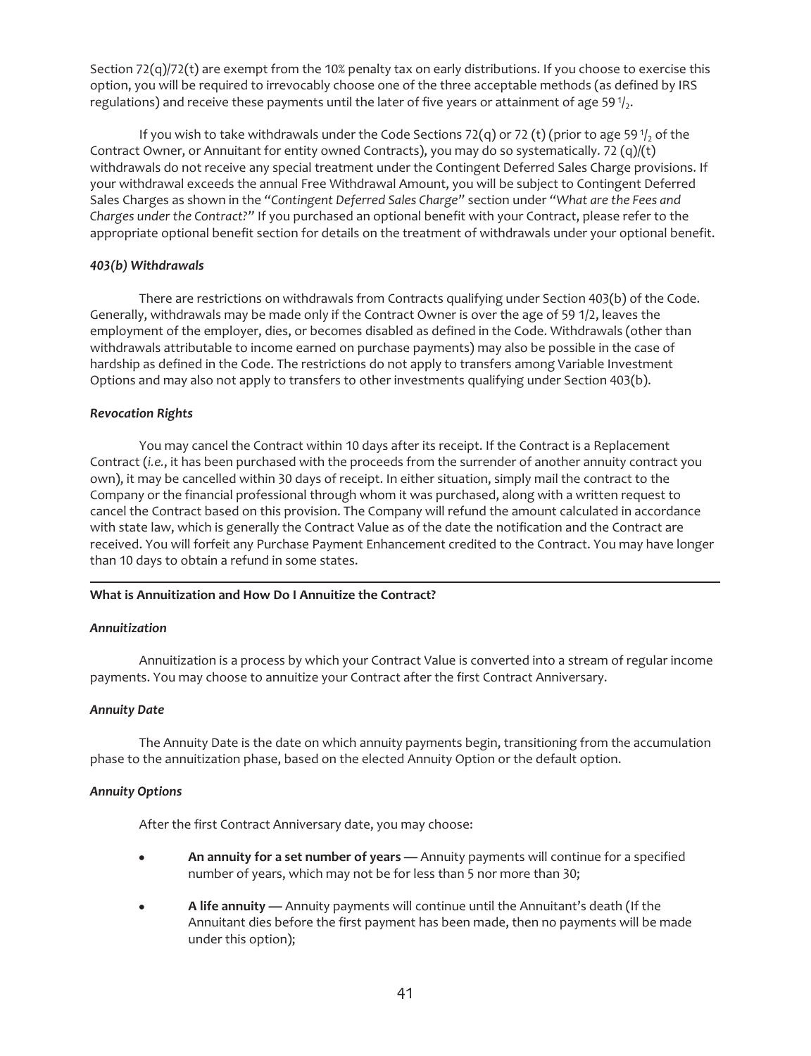Section 72(q)/72(t) are exempt from the 10% penalty tax on early distributions. If you choose to exercise this option, you will be required to irrevocably choose one of the three acceptable methods (as defined by IRS regulations) and receive these payments until the later of five years or attainment of age 59 $^1/_2$.

If you wish to take withdrawals under the Code Sections 72(q) or 72 (t) (prior to age 59 $^1/_2$ of the Contract Owner, or Annuitant for entity owned Contracts), you may do so systematically. 72 (q)/(t) withdrawals do not receive any special treatment under the Contingent Deferred Sales Charge provisions. If your withdrawal exceeds the annual Free Withdrawal Amount, you will be subject to Contingent Deferred Sales Charges as shown in the "*Contingent Deferred Sales Charge*" section under "*What are the Fees and Charges under the Contract?*" If you purchased an optional benefit with your Contract, please refer to the appropriate optional benefit section for details on the treatment of withdrawals under your optional benefit.

***403(b) Withdrawals***

There are restrictions on withdrawals from Contracts qualifying under Section 403(b) of the Code. Generally, withdrawals may be made only if the Contract Owner is over the age of 59 1/2, leaves the employment of the employer, dies, or becomes disabled as defined in the Code. Withdrawals (other than withdrawals attributable to income earned on purchase payments) may also be possible in the case of hardship as defined in the Code. The restrictions do not apply to transfers among Variable Investment Options and may also not apply to transfers to other investments qualifying under Section 403(b).

***Revocation Rights***

You may cancel the Contract within 10 days after its receipt. If the Contract is a Replacement Contract (*i.e.*, it has been purchased with the proceeds from the surrender of another annuity contract you own), it may be cancelled within 30 days of receipt. In either situation, simply mail the contract to the Company or the financial professional through whom it was purchased, along with a written request to cancel the Contract based on this provision. The Company will refund the amount calculated in accordance with state law, which is generally the Contract Value as of the date the notification and the Contract are received. You will forfeit any Purchase Payment Enhancement credited to the Contract. You may have longer than 10 days to obtain a refund in some states.

---

**What is Annuitization and How Do I Annuitize the Contract?**

***Annuitization***

Annuitization is a process by which your Contract Value is converted into a stream of regular income payments. You may choose to annuitize your Contract after the first Contract Anniversary.

***Annuity Date***

The Annuity Date is the date on which annuity payments begin, transitioning from the accumulation phase to the annuitization phase, based on the elected Annuity Option or the default option.

***Annuity Options***

After the first Contract Anniversary date, you may choose:

- **An annuity for a set number of years —** Annuity payments will continue for a specified number of years, which may not be for less than 5 nor more than 30;
- **A life annuity —** Annuity payments will continue until the Annuitant's death (If the Annuitant dies before the first payment has been made, then no payments will be made under this option);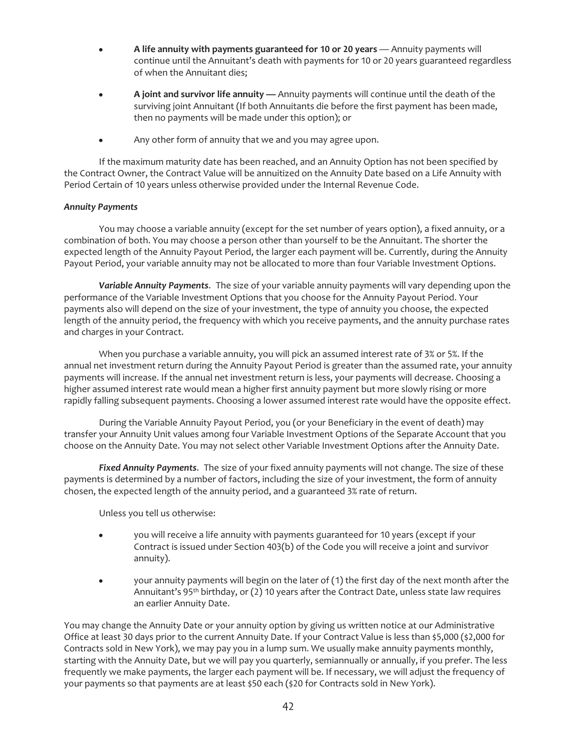- **A life annuity with payments guaranteed for 10 or 20 years** — Annuity payments will continue until the Annuitant's death with payments for 10 or 20 years guaranteed regardless of when the Annuitant dies;
- **A joint and survivor life annuity —** Annuity payments will continue until the death of the surviving joint Annuitant (If both Annuitants die before the first payment has been made, then no payments will be made under this option); or
- Any other form of annuity that we and you may agree upon.

If the maximum maturity date has been reached, and an Annuity Option has not been specified by the Contract Owner, the Contract Value will be annuitized on the Annuity Date based on a Life Annuity with Period Certain of 10 years unless otherwise provided under the Internal Revenue Code.

***Annuity Payments***

You may choose a variable annuity (except for the set number of years option), a fixed annuity, or a combination of both. You may choose a person other than yourself to be the Annuitant. The shorter the expected length of the Annuity Payout Period, the larger each payment will be. Currently, during the Annuity Payout Period, your variable annuity may not be allocated to more than four Variable Investment Options.

***Variable Annuity Payments***. The size of your variable annuity payments will vary depending upon the performance of the Variable Investment Options that you choose for the Annuity Payout Period. Your payments also will depend on the size of your investment, the type of annuity you choose, the expected length of the annuity period, the frequency with which you receive payments, and the annuity purchase rates and charges in your Contract.

When you purchase a variable annuity, you will pick an assumed interest rate of 3% or 5%. If the annual net investment return during the Annuity Payout Period is greater than the assumed rate, your annuity payments will increase. If the annual net investment return is less, your payments will decrease. Choosing a higher assumed interest rate would mean a higher first annuity payment but more slowly rising or more rapidly falling subsequent payments. Choosing a lower assumed interest rate would have the opposite effect.

During the Variable Annuity Payout Period, you (or your Beneficiary in the event of death) may transfer your Annuity Unit values among four Variable Investment Options of the Separate Account that you choose on the Annuity Date. You may not select other Variable Investment Options after the Annuity Date.

***Fixed Annuity Payments***. The size of your fixed annuity payments will not change. The size of these payments is determined by a number of factors, including the size of your investment, the form of annuity chosen, the expected length of the annuity period, and a guaranteed 3% rate of return.

Unless you tell us otherwise:

- you will receive a life annuity with payments guaranteed for 10 years (except if your Contract is issued under Section 403(b) of the Code you will receive a joint and survivor annuity).
- your annuity payments will begin on the later of (1) the first day of the next month after the Annuitant's 95th birthday, or (2) 10 years after the Contract Date, unless state law requires an earlier Annuity Date.

You may change the Annuity Date or your annuity option by giving us written notice at our Administrative Office at least 30 days prior to the current Annuity Date. If your Contract Value is less than $5,000 ($2,000 for Contracts sold in New York), we may pay you in a lump sum. We usually make annuity payments monthly, starting with the Annuity Date, but we will pay you quarterly, semiannually or annually, if you prefer. The less frequently we make payments, the larger each payment will be. If necessary, we will adjust the frequency of your payments so that payments are at least $50 each ($20 for Contracts sold in New York).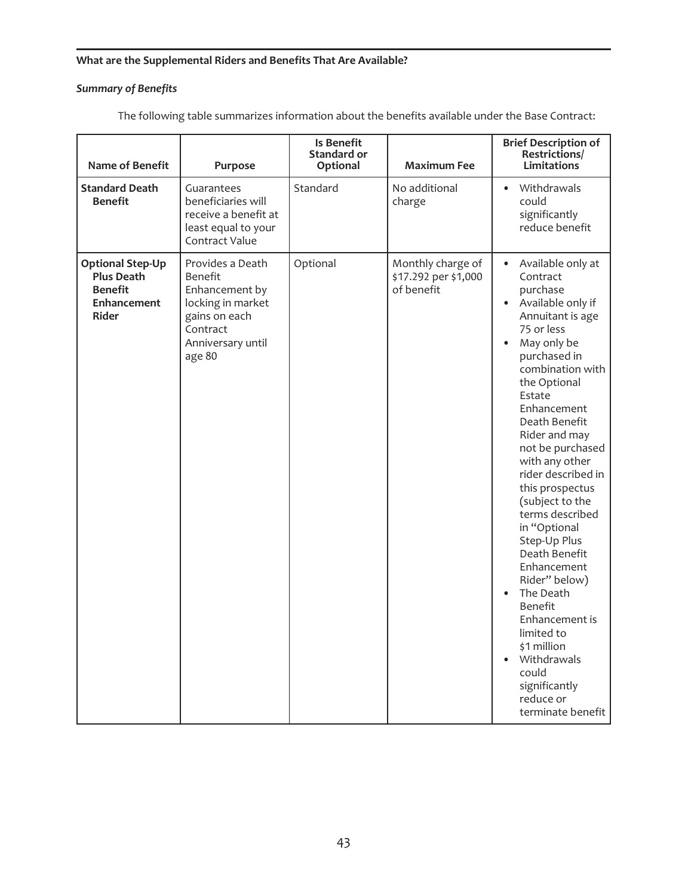**What are the Supplemental Riders and Benefits That Are Available?**

***Summary of Benefits***

The following table summarizes information about the benefits available under the Base Contract:

| Name of Benefit | Purpose | Is Benefit Standard or Optional | Maximum Fee | Brief Description of Restrictions/ Limitations |
|---|---|---|---|---|
| **Standard Death Benefit** | Guarantees beneficiaries will receive a benefit at least equal to your Contract Value | Standard | No additional charge | • Withdrawals could significantly reduce benefit |
| **Optional Step-Up Plus Death Benefit Enhancement Rider** | Provides a Death Benefit Enhancement by locking in market gains on each Contract Anniversary until age 80 | Optional | Monthly charge of \$17.292 per \$1,000 of benefit | • Available only at Contract purchase<br>• Available only if Annuitant is age 75 or less<br>• May only be purchased in combination with the Optional Estate Enhancement Death Benefit Rider and may not be purchased with any other rider described in this prospectus (subject to the terms described in "Optional Step-Up Plus Death Benefit Enhancement Rider" below)<br>• The Death Benefit Enhancement is limited to \$1 million<br>• Withdrawals could significantly reduce or terminate benefit |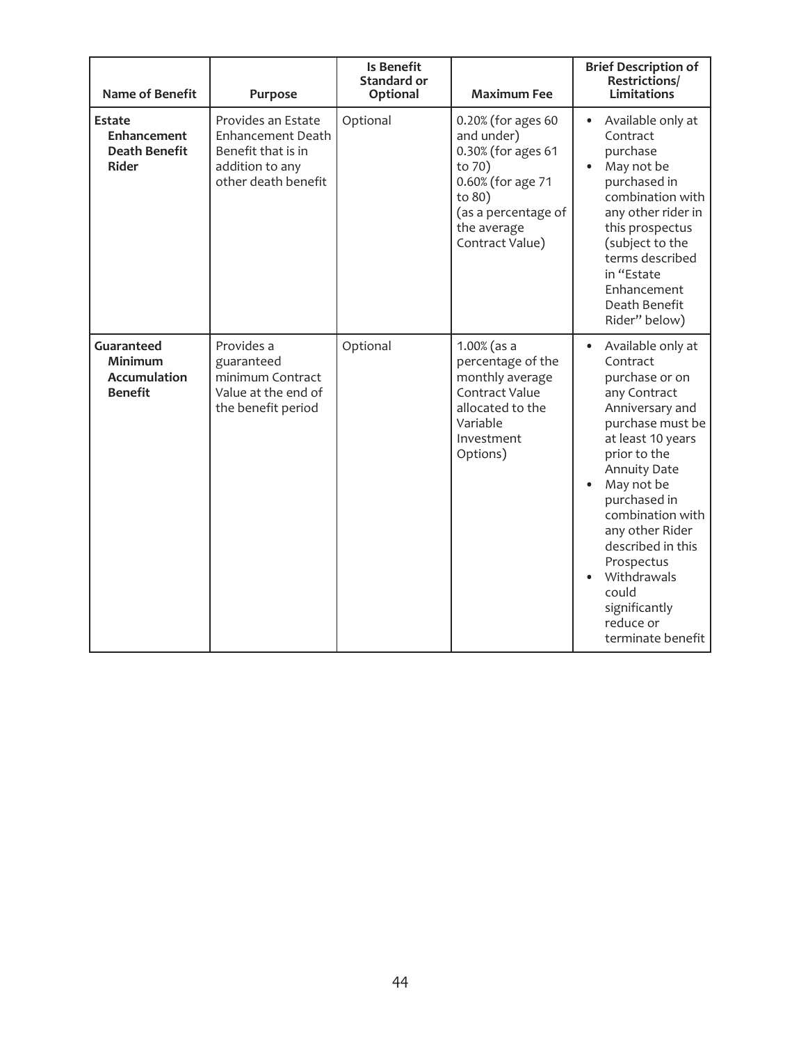| Name of Benefit | Purpose | Is Benefit Standard or Optional | Maximum Fee | Brief Description of Restrictions/ Limitations |
|---|---|---|---|---|
| **Estate Enhancement Death Benefit Rider** | Provides an Estate Enhancement Death Benefit that is in addition to any other death benefit | Optional | 0.20% (for ages 60 and under)<br>0.30% (for ages 61 to 70)<br>0.60% (for age 71 to 80)<br>(as a percentage of the average Contract Value) | • Available only at Contract purchase<br>• May not be purchased in combination with any other rider in this prospectus (subject to the terms described in "Estate Enhancement Death Benefit Rider" below) |
| **Guaranteed Minimum Accumulation Benefit** | Provides a guaranteed minimum Contract Value at the end of the benefit period | Optional | 1.00% (as a percentage of the monthly average Contract Value allocated to the Variable Investment Options) | • Available only at Contract purchase or on any Contract Anniversary and purchase must be at least 10 years prior to the Annuity Date<br>• May not be purchased in combination with any other Rider described in this Prospectus<br>• Withdrawals could significantly reduce or terminate benefit |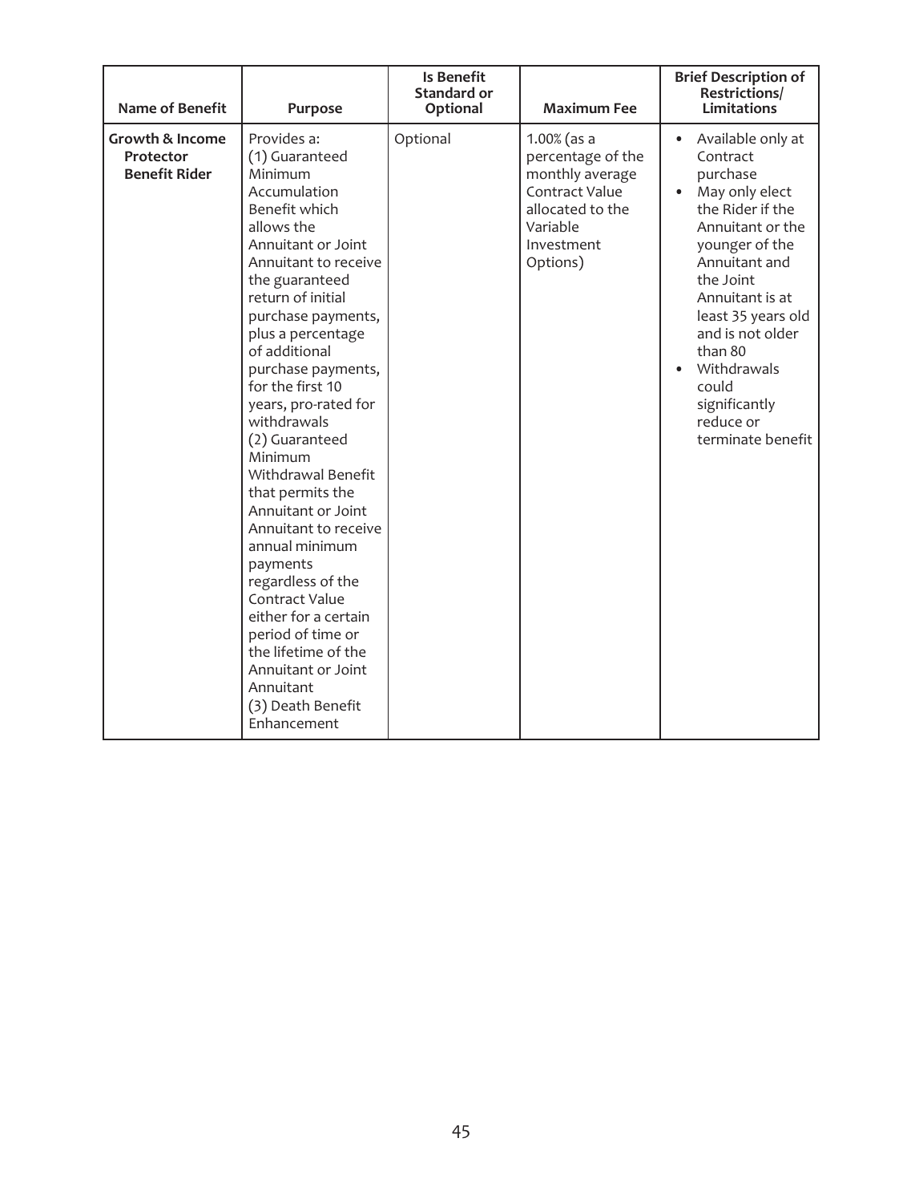| Name of Benefit | Purpose | Is Benefit Standard or Optional | Maximum Fee | Brief Description of Restrictions/ Limitations |
|---|---|---|---|---|
| **Growth & Income Protector Benefit Rider** | Provides a: (1) Guaranteed Minimum Accumulation Benefit which allows the Annuitant or Joint Annuitant to receive the guaranteed return of initial purchase payments, plus a percentage of additional purchase payments, for the first 10 years, pro-rated for withdrawals (2) Guaranteed Minimum Withdrawal Benefit that permits the Annuitant or Joint Annuitant to receive annual minimum payments regardless of the Contract Value either for a certain period of time or the lifetime of the Annuitant or Joint Annuitant (3) Death Benefit Enhancement | Optional | 1.00% (as a percentage of the monthly average Contract Value allocated to the Variable Investment Options) | • Available only at Contract purchase<br>• May only elect the Rider if the Annuitant or the younger of the Annuitant and the Joint Annuitant is at least 35 years old and is not older than 80<br>• Withdrawals could significantly reduce or terminate benefit |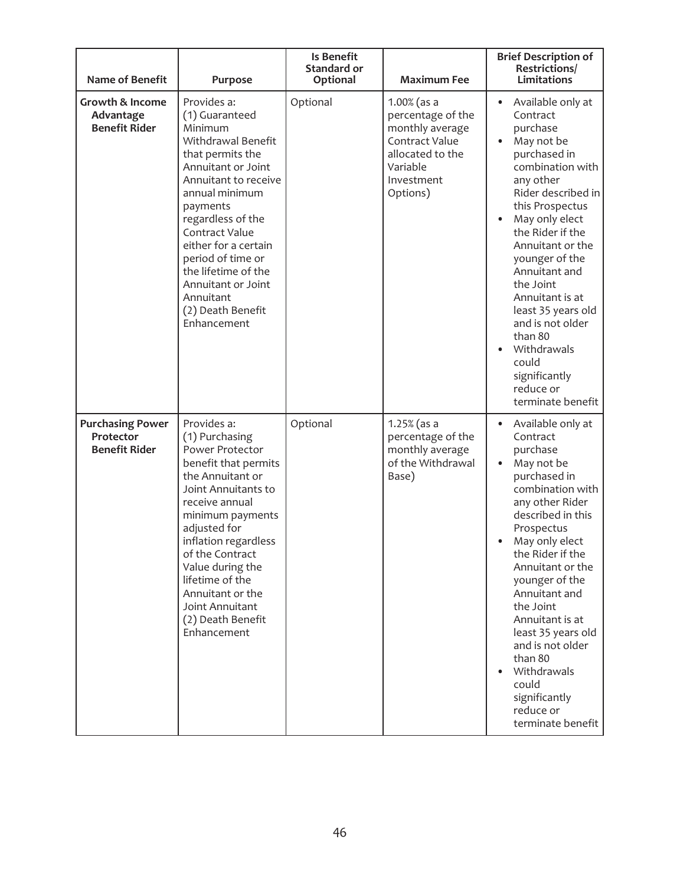| Name of Benefit | Purpose | Is Benefit Standard or Optional | Maximum Fee | Brief Description of Restrictions/ Limitations |
|---|---|---|---|---|
| **Growth & Income Advantage Benefit Rider** | Provides a:<br>(1) Guaranteed Minimum Withdrawal Benefit that permits the Annuitant or Joint Annuitant to receive annual minimum payments regardless of the Contract Value either for a certain period of time or the lifetime of the Annuitant or Joint Annuitant<br>(2) Death Benefit Enhancement | Optional | 1.00% (as a percentage of the monthly average Contract Value allocated to the Variable Investment Options) | • Available only at Contract purchase<br>• May not be purchased in combination with any other Rider described in this Prospectus<br>• May only elect the Rider if the Annuitant or the younger of the Annuitant and the Joint Annuitant is at least 35 years old and is not older than 80<br>• Withdrawals could significantly reduce or terminate benefit |
| **Purchasing Power Protector Benefit Rider** | Provides a:<br>(1) Purchasing Power Protector benefit that permits the Annuitant or Joint Annuitants to receive annual minimum payments adjusted for inflation regardless of the Contract Value during the lifetime of the Annuitant or the Joint Annuitant<br>(2) Death Benefit Enhancement | Optional | 1.25% (as a percentage of the monthly average of the Withdrawal Base) | • Available only at Contract purchase<br>• May not be purchased in combination with any other Rider described in this Prospectus<br>• May only elect the Rider if the Annuitant or the younger of the Annuitant and the Joint Annuitant is at least 35 years old and is not older than 80<br>• Withdrawals could significantly reduce or terminate benefit |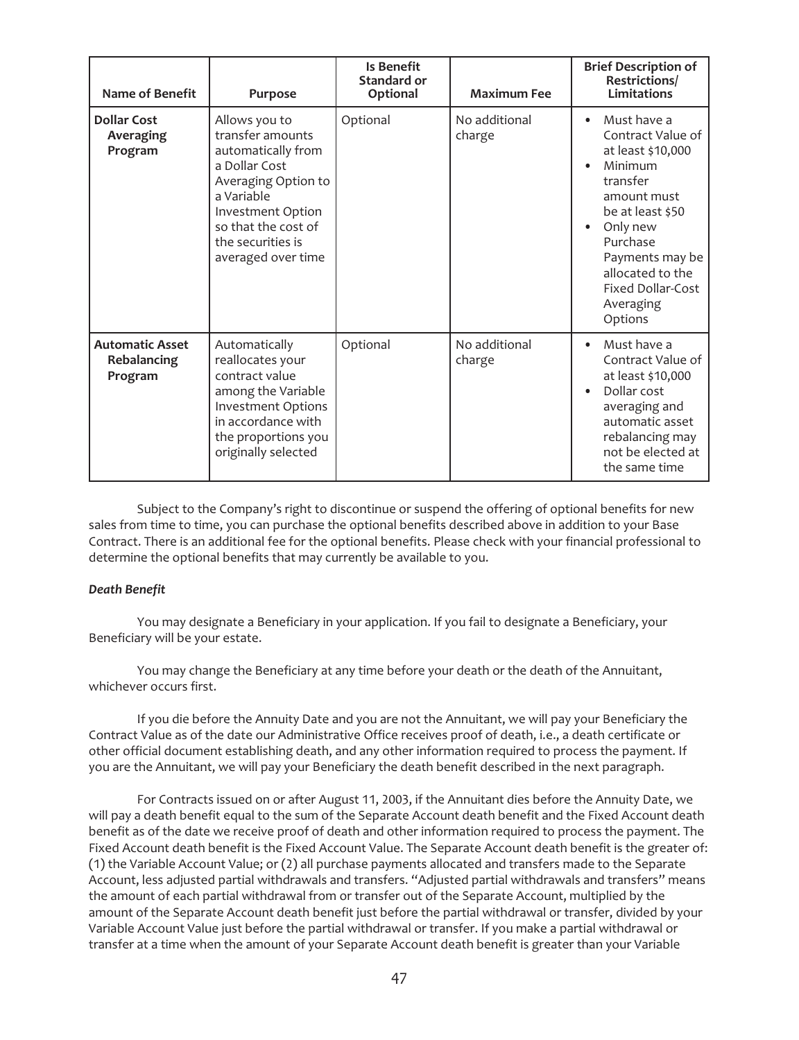| Name of Benefit | Purpose | Is Benefit Standard or Optional | Maximum Fee | Brief Description of Restrictions/ Limitations |
|---|---|---|---|---|
| **Dollar Cost Averaging Program** | Allows you to transfer amounts automatically from a Dollar Cost Averaging Option to a Variable Investment Option so that the cost of the securities is averaged over time | Optional | No additional charge | • Must have a Contract Value of at least $10,000<br>• Minimum transfer amount must be at least $50<br>• Only new Purchase Payments may be allocated to the Fixed Dollar-Cost Averaging Options |
| **Automatic Asset Rebalancing Program** | Automatically reallocates your contract value among the Variable Investment Options in accordance with the proportions you originally selected | Optional | No additional charge | • Must have a Contract Value of at least $10,000<br>• Dollar cost averaging and automatic asset rebalancing may not be elected at the same time |

Subject to the Company's right to discontinue or suspend the offering of optional benefits for new sales from time to time, you can purchase the optional benefits described above in addition to your Base Contract. There is an additional fee for the optional benefits. Please check with your financial professional to determine the optional benefits that may currently be available to you.

***Death Benefit***

You may designate a Beneficiary in your application. If you fail to designate a Beneficiary, your Beneficiary will be your estate.

You may change the Beneficiary at any time before your death or the death of the Annuitant, whichever occurs first.

If you die before the Annuity Date and you are not the Annuitant, we will pay your Beneficiary the Contract Value as of the date our Administrative Office receives proof of death, i.e., a death certificate or other official document establishing death, and any other information required to process the payment. If you are the Annuitant, we will pay your Beneficiary the death benefit described in the next paragraph.

For Contracts issued on or after August 11, 2003, if the Annuitant dies before the Annuity Date, we will pay a death benefit equal to the sum of the Separate Account death benefit and the Fixed Account death benefit as of the date we receive proof of death and other information required to process the payment. The Fixed Account death benefit is the Fixed Account Value. The Separate Account death benefit is the greater of: (1) the Variable Account Value; or (2) all purchase payments allocated and transfers made to the Separate Account, less adjusted partial withdrawals and transfers. "Adjusted partial withdrawals and transfers" means the amount of each partial withdrawal from or transfer out of the Separate Account, multiplied by the amount of the Separate Account death benefit just before the partial withdrawal or transfer, divided by your Variable Account Value just before the partial withdrawal or transfer. If you make a partial withdrawal or transfer at a time when the amount of your Separate Account death benefit is greater than your Variable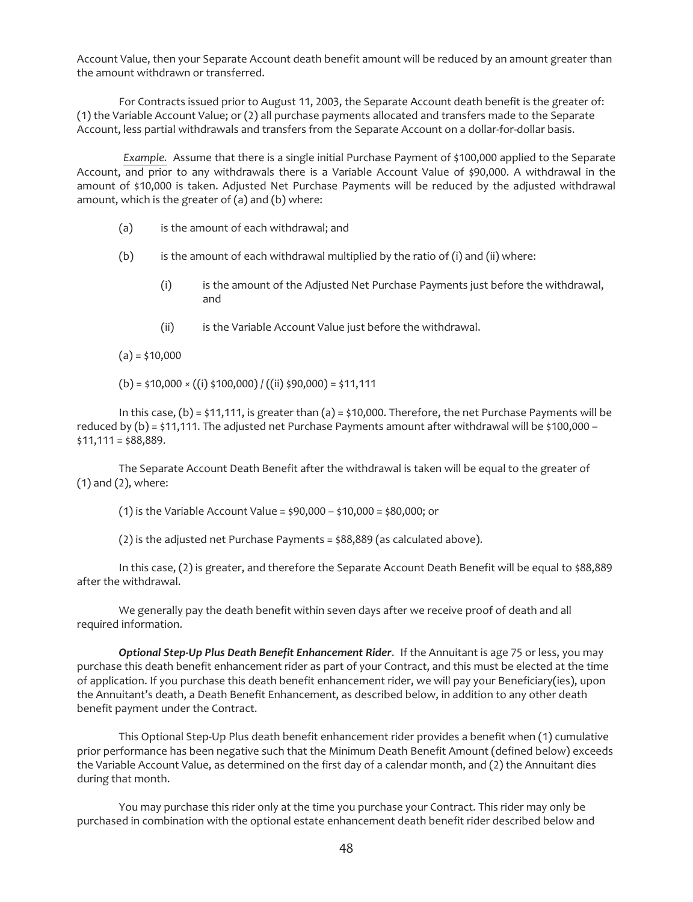Account Value, then your Separate Account death benefit amount will be reduced by an amount greater than the amount withdrawn or transferred.

For Contracts issued prior to August 11, 2003, the Separate Account death benefit is the greater of: (1) the Variable Account Value; or (2) all purchase payments allocated and transfers made to the Separate Account, less partial withdrawals and transfers from the Separate Account on a dollar-for-dollar basis.

*Example.* Assume that there is a single initial Purchase Payment of $100,000 applied to the Separate Account, and prior to any withdrawals there is a Variable Account Value of $90,000. A withdrawal in the amount of $10,000 is taken. Adjusted Net Purchase Payments will be reduced by the adjusted withdrawal amount, which is the greater of (a) and (b) where:

(a) is the amount of each withdrawal; and

(b) is the amount of each withdrawal multiplied by the ratio of (i) and (ii) where:

(i) is the amount of the Adjusted Net Purchase Payments just before the withdrawal, and

(ii) is the Variable Account Value just before the withdrawal.

(a) = $10,000

(b) = $10,000 × ((i) $100,000) / ((ii) $90,000) = $11,111

In this case, (b) = $11,111, is greater than (a) = $10,000. Therefore, the net Purchase Payments will be reduced by (b) = $11,111. The adjusted net Purchase Payments amount after withdrawal will be $100,000 – $11,111 = $88,889.

The Separate Account Death Benefit after the withdrawal is taken will be equal to the greater of (1) and (2), where:

(1) is the Variable Account Value = $90,000 – $10,000 = $80,000; or

(2) is the adjusted net Purchase Payments = $88,889 (as calculated above).

In this case, (2) is greater, and therefore the Separate Account Death Benefit will be equal to $88,889 after the withdrawal.

We generally pay the death benefit within seven days after we receive proof of death and all required information.

***Optional Step-Up Plus Death Benefit Enhancement Rider***. If the Annuitant is age 75 or less, you may purchase this death benefit enhancement rider as part of your Contract, and this must be elected at the time of application. If you purchase this death benefit enhancement rider, we will pay your Beneficiary(ies), upon the Annuitant's death, a Death Benefit Enhancement, as described below, in addition to any other death benefit payment under the Contract.

This Optional Step-Up Plus death benefit enhancement rider provides a benefit when (1) cumulative prior performance has been negative such that the Minimum Death Benefit Amount (defined below) exceeds the Variable Account Value, as determined on the first day of a calendar month, and (2) the Annuitant dies during that month.

You may purchase this rider only at the time you purchase your Contract. This rider may only be purchased in combination with the optional estate enhancement death benefit rider described below and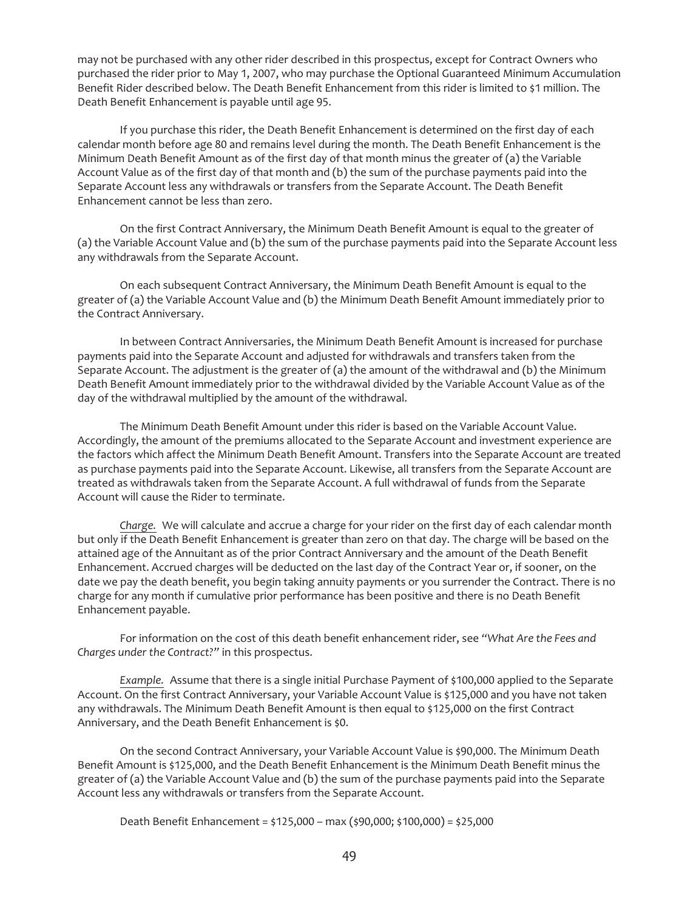may not be purchased with any other rider described in this prospectus, except for Contract Owners who purchased the rider prior to May 1, 2007, who may purchase the Optional Guaranteed Minimum Accumulation Benefit Rider described below. The Death Benefit Enhancement from this rider is limited to $1 million. The Death Benefit Enhancement is payable until age 95.

If you purchase this rider, the Death Benefit Enhancement is determined on the first day of each calendar month before age 80 and remains level during the month. The Death Benefit Enhancement is the Minimum Death Benefit Amount as of the first day of that month minus the greater of (a) the Variable Account Value as of the first day of that month and (b) the sum of the purchase payments paid into the Separate Account less any withdrawals or transfers from the Separate Account. The Death Benefit Enhancement cannot be less than zero.

On the first Contract Anniversary, the Minimum Death Benefit Amount is equal to the greater of (a) the Variable Account Value and (b) the sum of the purchase payments paid into the Separate Account less any withdrawals from the Separate Account.

On each subsequent Contract Anniversary, the Minimum Death Benefit Amount is equal to the greater of (a) the Variable Account Value and (b) the Minimum Death Benefit Amount immediately prior to the Contract Anniversary.

In between Contract Anniversaries, the Minimum Death Benefit Amount is increased for purchase payments paid into the Separate Account and adjusted for withdrawals and transfers taken from the Separate Account. The adjustment is the greater of (a) the amount of the withdrawal and (b) the Minimum Death Benefit Amount immediately prior to the withdrawal divided by the Variable Account Value as of the day of the withdrawal multiplied by the amount of the withdrawal.

The Minimum Death Benefit Amount under this rider is based on the Variable Account Value. Accordingly, the amount of the premiums allocated to the Separate Account and investment experience are the factors which affect the Minimum Death Benefit Amount. Transfers into the Separate Account are treated as purchase payments paid into the Separate Account. Likewise, all transfers from the Separate Account are treated as withdrawals taken from the Separate Account. A full withdrawal of funds from the Separate Account will cause the Rider to terminate.

*Charge.* We will calculate and accrue a charge for your rider on the first day of each calendar month but only if the Death Benefit Enhancement is greater than zero on that day. The charge will be based on the attained age of the Annuitant as of the prior Contract Anniversary and the amount of the Death Benefit Enhancement. Accrued charges will be deducted on the last day of the Contract Year or, if sooner, on the date we pay the death benefit, you begin taking annuity payments or you surrender the Contract. There is no charge for any month if cumulative prior performance has been positive and there is no Death Benefit Enhancement payable.

For information on the cost of this death benefit enhancement rider, see *"What Are the Fees and Charges under the Contract?"* in this prospectus.

*Example.* Assume that there is a single initial Purchase Payment of $100,000 applied to the Separate Account. On the first Contract Anniversary, your Variable Account Value is $125,000 and you have not taken any withdrawals. The Minimum Death Benefit Amount is then equal to $125,000 on the first Contract Anniversary, and the Death Benefit Enhancement is $0.

On the second Contract Anniversary, your Variable Account Value is $90,000. The Minimum Death Benefit Amount is $125,000, and the Death Benefit Enhancement is the Minimum Death Benefit minus the greater of (a) the Variable Account Value and (b) the sum of the purchase payments paid into the Separate Account less any withdrawals or transfers from the Separate Account.

Death Benefit Enhancement = $125,000 – max ($90,000; $100,000) = $25,000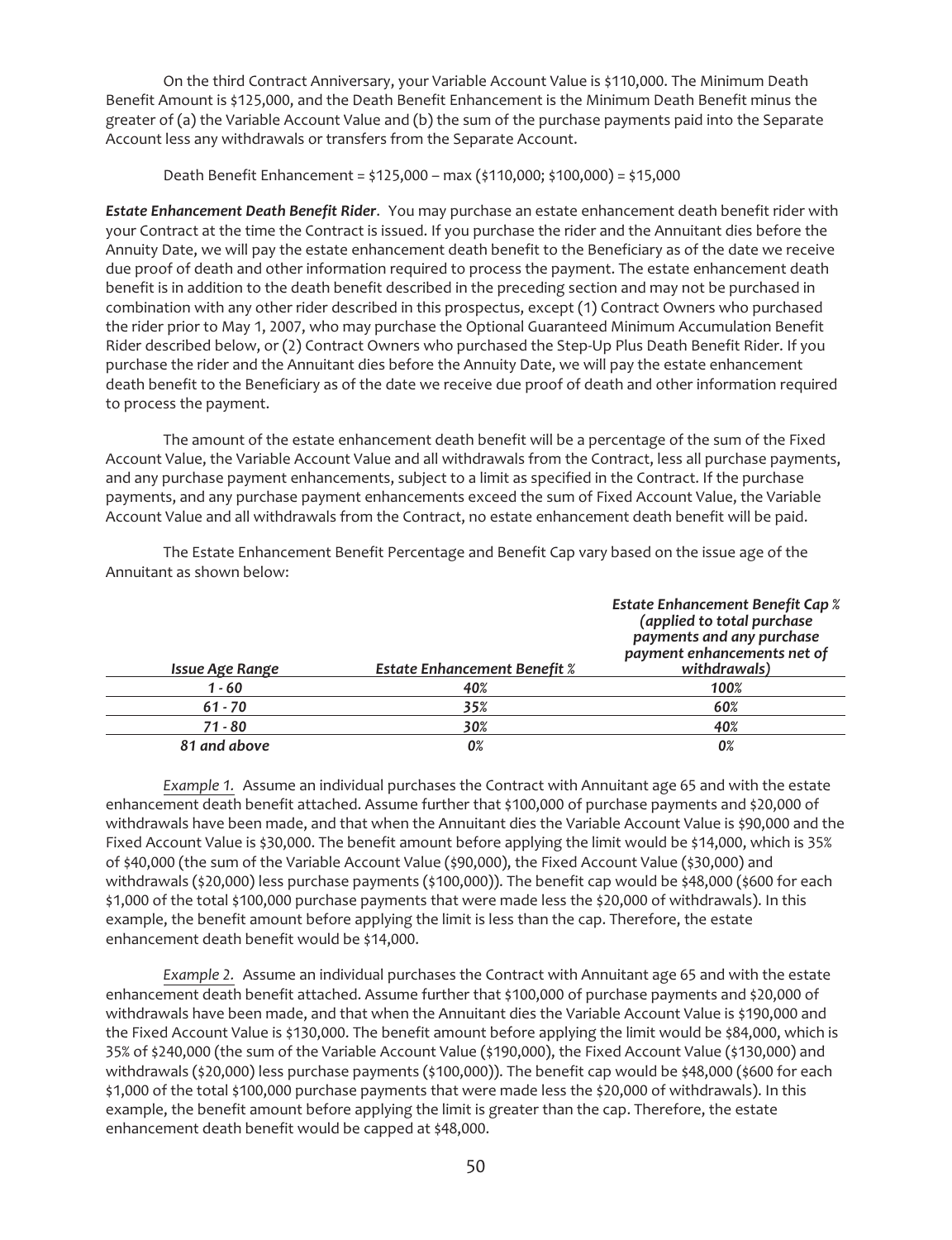On the third Contract Anniversary, your Variable Account Value is $110,000. The Minimum Death Benefit Amount is $125,000, and the Death Benefit Enhancement is the Minimum Death Benefit minus the greater of (a) the Variable Account Value and (b) the sum of the purchase payments paid into the Separate Account less any withdrawals or transfers from the Separate Account.

Death Benefit Enhancement = $125,000 – max ($110,000; $100,000) = $15,000

***Estate Enhancement Death Benefit Rider***. You may purchase an estate enhancement death benefit rider with your Contract at the time the Contract is issued. If you purchase the rider and the Annuitant dies before the Annuity Date, we will pay the estate enhancement death benefit to the Beneficiary as of the date we receive due proof of death and other information required to process the payment. The estate enhancement death benefit is in addition to the death benefit described in the preceding section and may not be purchased in combination with any other rider described in this prospectus, except (1) Contract Owners who purchased the rider prior to May 1, 2007, who may purchase the Optional Guaranteed Minimum Accumulation Benefit Rider described below, or (2) Contract Owners who purchased the Step-Up Plus Death Benefit Rider. If you purchase the rider and the Annuitant dies before the Annuity Date, we will pay the estate enhancement death benefit to the Beneficiary as of the date we receive due proof of death and other information required to process the payment.

The amount of the estate enhancement death benefit will be a percentage of the sum of the Fixed Account Value, the Variable Account Value and all withdrawals from the Contract, less all purchase payments, and any purchase payment enhancements, subject to a limit as specified in the Contract. If the purchase payments, and any purchase payment enhancements exceed the sum of Fixed Account Value, the Variable Account Value and all withdrawals from the Contract, no estate enhancement death benefit will be paid.

The Estate Enhancement Benefit Percentage and Benefit Cap vary based on the issue age of the Annuitant as shown below:

| *Issue Age Range* | *Estate Enhancement Benefit %* | *Estate Enhancement Benefit Cap % (applied to total purchase payments and any purchase payment enhancements net of withdrawals)* |
|---|---|---|
| *1 - 60* | *40%* | *100%* |
| *61 - 70* | *35%* | *60%* |
| *71 - 80* | *30%* | *40%* |
| *81 and above* | *0%* | *0%* |

*Example 1.* Assume an individual purchases the Contract with Annuitant age 65 and with the estate enhancement death benefit attached. Assume further that $100,000 of purchase payments and $20,000 of withdrawals have been made, and that when the Annuitant dies the Variable Account Value is $90,000 and the Fixed Account Value is $30,000. The benefit amount before applying the limit would be $14,000, which is 35% of $40,000 (the sum of the Variable Account Value ($90,000), the Fixed Account Value ($30,000) and withdrawals ($20,000) less purchase payments ($100,000)). The benefit cap would be $48,000 ($600 for each $1,000 of the total $100,000 purchase payments that were made less the $20,000 of withdrawals). In this example, the benefit amount before applying the limit is less than the cap. Therefore, the estate enhancement death benefit would be $14,000.

*Example 2.* Assume an individual purchases the Contract with Annuitant age 65 and with the estate enhancement death benefit attached. Assume further that $100,000 of purchase payments and $20,000 of withdrawals have been made, and that when the Annuitant dies the Variable Account Value is $190,000 and the Fixed Account Value is $130,000. The benefit amount before applying the limit would be $84,000, which is 35% of $240,000 (the sum of the Variable Account Value ($190,000), the Fixed Account Value ($130,000) and withdrawals ($20,000) less purchase payments ($100,000)). The benefit cap would be $48,000 ($600 for each $1,000 of the total $100,000 purchase payments that were made less the $20,000 of withdrawals). In this example, the benefit amount before applying the limit is greater than the cap. Therefore, the estate enhancement death benefit would be capped at $48,000.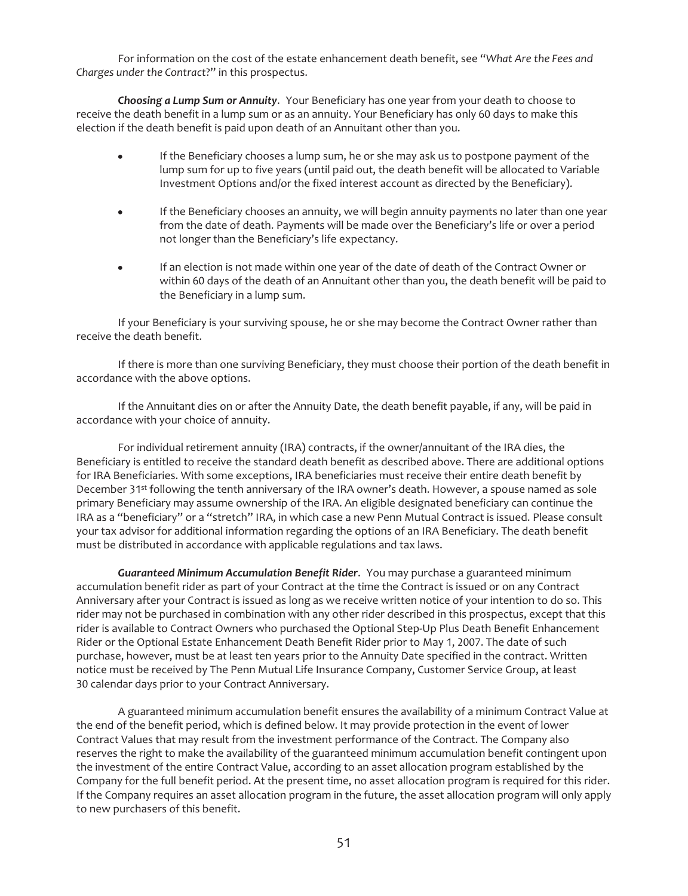For information on the cost of the estate enhancement death benefit, see "*What Are the Fees and Charges under the Contract*?" in this prospectus.

***Choosing a Lump Sum or Annuity***. Your Beneficiary has one year from your death to choose to receive the death benefit in a lump sum or as an annuity. Your Beneficiary has only 60 days to make this election if the death benefit is paid upon death of an Annuitant other than you.

- If the Beneficiary chooses a lump sum, he or she may ask us to postpone payment of the lump sum for up to five years (until paid out, the death benefit will be allocated to Variable Investment Options and/or the fixed interest account as directed by the Beneficiary).
- If the Beneficiary chooses an annuity, we will begin annuity payments no later than one year from the date of death. Payments will be made over the Beneficiary's life or over a period not longer than the Beneficiary's life expectancy.
- If an election is not made within one year of the date of death of the Contract Owner or within 60 days of the death of an Annuitant other than you, the death benefit will be paid to the Beneficiary in a lump sum.

If your Beneficiary is your surviving spouse, he or she may become the Contract Owner rather than receive the death benefit.

If there is more than one surviving Beneficiary, they must choose their portion of the death benefit in accordance with the above options.

If the Annuitant dies on or after the Annuity Date, the death benefit payable, if any, will be paid in accordance with your choice of annuity.

For individual retirement annuity (IRA) contracts, if the owner/annuitant of the IRA dies, the Beneficiary is entitled to receive the standard death benefit as described above. There are additional options for IRA Beneficiaries. With some exceptions, IRA beneficiaries must receive their entire death benefit by December 31st following the tenth anniversary of the IRA owner's death. However, a spouse named as sole primary Beneficiary may assume ownership of the IRA. An eligible designated beneficiary can continue the IRA as a "beneficiary" or a "stretch" IRA, in which case a new Penn Mutual Contract is issued. Please consult your tax advisor for additional information regarding the options of an IRA Beneficiary. The death benefit must be distributed in accordance with applicable regulations and tax laws.

***Guaranteed Minimum Accumulation Benefit Rider***. You may purchase a guaranteed minimum accumulation benefit rider as part of your Contract at the time the Contract is issued or on any Contract Anniversary after your Contract is issued as long as we receive written notice of your intention to do so. This rider may not be purchased in combination with any other rider described in this prospectus, except that this rider is available to Contract Owners who purchased the Optional Step-Up Plus Death Benefit Enhancement Rider or the Optional Estate Enhancement Death Benefit Rider prior to May 1, 2007. The date of such purchase, however, must be at least ten years prior to the Annuity Date specified in the contract. Written notice must be received by The Penn Mutual Life Insurance Company, Customer Service Group, at least 30 calendar days prior to your Contract Anniversary.

A guaranteed minimum accumulation benefit ensures the availability of a minimum Contract Value at the end of the benefit period, which is defined below. It may provide protection in the event of lower Contract Values that may result from the investment performance of the Contract. The Company also reserves the right to make the availability of the guaranteed minimum accumulation benefit contingent upon the investment of the entire Contract Value, according to an asset allocation program established by the Company for the full benefit period. At the present time, no asset allocation program is required for this rider. If the Company requires an asset allocation program in the future, the asset allocation program will only apply to new purchasers of this benefit.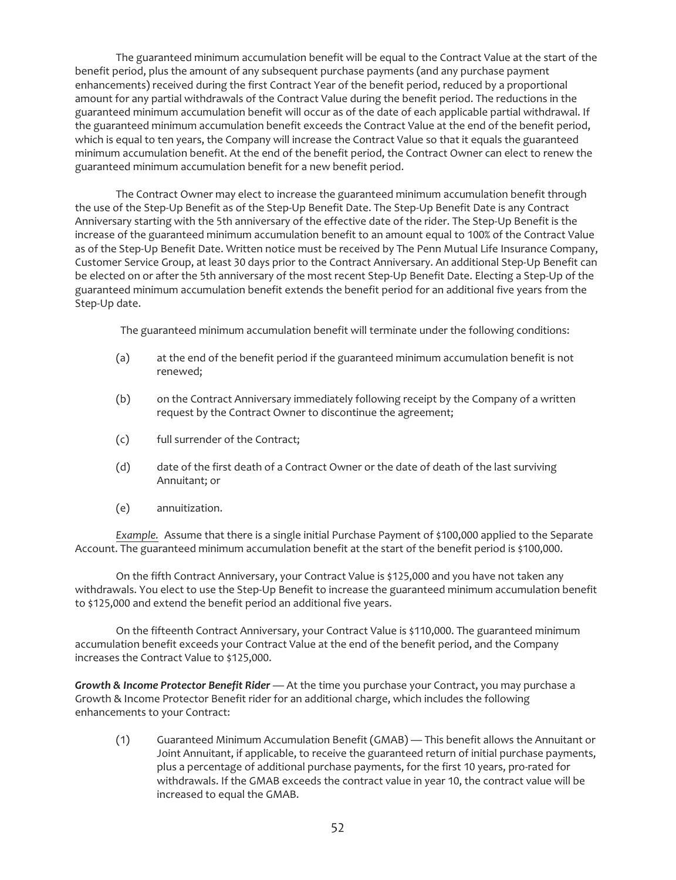The guaranteed minimum accumulation benefit will be equal to the Contract Value at the start of the benefit period, plus the amount of any subsequent purchase payments (and any purchase payment enhancements) received during the first Contract Year of the benefit period, reduced by a proportional amount for any partial withdrawals of the Contract Value during the benefit period. The reductions in the guaranteed minimum accumulation benefit will occur as of the date of each applicable partial withdrawal. If the guaranteed minimum accumulation benefit exceeds the Contract Value at the end of the benefit period, which is equal to ten years, the Company will increase the Contract Value so that it equals the guaranteed minimum accumulation benefit. At the end of the benefit period, the Contract Owner can elect to renew the guaranteed minimum accumulation benefit for a new benefit period.

The Contract Owner may elect to increase the guaranteed minimum accumulation benefit through the use of the Step-Up Benefit as of the Step-Up Benefit Date. The Step-Up Benefit Date is any Contract Anniversary starting with the 5th anniversary of the effective date of the rider. The Step-Up Benefit is the increase of the guaranteed minimum accumulation benefit to an amount equal to 100% of the Contract Value as of the Step-Up Benefit Date. Written notice must be received by The Penn Mutual Life Insurance Company, Customer Service Group, at least 30 days prior to the Contract Anniversary. An additional Step-Up Benefit can be elected on or after the 5th anniversary of the most recent Step-Up Benefit Date. Electing a Step-Up of the guaranteed minimum accumulation benefit extends the benefit period for an additional five years from the Step-Up date.

The guaranteed minimum accumulation benefit will terminate under the following conditions:

(a) at the end of the benefit period if the guaranteed minimum accumulation benefit is not renewed;

(b) on the Contract Anniversary immediately following receipt by the Company of a written request by the Contract Owner to discontinue the agreement;

(c) full surrender of the Contract;

(d) date of the first death of a Contract Owner or the date of death of the last surviving Annuitant; or

(e) annuitization.

*Example.* Assume that there is a single initial Purchase Payment of $100,000 applied to the Separate Account. The guaranteed minimum accumulation benefit at the start of the benefit period is $100,000.

On the fifth Contract Anniversary, your Contract Value is $125,000 and you have not taken any withdrawals. You elect to use the Step-Up Benefit to increase the guaranteed minimum accumulation benefit to $125,000 and extend the benefit period an additional five years.

On the fifteenth Contract Anniversary, your Contract Value is $110,000. The guaranteed minimum accumulation benefit exceeds your Contract Value at the end of the benefit period, and the Company increases the Contract Value to $125,000.

***Growth & Income Protector Benefit Rider*** — At the time you purchase your Contract, you may purchase a Growth & Income Protector Benefit rider for an additional charge, which includes the following enhancements to your Contract:

(1) Guaranteed Minimum Accumulation Benefit (GMAB) — This benefit allows the Annuitant or Joint Annuitant, if applicable, to receive the guaranteed return of initial purchase payments, plus a percentage of additional purchase payments, for the first 10 years, pro-rated for withdrawals. If the GMAB exceeds the contract value in year 10, the contract value will be increased to equal the GMAB.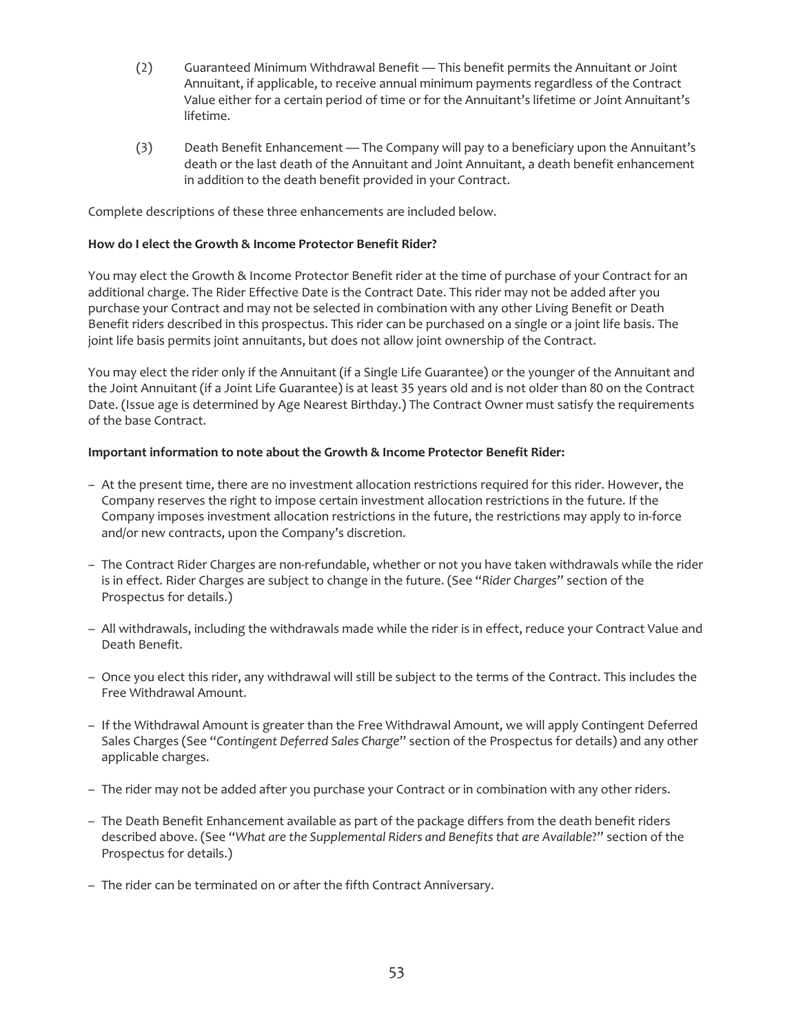(2) Guaranteed Minimum Withdrawal Benefit — This benefit permits the Annuitant or Joint Annuitant, if applicable, to receive annual minimum payments regardless of the Contract Value either for a certain period of time or for the Annuitant's lifetime or Joint Annuitant's lifetime.

(3) Death Benefit Enhancement — The Company will pay to a beneficiary upon the Annuitant's death or the last death of the Annuitant and Joint Annuitant, a death benefit enhancement in addition to the death benefit provided in your Contract.

Complete descriptions of these three enhancements are included below.

**How do I elect the Growth & Income Protector Benefit Rider?**

You may elect the Growth & Income Protector Benefit rider at the time of purchase of your Contract for an additional charge. The Rider Effective Date is the Contract Date. This rider may not be added after you purchase your Contract and may not be selected in combination with any other Living Benefit or Death Benefit riders described in this prospectus. This rider can be purchased on a single or a joint life basis. The joint life basis permits joint annuitants, but does not allow joint ownership of the Contract.

You may elect the rider only if the Annuitant (if a Single Life Guarantee) or the younger of the Annuitant and the Joint Annuitant (if a Joint Life Guarantee) is at least 35 years old and is not older than 80 on the Contract Date. (Issue age is determined by Age Nearest Birthday.) The Contract Owner must satisfy the requirements of the base Contract.

**Important information to note about the Growth & Income Protector Benefit Rider:**

- At the present time, there are no investment allocation restrictions required for this rider. However, the Company reserves the right to impose certain investment allocation restrictions in the future. If the Company imposes investment allocation restrictions in the future, the restrictions may apply to in-force and/or new contracts, upon the Company's discretion.
- The Contract Rider Charges are non-refundable, whether or not you have taken withdrawals while the rider is in effect. Rider Charges are subject to change in the future. (See "*Rider Charges*" section of the Prospectus for details.)
- All withdrawals, including the withdrawals made while the rider is in effect, reduce your Contract Value and Death Benefit.
- Once you elect this rider, any withdrawal will still be subject to the terms of the Contract. This includes the Free Withdrawal Amount.
- If the Withdrawal Amount is greater than the Free Withdrawal Amount, we will apply Contingent Deferred Sales Charges (See "*Contingent Deferred Sales Charge*" section of the Prospectus for details) and any other applicable charges.
- The rider may not be added after you purchase your Contract or in combination with any other riders.
- The Death Benefit Enhancement available as part of the package differs from the death benefit riders described above. (See "*What are the Supplemental Riders and Benefits that are Available*?" section of the Prospectus for details.)
- The rider can be terminated on or after the fifth Contract Anniversary.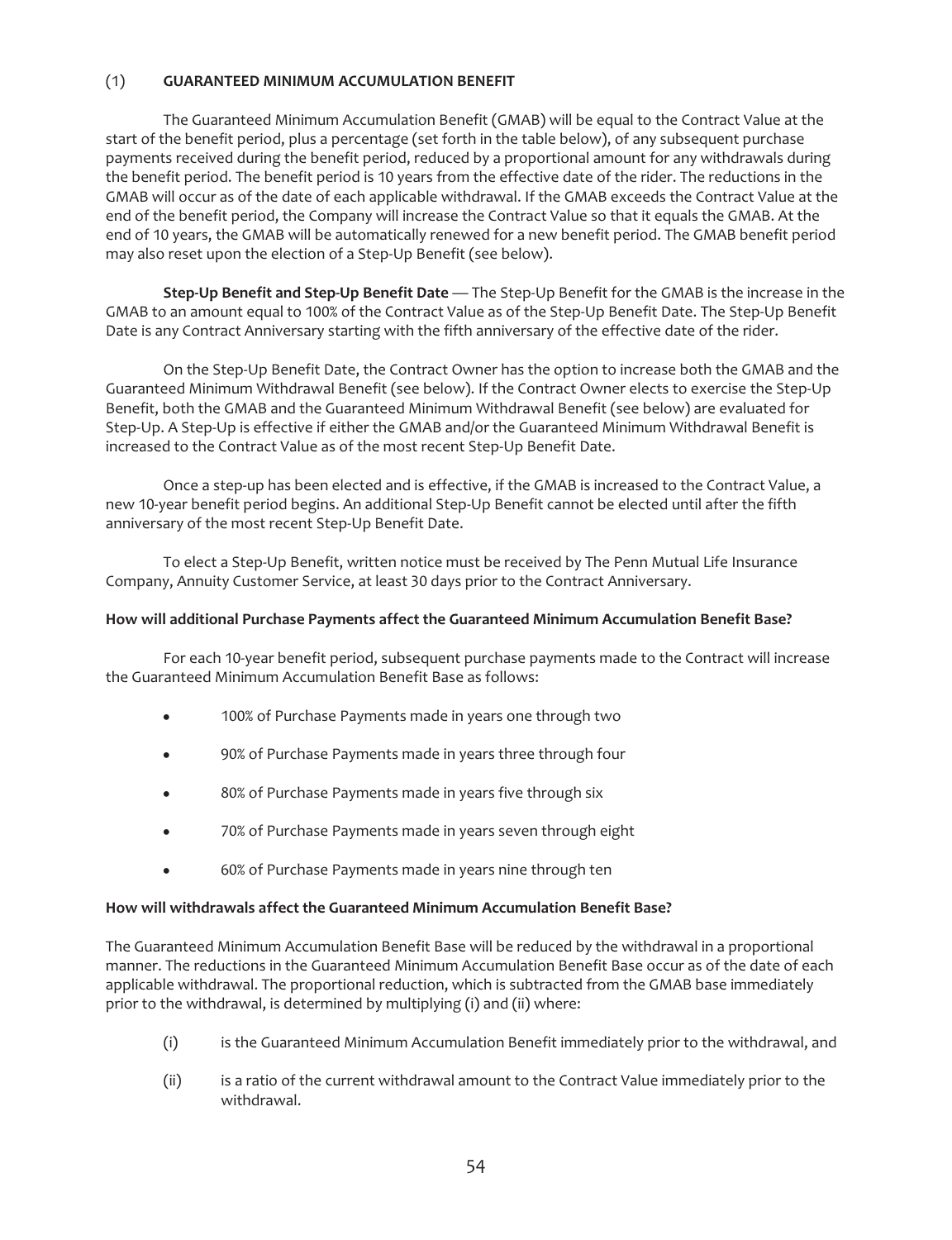## (1) GUARANTEED MINIMUM ACCUMULATION BENEFIT

The Guaranteed Minimum Accumulation Benefit (GMAB) will be equal to the Contract Value at the start of the benefit period, plus a percentage (set forth in the table below), of any subsequent purchase payments received during the benefit period, reduced by a proportional amount for any withdrawals during the benefit period. The benefit period is 10 years from the effective date of the rider. The reductions in the GMAB will occur as of the date of each applicable withdrawal. If the GMAB exceeds the Contract Value at the end of the benefit period, the Company will increase the Contract Value so that it equals the GMAB. At the end of 10 years, the GMAB will be automatically renewed for a new benefit period. The GMAB benefit period may also reset upon the election of a Step-Up Benefit (see below).

**Step-Up Benefit and Step-Up Benefit Date** — The Step-Up Benefit for the GMAB is the increase in the GMAB to an amount equal to 100% of the Contract Value as of the Step-Up Benefit Date. The Step-Up Benefit Date is any Contract Anniversary starting with the fifth anniversary of the effective date of the rider.

On the Step-Up Benefit Date, the Contract Owner has the option to increase both the GMAB and the Guaranteed Minimum Withdrawal Benefit (see below). If the Contract Owner elects to exercise the Step-Up Benefit, both the GMAB and the Guaranteed Minimum Withdrawal Benefit (see below) are evaluated for Step-Up. A Step-Up is effective if either the GMAB and/or the Guaranteed Minimum Withdrawal Benefit is increased to the Contract Value as of the most recent Step-Up Benefit Date.

Once a step-up has been elected and is effective, if the GMAB is increased to the Contract Value, a new 10-year benefit period begins. An additional Step-Up Benefit cannot be elected until after the fifth anniversary of the most recent Step-Up Benefit Date.

To elect a Step-Up Benefit, written notice must be received by The Penn Mutual Life Insurance Company, Annuity Customer Service, at least 30 days prior to the Contract Anniversary.

**How will additional Purchase Payments affect the Guaranteed Minimum Accumulation Benefit Base?**

For each 10-year benefit period, subsequent purchase payments made to the Contract will increase the Guaranteed Minimum Accumulation Benefit Base as follows:

- 100% of Purchase Payments made in years one through two
- 90% of Purchase Payments made in years three through four
- 80% of Purchase Payments made in years five through six
- 70% of Purchase Payments made in years seven through eight
- 60% of Purchase Payments made in years nine through ten

**How will withdrawals affect the Guaranteed Minimum Accumulation Benefit Base?**

The Guaranteed Minimum Accumulation Benefit Base will be reduced by the withdrawal in a proportional manner. The reductions in the Guaranteed Minimum Accumulation Benefit Base occur as of the date of each applicable withdrawal. The proportional reduction, which is subtracted from the GMAB base immediately prior to the withdrawal, is determined by multiplying (i) and (ii) where:

(i) is the Guaranteed Minimum Accumulation Benefit immediately prior to the withdrawal, and

(ii) is a ratio of the current withdrawal amount to the Contract Value immediately prior to the withdrawal.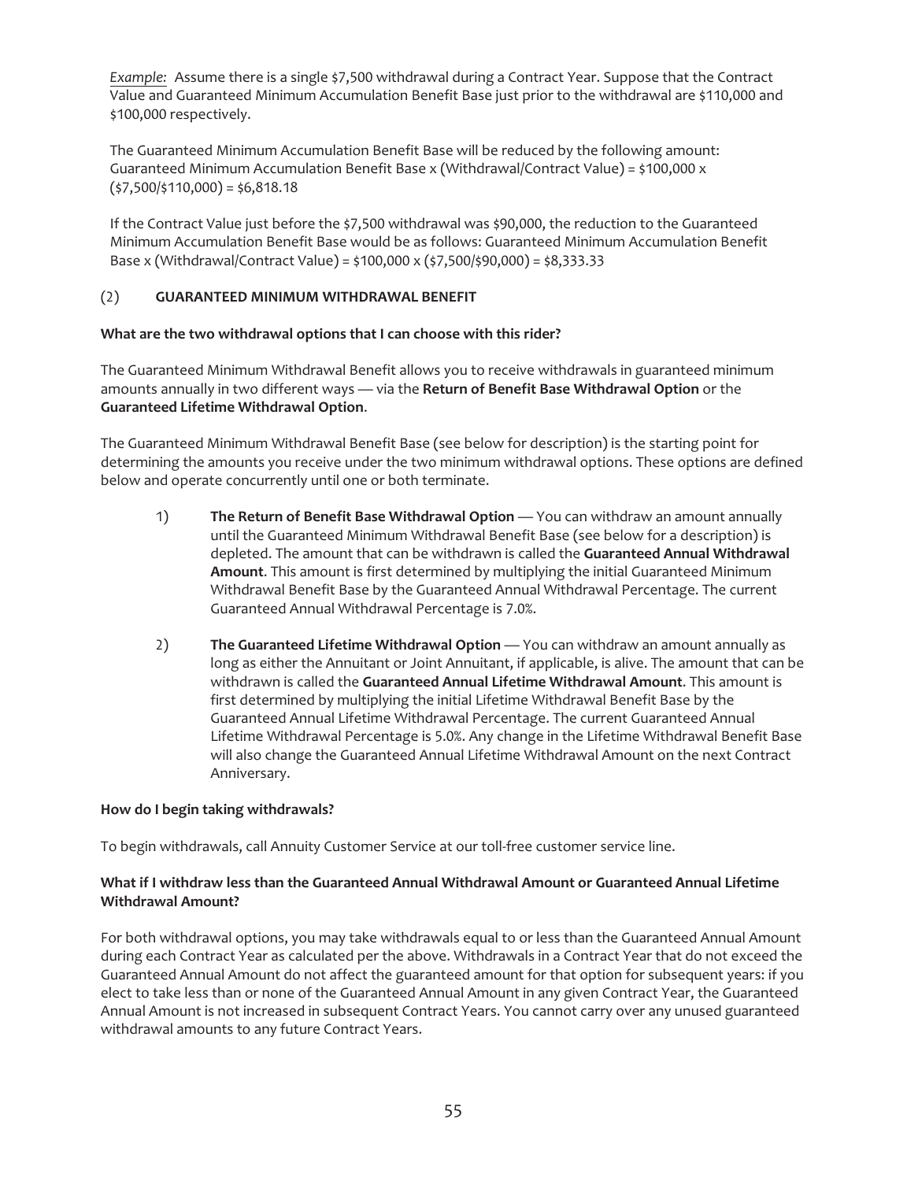*Example:* Assume there is a single $7,500 withdrawal during a Contract Year. Suppose that the Contract Value and Guaranteed Minimum Accumulation Benefit Base just prior to the withdrawal are $110,000 and $100,000 respectively.

The Guaranteed Minimum Accumulation Benefit Base will be reduced by the following amount: Guaranteed Minimum Accumulation Benefit Base x (Withdrawal/Contract Value) = $100,000 x ($7,500/$110,000) = $6,818.18

If the Contract Value just before the $7,500 withdrawal was $90,000, the reduction to the Guaranteed Minimum Accumulation Benefit Base would be as follows: Guaranteed Minimum Accumulation Benefit Base x (Withdrawal/Contract Value) = $100,000 x ($7,500/$90,000) = $8,333.33

## (2) GUARANTEED MINIMUM WITHDRAWAL BENEFIT

**What are the two withdrawal options that I can choose with this rider?**

The Guaranteed Minimum Withdrawal Benefit allows you to receive withdrawals in guaranteed minimum amounts annually in two different ways — via the **Return of Benefit Base Withdrawal Option** or the **Guaranteed Lifetime Withdrawal Option**.

The Guaranteed Minimum Withdrawal Benefit Base (see below for description) is the starting point for determining the amounts you receive under the two minimum withdrawal options. These options are defined below and operate concurrently until one or both terminate.

1) **The Return of Benefit Base Withdrawal Option** — You can withdraw an amount annually until the Guaranteed Minimum Withdrawal Benefit Base (see below for a description) is depleted. The amount that can be withdrawn is called the **Guaranteed Annual Withdrawal Amount**. This amount is first determined by multiplying the initial Guaranteed Minimum Withdrawal Benefit Base by the Guaranteed Annual Withdrawal Percentage. The current Guaranteed Annual Withdrawal Percentage is 7.0%.

2) **The Guaranteed Lifetime Withdrawal Option** — You can withdraw an amount annually as long as either the Annuitant or Joint Annuitant, if applicable, is alive. The amount that can be withdrawn is called the **Guaranteed Annual Lifetime Withdrawal Amount**. This amount is first determined by multiplying the initial Lifetime Withdrawal Benefit Base by the Guaranteed Annual Lifetime Withdrawal Percentage. The current Guaranteed Annual Lifetime Withdrawal Percentage is 5.0%. Any change in the Lifetime Withdrawal Benefit Base will also change the Guaranteed Annual Lifetime Withdrawal Amount on the next Contract Anniversary.

**How do I begin taking withdrawals?**

To begin withdrawals, call Annuity Customer Service at our toll-free customer service line.

**What if I withdraw less than the Guaranteed Annual Withdrawal Amount or Guaranteed Annual Lifetime Withdrawal Amount?**

For both withdrawal options, you may take withdrawals equal to or less than the Guaranteed Annual Amount during each Contract Year as calculated per the above. Withdrawals in a Contract Year that do not exceed the Guaranteed Annual Amount do not affect the guaranteed amount for that option for subsequent years: if you elect to take less than or none of the Guaranteed Annual Amount in any given Contract Year, the Guaranteed Annual Amount is not increased in subsequent Contract Years. You cannot carry over any unused guaranteed withdrawal amounts to any future Contract Years.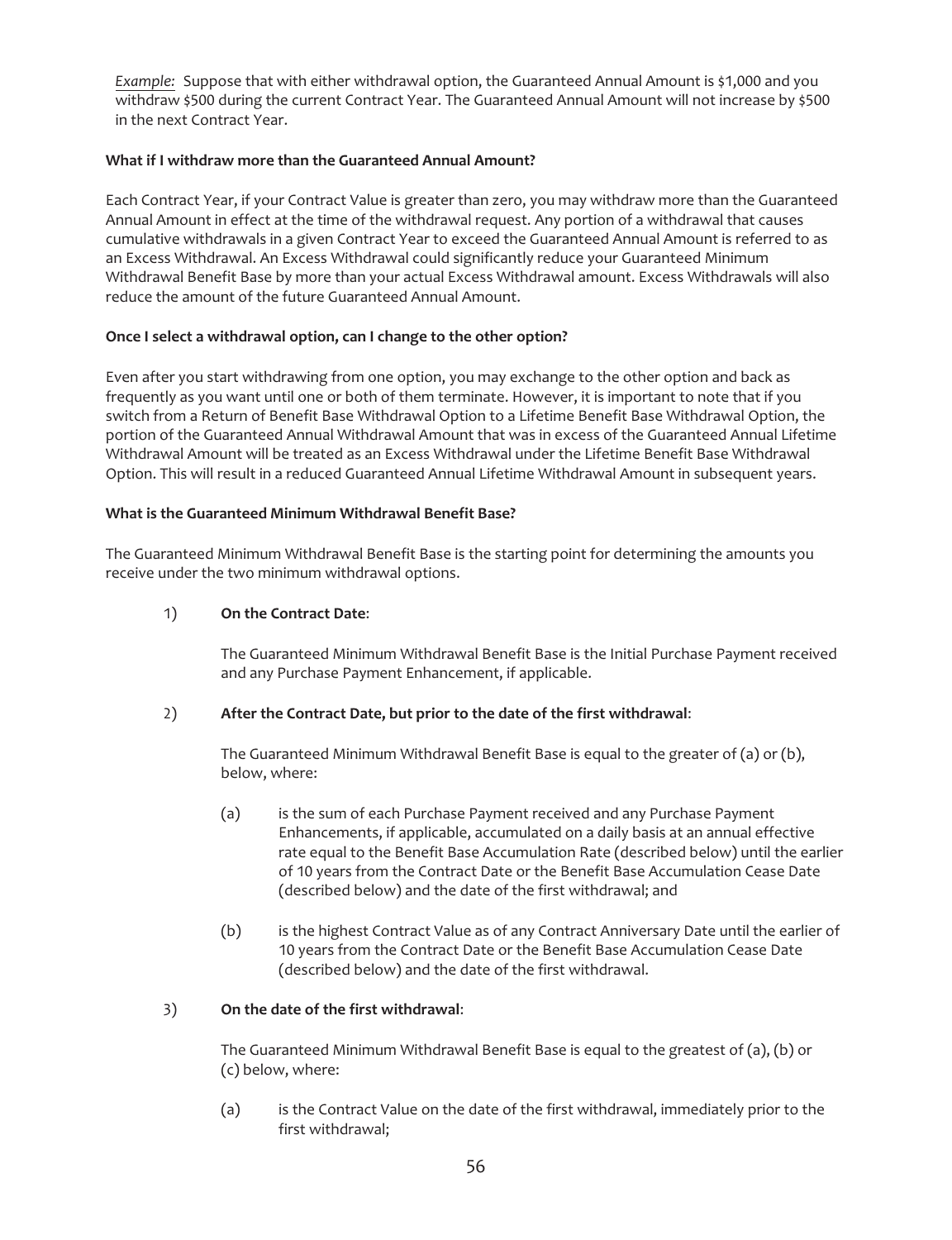*Example:* Suppose that with either withdrawal option, the Guaranteed Annual Amount is $1,000 and you withdraw $500 during the current Contract Year. The Guaranteed Annual Amount will not increase by $500 in the next Contract Year.

**What if I withdraw more than the Guaranteed Annual Amount?**

Each Contract Year, if your Contract Value is greater than zero, you may withdraw more than the Guaranteed Annual Amount in effect at the time of the withdrawal request. Any portion of a withdrawal that causes cumulative withdrawals in a given Contract Year to exceed the Guaranteed Annual Amount is referred to as an Excess Withdrawal. An Excess Withdrawal could significantly reduce your Guaranteed Minimum Withdrawal Benefit Base by more than your actual Excess Withdrawal amount. Excess Withdrawals will also reduce the amount of the future Guaranteed Annual Amount.

**Once I select a withdrawal option, can I change to the other option?**

Even after you start withdrawing from one option, you may exchange to the other option and back as frequently as you want until one or both of them terminate. However, it is important to note that if you switch from a Return of Benefit Base Withdrawal Option to a Lifetime Benefit Base Withdrawal Option, the portion of the Guaranteed Annual Withdrawal Amount that was in excess of the Guaranteed Annual Lifetime Withdrawal Amount will be treated as an Excess Withdrawal under the Lifetime Benefit Base Withdrawal Option. This will result in a reduced Guaranteed Annual Lifetime Withdrawal Amount in subsequent years.

**What is the Guaranteed Minimum Withdrawal Benefit Base?**

The Guaranteed Minimum Withdrawal Benefit Base is the starting point for determining the amounts you receive under the two minimum withdrawal options.

1) **On the Contract Date**:

   The Guaranteed Minimum Withdrawal Benefit Base is the Initial Purchase Payment received and any Purchase Payment Enhancement, if applicable.

2) **After the Contract Date, but prior to the date of the first withdrawal**:

   The Guaranteed Minimum Withdrawal Benefit Base is equal to the greater of (a) or (b), below, where:

   (a) is the sum of each Purchase Payment received and any Purchase Payment Enhancements, if applicable, accumulated on a daily basis at an annual effective rate equal to the Benefit Base Accumulation Rate (described below) until the earlier of 10 years from the Contract Date or the Benefit Base Accumulation Cease Date (described below) and the date of the first withdrawal; and

   (b) is the highest Contract Value as of any Contract Anniversary Date until the earlier of 10 years from the Contract Date or the Benefit Base Accumulation Cease Date (described below) and the date of the first withdrawal.

3) **On the date of the first withdrawal**:

   The Guaranteed Minimum Withdrawal Benefit Base is equal to the greatest of (a), (b) or (c) below, where:

   (a) is the Contract Value on the date of the first withdrawal, immediately prior to the first withdrawal;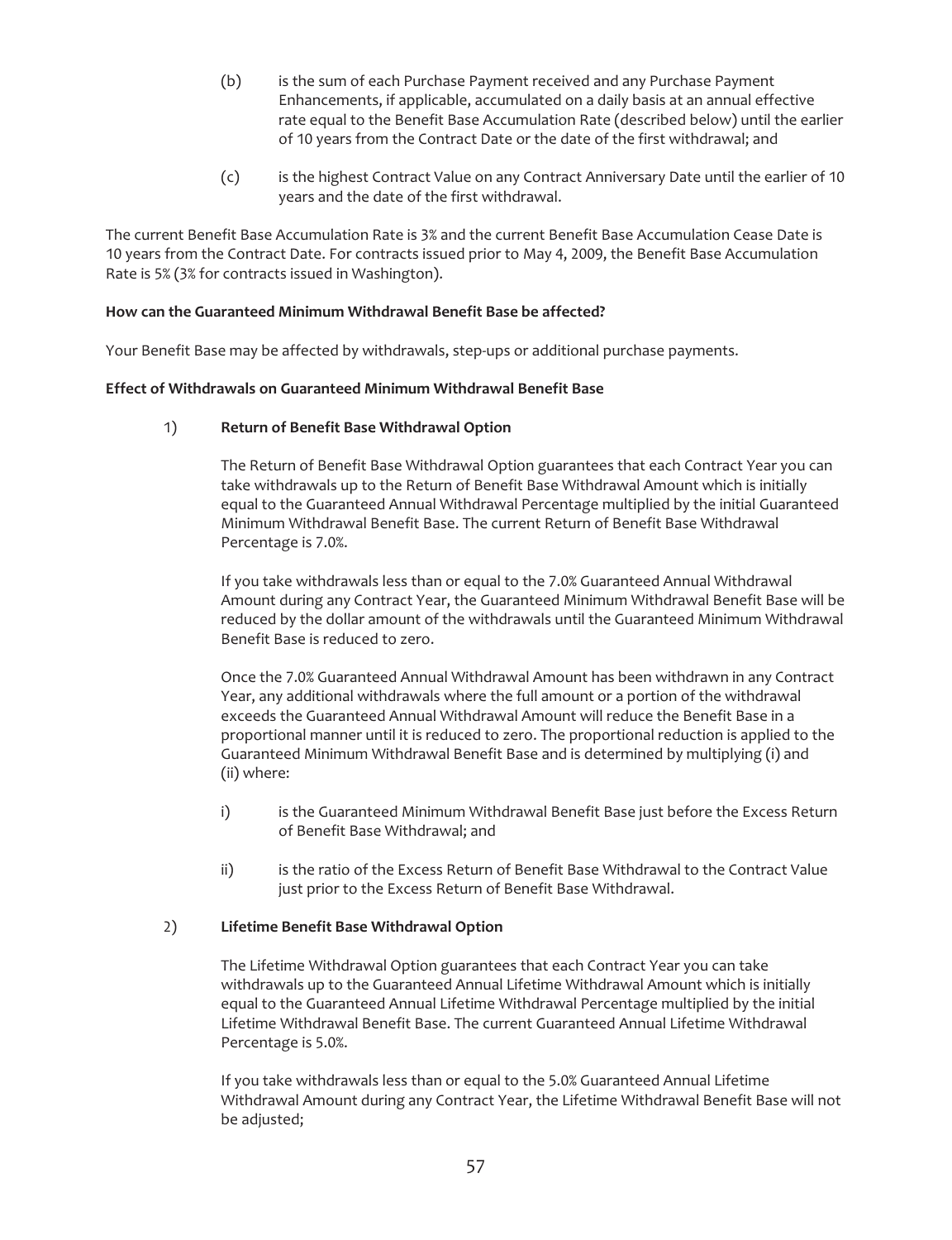(b) is the sum of each Purchase Payment received and any Purchase Payment Enhancements, if applicable, accumulated on a daily basis at an annual effective rate equal to the Benefit Base Accumulation Rate (described below) until the earlier of 10 years from the Contract Date or the date of the first withdrawal; and

(c) is the highest Contract Value on any Contract Anniversary Date until the earlier of 10 years and the date of the first withdrawal.

The current Benefit Base Accumulation Rate is 3% and the current Benefit Base Accumulation Cease Date is 10 years from the Contract Date. For contracts issued prior to May 4, 2009, the Benefit Base Accumulation Rate is 5% (3% for contracts issued in Washington).

**How can the Guaranteed Minimum Withdrawal Benefit Base be affected?**

Your Benefit Base may be affected by withdrawals, step-ups or additional purchase payments.

**Effect of Withdrawals on Guaranteed Minimum Withdrawal Benefit Base**

1) **Return of Benefit Base Withdrawal Option**

The Return of Benefit Base Withdrawal Option guarantees that each Contract Year you can take withdrawals up to the Return of Benefit Base Withdrawal Amount which is initially equal to the Guaranteed Annual Withdrawal Percentage multiplied by the initial Guaranteed Minimum Withdrawal Benefit Base. The current Return of Benefit Base Withdrawal Percentage is 7.0%.

If you take withdrawals less than or equal to the 7.0% Guaranteed Annual Withdrawal Amount during any Contract Year, the Guaranteed Minimum Withdrawal Benefit Base will be reduced by the dollar amount of the withdrawals until the Guaranteed Minimum Withdrawal Benefit Base is reduced to zero.

Once the 7.0% Guaranteed Annual Withdrawal Amount has been withdrawn in any Contract Year, any additional withdrawals where the full amount or a portion of the withdrawal exceeds the Guaranteed Annual Withdrawal Amount will reduce the Benefit Base in a proportional manner until it is reduced to zero. The proportional reduction is applied to the Guaranteed Minimum Withdrawal Benefit Base and is determined by multiplying (i) and (ii) where:

i) is the Guaranteed Minimum Withdrawal Benefit Base just before the Excess Return of Benefit Base Withdrawal; and

ii) is the ratio of the Excess Return of Benefit Base Withdrawal to the Contract Value just prior to the Excess Return of Benefit Base Withdrawal.

2) **Lifetime Benefit Base Withdrawal Option**

The Lifetime Withdrawal Option guarantees that each Contract Year you can take withdrawals up to the Guaranteed Annual Lifetime Withdrawal Amount which is initially equal to the Guaranteed Annual Lifetime Withdrawal Percentage multiplied by the initial Lifetime Withdrawal Benefit Base. The current Guaranteed Annual Lifetime Withdrawal Percentage is 5.0%.

If you take withdrawals less than or equal to the 5.0% Guaranteed Annual Lifetime Withdrawal Amount during any Contract Year, the Lifetime Withdrawal Benefit Base will not be adjusted;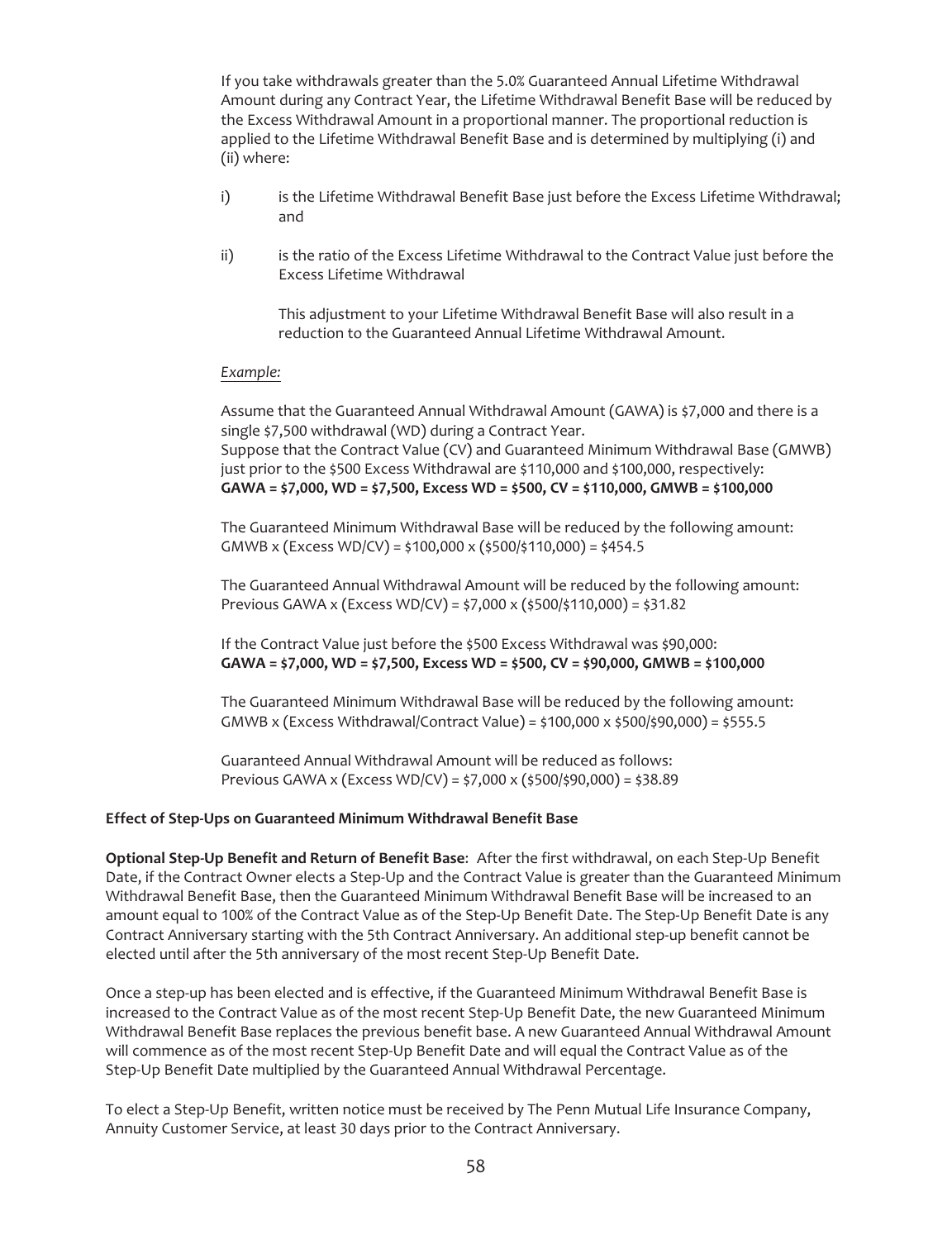If you take withdrawals greater than the 5.0% Guaranteed Annual Lifetime Withdrawal Amount during any Contract Year, the Lifetime Withdrawal Benefit Base will be reduced by the Excess Withdrawal Amount in a proportional manner. The proportional reduction is applied to the Lifetime Withdrawal Benefit Base and is determined by multiplying (i) and (ii) where:

i) is the Lifetime Withdrawal Benefit Base just before the Excess Lifetime Withdrawal; and

ii) is the ratio of the Excess Lifetime Withdrawal to the Contract Value just before the Excess Lifetime Withdrawal

This adjustment to your Lifetime Withdrawal Benefit Base will also result in a reduction to the Guaranteed Annual Lifetime Withdrawal Amount.

*Example:*

Assume that the Guaranteed Annual Withdrawal Amount (GAWA) is $7,000 and there is a single $7,500 withdrawal (WD) during a Contract Year.
Suppose that the Contract Value (CV) and Guaranteed Minimum Withdrawal Base (GMWB) just prior to the $500 Excess Withdrawal are $110,000 and $100,000, respectively:
**GAWA = $7,000, WD = $7,500, Excess WD = $500, CV = $110,000, GMWB = $100,000**

The Guaranteed Minimum Withdrawal Base will be reduced by the following amount:
GMWB x (Excess WD/CV) = $100,000 x ($500/$110,000) = $454.5

The Guaranteed Annual Withdrawal Amount will be reduced by the following amount:
Previous GAWA x (Excess WD/CV) = $7,000 x ($500/$110,000) = $31.82

If the Contract Value just before the $500 Excess Withdrawal was $90,000:
**GAWA = $7,000, WD = $7,500, Excess WD = $500, CV = $90,000, GMWB = $100,000**

The Guaranteed Minimum Withdrawal Base will be reduced by the following amount:
GMWB x (Excess Withdrawal/Contract Value) = $100,000 x $500/$90,000) = $555.5

Guaranteed Annual Withdrawal Amount will be reduced as follows:
Previous GAWA x (Excess WD/CV) = $7,000 x ($500/$90,000) = $38.89

**Effect of Step-Ups on Guaranteed Minimum Withdrawal Benefit Base**

**Optional Step-Up Benefit and Return of Benefit Base**: After the first withdrawal, on each Step-Up Benefit Date, if the Contract Owner elects a Step-Up and the Contract Value is greater than the Guaranteed Minimum Withdrawal Benefit Base, then the Guaranteed Minimum Withdrawal Benefit Base will be increased to an amount equal to 100% of the Contract Value as of the Step-Up Benefit Date. The Step-Up Benefit Date is any Contract Anniversary starting with the 5th Contract Anniversary. An additional step-up benefit cannot be elected until after the 5th anniversary of the most recent Step-Up Benefit Date.

Once a step-up has been elected and is effective, if the Guaranteed Minimum Withdrawal Benefit Base is increased to the Contract Value as of the most recent Step-Up Benefit Date, the new Guaranteed Minimum Withdrawal Benefit Base replaces the previous benefit base. A new Guaranteed Annual Withdrawal Amount will commence as of the most recent Step-Up Benefit Date and will equal the Contract Value as of the Step-Up Benefit Date multiplied by the Guaranteed Annual Withdrawal Percentage.

To elect a Step-Up Benefit, written notice must be received by The Penn Mutual Life Insurance Company, Annuity Customer Service, at least 30 days prior to the Contract Anniversary.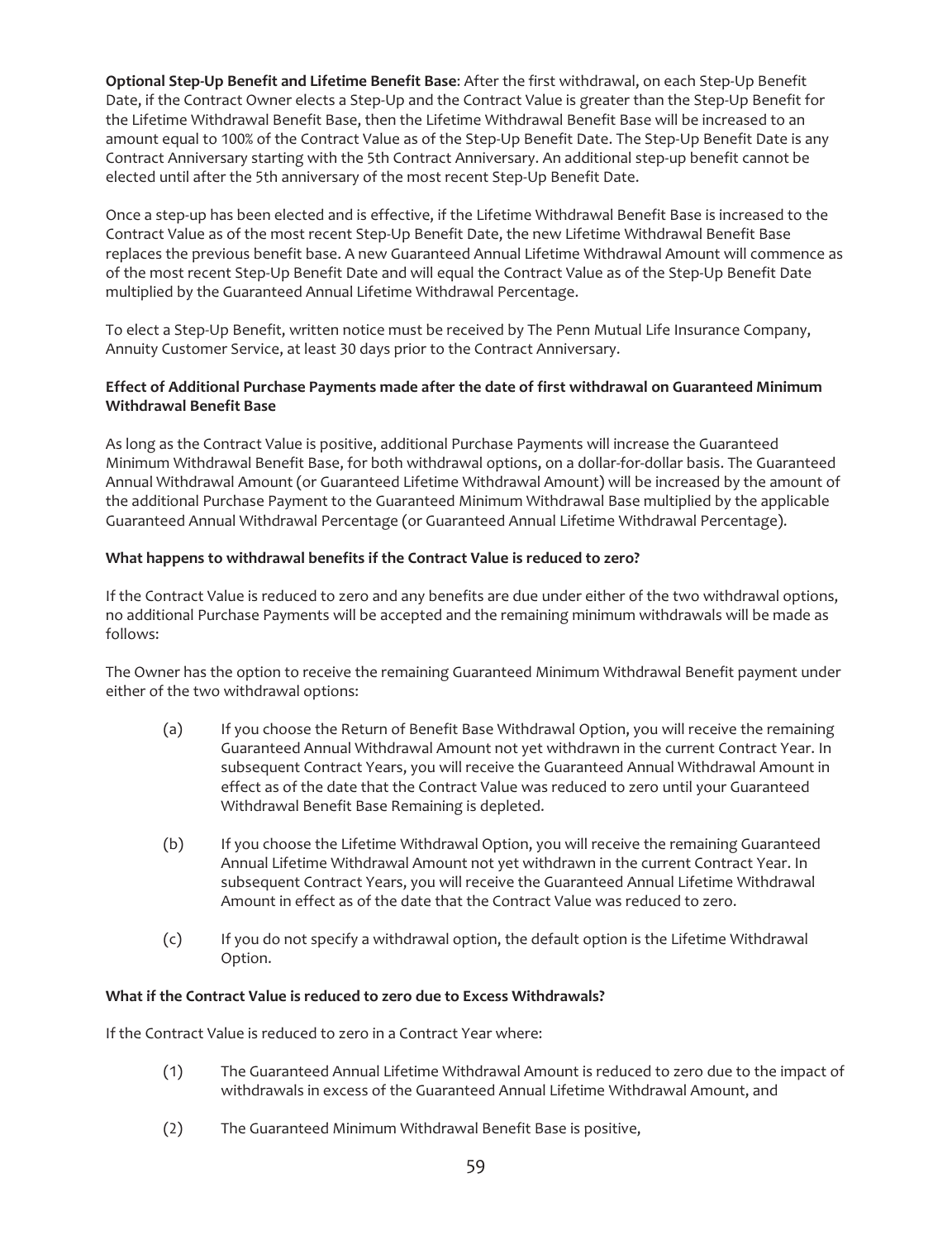**Optional Step-Up Benefit and Lifetime Benefit Base**: After the first withdrawal, on each Step-Up Benefit Date, if the Contract Owner elects a Step-Up and the Contract Value is greater than the Step-Up Benefit for the Lifetime Withdrawal Benefit Base, then the Lifetime Withdrawal Benefit Base will be increased to an amount equal to 100% of the Contract Value as of the Step-Up Benefit Date. The Step-Up Benefit Date is any Contract Anniversary starting with the 5th Contract Anniversary. An additional step-up benefit cannot be elected until after the 5th anniversary of the most recent Step-Up Benefit Date.

Once a step-up has been elected and is effective, if the Lifetime Withdrawal Benefit Base is increased to the Contract Value as of the most recent Step-Up Benefit Date, the new Lifetime Withdrawal Benefit Base replaces the previous benefit base. A new Guaranteed Annual Lifetime Withdrawal Amount will commence as of the most recent Step-Up Benefit Date and will equal the Contract Value as of the Step-Up Benefit Date multiplied by the Guaranteed Annual Lifetime Withdrawal Percentage.

To elect a Step-Up Benefit, written notice must be received by The Penn Mutual Life Insurance Company, Annuity Customer Service, at least 30 days prior to the Contract Anniversary.

**Effect of Additional Purchase Payments made after the date of first withdrawal on Guaranteed Minimum Withdrawal Benefit Base**

As long as the Contract Value is positive, additional Purchase Payments will increase the Guaranteed Minimum Withdrawal Benefit Base, for both withdrawal options, on a dollar-for-dollar basis. The Guaranteed Annual Withdrawal Amount (or Guaranteed Lifetime Withdrawal Amount) will be increased by the amount of the additional Purchase Payment to the Guaranteed Minimum Withdrawal Base multiplied by the applicable Guaranteed Annual Withdrawal Percentage (or Guaranteed Annual Lifetime Withdrawal Percentage).

**What happens to withdrawal benefits if the Contract Value is reduced to zero?**

If the Contract Value is reduced to zero and any benefits are due under either of the two withdrawal options, no additional Purchase Payments will be accepted and the remaining minimum withdrawals will be made as follows:

The Owner has the option to receive the remaining Guaranteed Minimum Withdrawal Benefit payment under either of the two withdrawal options:

(a) If you choose the Return of Benefit Base Withdrawal Option, you will receive the remaining Guaranteed Annual Withdrawal Amount not yet withdrawn in the current Contract Year. In subsequent Contract Years, you will receive the Guaranteed Annual Withdrawal Amount in effect as of the date that the Contract Value was reduced to zero until your Guaranteed Withdrawal Benefit Base Remaining is depleted.

(b) If you choose the Lifetime Withdrawal Option, you will receive the remaining Guaranteed Annual Lifetime Withdrawal Amount not yet withdrawn in the current Contract Year. In subsequent Contract Years, you will receive the Guaranteed Annual Lifetime Withdrawal Amount in effect as of the date that the Contract Value was reduced to zero.

(c) If you do not specify a withdrawal option, the default option is the Lifetime Withdrawal Option.

**What if the Contract Value is reduced to zero due to Excess Withdrawals?**

If the Contract Value is reduced to zero in a Contract Year where:

(1) The Guaranteed Annual Lifetime Withdrawal Amount is reduced to zero due to the impact of withdrawals in excess of the Guaranteed Annual Lifetime Withdrawal Amount, and

(2) The Guaranteed Minimum Withdrawal Benefit Base is positive,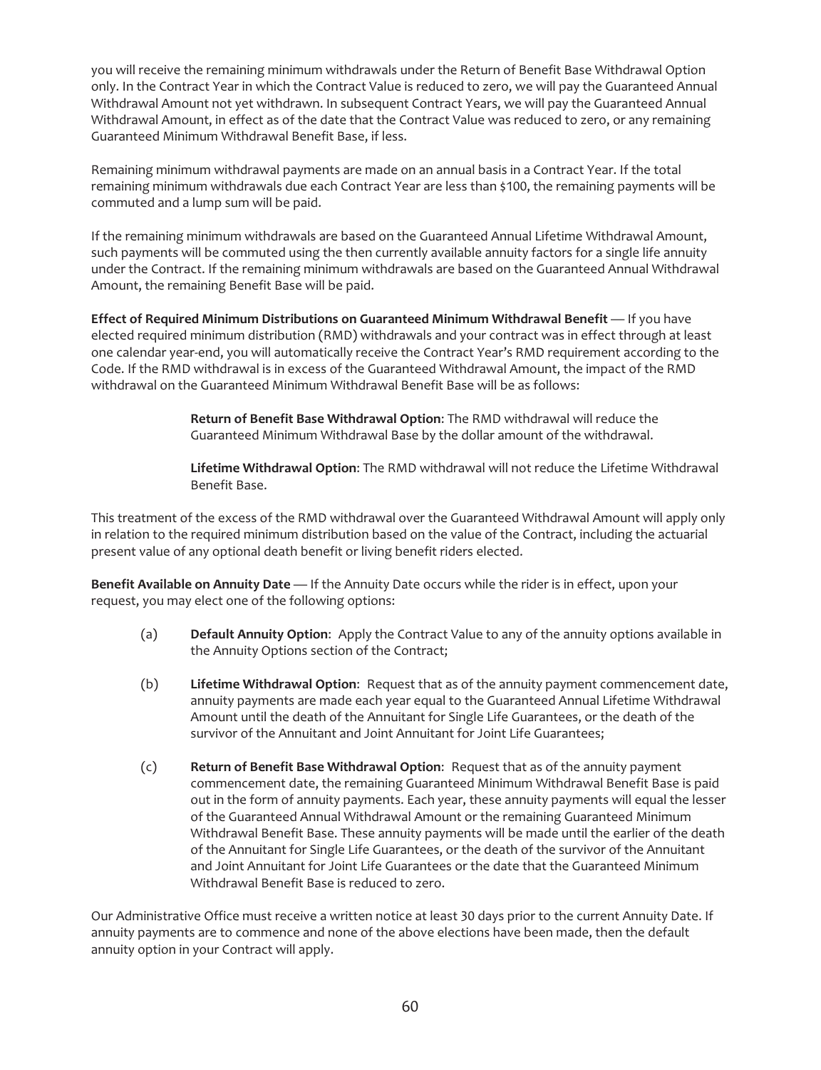you will receive the remaining minimum withdrawals under the Return of Benefit Base Withdrawal Option only. In the Contract Year in which the Contract Value is reduced to zero, we will pay the Guaranteed Annual Withdrawal Amount not yet withdrawn. In subsequent Contract Years, we will pay the Guaranteed Annual Withdrawal Amount, in effect as of the date that the Contract Value was reduced to zero, or any remaining Guaranteed Minimum Withdrawal Benefit Base, if less.

Remaining minimum withdrawal payments are made on an annual basis in a Contract Year. If the total remaining minimum withdrawals due each Contract Year are less than $100, the remaining payments will be commuted and a lump sum will be paid.

If the remaining minimum withdrawals are based on the Guaranteed Annual Lifetime Withdrawal Amount, such payments will be commuted using the then currently available annuity factors for a single life annuity under the Contract. If the remaining minimum withdrawals are based on the Guaranteed Annual Withdrawal Amount, the remaining Benefit Base will be paid.

**Effect of Required Minimum Distributions on Guaranteed Minimum Withdrawal Benefit** — If you have elected required minimum distribution (RMD) withdrawals and your contract was in effect through at least one calendar year-end, you will automatically receive the Contract Year's RMD requirement according to the Code. If the RMD withdrawal is in excess of the Guaranteed Withdrawal Amount, the impact of the RMD withdrawal on the Guaranteed Minimum Withdrawal Benefit Base will be as follows:

> **Return of Benefit Base Withdrawal Option**: The RMD withdrawal will reduce the Guaranteed Minimum Withdrawal Base by the dollar amount of the withdrawal.
>
> **Lifetime Withdrawal Option**: The RMD withdrawal will not reduce the Lifetime Withdrawal Benefit Base.

This treatment of the excess of the RMD withdrawal over the Guaranteed Withdrawal Amount will apply only in relation to the required minimum distribution based on the value of the Contract, including the actuarial present value of any optional death benefit or living benefit riders elected.

**Benefit Available on Annuity Date** — If the Annuity Date occurs while the rider is in effect, upon your request, you may elect one of the following options:

(a) **Default Annuity Option**: Apply the Contract Value to any of the annuity options available in the Annuity Options section of the Contract;

(b) **Lifetime Withdrawal Option**: Request that as of the annuity payment commencement date, annuity payments are made each year equal to the Guaranteed Annual Lifetime Withdrawal Amount until the death of the Annuitant for Single Life Guarantees, or the death of the survivor of the Annuitant and Joint Annuitant for Joint Life Guarantees;

(c) **Return of Benefit Base Withdrawal Option**: Request that as of the annuity payment commencement date, the remaining Guaranteed Minimum Withdrawal Benefit Base is paid out in the form of annuity payments. Each year, these annuity payments will equal the lesser of the Guaranteed Annual Withdrawal Amount or the remaining Guaranteed Minimum Withdrawal Benefit Base. These annuity payments will be made until the earlier of the death of the Annuitant for Single Life Guarantees, or the death of the survivor of the Annuitant and Joint Annuitant for Joint Life Guarantees or the date that the Guaranteed Minimum Withdrawal Benefit Base is reduced to zero.

Our Administrative Office must receive a written notice at least 30 days prior to the current Annuity Date. If annuity payments are to commence and none of the above elections have been made, then the default annuity option in your Contract will apply.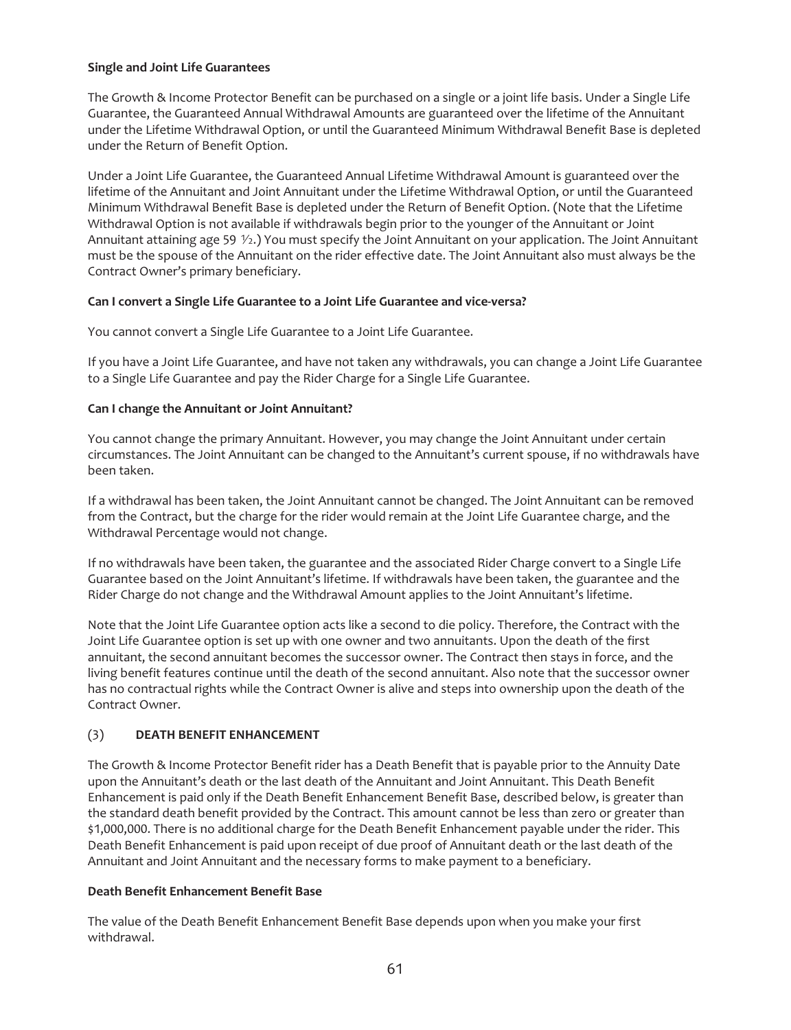**Single and Joint Life Guarantees**

The Growth & Income Protector Benefit can be purchased on a single or a joint life basis. Under a Single Life Guarantee, the Guaranteed Annual Withdrawal Amounts are guaranteed over the lifetime of the Annuitant under the Lifetime Withdrawal Option, or until the Guaranteed Minimum Withdrawal Benefit Base is depleted under the Return of Benefit Option.

Under a Joint Life Guarantee, the Guaranteed Annual Lifetime Withdrawal Amount is guaranteed over the lifetime of the Annuitant and Joint Annuitant under the Lifetime Withdrawal Option, or until the Guaranteed Minimum Withdrawal Benefit Base is depleted under the Return of Benefit Option. (Note that the Lifetime Withdrawal Option is not available if withdrawals begin prior to the younger of the Annuitant or Joint Annuitant attaining age 59 ½.) You must specify the Joint Annuitant on your application. The Joint Annuitant must be the spouse of the Annuitant on the rider effective date. The Joint Annuitant also must always be the Contract Owner's primary beneficiary.

**Can I convert a Single Life Guarantee to a Joint Life Guarantee and vice-versa?**

You cannot convert a Single Life Guarantee to a Joint Life Guarantee.

If you have a Joint Life Guarantee, and have not taken any withdrawals, you can change a Joint Life Guarantee to a Single Life Guarantee and pay the Rider Charge for a Single Life Guarantee.

**Can I change the Annuitant or Joint Annuitant?**

You cannot change the primary Annuitant. However, you may change the Joint Annuitant under certain circumstances. The Joint Annuitant can be changed to the Annuitant's current spouse, if no withdrawals have been taken.

If a withdrawal has been taken, the Joint Annuitant cannot be changed. The Joint Annuitant can be removed from the Contract, but the charge for the rider would remain at the Joint Life Guarantee charge, and the Withdrawal Percentage would not change.

If no withdrawals have been taken, the guarantee and the associated Rider Charge convert to a Single Life Guarantee based on the Joint Annuitant's lifetime. If withdrawals have been taken, the guarantee and the Rider Charge do not change and the Withdrawal Amount applies to the Joint Annuitant's lifetime.

Note that the Joint Life Guarantee option acts like a second to die policy. Therefore, the Contract with the Joint Life Guarantee option is set up with one owner and two annuitants. Upon the death of the first annuitant, the second annuitant becomes the successor owner. The Contract then stays in force, and the living benefit features continue until the death of the second annuitant. Also note that the successor owner has no contractual rights while the Contract Owner is alive and steps into ownership upon the death of the Contract Owner.

### (3) DEATH BENEFIT ENHANCEMENT

The Growth & Income Protector Benefit rider has a Death Benefit that is payable prior to the Annuity Date upon the Annuitant's death or the last death of the Annuitant and Joint Annuitant. This Death Benefit Enhancement is paid only if the Death Benefit Enhancement Benefit Base, described below, is greater than the standard death benefit provided by the Contract. This amount cannot be less than zero or greater than $1,000,000. There is no additional charge for the Death Benefit Enhancement payable under the rider. This Death Benefit Enhancement is paid upon receipt of due proof of Annuitant death or the last death of the Annuitant and Joint Annuitant and the necessary forms to make payment to a beneficiary.

**Death Benefit Enhancement Benefit Base**

The value of the Death Benefit Enhancement Benefit Base depends upon when you make your first withdrawal.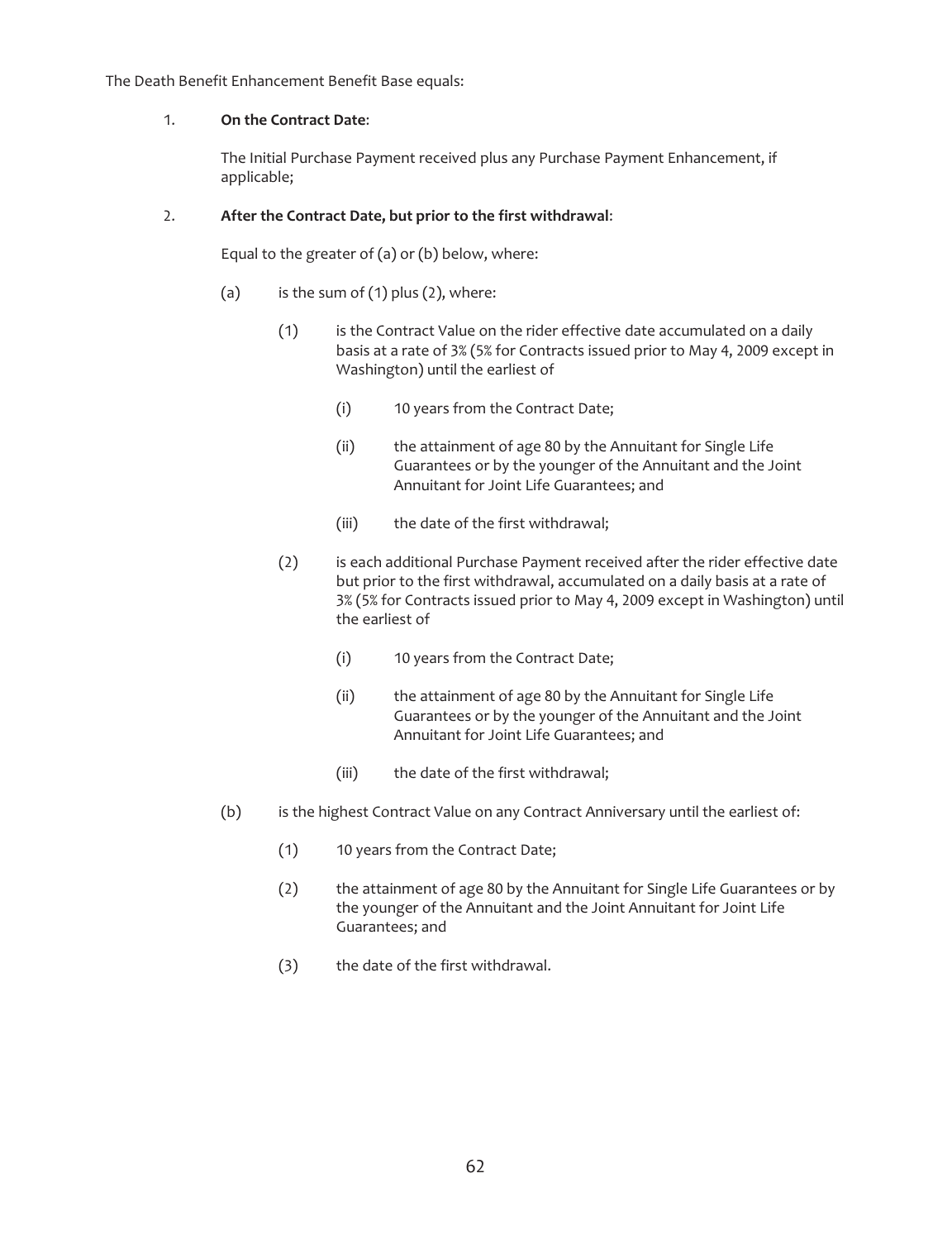The Death Benefit Enhancement Benefit Base equals:

1. **On the Contract Date**:

   The Initial Purchase Payment received plus any Purchase Payment Enhancement, if applicable;

2. **After the Contract Date, but prior to the first withdrawal**:

   Equal to the greater of (a) or (b) below, where:

   (a) is the sum of (1) plus (2), where:

      (1) is the Contract Value on the rider effective date accumulated on a daily basis at a rate of 3% (5% for Contracts issued prior to May 4, 2009 except in Washington) until the earliest of

         (i) 10 years from the Contract Date;

         (ii) the attainment of age 80 by the Annuitant for Single Life Guarantees or by the younger of the Annuitant and the Joint Annuitant for Joint Life Guarantees; and

         (iii) the date of the first withdrawal;

      (2) is each additional Purchase Payment received after the rider effective date but prior to the first withdrawal, accumulated on a daily basis at a rate of 3% (5% for Contracts issued prior to May 4, 2009 except in Washington) until the earliest of

         (i) 10 years from the Contract Date;

         (ii) the attainment of age 80 by the Annuitant for Single Life Guarantees or by the younger of the Annuitant and the Joint Annuitant for Joint Life Guarantees; and

         (iii) the date of the first withdrawal;

   (b) is the highest Contract Value on any Contract Anniversary until the earliest of:

      (1) 10 years from the Contract Date;

      (2) the attainment of age 80 by the Annuitant for Single Life Guarantees or by the younger of the Annuitant and the Joint Annuitant for Joint Life Guarantees; and

      (3) the date of the first withdrawal.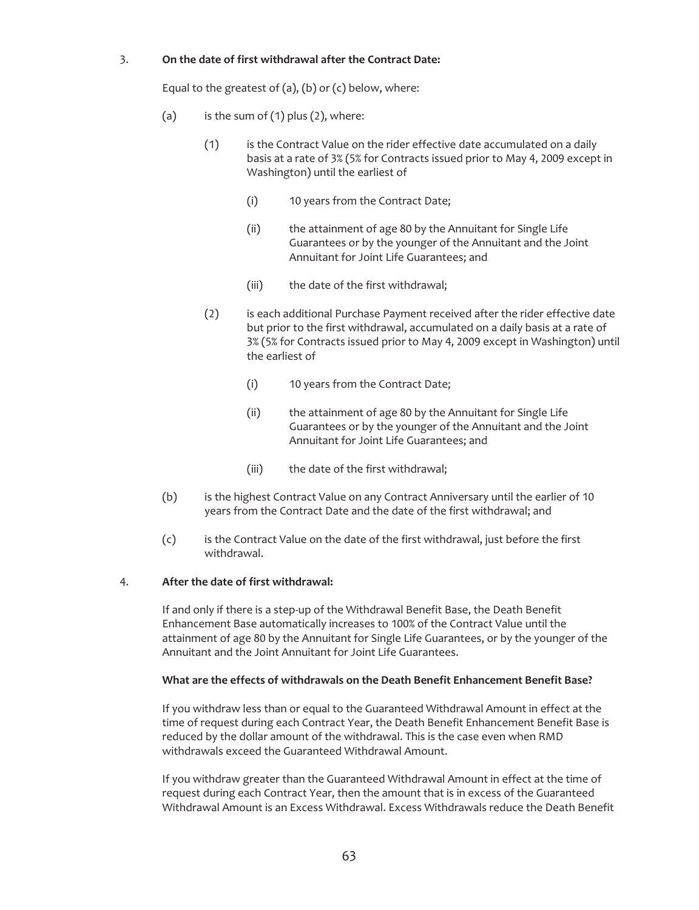3. **On the date of first withdrawal after the Contract Date:**

   Equal to the greatest of (a), (b) or (c) below, where:

   (a) is the sum of (1) plus (2), where:

   (1) is the Contract Value on the rider effective date accumulated on a daily basis at a rate of 3% (5% for Contracts issued prior to May 4, 2009 except in Washington) until the earliest of

   (i) 10 years from the Contract Date;

   (ii) the attainment of age 80 by the Annuitant for Single Life Guarantees or by the younger of the Annuitant and the Joint Annuitant for Joint Life Guarantees; and

   (iii) the date of the first withdrawal;

   (2) is each additional Purchase Payment received after the rider effective date but prior to the first withdrawal, accumulated on a daily basis at a rate of 3% (5% for Contracts issued prior to May 4, 2009 except in Washington) until the earliest of

   (i) 10 years from the Contract Date;

   (ii) the attainment of age 80 by the Annuitant for Single Life Guarantees or by the younger of the Annuitant and the Joint Annuitant for Joint Life Guarantees; and

   (iii) the date of the first withdrawal;

   (b) is the highest Contract Value on any Contract Anniversary until the earlier of 10 years from the Contract Date and the date of the first withdrawal; and

   (c) is the Contract Value on the date of the first withdrawal, just before the first withdrawal.

4. **After the date of first withdrawal:**

   If and only if there is a step-up of the Withdrawal Benefit Base, the Death Benefit Enhancement Base automatically increases to 100% of the Contract Value until the attainment of age 80 by the Annuitant for Single Life Guarantees, or by the younger of the Annuitant and the Joint Annuitant for Joint Life Guarantees.

**What are the effects of withdrawals on the Death Benefit Enhancement Benefit Base?**

If you withdraw less than or equal to the Guaranteed Withdrawal Amount in effect at the time of request during each Contract Year, the Death Benefit Enhancement Benefit Base is reduced by the dollar amount of the withdrawal. This is the case even when RMD withdrawals exceed the Guaranteed Withdrawal Amount.

If you withdraw greater than the Guaranteed Withdrawal Amount in effect at the time of request during each Contract Year, then the amount that is in excess of the Guaranteed Withdrawal Amount is an Excess Withdrawal. Excess Withdrawals reduce the Death Benefit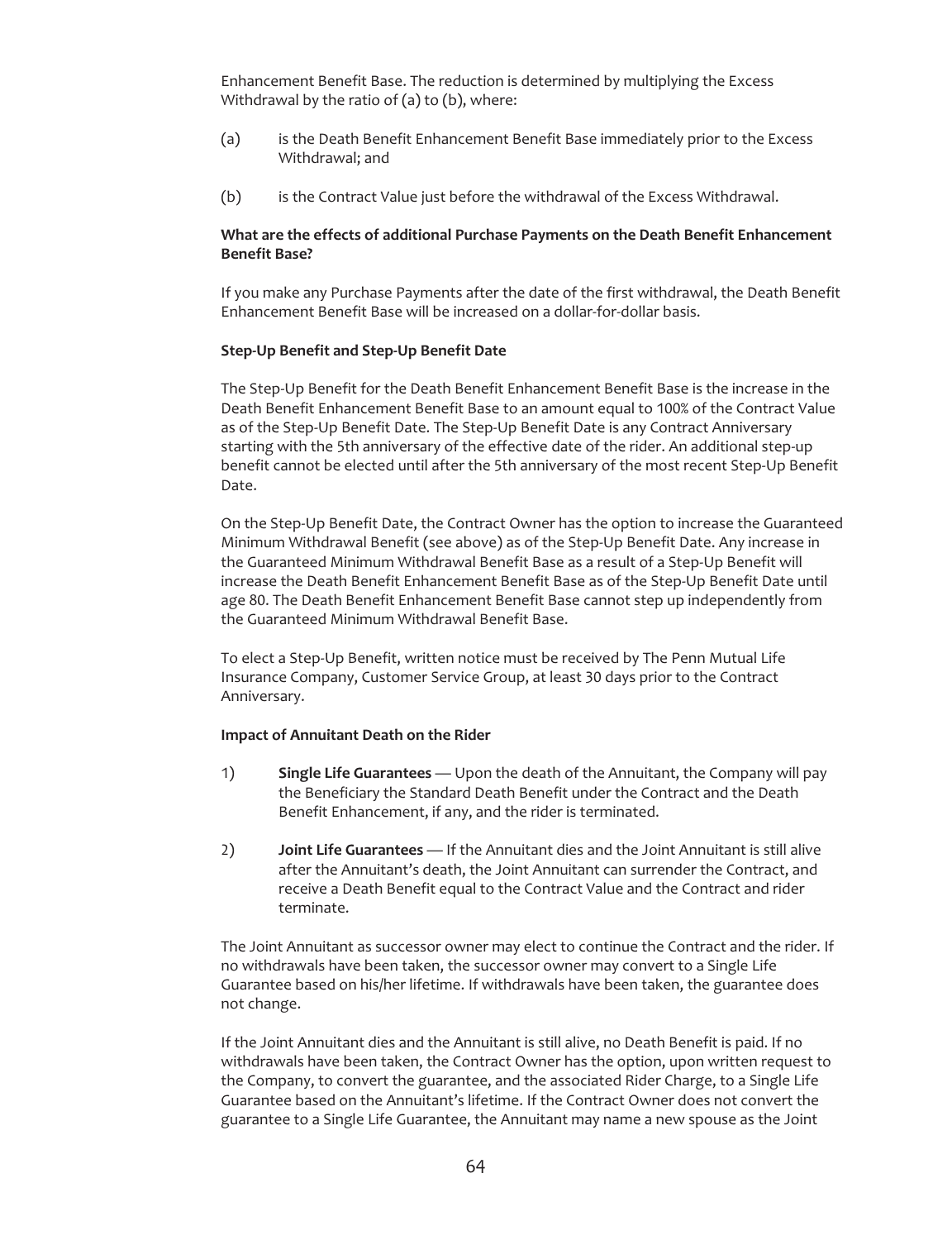Enhancement Benefit Base. The reduction is determined by multiplying the Excess Withdrawal by the ratio of (a) to (b), where:

(a) is the Death Benefit Enhancement Benefit Base immediately prior to the Excess Withdrawal; and

(b) is the Contract Value just before the withdrawal of the Excess Withdrawal.

**What are the effects of additional Purchase Payments on the Death Benefit Enhancement Benefit Base?**

If you make any Purchase Payments after the date of the first withdrawal, the Death Benefit Enhancement Benefit Base will be increased on a dollar-for-dollar basis.

**Step-Up Benefit and Step-Up Benefit Date**

The Step-Up Benefit for the Death Benefit Enhancement Benefit Base is the increase in the Death Benefit Enhancement Benefit Base to an amount equal to 100% of the Contract Value as of the Step-Up Benefit Date. The Step-Up Benefit Date is any Contract Anniversary starting with the 5th anniversary of the effective date of the rider. An additional step-up benefit cannot be elected until after the 5th anniversary of the most recent Step-Up Benefit Date.

On the Step-Up Benefit Date, the Contract Owner has the option to increase the Guaranteed Minimum Withdrawal Benefit (see above) as of the Step-Up Benefit Date. Any increase in the Guaranteed Minimum Withdrawal Benefit Base as a result of a Step-Up Benefit will increase the Death Benefit Enhancement Benefit Base as of the Step-Up Benefit Date until age 80. The Death Benefit Enhancement Benefit Base cannot step up independently from the Guaranteed Minimum Withdrawal Benefit Base.

To elect a Step-Up Benefit, written notice must be received by The Penn Mutual Life Insurance Company, Customer Service Group, at least 30 days prior to the Contract Anniversary.

**Impact of Annuitant Death on the Rider**

1) **Single Life Guarantees** — Upon the death of the Annuitant, the Company will pay the Beneficiary the Standard Death Benefit under the Contract and the Death Benefit Enhancement, if any, and the rider is terminated.

2) **Joint Life Guarantees** — If the Annuitant dies and the Joint Annuitant is still alive after the Annuitant's death, the Joint Annuitant can surrender the Contract, and receive a Death Benefit equal to the Contract Value and the Contract and rider terminate.

The Joint Annuitant as successor owner may elect to continue the Contract and the rider. If no withdrawals have been taken, the successor owner may convert to a Single Life Guarantee based on his/her lifetime. If withdrawals have been taken, the guarantee does not change.

If the Joint Annuitant dies and the Annuitant is still alive, no Death Benefit is paid. If no withdrawals have been taken, the Contract Owner has the option, upon written request to the Company, to convert the guarantee, and the associated Rider Charge, to a Single Life Guarantee based on the Annuitant's lifetime. If the Contract Owner does not convert the guarantee to a Single Life Guarantee, the Annuitant may name a new spouse as the Joint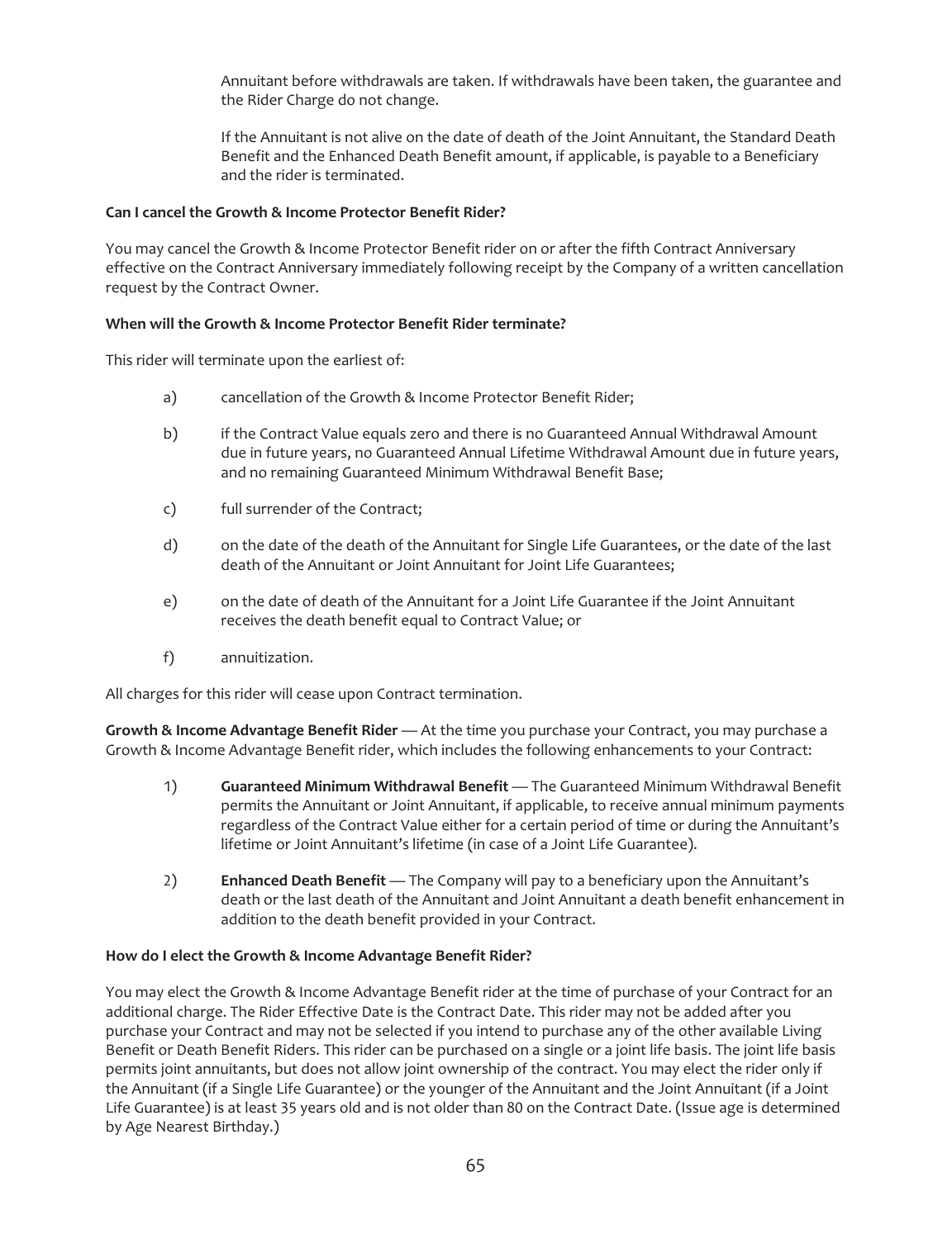Annuitant before withdrawals are taken. If withdrawals have been taken, the guarantee and the Rider Charge do not change.

If the Annuitant is not alive on the date of death of the Joint Annuitant, the Standard Death Benefit and the Enhanced Death Benefit amount, if applicable, is payable to a Beneficiary and the rider is terminated.

**Can I cancel the Growth & Income Protector Benefit Rider?**

You may cancel the Growth & Income Protector Benefit rider on or after the fifth Contract Anniversary effective on the Contract Anniversary immediately following receipt by the Company of a written cancellation request by the Contract Owner.

**When will the Growth & Income Protector Benefit Rider terminate?**

This rider will terminate upon the earliest of:

a) cancellation of the Growth & Income Protector Benefit Rider;

b) if the Contract Value equals zero and there is no Guaranteed Annual Withdrawal Amount due in future years, no Guaranteed Annual Lifetime Withdrawal Amount due in future years, and no remaining Guaranteed Minimum Withdrawal Benefit Base;

c) full surrender of the Contract;

d) on the date of the death of the Annuitant for Single Life Guarantees, or the date of the last death of the Annuitant or Joint Annuitant for Joint Life Guarantees;

e) on the date of death of the Annuitant for a Joint Life Guarantee if the Joint Annuitant receives the death benefit equal to Contract Value; or

f) annuitization.

All charges for this rider will cease upon Contract termination.

**Growth & Income Advantage Benefit Rider** — At the time you purchase your Contract, you may purchase a Growth & Income Advantage Benefit rider, which includes the following enhancements to your Contract:

1) **Guaranteed Minimum Withdrawal Benefit** — The Guaranteed Minimum Withdrawal Benefit permits the Annuitant or Joint Annuitant, if applicable, to receive annual minimum payments regardless of the Contract Value either for a certain period of time or during the Annuitant's lifetime or Joint Annuitant's lifetime (in case of a Joint Life Guarantee).

2) **Enhanced Death Benefit** — The Company will pay to a beneficiary upon the Annuitant's death or the last death of the Annuitant and Joint Annuitant a death benefit enhancement in addition to the death benefit provided in your Contract.

**How do I elect the Growth & Income Advantage Benefit Rider?**

You may elect the Growth & Income Advantage Benefit rider at the time of purchase of your Contract for an additional charge. The Rider Effective Date is the Contract Date. This rider may not be added after you purchase your Contract and may not be selected if you intend to purchase any of the other available Living Benefit or Death Benefit Riders. This rider can be purchased on a single or a joint life basis. The joint life basis permits joint annuitants, but does not allow joint ownership of the contract. You may elect the rider only if the Annuitant (if a Single Life Guarantee) or the younger of the Annuitant and the Joint Annuitant (if a Joint Life Guarantee) is at least 35 years old and is not older than 80 on the Contract Date. (Issue age is determined by Age Nearest Birthday.)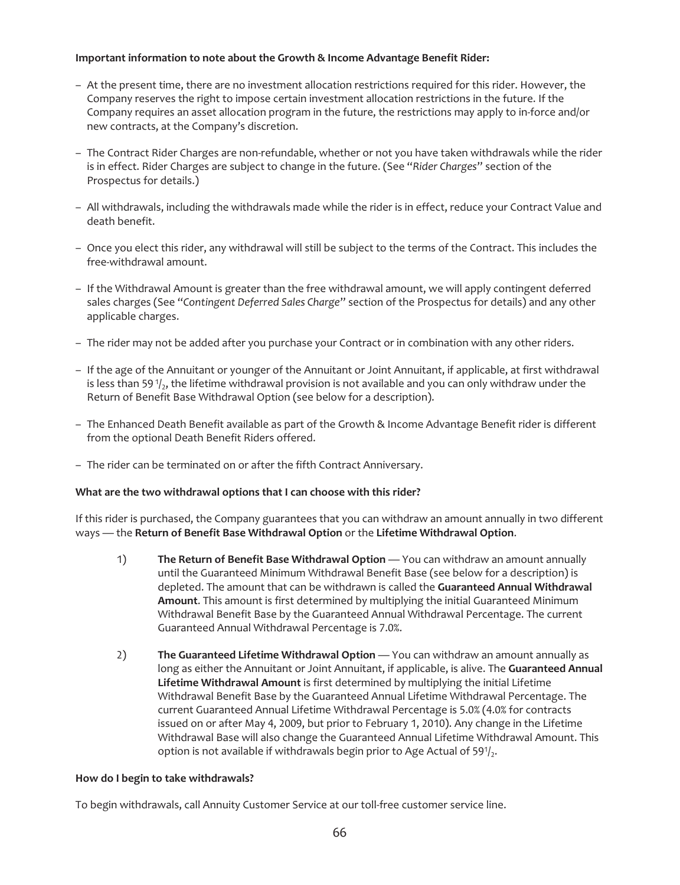**Important information to note about the Growth & Income Advantage Benefit Rider:**

- At the present time, there are no investment allocation restrictions required for this rider. However, the Company reserves the right to impose certain investment allocation restrictions in the future. If the Company requires an asset allocation program in the future, the restrictions may apply to in-force and/or new contracts, at the Company's discretion.
- The Contract Rider Charges are non-refundable, whether or not you have taken withdrawals while the rider is in effect. Rider Charges are subject to change in the future. (See "*Rider Charges*" section of the Prospectus for details.)
- All withdrawals, including the withdrawals made while the rider is in effect, reduce your Contract Value and death benefit.
- Once you elect this rider, any withdrawal will still be subject to the terms of the Contract. This includes the free-withdrawal amount.
- If the Withdrawal Amount is greater than the free withdrawal amount, we will apply contingent deferred sales charges (See "*Contingent Deferred Sales Charge*" section of the Prospectus for details) and any other applicable charges.
- The rider may not be added after you purchase your Contract or in combination with any other riders.
- If the age of the Annuitant or younger of the Annuitant or Joint Annuitant, if applicable, at first withdrawal is less than 59 1/2, the lifetime withdrawal provision is not available and you can only withdraw under the Return of Benefit Base Withdrawal Option (see below for a description).
- The Enhanced Death Benefit available as part of the Growth & Income Advantage Benefit rider is different from the optional Death Benefit Riders offered.
- The rider can be terminated on or after the fifth Contract Anniversary.

**What are the two withdrawal options that I can choose with this rider?**

If this rider is purchased, the Company guarantees that you can withdraw an amount annually in two different ways — the **Return of Benefit Base Withdrawal Option** or the **Lifetime Withdrawal Option**.

1) **The Return of Benefit Base Withdrawal Option** — You can withdraw an amount annually until the Guaranteed Minimum Withdrawal Benefit Base (see below for a description) is depleted. The amount that can be withdrawn is called the **Guaranteed Annual Withdrawal Amount**. This amount is first determined by multiplying the initial Guaranteed Minimum Withdrawal Benefit Base by the Guaranteed Annual Withdrawal Percentage. The current Guaranteed Annual Withdrawal Percentage is 7.0%.

2) **The Guaranteed Lifetime Withdrawal Option** — You can withdraw an amount annually as long as either the Annuitant or Joint Annuitant, if applicable, is alive. The **Guaranteed Annual Lifetime Withdrawal Amount** is first determined by multiplying the initial Lifetime Withdrawal Benefit Base by the Guaranteed Annual Lifetime Withdrawal Percentage. The current Guaranteed Annual Lifetime Withdrawal Percentage is 5.0% (4.0% for contracts issued on or after May 4, 2009, but prior to February 1, 2010). Any change in the Lifetime Withdrawal Base will also change the Guaranteed Annual Lifetime Withdrawal Amount. This option is not available if withdrawals begin prior to Age Actual of 59 1/2.

**How do I begin to take withdrawals?**

To begin withdrawals, call Annuity Customer Service at our toll-free customer service line.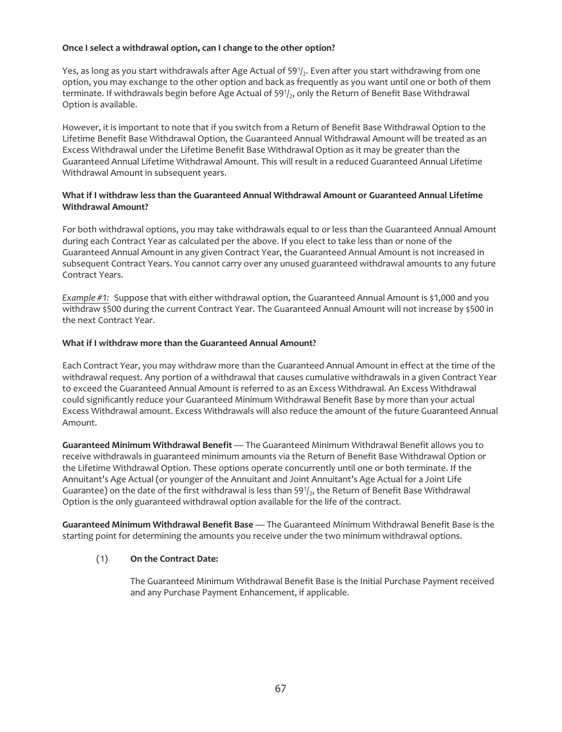**Once I select a withdrawal option, can I change to the other option?**

Yes, as long as you start withdrawals after Age Actual of 59½. Even after you start withdrawing from one option, you may exchange to the other option and back as frequently as you want until one or both of them terminate. If withdrawals begin before Age Actual of 59½, only the Return of Benefit Base Withdrawal Option is available.

However, it is important to note that if you switch from a Return of Benefit Base Withdrawal Option to the Lifetime Benefit Base Withdrawal Option, the Guaranteed Annual Withdrawal Amount will be treated as an Excess Withdrawal under the Lifetime Benefit Base Withdrawal Option as it may be greater than the Guaranteed Annual Lifetime Withdrawal Amount. This will result in a reduced Guaranteed Annual Lifetime Withdrawal Amount in subsequent years.

**What if I withdraw less than the Guaranteed Annual Withdrawal Amount or Guaranteed Annual Lifetime Withdrawal Amount?**

For both withdrawal options, you may take withdrawals equal to or less than the Guaranteed Annual Amount during each Contract Year as calculated per the above. If you elect to take less than or none of the Guaranteed Annual Amount in any given Contract Year, the Guaranteed Annual Amount is not increased in subsequent Contract Years. You cannot carry over any unused guaranteed withdrawal amounts to any future Contract Years.

*Example #1:* Suppose that with either withdrawal option, the Guaranteed Annual Amount is $1,000 and you withdraw $500 during the current Contract Year. The Guaranteed Annual Amount will not increase by $500 in the next Contract Year.

**What if I withdraw more than the Guaranteed Annual Amount?**

Each Contract Year, you may withdraw more than the Guaranteed Annual Amount in effect at the time of the withdrawal request. Any portion of a withdrawal that causes cumulative withdrawals in a given Contract Year to exceed the Guaranteed Annual Amount is referred to as an Excess Withdrawal. An Excess Withdrawal could significantly reduce your Guaranteed Minimum Withdrawal Benefit Base by more than your actual Excess Withdrawal amount. Excess Withdrawals will also reduce the amount of the future Guaranteed Annual Amount.

**Guaranteed Minimum Withdrawal Benefit** — The Guaranteed Minimum Withdrawal Benefit allows you to receive withdrawals in guaranteed minimum amounts via the Return of Benefit Base Withdrawal Option or the Lifetime Withdrawal Option. These options operate concurrently until one or both terminate. If the Annuitant's Age Actual (or younger of the Annuitant and Joint Annuitant's Age Actual for a Joint Life Guarantee) on the date of the first withdrawal is less than 59½, the Return of Benefit Base Withdrawal Option is the only guaranteed withdrawal option available for the life of the contract.

**Guaranteed Minimum Withdrawal Benefit Base** — The Guaranteed Minimum Withdrawal Benefit Base is the starting point for determining the amounts you receive under the two minimum withdrawal options.

(1) **On the Contract Date:**

The Guaranteed Minimum Withdrawal Benefit Base is the Initial Purchase Payment received and any Purchase Payment Enhancement, if applicable.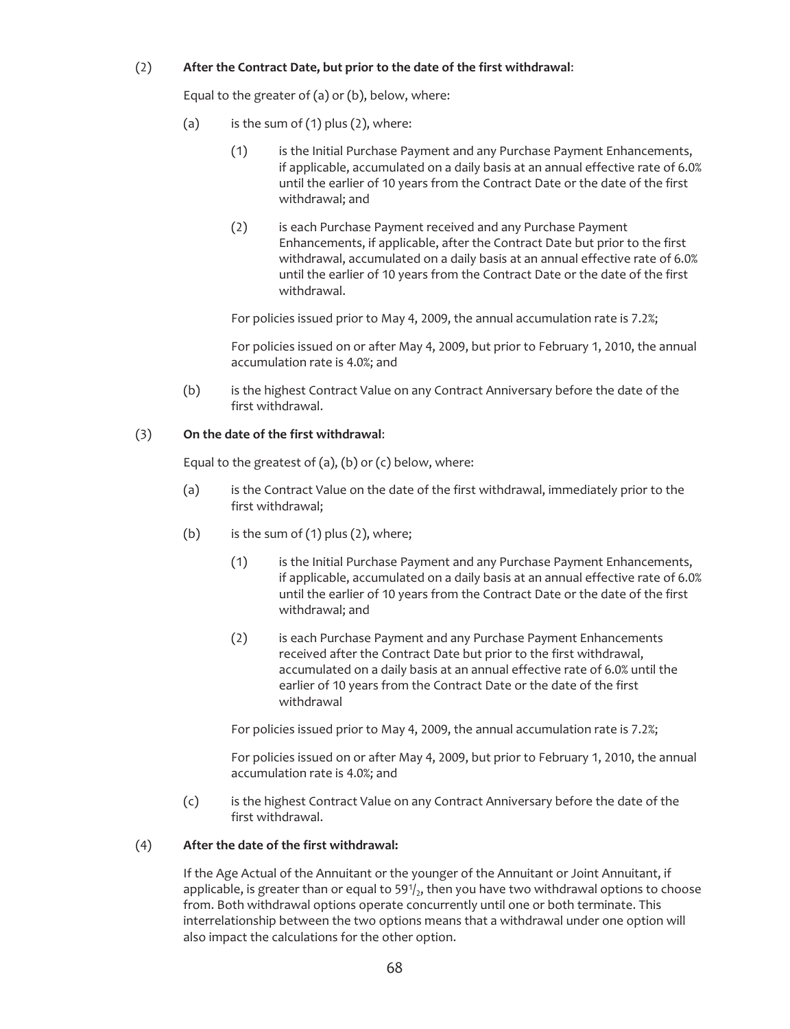(2) **After the Contract Date, but prior to the date of the first withdrawal**:

Equal to the greater of (a) or (b), below, where:

(a) is the sum of (1) plus (2), where:

(1) is the Initial Purchase Payment and any Purchase Payment Enhancements, if applicable, accumulated on a daily basis at an annual effective rate of 6.0% until the earlier of 10 years from the Contract Date or the date of the first withdrawal; and

(2) is each Purchase Payment received and any Purchase Payment Enhancements, if applicable, after the Contract Date but prior to the first withdrawal, accumulated on a daily basis at an annual effective rate of 6.0% until the earlier of 10 years from the Contract Date or the date of the first withdrawal.

For policies issued prior to May 4, 2009, the annual accumulation rate is 7.2%;

For policies issued on or after May 4, 2009, but prior to February 1, 2010, the annual accumulation rate is 4.0%; and

(b) is the highest Contract Value on any Contract Anniversary before the date of the first withdrawal.

(3) **On the date of the first withdrawal**:

Equal to the greatest of (a), (b) or (c) below, where:

(a) is the Contract Value on the date of the first withdrawal, immediately prior to the first withdrawal;

(b) is the sum of (1) plus (2), where;

(1) is the Initial Purchase Payment and any Purchase Payment Enhancements, if applicable, accumulated on a daily basis at an annual effective rate of 6.0% until the earlier of 10 years from the Contract Date or the date of the first withdrawal; and

(2) is each Purchase Payment and any Purchase Payment Enhancements received after the Contract Date but prior to the first withdrawal, accumulated on a daily basis at an annual effective rate of 6.0% until the earlier of 10 years from the Contract Date or the date of the first withdrawal

For policies issued prior to May 4, 2009, the annual accumulation rate is 7.2%;

For policies issued on or after May 4, 2009, but prior to February 1, 2010, the annual accumulation rate is 4.0%; and

(c) is the highest Contract Value on any Contract Anniversary before the date of the first withdrawal.

(4) **After the date of the first withdrawal:**

If the Age Actual of the Annuitant or the younger of the Annuitant or Joint Annuitant, if applicable, is greater than or equal to 59½, then you have two withdrawal options to choose from. Both withdrawal options operate concurrently until one or both terminate. This interrelationship between the two options means that a withdrawal under one option will also impact the calculations for the other option.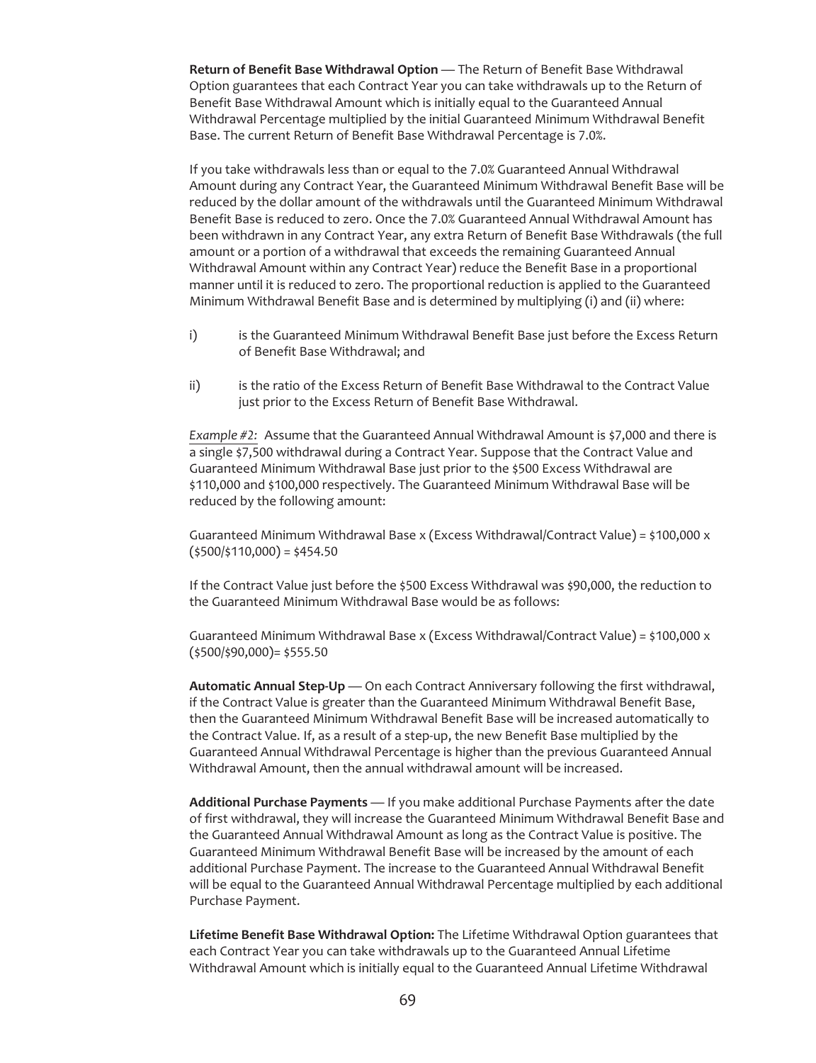**Return of Benefit Base Withdrawal Option** — The Return of Benefit Base Withdrawal Option guarantees that each Contract Year you can take withdrawals up to the Return of Benefit Base Withdrawal Amount which is initially equal to the Guaranteed Annual Withdrawal Percentage multiplied by the initial Guaranteed Minimum Withdrawal Benefit Base. The current Return of Benefit Base Withdrawal Percentage is 7.0%.

If you take withdrawals less than or equal to the 7.0% Guaranteed Annual Withdrawal Amount during any Contract Year, the Guaranteed Minimum Withdrawal Benefit Base will be reduced by the dollar amount of the withdrawals until the Guaranteed Minimum Withdrawal Benefit Base is reduced to zero. Once the 7.0% Guaranteed Annual Withdrawal Amount has been withdrawn in any Contract Year, any extra Return of Benefit Base Withdrawals (the full amount or a portion of a withdrawal that exceeds the remaining Guaranteed Annual Withdrawal Amount within any Contract Year) reduce the Benefit Base in a proportional manner until it is reduced to zero. The proportional reduction is applied to the Guaranteed Minimum Withdrawal Benefit Base and is determined by multiplying (i) and (ii) where:

i) is the Guaranteed Minimum Withdrawal Benefit Base just before the Excess Return of Benefit Base Withdrawal; and

ii) is the ratio of the Excess Return of Benefit Base Withdrawal to the Contract Value just prior to the Excess Return of Benefit Base Withdrawal.

*Example #2:* Assume that the Guaranteed Annual Withdrawal Amount is $7,000 and there is a single $7,500 withdrawal during a Contract Year. Suppose that the Contract Value and Guaranteed Minimum Withdrawal Base just prior to the $500 Excess Withdrawal are $110,000 and $100,000 respectively. The Guaranteed Minimum Withdrawal Base will be reduced by the following amount:

Guaranteed Minimum Withdrawal Base x (Excess Withdrawal/Contract Value) = $100,000 x ($500/$110,000) = $454.50

If the Contract Value just before the $500 Excess Withdrawal was $90,000, the reduction to the Guaranteed Minimum Withdrawal Base would be as follows:

Guaranteed Minimum Withdrawal Base x (Excess Withdrawal/Contract Value) = $100,000 x ($500/$90,000)= $555.50

**Automatic Annual Step-Up** — On each Contract Anniversary following the first withdrawal, if the Contract Value is greater than the Guaranteed Minimum Withdrawal Benefit Base, then the Guaranteed Minimum Withdrawal Benefit Base will be increased automatically to the Contract Value. If, as a result of a step-up, the new Benefit Base multiplied by the Guaranteed Annual Withdrawal Percentage is higher than the previous Guaranteed Annual Withdrawal Amount, then the annual withdrawal amount will be increased.

**Additional Purchase Payments** — If you make additional Purchase Payments after the date of first withdrawal, they will increase the Guaranteed Minimum Withdrawal Benefit Base and the Guaranteed Annual Withdrawal Amount as long as the Contract Value is positive. The Guaranteed Minimum Withdrawal Benefit Base will be increased by the amount of each additional Purchase Payment. The increase to the Guaranteed Annual Withdrawal Benefit will be equal to the Guaranteed Annual Withdrawal Percentage multiplied by each additional Purchase Payment.

**Lifetime Benefit Base Withdrawal Option:** The Lifetime Withdrawal Option guarantees that each Contract Year you can take withdrawals up to the Guaranteed Annual Lifetime Withdrawal Amount which is initially equal to the Guaranteed Annual Lifetime Withdrawal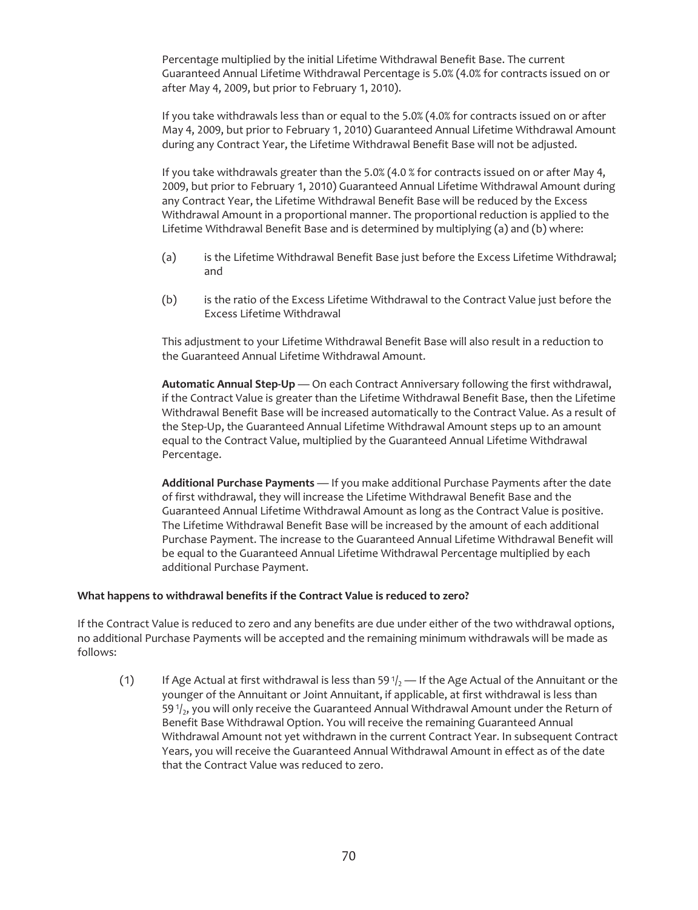Percentage multiplied by the initial Lifetime Withdrawal Benefit Base. The current Guaranteed Annual Lifetime Withdrawal Percentage is 5.0% (4.0% for contracts issued on or after May 4, 2009, but prior to February 1, 2010).

If you take withdrawals less than or equal to the 5.0% (4.0% for contracts issued on or after May 4, 2009, but prior to February 1, 2010) Guaranteed Annual Lifetime Withdrawal Amount during any Contract Year, the Lifetime Withdrawal Benefit Base will not be adjusted.

If you take withdrawals greater than the 5.0% (4.0 % for contracts issued on or after May 4, 2009, but prior to February 1, 2010) Guaranteed Annual Lifetime Withdrawal Amount during any Contract Year, the Lifetime Withdrawal Benefit Base will be reduced by the Excess Withdrawal Amount in a proportional manner. The proportional reduction is applied to the Lifetime Withdrawal Benefit Base and is determined by multiplying (a) and (b) where:

(a) is the Lifetime Withdrawal Benefit Base just before the Excess Lifetime Withdrawal; and

(b) is the ratio of the Excess Lifetime Withdrawal to the Contract Value just before the Excess Lifetime Withdrawal

This adjustment to your Lifetime Withdrawal Benefit Base will also result in a reduction to the Guaranteed Annual Lifetime Withdrawal Amount.

**Automatic Annual Step-Up** — On each Contract Anniversary following the first withdrawal, if the Contract Value is greater than the Lifetime Withdrawal Benefit Base, then the Lifetime Withdrawal Benefit Base will be increased automatically to the Contract Value. As a result of the Step-Up, the Guaranteed Annual Lifetime Withdrawal Amount steps up to an amount equal to the Contract Value, multiplied by the Guaranteed Annual Lifetime Withdrawal Percentage.

**Additional Purchase Payments** — If you make additional Purchase Payments after the date of first withdrawal, they will increase the Lifetime Withdrawal Benefit Base and the Guaranteed Annual Lifetime Withdrawal Amount as long as the Contract Value is positive. The Lifetime Withdrawal Benefit Base will be increased by the amount of each additional Purchase Payment. The increase to the Guaranteed Annual Lifetime Withdrawal Benefit will be equal to the Guaranteed Annual Lifetime Withdrawal Percentage multiplied by each additional Purchase Payment.

**What happens to withdrawal benefits if the Contract Value is reduced to zero?**

If the Contract Value is reduced to zero and any benefits are due under either of the two withdrawal options, no additional Purchase Payments will be accepted and the remaining minimum withdrawals will be made as follows:

(1) If Age Actual at first withdrawal is less than 59 1/2 — If the Age Actual of the Annuitant or the younger of the Annuitant or Joint Annuitant, if applicable, at first withdrawal is less than 59 1/2, you will only receive the Guaranteed Annual Withdrawal Amount under the Return of Benefit Base Withdrawal Option. You will receive the remaining Guaranteed Annual Withdrawal Amount not yet withdrawn in the current Contract Year. In subsequent Contract Years, you will receive the Guaranteed Annual Withdrawal Amount in effect as of the date that the Contract Value was reduced to zero.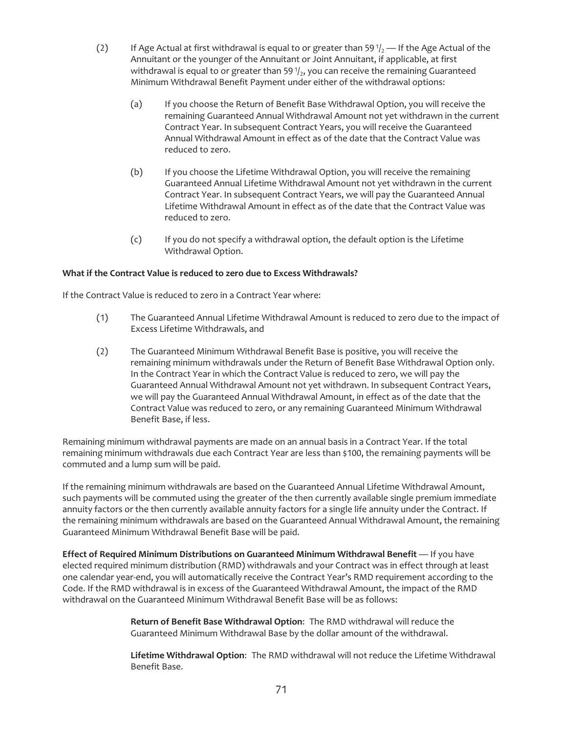(2) If Age Actual at first withdrawal is equal to or greater than 59 $^1/_2$ — If the Age Actual of the Annuitant or the younger of the Annuitant or Joint Annuitant, if applicable, at first withdrawal is equal to or greater than 59 $^1/_2$, you can receive the remaining Guaranteed Minimum Withdrawal Benefit Payment under either of the withdrawal options:

  (a) If you choose the Return of Benefit Base Withdrawal Option, you will receive the remaining Guaranteed Annual Withdrawal Amount not yet withdrawn in the current Contract Year. In subsequent Contract Years, you will receive the Guaranteed Annual Withdrawal Amount in effect as of the date that the Contract Value was reduced to zero.

  (b) If you choose the Lifetime Withdrawal Option, you will receive the remaining Guaranteed Annual Lifetime Withdrawal Amount not yet withdrawn in the current Contract Year. In subsequent Contract Years, we will pay the Guaranteed Annual Lifetime Withdrawal Amount in effect as of the date that the Contract Value was reduced to zero.

  (c) If you do not specify a withdrawal option, the default option is the Lifetime Withdrawal Option.

**What if the Contract Value is reduced to zero due to Excess Withdrawals?**

If the Contract Value is reduced to zero in a Contract Year where:

(1) The Guaranteed Annual Lifetime Withdrawal Amount is reduced to zero due to the impact of Excess Lifetime Withdrawals, and

(2) The Guaranteed Minimum Withdrawal Benefit Base is positive, you will receive the remaining minimum withdrawals under the Return of Benefit Base Withdrawal Option only. In the Contract Year in which the Contract Value is reduced to zero, we will pay the Guaranteed Annual Withdrawal Amount not yet withdrawn. In subsequent Contract Years, we will pay the Guaranteed Annual Withdrawal Amount, in effect as of the date that the Contract Value was reduced to zero, or any remaining Guaranteed Minimum Withdrawal Benefit Base, if less.

Remaining minimum withdrawal payments are made on an annual basis in a Contract Year. If the total remaining minimum withdrawals due each Contract Year are less than $100, the remaining payments will be commuted and a lump sum will be paid.

If the remaining minimum withdrawals are based on the Guaranteed Annual Lifetime Withdrawal Amount, such payments will be commuted using the greater of the then currently available single premium immediate annuity factors or the then currently available annuity factors for a single life annuity under the Contract. If the remaining minimum withdrawals are based on the Guaranteed Annual Withdrawal Amount, the remaining Guaranteed Minimum Withdrawal Benefit Base will be paid.

**Effect of Required Minimum Distributions on Guaranteed Minimum Withdrawal Benefit** — If you have elected required minimum distribution (RMD) withdrawals and your Contract was in effect through at least one calendar year-end, you will automatically receive the Contract Year's RMD requirement according to the Code. If the RMD withdrawal is in excess of the Guaranteed Withdrawal Amount, the impact of the RMD withdrawal on the Guaranteed Minimum Withdrawal Benefit Base will be as follows:

**Return of Benefit Base Withdrawal Option**: The RMD withdrawal will reduce the Guaranteed Minimum Withdrawal Base by the dollar amount of the withdrawal.

**Lifetime Withdrawal Option**: The RMD withdrawal will not reduce the Lifetime Withdrawal Benefit Base.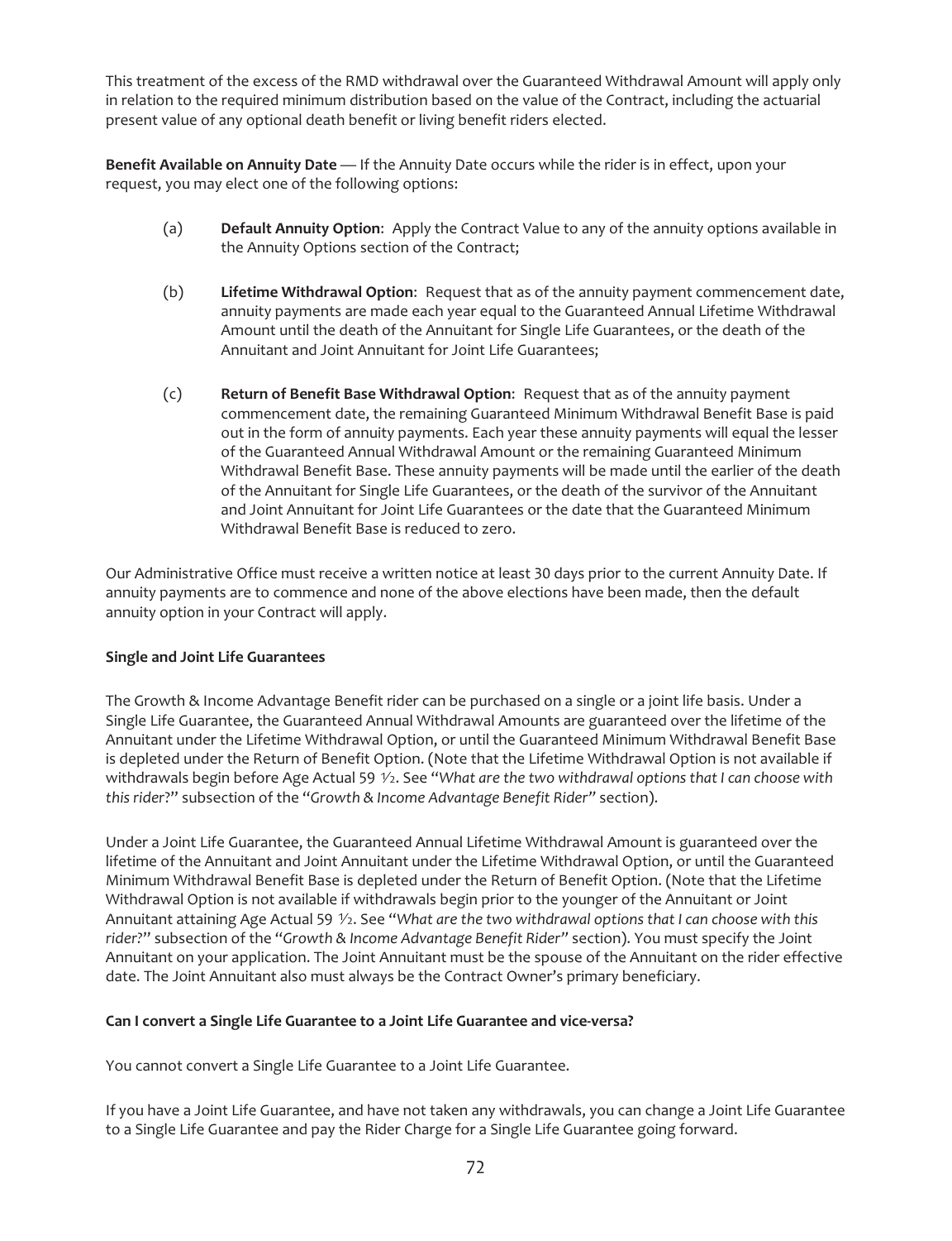This treatment of the excess of the RMD withdrawal over the Guaranteed Withdrawal Amount will apply only in relation to the required minimum distribution based on the value of the Contract, including the actuarial present value of any optional death benefit or living benefit riders elected.

**Benefit Available on Annuity Date** — If the Annuity Date occurs while the rider is in effect, upon your request, you may elect one of the following options:

(a) **Default Annuity Option**: Apply the Contract Value to any of the annuity options available in the Annuity Options section of the Contract;

(b) **Lifetime Withdrawal Option**: Request that as of the annuity payment commencement date, annuity payments are made each year equal to the Guaranteed Annual Lifetime Withdrawal Amount until the death of the Annuitant for Single Life Guarantees, or the death of the Annuitant and Joint Annuitant for Joint Life Guarantees;

(c) **Return of Benefit Base Withdrawal Option**: Request that as of the annuity payment commencement date, the remaining Guaranteed Minimum Withdrawal Benefit Base is paid out in the form of annuity payments. Each year these annuity payments will equal the lesser of the Guaranteed Annual Withdrawal Amount or the remaining Guaranteed Minimum Withdrawal Benefit Base. These annuity payments will be made until the earlier of the death of the Annuitant for Single Life Guarantees, or the death of the survivor of the Annuitant and Joint Annuitant for Joint Life Guarantees or the date that the Guaranteed Minimum Withdrawal Benefit Base is reduced to zero.

Our Administrative Office must receive a written notice at least 30 days prior to the current Annuity Date. If annuity payments are to commence and none of the above elections have been made, then the default annuity option in your Contract will apply.

**Single and Joint Life Guarantees**

The Growth & Income Advantage Benefit rider can be purchased on a single or a joint life basis. Under a Single Life Guarantee, the Guaranteed Annual Withdrawal Amounts are guaranteed over the lifetime of the Annuitant under the Lifetime Withdrawal Option, or until the Guaranteed Minimum Withdrawal Benefit Base is depleted under the Return of Benefit Option. (Note that the Lifetime Withdrawal Option is not available if withdrawals begin before Age Actual 59 ½. See "*What are the two withdrawal options that I can choose with this rider*?" subsection of the "*Growth & Income Advantage Benefit Rider*" section).

Under a Joint Life Guarantee, the Guaranteed Annual Lifetime Withdrawal Amount is guaranteed over the lifetime of the Annuitant and Joint Annuitant under the Lifetime Withdrawal Option, or until the Guaranteed Minimum Withdrawal Benefit Base is depleted under the Return of Benefit Option. (Note that the Lifetime Withdrawal Option is not available if withdrawals begin prior to the younger of the Annuitant or Joint Annuitant attaining Age Actual 59 ½. See "*What are the two withdrawal options that I can choose with this rider?*" subsection of the "*Growth & Income Advantage Benefit Rider*" section). You must specify the Joint Annuitant on your application. The Joint Annuitant must be the spouse of the Annuitant on the rider effective date. The Joint Annuitant also must always be the Contract Owner's primary beneficiary.

**Can I convert a Single Life Guarantee to a Joint Life Guarantee and vice-versa?**

You cannot convert a Single Life Guarantee to a Joint Life Guarantee.

If you have a Joint Life Guarantee, and have not taken any withdrawals, you can change a Joint Life Guarantee to a Single Life Guarantee and pay the Rider Charge for a Single Life Guarantee going forward.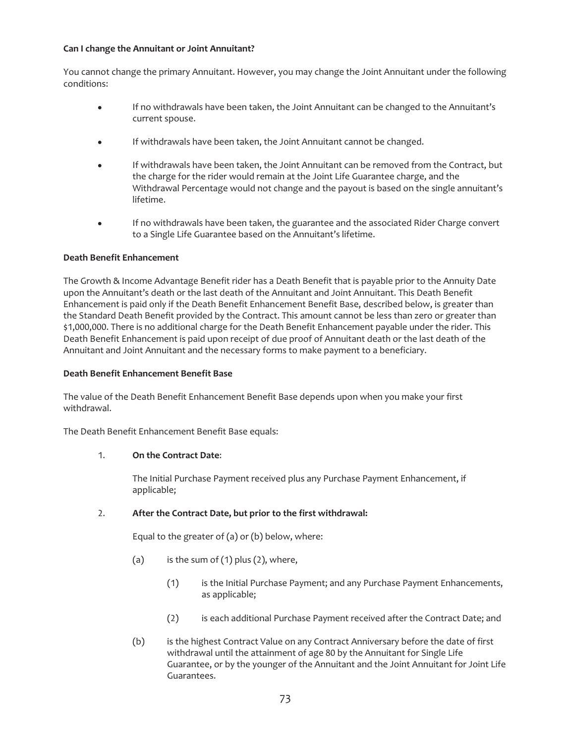**Can I change the Annuitant or Joint Annuitant?**

You cannot change the primary Annuitant. However, you may change the Joint Annuitant under the following conditions:

- If no withdrawals have been taken, the Joint Annuitant can be changed to the Annuitant's current spouse.
- If withdrawals have been taken, the Joint Annuitant cannot be changed.
- If withdrawals have been taken, the Joint Annuitant can be removed from the Contract, but the charge for the rider would remain at the Joint Life Guarantee charge, and the Withdrawal Percentage would not change and the payout is based on the single annuitant's lifetime.
- If no withdrawals have been taken, the guarantee and the associated Rider Charge convert to a Single Life Guarantee based on the Annuitant's lifetime.

**Death Benefit Enhancement**

The Growth & Income Advantage Benefit rider has a Death Benefit that is payable prior to the Annuity Date upon the Annuitant's death or the last death of the Annuitant and Joint Annuitant. This Death Benefit Enhancement is paid only if the Death Benefit Enhancement Benefit Base, described below, is greater than the Standard Death Benefit provided by the Contract. This amount cannot be less than zero or greater than $1,000,000. There is no additional charge for the Death Benefit Enhancement payable under the rider. This Death Benefit Enhancement is paid upon receipt of due proof of Annuitant death or the last death of the Annuitant and Joint Annuitant and the necessary forms to make payment to a beneficiary.

**Death Benefit Enhancement Benefit Base**

The value of the Death Benefit Enhancement Benefit Base depends upon when you make your first withdrawal.

The Death Benefit Enhancement Benefit Base equals:

1. **On the Contract Date**:

   The Initial Purchase Payment received plus any Purchase Payment Enhancement, if applicable;

2. **After the Contract Date, but prior to the first withdrawal:**

   Equal to the greater of (a) or (b) below, where:

   (a) is the sum of (1) plus (2), where,

   (1) is the Initial Purchase Payment; and any Purchase Payment Enhancements, as applicable;

   (2) is each additional Purchase Payment received after the Contract Date; and

   (b) is the highest Contract Value on any Contract Anniversary before the date of first withdrawal until the attainment of age 80 by the Annuitant for Single Life Guarantee, or by the younger of the Annuitant and the Joint Annuitant for Joint Life Guarantees.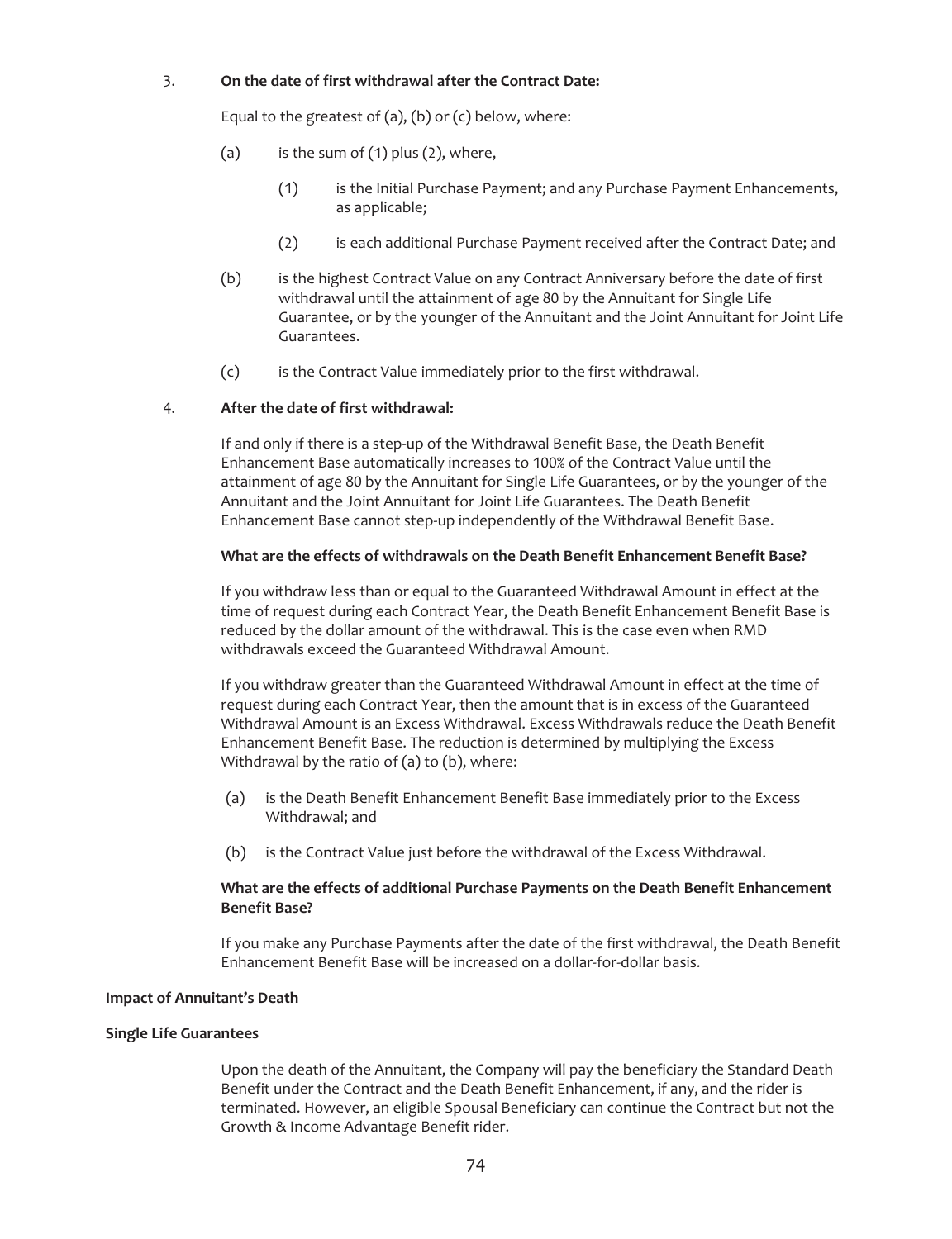3. **On the date of first withdrawal after the Contract Date:**

   Equal to the greatest of (a), (b) or (c) below, where:

   (a) is the sum of (1) plus (2), where,

      (1) is the Initial Purchase Payment; and any Purchase Payment Enhancements, as applicable;

      (2) is each additional Purchase Payment received after the Contract Date; and

   (b) is the highest Contract Value on any Contract Anniversary before the date of first withdrawal until the attainment of age 80 by the Annuitant for Single Life Guarantee, or by the younger of the Annuitant and the Joint Annuitant for Joint Life Guarantees.

   (c) is the Contract Value immediately prior to the first withdrawal.

4. **After the date of first withdrawal:**

   If and only if there is a step-up of the Withdrawal Benefit Base, the Death Benefit Enhancement Base automatically increases to 100% of the Contract Value until the attainment of age 80 by the Annuitant for Single Life Guarantees, or by the younger of the Annuitant and the Joint Annuitant for Joint Life Guarantees. The Death Benefit Enhancement Base cannot step-up independently of the Withdrawal Benefit Base.

   **What are the effects of withdrawals on the Death Benefit Enhancement Benefit Base?**

   If you withdraw less than or equal to the Guaranteed Withdrawal Amount in effect at the time of request during each Contract Year, the Death Benefit Enhancement Benefit Base is reduced by the dollar amount of the withdrawal. This is the case even when RMD withdrawals exceed the Guaranteed Withdrawal Amount.

   If you withdraw greater than the Guaranteed Withdrawal Amount in effect at the time of request during each Contract Year, then the amount that is in excess of the Guaranteed Withdrawal Amount is an Excess Withdrawal. Excess Withdrawals reduce the Death Benefit Enhancement Benefit Base. The reduction is determined by multiplying the Excess Withdrawal by the ratio of (a) to (b), where:

   (a) is the Death Benefit Enhancement Benefit Base immediately prior to the Excess Withdrawal; and

   (b) is the Contract Value just before the withdrawal of the Excess Withdrawal.

   **What are the effects of additional Purchase Payments on the Death Benefit Enhancement Benefit Base?**

   If you make any Purchase Payments after the date of the first withdrawal, the Death Benefit Enhancement Benefit Base will be increased on a dollar-for-dollar basis.

**Impact of Annuitant's Death**

**Single Life Guarantees**

Upon the death of the Annuitant, the Company will pay the beneficiary the Standard Death Benefit under the Contract and the Death Benefit Enhancement, if any, and the rider is terminated. However, an eligible Spousal Beneficiary can continue the Contract but not the Growth & Income Advantage Benefit rider.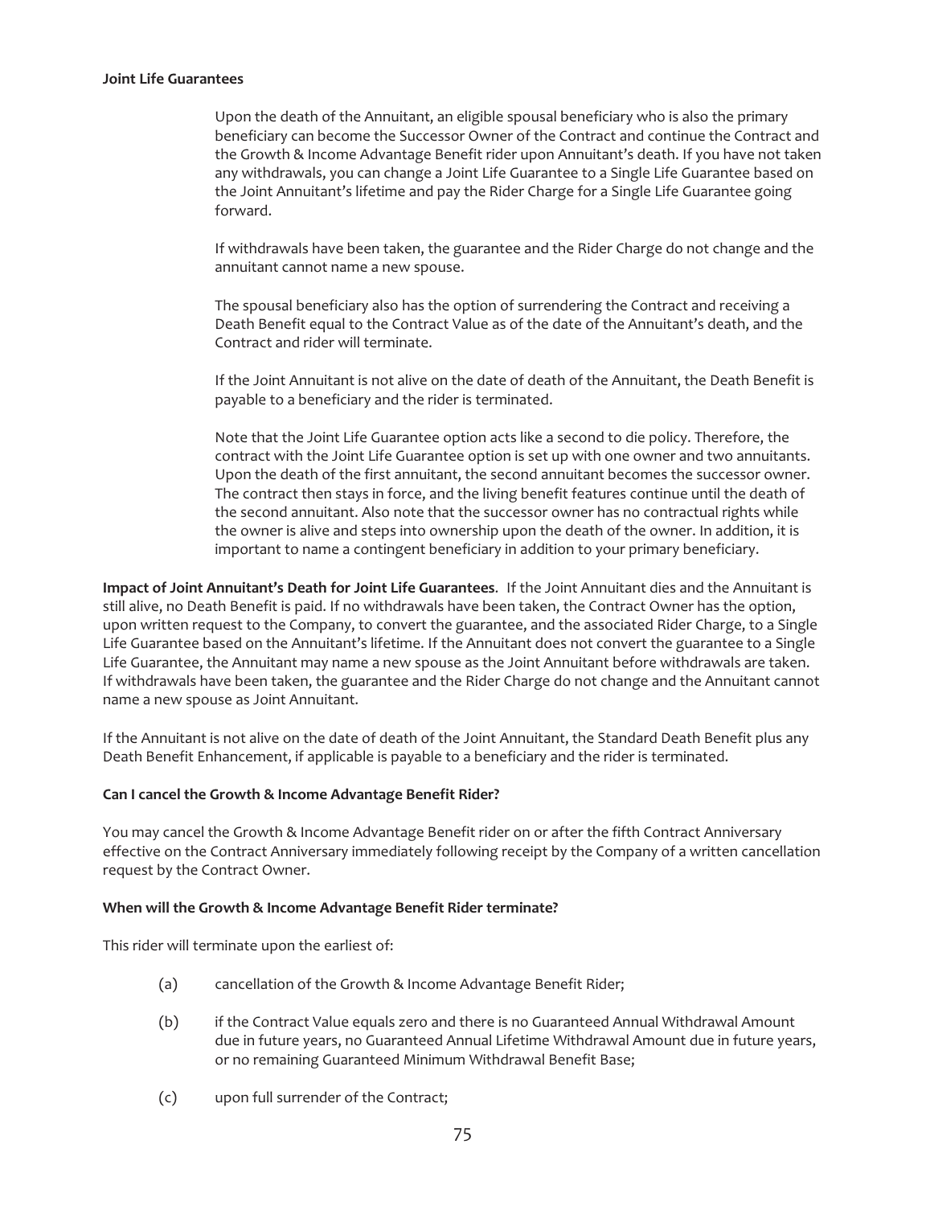**Joint Life Guarantees**

Upon the death of the Annuitant, an eligible spousal beneficiary who is also the primary beneficiary can become the Successor Owner of the Contract and continue the Contract and the Growth & Income Advantage Benefit rider upon Annuitant's death. If you have not taken any withdrawals, you can change a Joint Life Guarantee to a Single Life Guarantee based on the Joint Annuitant's lifetime and pay the Rider Charge for a Single Life Guarantee going forward.

If withdrawals have been taken, the guarantee and the Rider Charge do not change and the annuitant cannot name a new spouse.

The spousal beneficiary also has the option of surrendering the Contract and receiving a Death Benefit equal to the Contract Value as of the date of the Annuitant's death, and the Contract and rider will terminate.

If the Joint Annuitant is not alive on the date of death of the Annuitant, the Death Benefit is payable to a beneficiary and the rider is terminated.

Note that the Joint Life Guarantee option acts like a second to die policy. Therefore, the contract with the Joint Life Guarantee option is set up with one owner and two annuitants. Upon the death of the first annuitant, the second annuitant becomes the successor owner. The contract then stays in force, and the living benefit features continue until the death of the second annuitant. Also note that the successor owner has no contractual rights while the owner is alive and steps into ownership upon the death of the owner. In addition, it is important to name a contingent beneficiary in addition to your primary beneficiary.

**Impact of Joint Annuitant's Death for Joint Life Guarantees**. If the Joint Annuitant dies and the Annuitant is still alive, no Death Benefit is paid. If no withdrawals have been taken, the Contract Owner has the option, upon written request to the Company, to convert the guarantee, and the associated Rider Charge, to a Single Life Guarantee based on the Annuitant's lifetime. If the Annuitant does not convert the guarantee to a Single Life Guarantee, the Annuitant may name a new spouse as the Joint Annuitant before withdrawals are taken. If withdrawals have been taken, the guarantee and the Rider Charge do not change and the Annuitant cannot name a new spouse as Joint Annuitant.

If the Annuitant is not alive on the date of death of the Joint Annuitant, the Standard Death Benefit plus any Death Benefit Enhancement, if applicable is payable to a beneficiary and the rider is terminated.

**Can I cancel the Growth & Income Advantage Benefit Rider?**

You may cancel the Growth & Income Advantage Benefit rider on or after the fifth Contract Anniversary effective on the Contract Anniversary immediately following receipt by the Company of a written cancellation request by the Contract Owner.

**When will the Growth & Income Advantage Benefit Rider terminate?**

This rider will terminate upon the earliest of:

(a) cancellation of the Growth & Income Advantage Benefit Rider;

(b) if the Contract Value equals zero and there is no Guaranteed Annual Withdrawal Amount due in future years, no Guaranteed Annual Lifetime Withdrawal Amount due in future years, or no remaining Guaranteed Minimum Withdrawal Benefit Base;

(c) upon full surrender of the Contract;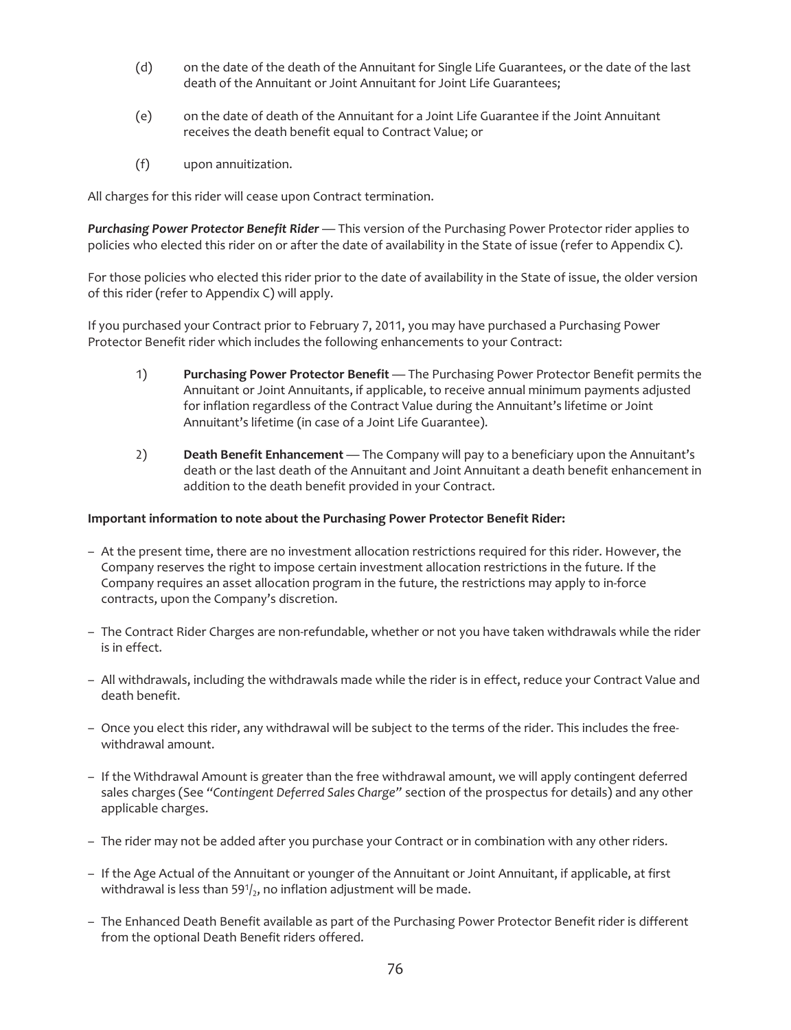(d) on the date of the death of the Annuitant for Single Life Guarantees, or the date of the last death of the Annuitant or Joint Annuitant for Joint Life Guarantees;

(e) on the date of death of the Annuitant for a Joint Life Guarantee if the Joint Annuitant receives the death benefit equal to Contract Value; or

(f) upon annuitization.

All charges for this rider will cease upon Contract termination.

***Purchasing Power Protector Benefit Rider*** — This version of the Purchasing Power Protector rider applies to policies who elected this rider on or after the date of availability in the State of issue (refer to Appendix C).

For those policies who elected this rider prior to the date of availability in the State of issue, the older version of this rider (refer to Appendix C) will apply.

If you purchased your Contract prior to February 7, 2011, you may have purchased a Purchasing Power Protector Benefit rider which includes the following enhancements to your Contract:

1) **Purchasing Power Protector Benefit** — The Purchasing Power Protector Benefit permits the Annuitant or Joint Annuitants, if applicable, to receive annual minimum payments adjusted for inflation regardless of the Contract Value during the Annuitant's lifetime or Joint Annuitant's lifetime (in case of a Joint Life Guarantee).

2) **Death Benefit Enhancement** — The Company will pay to a beneficiary upon the Annuitant's death or the last death of the Annuitant and Joint Annuitant a death benefit enhancement in addition to the death benefit provided in your Contract.

**Important information to note about the Purchasing Power Protector Benefit Rider:**

– At the present time, there are no investment allocation restrictions required for this rider. However, the Company reserves the right to impose certain investment allocation restrictions in the future. If the Company requires an asset allocation program in the future, the restrictions may apply to in-force contracts, upon the Company's discretion.

– The Contract Rider Charges are non-refundable, whether or not you have taken withdrawals while the rider is in effect.

– All withdrawals, including the withdrawals made while the rider is in effect, reduce your Contract Value and death benefit.

– Once you elect this rider, any withdrawal will be subject to the terms of the rider. This includes the free-withdrawal amount.

– If the Withdrawal Amount is greater than the free withdrawal amount, we will apply contingent deferred sales charges (See "*Contingent Deferred Sales Charge*" section of the prospectus for details) and any other applicable charges.

– The rider may not be added after you purchase your Contract or in combination with any other riders.

– If the Age Actual of the Annuitant or younger of the Annuitant or Joint Annuitant, if applicable, at first withdrawal is less than 59½, no inflation adjustment will be made.

– The Enhanced Death Benefit available as part of the Purchasing Power Protector Benefit rider is different from the optional Death Benefit riders offered.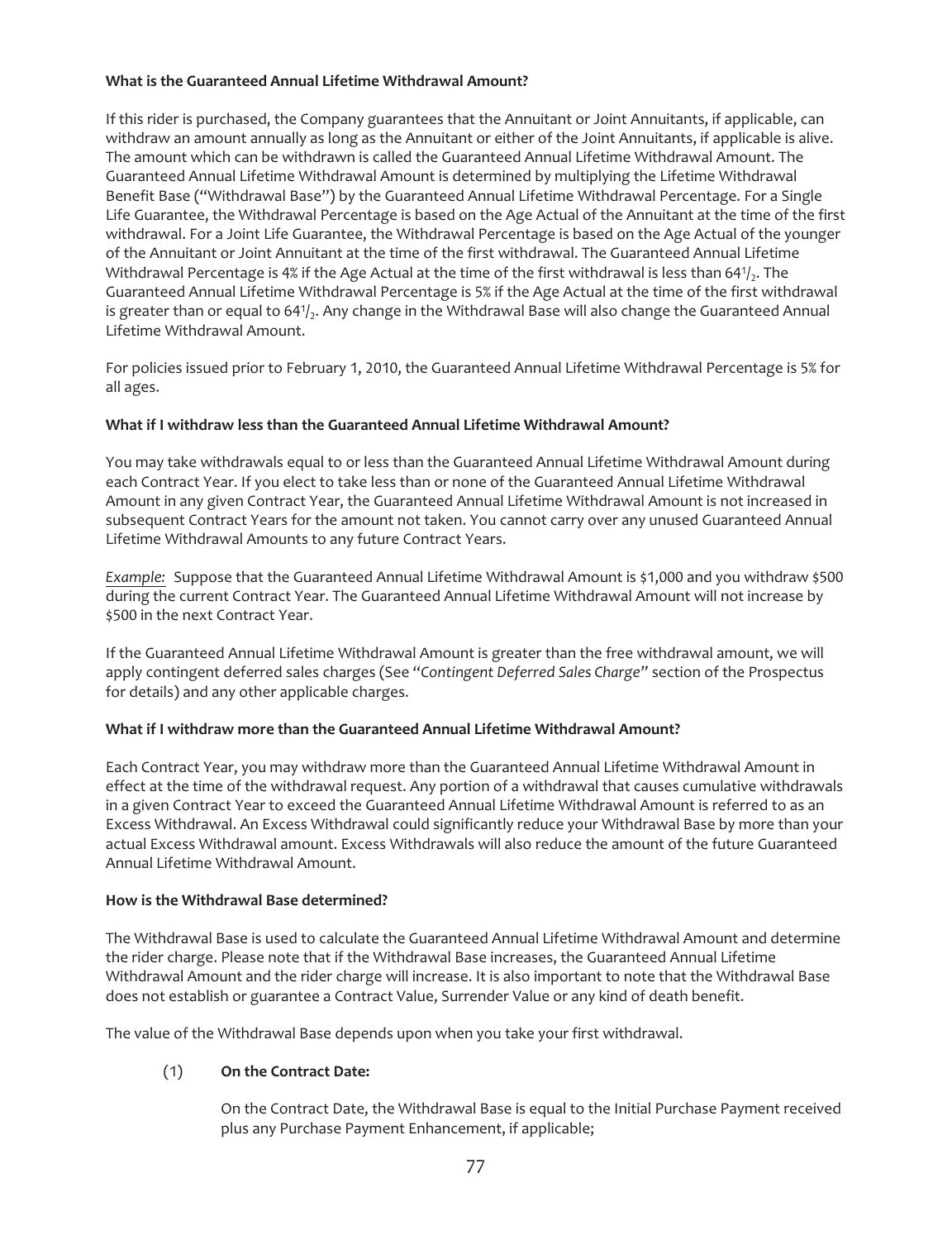**What is the Guaranteed Annual Lifetime Withdrawal Amount?**

If this rider is purchased, the Company guarantees that the Annuitant or Joint Annuitants, if applicable, can withdraw an amount annually as long as the Annuitant or either of the Joint Annuitants, if applicable is alive. The amount which can be withdrawn is called the Guaranteed Annual Lifetime Withdrawal Amount. The Guaranteed Annual Lifetime Withdrawal Amount is determined by multiplying the Lifetime Withdrawal Benefit Base ("Withdrawal Base") by the Guaranteed Annual Lifetime Withdrawal Percentage. For a Single Life Guarantee, the Withdrawal Percentage is based on the Age Actual of the Annuitant at the time of the first withdrawal. For a Joint Life Guarantee, the Withdrawal Percentage is based on the Age Actual of the younger of the Annuitant or Joint Annuitant at the time of the first withdrawal. The Guaranteed Annual Lifetime Withdrawal Percentage is 4% if the Age Actual at the time of the first withdrawal is less than $64^1/_2$. The Guaranteed Annual Lifetime Withdrawal Percentage is 5% if the Age Actual at the time of the first withdrawal is greater than or equal to $64^1/_2$. Any change in the Withdrawal Base will also change the Guaranteed Annual Lifetime Withdrawal Amount.

For policies issued prior to February 1, 2010, the Guaranteed Annual Lifetime Withdrawal Percentage is 5% for all ages.

**What if I withdraw less than the Guaranteed Annual Lifetime Withdrawal Amount?**

You may take withdrawals equal to or less than the Guaranteed Annual Lifetime Withdrawal Amount during each Contract Year. If you elect to take less than or none of the Guaranteed Annual Lifetime Withdrawal Amount in any given Contract Year, the Guaranteed Annual Lifetime Withdrawal Amount is not increased in subsequent Contract Years for the amount not taken. You cannot carry over any unused Guaranteed Annual Lifetime Withdrawal Amounts to any future Contract Years.

*Example:* Suppose that the Guaranteed Annual Lifetime Withdrawal Amount is $1,000 and you withdraw $500 during the current Contract Year. The Guaranteed Annual Lifetime Withdrawal Amount will not increase by $500 in the next Contract Year.

If the Guaranteed Annual Lifetime Withdrawal Amount is greater than the free withdrawal amount, we will apply contingent deferred sales charges (See "*Contingent Deferred Sales Charge*" section of the Prospectus for details) and any other applicable charges.

**What if I withdraw more than the Guaranteed Annual Lifetime Withdrawal Amount?**

Each Contract Year, you may withdraw more than the Guaranteed Annual Lifetime Withdrawal Amount in effect at the time of the withdrawal request. Any portion of a withdrawal that causes cumulative withdrawals in a given Contract Year to exceed the Guaranteed Annual Lifetime Withdrawal Amount is referred to as an Excess Withdrawal. An Excess Withdrawal could significantly reduce your Withdrawal Base by more than your actual Excess Withdrawal amount. Excess Withdrawals will also reduce the amount of the future Guaranteed Annual Lifetime Withdrawal Amount.

**How is the Withdrawal Base determined?**

The Withdrawal Base is used to calculate the Guaranteed Annual Lifetime Withdrawal Amount and determine the rider charge. Please note that if the Withdrawal Base increases, the Guaranteed Annual Lifetime Withdrawal Amount and the rider charge will increase. It is also important to note that the Withdrawal Base does not establish or guarantee a Contract Value, Surrender Value or any kind of death benefit.

The value of the Withdrawal Base depends upon when you take your first withdrawal.

(1) **On the Contract Date:**

On the Contract Date, the Withdrawal Base is equal to the Initial Purchase Payment received plus any Purchase Payment Enhancement, if applicable;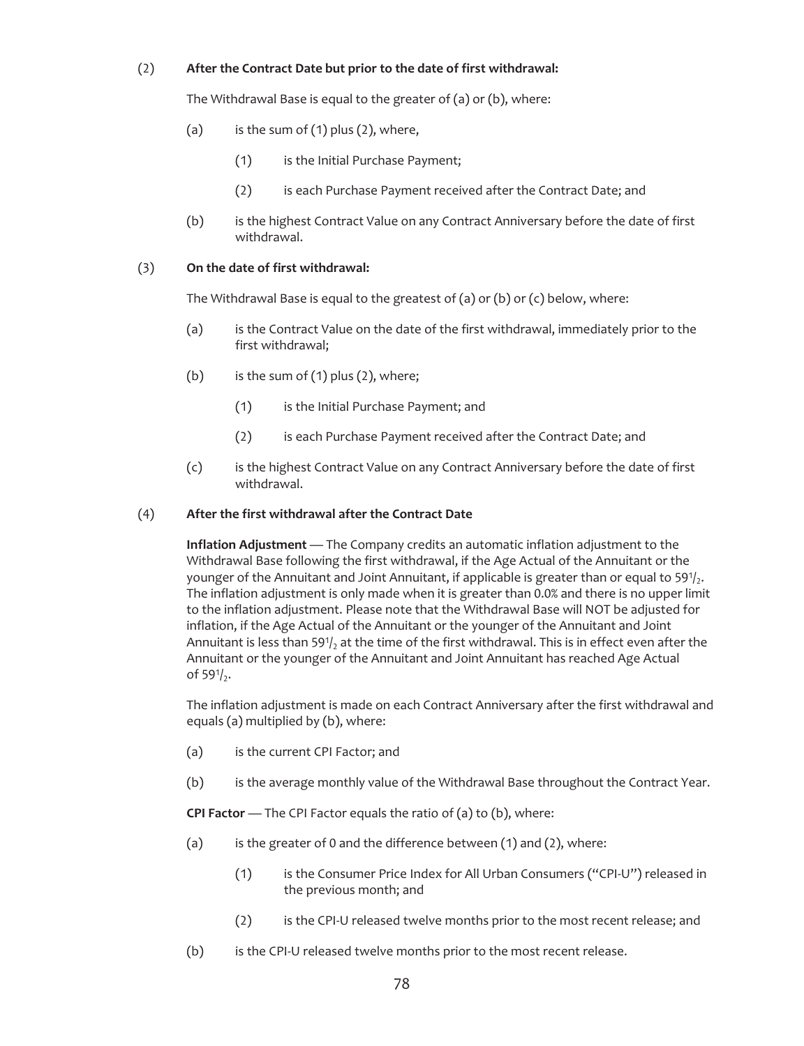(2) **After the Contract Date but prior to the date of first withdrawal:**

The Withdrawal Base is equal to the greater of (a) or (b), where:

(a) is the sum of (1) plus (2), where,

(1) is the Initial Purchase Payment;

(2) is each Purchase Payment received after the Contract Date; and

(b) is the highest Contract Value on any Contract Anniversary before the date of first withdrawal.

(3) **On the date of first withdrawal:**

The Withdrawal Base is equal to the greatest of (a) or (b) or (c) below, where:

(a) is the Contract Value on the date of the first withdrawal, immediately prior to the first withdrawal;

(b) is the sum of (1) plus (2), where;

(1) is the Initial Purchase Payment; and

(2) is each Purchase Payment received after the Contract Date; and

(c) is the highest Contract Value on any Contract Anniversary before the date of first withdrawal.

(4) **After the first withdrawal after the Contract Date**

**Inflation Adjustment** — The Company credits an automatic inflation adjustment to the Withdrawal Base following the first withdrawal, if the Age Actual of the Annuitant or the younger of the Annuitant and Joint Annuitant, if applicable is greater than or equal to 59½. The inflation adjustment is only made when it is greater than 0.0% and there is no upper limit to the inflation adjustment. Please note that the Withdrawal Base will NOT be adjusted for inflation, if the Age Actual of the Annuitant or the younger of the Annuitant and Joint Annuitant is less than 59½ at the time of the first withdrawal. This is in effect even after the Annuitant or the younger of the Annuitant and Joint Annuitant has reached Age Actual of 59½.

The inflation adjustment is made on each Contract Anniversary after the first withdrawal and equals (a) multiplied by (b), where:

(a) is the current CPI Factor; and

(b) is the average monthly value of the Withdrawal Base throughout the Contract Year.

**CPI Factor** — The CPI Factor equals the ratio of (a) to (b), where:

(a) is the greater of 0 and the difference between (1) and (2), where:

(1) is the Consumer Price Index for All Urban Consumers ("CPI-U") released in the previous month; and

(2) is the CPI-U released twelve months prior to the most recent release; and

(b) is the CPI-U released twelve months prior to the most recent release.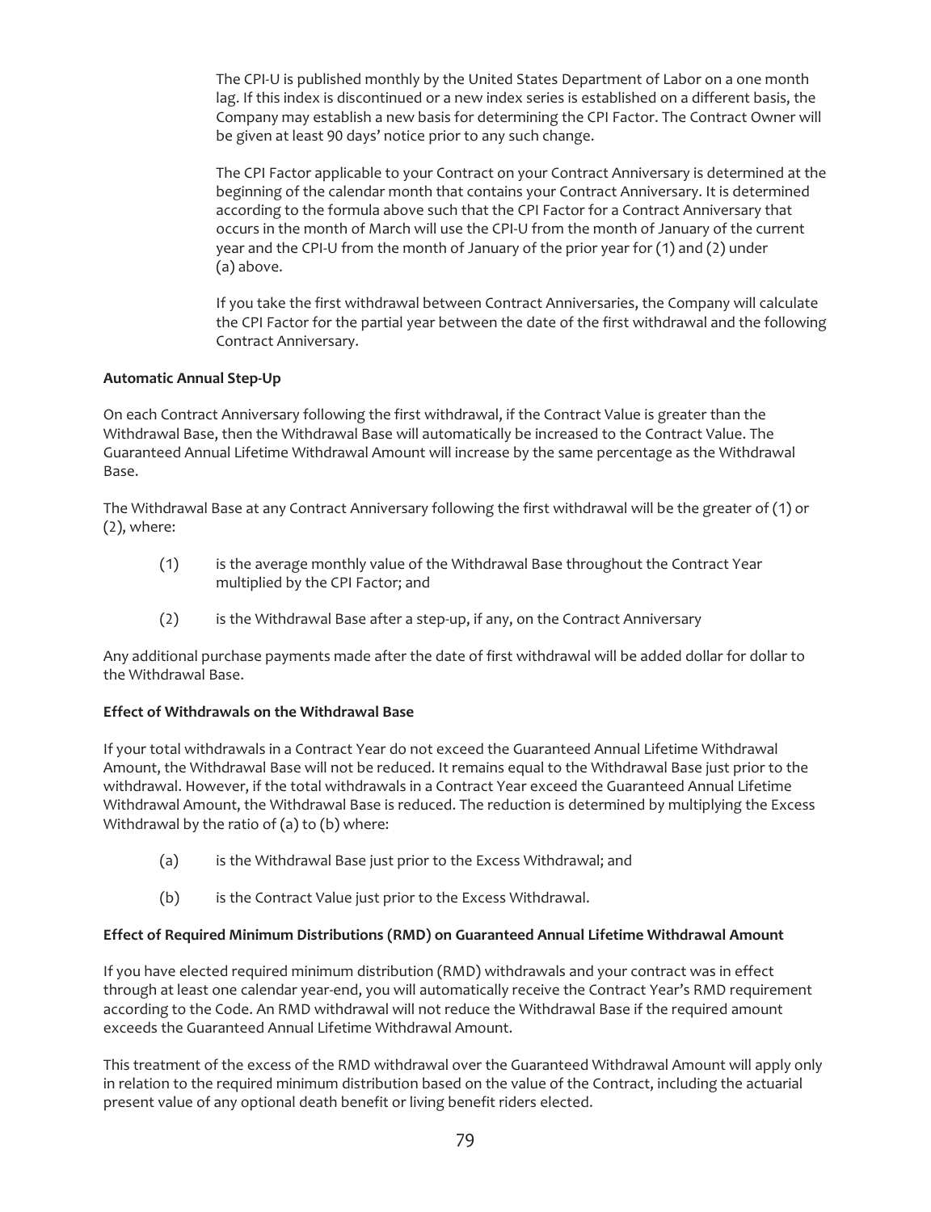The CPI-U is published monthly by the United States Department of Labor on a one month lag. If this index is discontinued or a new index series is established on a different basis, the Company may establish a new basis for determining the CPI Factor. The Contract Owner will be given at least 90 days' notice prior to any such change.

The CPI Factor applicable to your Contract on your Contract Anniversary is determined at the beginning of the calendar month that contains your Contract Anniversary. It is determined according to the formula above such that the CPI Factor for a Contract Anniversary that occurs in the month of March will use the CPI-U from the month of January of the current year and the CPI-U from the month of January of the prior year for (1) and (2) under (a) above.

If you take the first withdrawal between Contract Anniversaries, the Company will calculate the CPI Factor for the partial year between the date of the first withdrawal and the following Contract Anniversary.

**Automatic Annual Step-Up**

On each Contract Anniversary following the first withdrawal, if the Contract Value is greater than the Withdrawal Base, then the Withdrawal Base will automatically be increased to the Contract Value. The Guaranteed Annual Lifetime Withdrawal Amount will increase by the same percentage as the Withdrawal Base.

The Withdrawal Base at any Contract Anniversary following the first withdrawal will be the greater of (1) or (2), where:

(1) is the average monthly value of the Withdrawal Base throughout the Contract Year multiplied by the CPI Factor; and

(2) is the Withdrawal Base after a step-up, if any, on the Contract Anniversary

Any additional purchase payments made after the date of first withdrawal will be added dollar for dollar to the Withdrawal Base.

**Effect of Withdrawals on the Withdrawal Base**

If your total withdrawals in a Contract Year do not exceed the Guaranteed Annual Lifetime Withdrawal Amount, the Withdrawal Base will not be reduced. It remains equal to the Withdrawal Base just prior to the withdrawal. However, if the total withdrawals in a Contract Year exceed the Guaranteed Annual Lifetime Withdrawal Amount, the Withdrawal Base is reduced. The reduction is determined by multiplying the Excess Withdrawal by the ratio of (a) to (b) where:

(a) is the Withdrawal Base just prior to the Excess Withdrawal; and

(b) is the Contract Value just prior to the Excess Withdrawal.

**Effect of Required Minimum Distributions (RMD) on Guaranteed Annual Lifetime Withdrawal Amount**

If you have elected required minimum distribution (RMD) withdrawals and your contract was in effect through at least one calendar year-end, you will automatically receive the Contract Year's RMD requirement according to the Code. An RMD withdrawal will not reduce the Withdrawal Base if the required amount exceeds the Guaranteed Annual Lifetime Withdrawal Amount.

This treatment of the excess of the RMD withdrawal over the Guaranteed Withdrawal Amount will apply only in relation to the required minimum distribution based on the value of the Contract, including the actuarial present value of any optional death benefit or living benefit riders elected.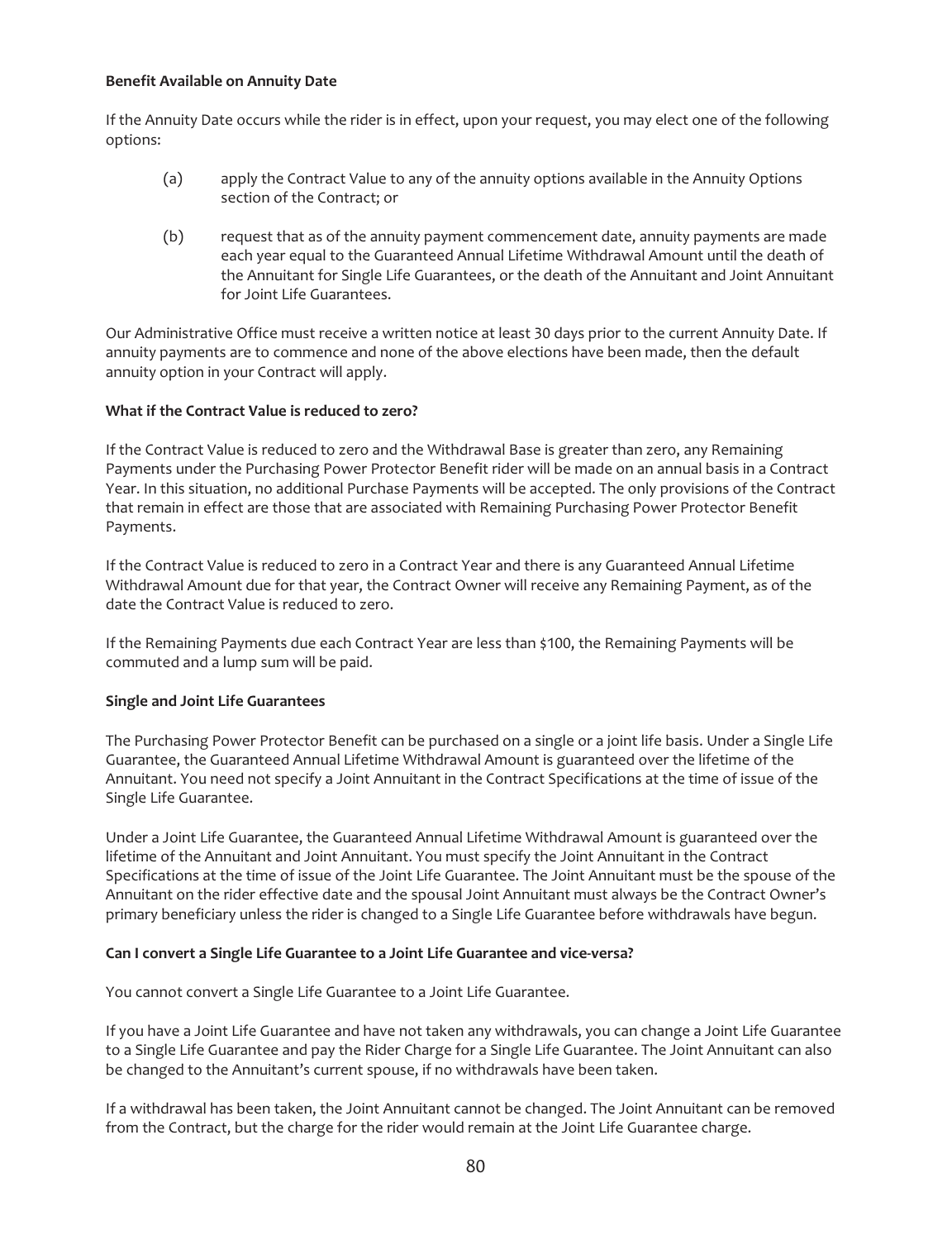**Benefit Available on Annuity Date**

If the Annuity Date occurs while the rider is in effect, upon your request, you may elect one of the following options:

(a) apply the Contract Value to any of the annuity options available in the Annuity Options section of the Contract; or

(b) request that as of the annuity payment commencement date, annuity payments are made each year equal to the Guaranteed Annual Lifetime Withdrawal Amount until the death of the Annuitant for Single Life Guarantees, or the death of the Annuitant and Joint Annuitant for Joint Life Guarantees.

Our Administrative Office must receive a written notice at least 30 days prior to the current Annuity Date. If annuity payments are to commence and none of the above elections have been made, then the default annuity option in your Contract will apply.

**What if the Contract Value is reduced to zero?**

If the Contract Value is reduced to zero and the Withdrawal Base is greater than zero, any Remaining Payments under the Purchasing Power Protector Benefit rider will be made on an annual basis in a Contract Year. In this situation, no additional Purchase Payments will be accepted. The only provisions of the Contract that remain in effect are those that are associated with Remaining Purchasing Power Protector Benefit Payments.

If the Contract Value is reduced to zero in a Contract Year and there is any Guaranteed Annual Lifetime Withdrawal Amount due for that year, the Contract Owner will receive any Remaining Payment, as of the date the Contract Value is reduced to zero.

If the Remaining Payments due each Contract Year are less than $100, the Remaining Payments will be commuted and a lump sum will be paid.

**Single and Joint Life Guarantees**

The Purchasing Power Protector Benefit can be purchased on a single or a joint life basis. Under a Single Life Guarantee, the Guaranteed Annual Lifetime Withdrawal Amount is guaranteed over the lifetime of the Annuitant. You need not specify a Joint Annuitant in the Contract Specifications at the time of issue of the Single Life Guarantee.

Under a Joint Life Guarantee, the Guaranteed Annual Lifetime Withdrawal Amount is guaranteed over the lifetime of the Annuitant and Joint Annuitant. You must specify the Joint Annuitant in the Contract Specifications at the time of issue of the Joint Life Guarantee. The Joint Annuitant must be the spouse of the Annuitant on the rider effective date and the spousal Joint Annuitant must always be the Contract Owner's primary beneficiary unless the rider is changed to a Single Life Guarantee before withdrawals have begun.

**Can I convert a Single Life Guarantee to a Joint Life Guarantee and vice-versa?**

You cannot convert a Single Life Guarantee to a Joint Life Guarantee.

If you have a Joint Life Guarantee and have not taken any withdrawals, you can change a Joint Life Guarantee to a Single Life Guarantee and pay the Rider Charge for a Single Life Guarantee. The Joint Annuitant can also be changed to the Annuitant's current spouse, if no withdrawals have been taken.

If a withdrawal has been taken, the Joint Annuitant cannot be changed. The Joint Annuitant can be removed from the Contract, but the charge for the rider would remain at the Joint Life Guarantee charge.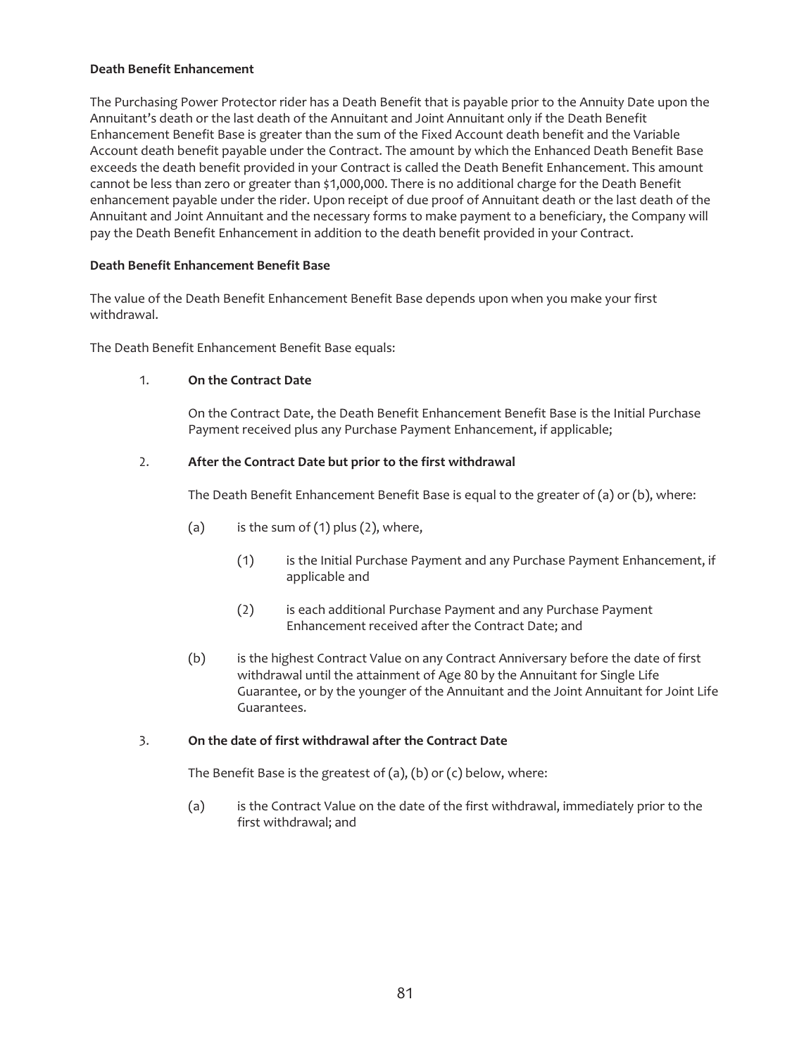**Death Benefit Enhancement**

The Purchasing Power Protector rider has a Death Benefit that is payable prior to the Annuity Date upon the Annuitant's death or the last death of the Annuitant and Joint Annuitant only if the Death Benefit Enhancement Benefit Base is greater than the sum of the Fixed Account death benefit and the Variable Account death benefit payable under the Contract. The amount by which the Enhanced Death Benefit Base exceeds the death benefit provided in your Contract is called the Death Benefit Enhancement. This amount cannot be less than zero or greater than $1,000,000. There is no additional charge for the Death Benefit enhancement payable under the rider. Upon receipt of due proof of Annuitant death or the last death of the Annuitant and Joint Annuitant and the necessary forms to make payment to a beneficiary, the Company will pay the Death Benefit Enhancement in addition to the death benefit provided in your Contract.

**Death Benefit Enhancement Benefit Base**

The value of the Death Benefit Enhancement Benefit Base depends upon when you make your first withdrawal.

The Death Benefit Enhancement Benefit Base equals:

1. **On the Contract Date**

   On the Contract Date, the Death Benefit Enhancement Benefit Base is the Initial Purchase Payment received plus any Purchase Payment Enhancement, if applicable;

2. **After the Contract Date but prior to the first withdrawal**

   The Death Benefit Enhancement Benefit Base is equal to the greater of (a) or (b), where:

   (a) is the sum of (1) plus (2), where,

   (1) is the Initial Purchase Payment and any Purchase Payment Enhancement, if applicable and

   (2) is each additional Purchase Payment and any Purchase Payment Enhancement received after the Contract Date; and

   (b) is the highest Contract Value on any Contract Anniversary before the date of first withdrawal until the attainment of Age 80 by the Annuitant for Single Life Guarantee, or by the younger of the Annuitant and the Joint Annuitant for Joint Life Guarantees.

3. **On the date of first withdrawal after the Contract Date**

   The Benefit Base is the greatest of (a), (b) or (c) below, where:

   (a) is the Contract Value on the date of the first withdrawal, immediately prior to the first withdrawal; and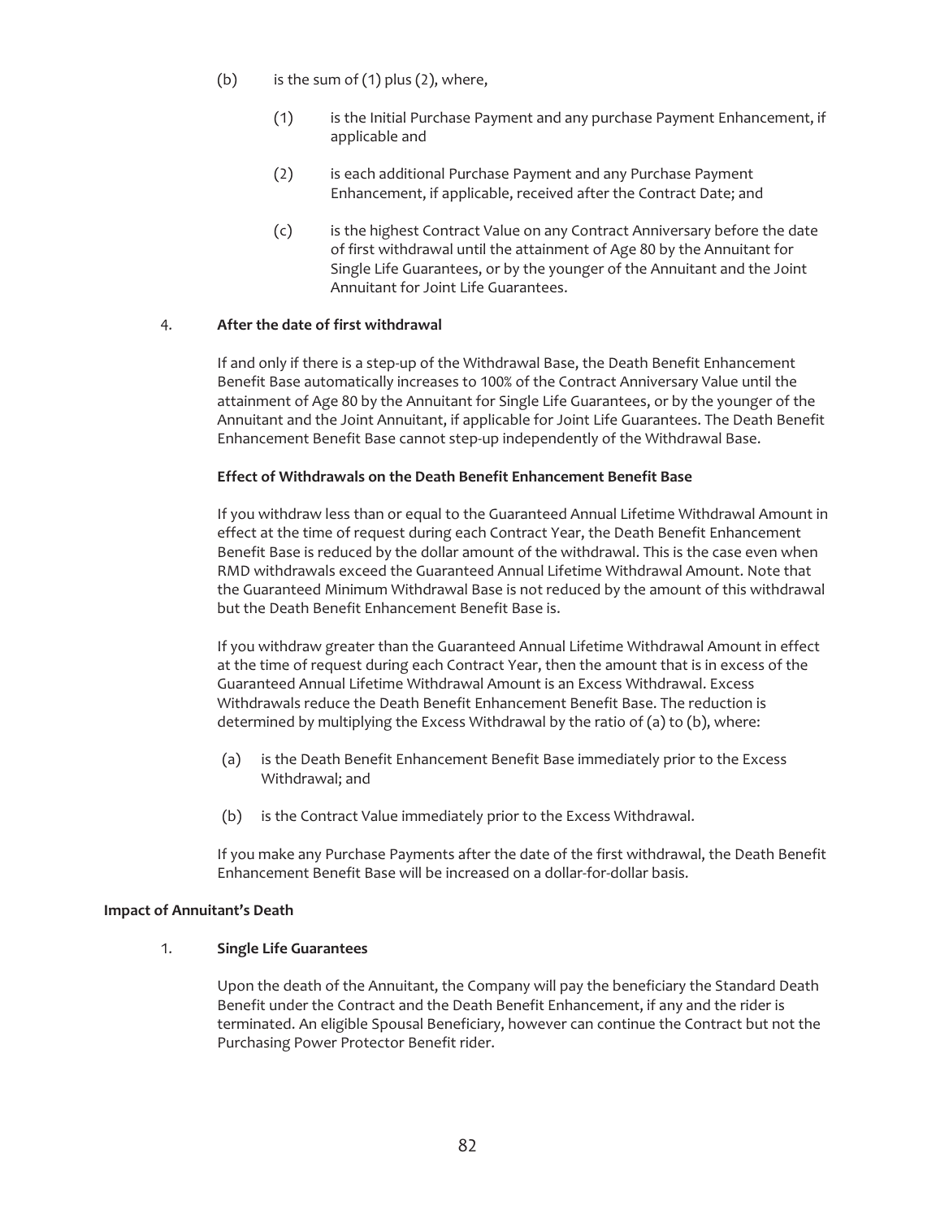(b) is the sum of (1) plus (2), where,

  (1) is the Initial Purchase Payment and any purchase Payment Enhancement, if applicable and

  (2) is each additional Purchase Payment and any Purchase Payment Enhancement, if applicable, received after the Contract Date; and

  (c) is the highest Contract Value on any Contract Anniversary before the date of first withdrawal until the attainment of Age 80 by the Annuitant for Single Life Guarantees, or by the younger of the Annuitant and the Joint Annuitant for Joint Life Guarantees.

4. **After the date of first withdrawal**

If and only if there is a step-up of the Withdrawal Base, the Death Benefit Enhancement Benefit Base automatically increases to 100% of the Contract Anniversary Value until the attainment of Age 80 by the Annuitant for Single Life Guarantees, or by the younger of the Annuitant and the Joint Annuitant, if applicable for Joint Life Guarantees. The Death Benefit Enhancement Benefit Base cannot step-up independently of the Withdrawal Base.

**Effect of Withdrawals on the Death Benefit Enhancement Benefit Base**

If you withdraw less than or equal to the Guaranteed Annual Lifetime Withdrawal Amount in effect at the time of request during each Contract Year, the Death Benefit Enhancement Benefit Base is reduced by the dollar amount of the withdrawal. This is the case even when RMD withdrawals exceed the Guaranteed Annual Lifetime Withdrawal Amount. Note that the Guaranteed Minimum Withdrawal Base is not reduced by the amount of this withdrawal but the Death Benefit Enhancement Benefit Base is.

If you withdraw greater than the Guaranteed Annual Lifetime Withdrawal Amount in effect at the time of request during each Contract Year, then the amount that is in excess of the Guaranteed Annual Lifetime Withdrawal Amount is an Excess Withdrawal. Excess Withdrawals reduce the Death Benefit Enhancement Benefit Base. The reduction is determined by multiplying the Excess Withdrawal by the ratio of (a) to (b), where:

(a) is the Death Benefit Enhancement Benefit Base immediately prior to the Excess Withdrawal; and

(b) is the Contract Value immediately prior to the Excess Withdrawal.

If you make any Purchase Payments after the date of the first withdrawal, the Death Benefit Enhancement Benefit Base will be increased on a dollar-for-dollar basis.

**Impact of Annuitant's Death**

1. **Single Life Guarantees**

Upon the death of the Annuitant, the Company will pay the beneficiary the Standard Death Benefit under the Contract and the Death Benefit Enhancement, if any and the rider is terminated. An eligible Spousal Beneficiary, however can continue the Contract but not the Purchasing Power Protector Benefit rider.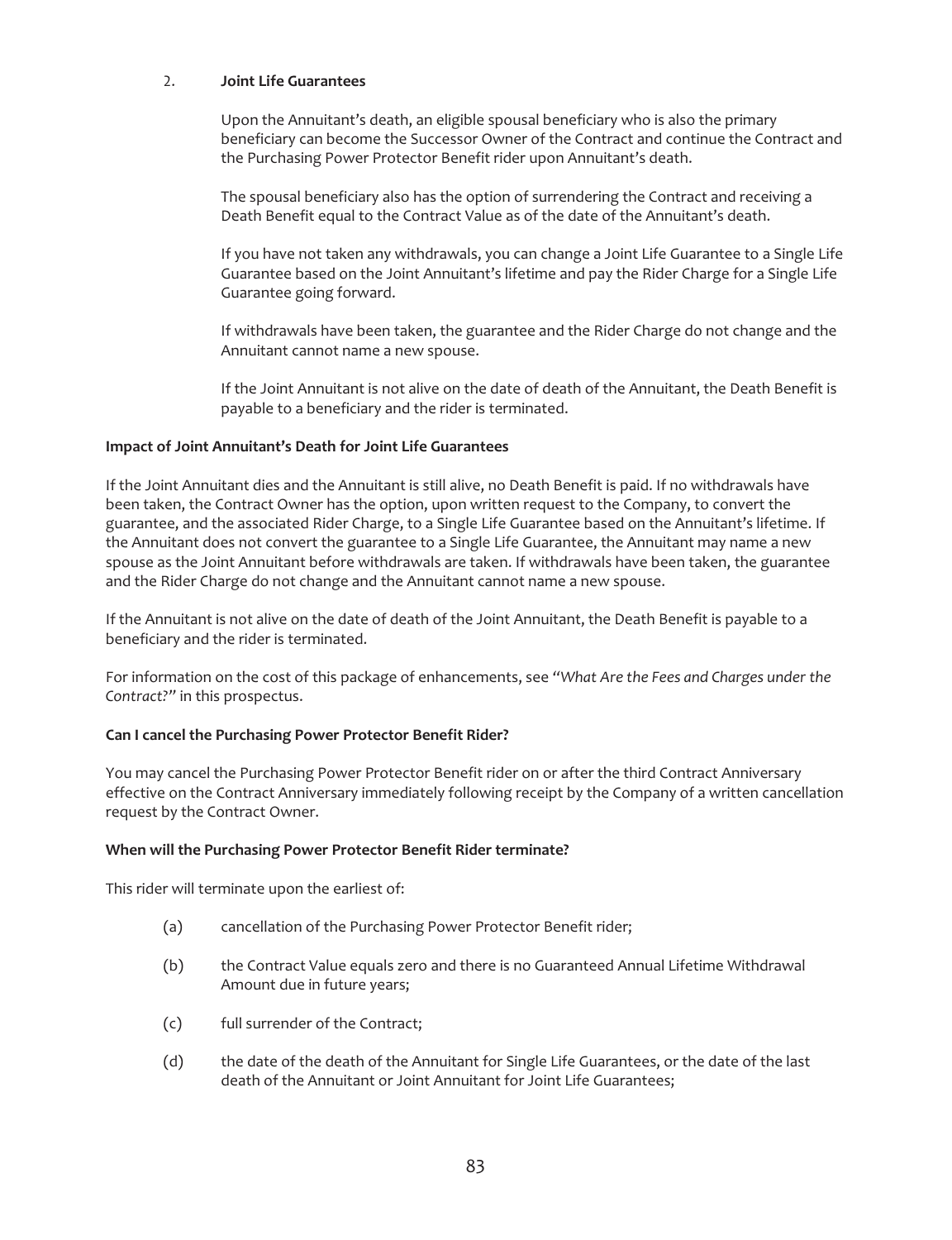2. **Joint Life Guarantees**

   Upon the Annuitant's death, an eligible spousal beneficiary who is also the primary beneficiary can become the Successor Owner of the Contract and continue the Contract and the Purchasing Power Protector Benefit rider upon Annuitant's death.

   The spousal beneficiary also has the option of surrendering the Contract and receiving a Death Benefit equal to the Contract Value as of the date of the Annuitant's death.

   If you have not taken any withdrawals, you can change a Joint Life Guarantee to a Single Life Guarantee based on the Joint Annuitant's lifetime and pay the Rider Charge for a Single Life Guarantee going forward.

   If withdrawals have been taken, the guarantee and the Rider Charge do not change and the Annuitant cannot name a new spouse.

   If the Joint Annuitant is not alive on the date of death of the Annuitant, the Death Benefit is payable to a beneficiary and the rider is terminated.

**Impact of Joint Annuitant's Death for Joint Life Guarantees**

If the Joint Annuitant dies and the Annuitant is still alive, no Death Benefit is paid. If no withdrawals have been taken, the Contract Owner has the option, upon written request to the Company, to convert the guarantee, and the associated Rider Charge, to a Single Life Guarantee based on the Annuitant's lifetime. If the Annuitant does not convert the guarantee to a Single Life Guarantee, the Annuitant may name a new spouse as the Joint Annuitant before withdrawals are taken. If withdrawals have been taken, the guarantee and the Rider Charge do not change and the Annuitant cannot name a new spouse.

If the Annuitant is not alive on the date of death of the Joint Annuitant, the Death Benefit is payable to a beneficiary and the rider is terminated.

For information on the cost of this package of enhancements, see *"What Are the Fees and Charges under the Contract?"* in this prospectus.

**Can I cancel the Purchasing Power Protector Benefit Rider?**

You may cancel the Purchasing Power Protector Benefit rider on or after the third Contract Anniversary effective on the Contract Anniversary immediately following receipt by the Company of a written cancellation request by the Contract Owner.

**When will the Purchasing Power Protector Benefit Rider terminate?**

This rider will terminate upon the earliest of:

(a) cancellation of the Purchasing Power Protector Benefit rider;

(b) the Contract Value equals zero and there is no Guaranteed Annual Lifetime Withdrawal Amount due in future years;

(c) full surrender of the Contract;

(d) the date of the death of the Annuitant for Single Life Guarantees, or the date of the last death of the Annuitant or Joint Annuitant for Joint Life Guarantees;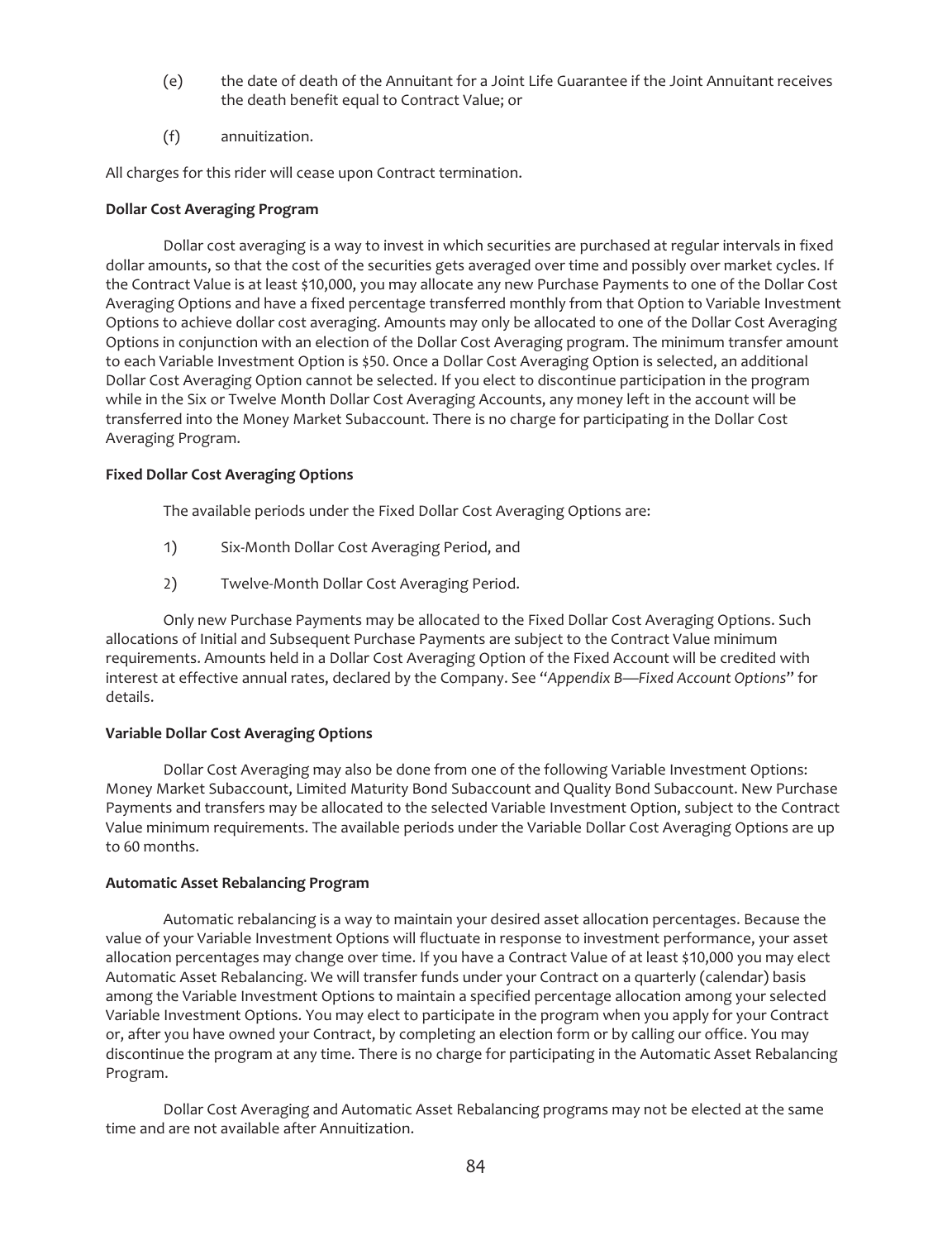(e) the date of death of the Annuitant for a Joint Life Guarantee if the Joint Annuitant receives the death benefit equal to Contract Value; or

(f) annuitization.

All charges for this rider will cease upon Contract termination.

**Dollar Cost Averaging Program**

Dollar cost averaging is a way to invest in which securities are purchased at regular intervals in fixed dollar amounts, so that the cost of the securities gets averaged over time and possibly over market cycles. If the Contract Value is at least $10,000, you may allocate any new Purchase Payments to one of the Dollar Cost Averaging Options and have a fixed percentage transferred monthly from that Option to Variable Investment Options to achieve dollar cost averaging. Amounts may only be allocated to one of the Dollar Cost Averaging Options in conjunction with an election of the Dollar Cost Averaging program. The minimum transfer amount to each Variable Investment Option is $50. Once a Dollar Cost Averaging Option is selected, an additional Dollar Cost Averaging Option cannot be selected. If you elect to discontinue participation in the program while in the Six or Twelve Month Dollar Cost Averaging Accounts, any money left in the account will be transferred into the Money Market Subaccount. There is no charge for participating in the Dollar Cost Averaging Program.

**Fixed Dollar Cost Averaging Options**

The available periods under the Fixed Dollar Cost Averaging Options are:

1) Six-Month Dollar Cost Averaging Period, and

2) Twelve-Month Dollar Cost Averaging Period.

Only new Purchase Payments may be allocated to the Fixed Dollar Cost Averaging Options. Such allocations of Initial and Subsequent Purchase Payments are subject to the Contract Value minimum requirements. Amounts held in a Dollar Cost Averaging Option of the Fixed Account will be credited with interest at effective annual rates, declared by the Company. See "*Appendix B—Fixed Account Options*" for details.

**Variable Dollar Cost Averaging Options**

Dollar Cost Averaging may also be done from one of the following Variable Investment Options: Money Market Subaccount, Limited Maturity Bond Subaccount and Quality Bond Subaccount. New Purchase Payments and transfers may be allocated to the selected Variable Investment Option, subject to the Contract Value minimum requirements. The available periods under the Variable Dollar Cost Averaging Options are up to 60 months.

**Automatic Asset Rebalancing Program**

Automatic rebalancing is a way to maintain your desired asset allocation percentages. Because the value of your Variable Investment Options will fluctuate in response to investment performance, your asset allocation percentages may change over time. If you have a Contract Value of at least $10,000 you may elect Automatic Asset Rebalancing. We will transfer funds under your Contract on a quarterly (calendar) basis among the Variable Investment Options to maintain a specified percentage allocation among your selected Variable Investment Options. You may elect to participate in the program when you apply for your Contract or, after you have owned your Contract, by completing an election form or by calling our office. You may discontinue the program at any time. There is no charge for participating in the Automatic Asset Rebalancing Program.

Dollar Cost Averaging and Automatic Asset Rebalancing programs may not be elected at the same time and are not available after Annuitization.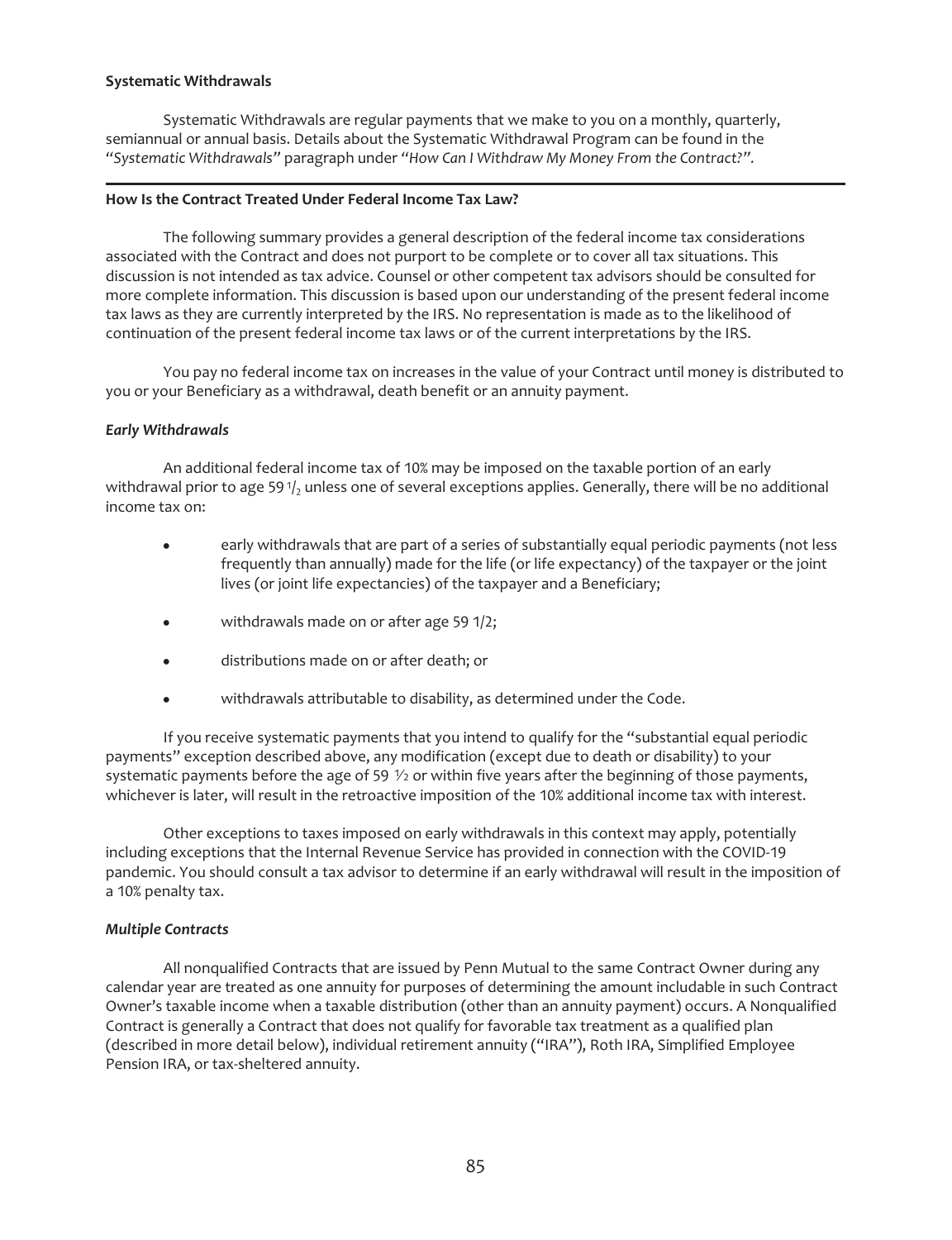**Systematic Withdrawals**

Systematic Withdrawals are regular payments that we make to you on a monthly, quarterly, semiannual or annual basis. Details about the Systematic Withdrawal Program can be found in the "*Systematic Withdrawals*" paragraph under "*How Can I Withdraw My Money From the Contract?*".

---

**How Is the Contract Treated Under Federal Income Tax Law?**

The following summary provides a general description of the federal income tax considerations associated with the Contract and does not purport to be complete or to cover all tax situations. This discussion is not intended as tax advice. Counsel or other competent tax advisors should be consulted for more complete information. This discussion is based upon our understanding of the present federal income tax laws as they are currently interpreted by the IRS. No representation is made as to the likelihood of continuation of the present federal income tax laws or of the current interpretations by the IRS.

You pay no federal income tax on increases in the value of your Contract until money is distributed to you or your Beneficiary as a withdrawal, death benefit or an annuity payment.

***Early Withdrawals***

An additional federal income tax of 10% may be imposed on the taxable portion of an early withdrawal prior to age 59 1/2 unless one of several exceptions applies. Generally, there will be no additional income tax on:

- early withdrawals that are part of a series of substantially equal periodic payments (not less frequently than annually) made for the life (or life expectancy) of the taxpayer or the joint lives (or joint life expectancies) of the taxpayer and a Beneficiary;
- withdrawals made on or after age 59 1/2;
- distributions made on or after death; or
- withdrawals attributable to disability, as determined under the Code.

If you receive systematic payments that you intend to qualify for the "substantial equal periodic payments" exception described above, any modification (except due to death or disability) to your systematic payments before the age of 59 ½ or within five years after the beginning of those payments, whichever is later, will result in the retroactive imposition of the 10% additional income tax with interest.

Other exceptions to taxes imposed on early withdrawals in this context may apply, potentially including exceptions that the Internal Revenue Service has provided in connection with the COVID-19 pandemic. You should consult a tax advisor to determine if an early withdrawal will result in the imposition of a 10% penalty tax.

***Multiple Contracts***

All nonqualified Contracts that are issued by Penn Mutual to the same Contract Owner during any calendar year are treated as one annuity for purposes of determining the amount includable in such Contract Owner's taxable income when a taxable distribution (other than an annuity payment) occurs. A Nonqualified Contract is generally a Contract that does not qualify for favorable tax treatment as a qualified plan (described in more detail below), individual retirement annuity ("IRA"), Roth IRA, Simplified Employee Pension IRA, or tax-sheltered annuity.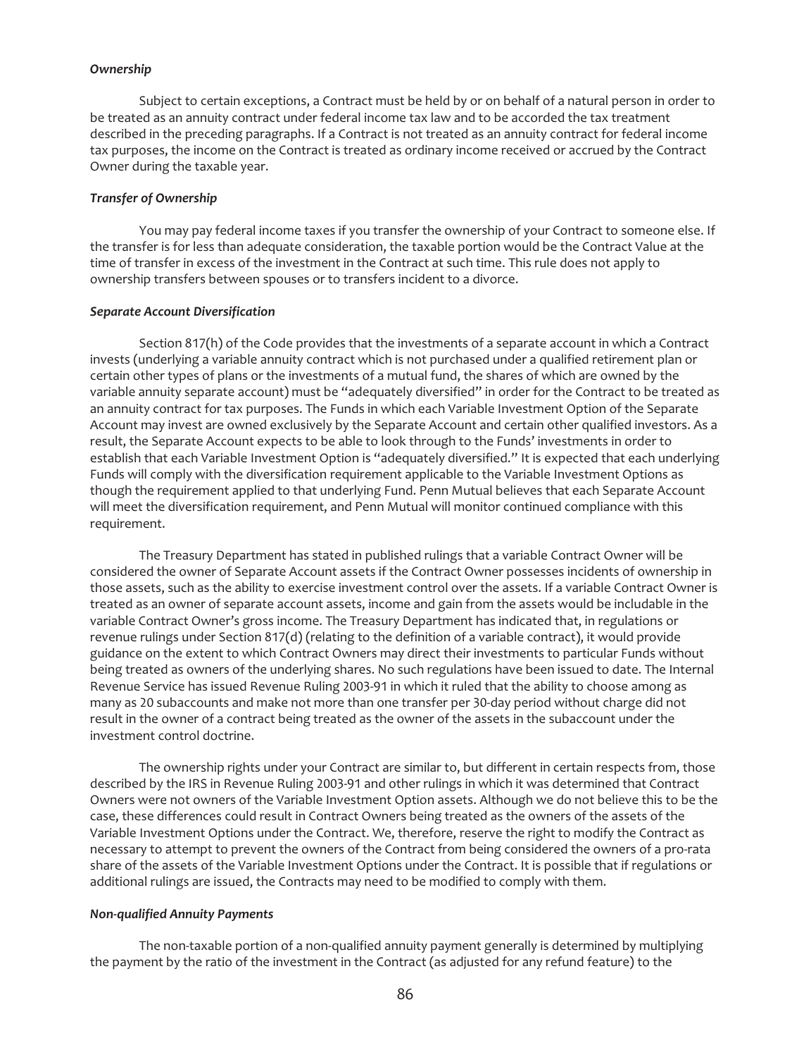### *Ownership*

Subject to certain exceptions, a Contract must be held by or on behalf of a natural person in order to be treated as an annuity contract under federal income tax law and to be accorded the tax treatment described in the preceding paragraphs. If a Contract is not treated as an annuity contract for federal income tax purposes, the income on the Contract is treated as ordinary income received or accrued by the Contract Owner during the taxable year.

### *Transfer of Ownership*

You may pay federal income taxes if you transfer the ownership of your Contract to someone else. If the transfer is for less than adequate consideration, the taxable portion would be the Contract Value at the time of transfer in excess of the investment in the Contract at such time. This rule does not apply to ownership transfers between spouses or to transfers incident to a divorce.

### *Separate Account Diversification*

Section 817(h) of the Code provides that the investments of a separate account in which a Contract invests (underlying a variable annuity contract which is not purchased under a qualified retirement plan or certain other types of plans or the investments of a mutual fund, the shares of which are owned by the variable annuity separate account) must be "adequately diversified" in order for the Contract to be treated as an annuity contract for tax purposes. The Funds in which each Variable Investment Option of the Separate Account may invest are owned exclusively by the Separate Account and certain other qualified investors. As a result, the Separate Account expects to be able to look through to the Funds' investments in order to establish that each Variable Investment Option is "adequately diversified." It is expected that each underlying Funds will comply with the diversification requirement applicable to the Variable Investment Options as though the requirement applied to that underlying Fund. Penn Mutual believes that each Separate Account will meet the diversification requirement, and Penn Mutual will monitor continued compliance with this requirement.

The Treasury Department has stated in published rulings that a variable Contract Owner will be considered the owner of Separate Account assets if the Contract Owner possesses incidents of ownership in those assets, such as the ability to exercise investment control over the assets. If a variable Contract Owner is treated as an owner of separate account assets, income and gain from the assets would be includable in the variable Contract Owner's gross income. The Treasury Department has indicated that, in regulations or revenue rulings under Section 817(d) (relating to the definition of a variable contract), it would provide guidance on the extent to which Contract Owners may direct their investments to particular Funds without being treated as owners of the underlying shares. No such regulations have been issued to date. The Internal Revenue Service has issued Revenue Ruling 2003-91 in which it ruled that the ability to choose among as many as 20 subaccounts and make not more than one transfer per 30-day period without charge did not result in the owner of a contract being treated as the owner of the assets in the subaccount under the investment control doctrine.

The ownership rights under your Contract are similar to, but different in certain respects from, those described by the IRS in Revenue Ruling 2003-91 and other rulings in which it was determined that Contract Owners were not owners of the Variable Investment Option assets. Although we do not believe this to be the case, these differences could result in Contract Owners being treated as the owners of the assets of the Variable Investment Options under the Contract. We, therefore, reserve the right to modify the Contract as necessary to attempt to prevent the owners of the Contract from being considered the owners of a pro-rata share of the assets of the Variable Investment Options under the Contract. It is possible that if regulations or additional rulings are issued, the Contracts may need to be modified to comply with them.

### *Non-qualified Annuity Payments*

The non-taxable portion of a non-qualified annuity payment generally is determined by multiplying the payment by the ratio of the investment in the Contract (as adjusted for any refund feature) to the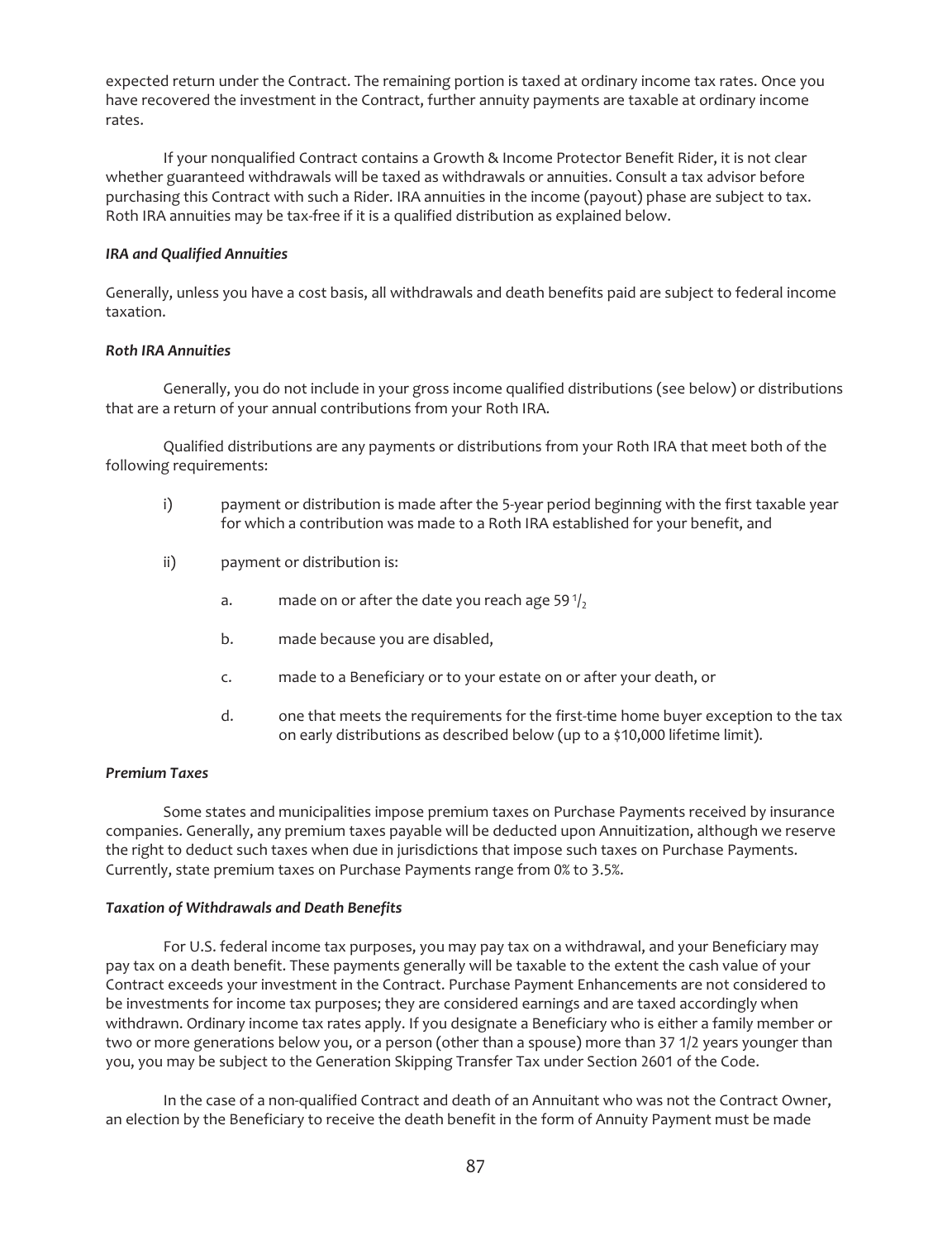expected return under the Contract. The remaining portion is taxed at ordinary income tax rates. Once you have recovered the investment in the Contract, further annuity payments are taxable at ordinary income rates.

If your nonqualified Contract contains a Growth & Income Protector Benefit Rider, it is not clear whether guaranteed withdrawals will be taxed as withdrawals or annuities. Consult a tax advisor before purchasing this Contract with such a Rider. IRA annuities in the income (payout) phase are subject to tax. Roth IRA annuities may be tax-free if it is a qualified distribution as explained below.

### *IRA and Qualified Annuities*

Generally, unless you have a cost basis, all withdrawals and death benefits paid are subject to federal income taxation.

### *Roth IRA Annuities*

Generally, you do not include in your gross income qualified distributions (see below) or distributions that are a return of your annual contributions from your Roth IRA.

Qualified distributions are any payments or distributions from your Roth IRA that meet both of the following requirements:

i) payment or distribution is made after the 5-year period beginning with the first taxable year for which a contribution was made to a Roth IRA established for your benefit, and

ii) payment or distribution is:

   a. made on or after the date you reach age 59 1/2

   b. made because you are disabled,

   c. made to a Beneficiary or to your estate on or after your death, or

   d. one that meets the requirements for the first-time home buyer exception to the tax on early distributions as described below (up to a $10,000 lifetime limit).

### *Premium Taxes*

Some states and municipalities impose premium taxes on Purchase Payments received by insurance companies. Generally, any premium taxes payable will be deducted upon Annuitization, although we reserve the right to deduct such taxes when due in jurisdictions that impose such taxes on Purchase Payments. Currently, state premium taxes on Purchase Payments range from 0% to 3.5%.

### *Taxation of Withdrawals and Death Benefits*

For U.S. federal income tax purposes, you may pay tax on a withdrawal, and your Beneficiary may pay tax on a death benefit. These payments generally will be taxable to the extent the cash value of your Contract exceeds your investment in the Contract. Purchase Payment Enhancements are not considered to be investments for income tax purposes; they are considered earnings and are taxed accordingly when withdrawn. Ordinary income tax rates apply. If you designate a Beneficiary who is either a family member or two or more generations below you, or a person (other than a spouse) more than 37 1/2 years younger than you, you may be subject to the Generation Skipping Transfer Tax under Section 2601 of the Code.

In the case of a non-qualified Contract and death of an Annuitant who was not the Contract Owner, an election by the Beneficiary to receive the death benefit in the form of Annuity Payment must be made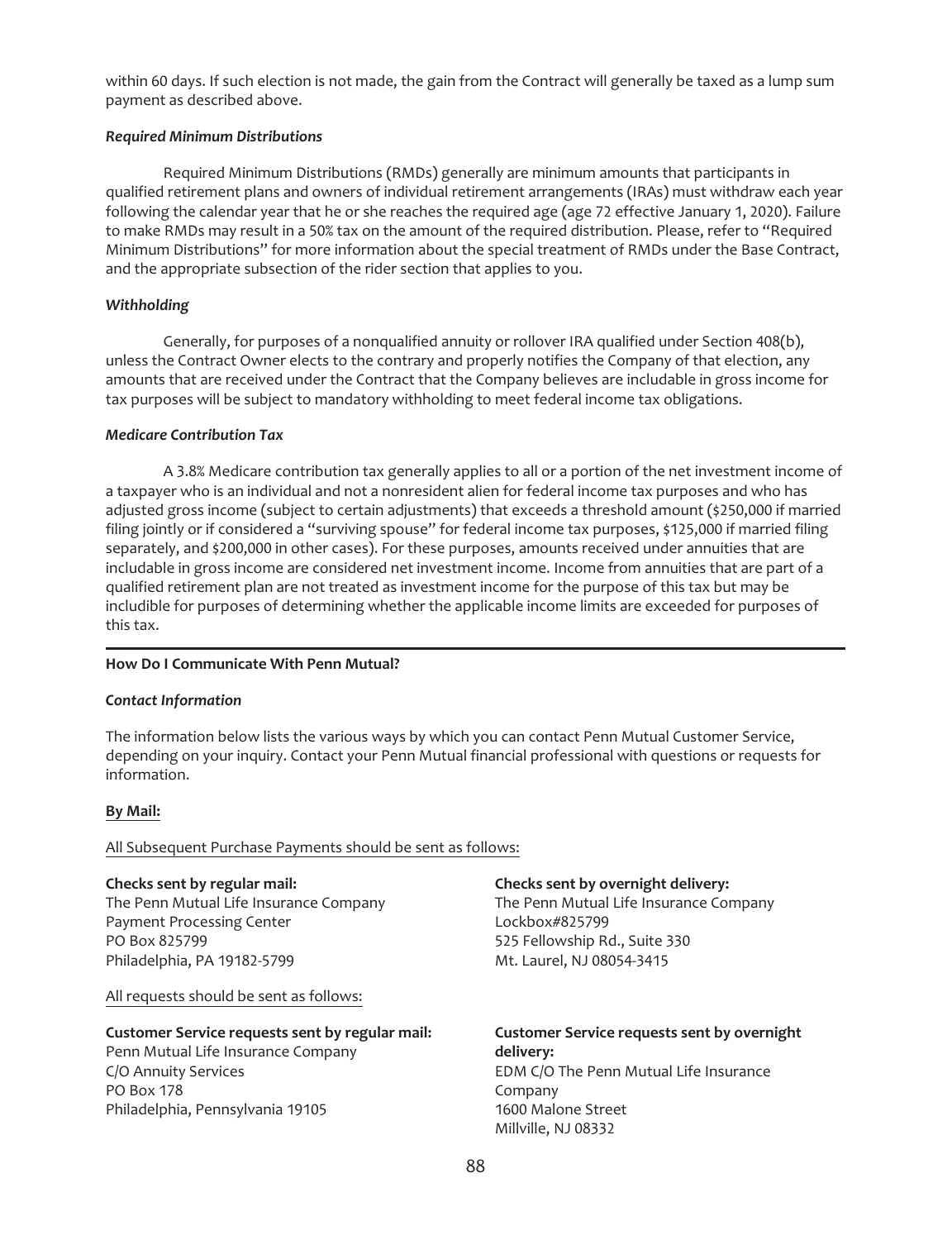within 60 days. If such election is not made, the gain from the Contract will generally be taxed as a lump sum payment as described above.

***Required Minimum Distributions***

Required Minimum Distributions (RMDs) generally are minimum amounts that participants in qualified retirement plans and owners of individual retirement arrangements (IRAs) must withdraw each year following the calendar year that he or she reaches the required age (age 72 effective January 1, 2020). Failure to make RMDs may result in a 50% tax on the amount of the required distribution. Please, refer to "Required Minimum Distributions" for more information about the special treatment of RMDs under the Base Contract, and the appropriate subsection of the rider section that applies to you.

***Withholding***

Generally, for purposes of a nonqualified annuity or rollover IRA qualified under Section 408(b), unless the Contract Owner elects to the contrary and properly notifies the Company of that election, any amounts that are received under the Contract that the Company believes are includable in gross income for tax purposes will be subject to mandatory withholding to meet federal income tax obligations.

***Medicare Contribution Tax***

A 3.8% Medicare contribution tax generally applies to all or a portion of the net investment income of a taxpayer who is an individual and not a nonresident alien for federal income tax purposes and who has adjusted gross income (subject to certain adjustments) that exceeds a threshold amount ($250,000 if married filing jointly or if considered a "surviving spouse" for federal income tax purposes, $125,000 if married filing separately, and $200,000 in other cases). For these purposes, amounts received under annuities that are includable in gross income are considered net investment income. Income from annuities that are part of a qualified retirement plan are not treated as investment income for the purpose of this tax but may be includible for purposes of determining whether the applicable income limits are exceeded for purposes of this tax.

**How Do I Communicate With Penn Mutual?**

***Contact Information***

The information below lists the various ways by which you can contact Penn Mutual Customer Service, depending on your inquiry. Contact your Penn Mutual financial professional with questions or requests for information.

**By Mail:**

All Subsequent Purchase Payments should be sent as follows:

**Checks sent by regular mail:**
The Penn Mutual Life Insurance Company
Payment Processing Center
PO Box 825799
Philadelphia, PA 19182-5799

**Checks sent by overnight delivery:**
The Penn Mutual Life Insurance Company
Lockbox#825799
525 Fellowship Rd., Suite 330
Mt. Laurel, NJ 08054-3415

All requests should be sent as follows:

**Customer Service requests sent by regular mail:**
Penn Mutual Life Insurance Company
C/O Annuity Services
PO Box 178
Philadelphia, Pennsylvania 19105

**Customer Service requests sent by overnight delivery:**
EDM C/O The Penn Mutual Life Insurance Company
1600 Malone Street
Millville, NJ 08332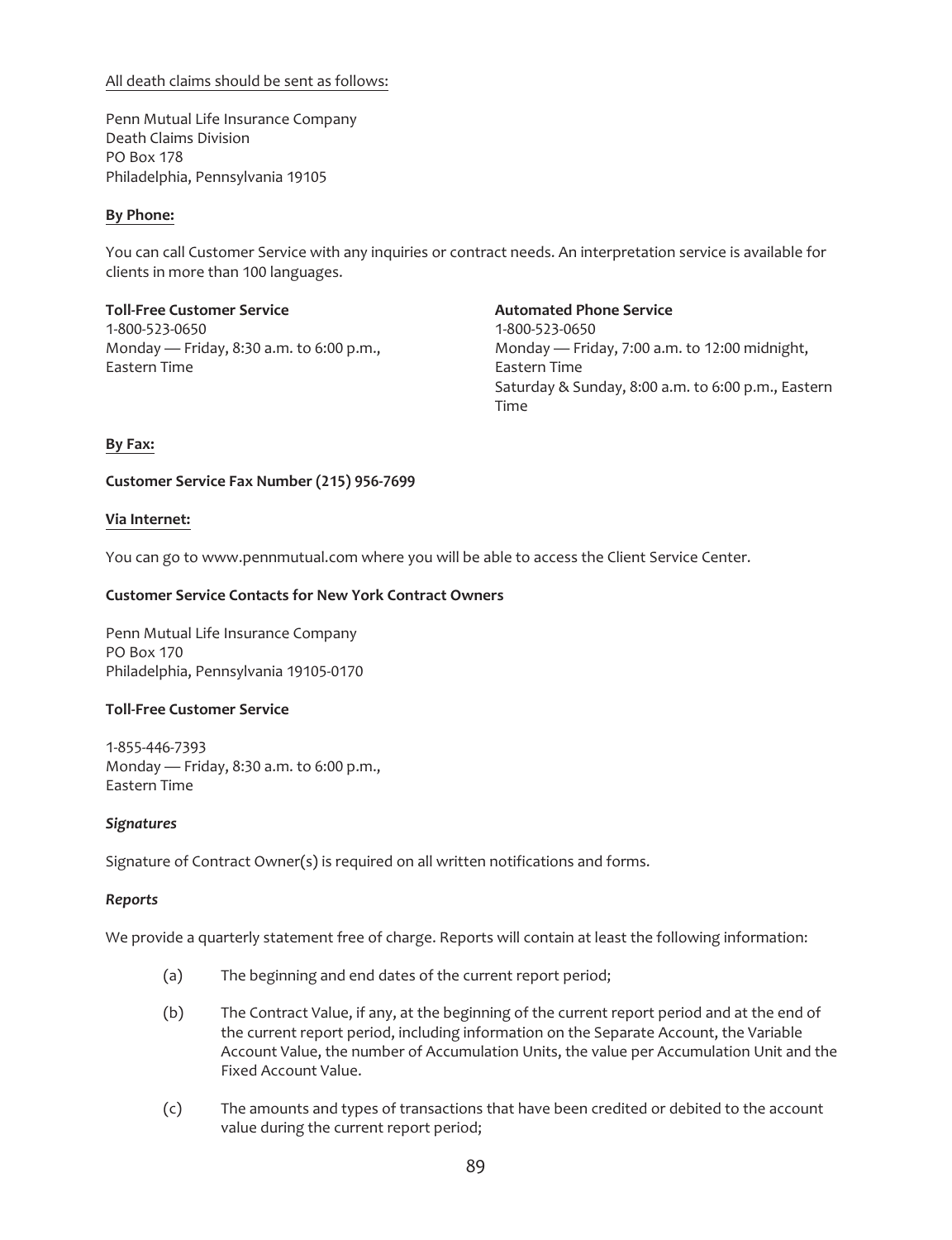<u>All death claims should be sent as follows:</u>

Penn Mutual Life Insurance Company
Death Claims Division
PO Box 178
Philadelphia, Pennsylvania 19105

**<u>By Phone:</u>**

You can call Customer Service with any inquiries or contract needs. An interpretation service is available for clients in more than 100 languages.

**Toll-Free Customer Service**
1-800-523-0650
Monday — Friday, 8:30 a.m. to 6:00 p.m., Eastern Time

**Automated Phone Service**
1-800-523-0650
Monday — Friday, 7:00 a.m. to 12:00 midnight, Eastern Time
Saturday & Sunday, 8:00 a.m. to 6:00 p.m., Eastern Time

**<u>By Fax:</u>**

**Customer Service Fax Number (215) 956-7699**

**<u>Via Internet:</u>**

You can go to www.pennmutual.com where you will be able to access the Client Service Center.

**Customer Service Contacts for New York Contract Owners**

Penn Mutual Life Insurance Company
PO Box 170
Philadelphia, Pennsylvania 19105-0170

**Toll-Free Customer Service**

1-855-446-7393
Monday — Friday, 8:30 a.m. to 6:00 p.m., Eastern Time

***Signatures***

Signature of Contract Owner(s) is required on all written notifications and forms.

***Reports***

We provide a quarterly statement free of charge. Reports will contain at least the following information:

(a) The beginning and end dates of the current report period;

(b) The Contract Value, if any, at the beginning of the current report period and at the end of the current report period, including information on the Separate Account, the Variable Account Value, the number of Accumulation Units, the value per Accumulation Unit and the Fixed Account Value.

(c) The amounts and types of transactions that have been credited or debited to the account value during the current report period;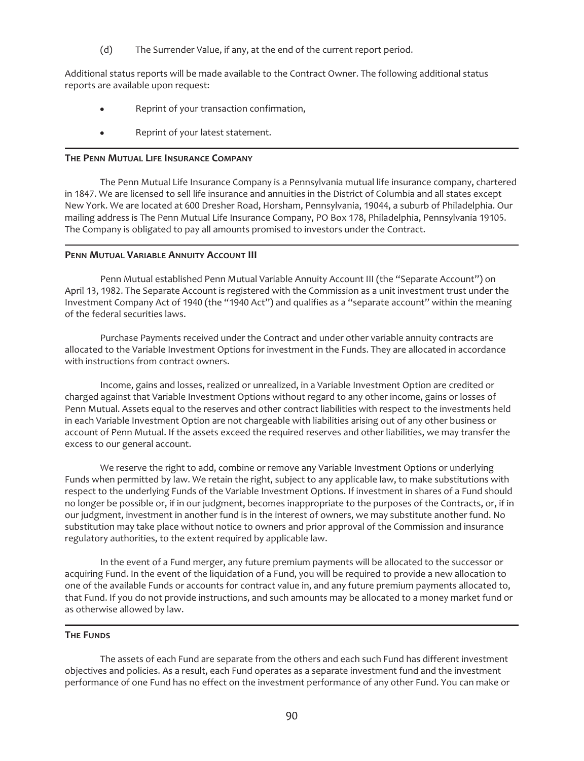(d) The Surrender Value, if any, at the end of the current report period.

Additional status reports will be made available to the Contract Owner. The following additional status reports are available upon request:

- Reprint of your transaction confirmation,
- Reprint of your latest statement.

## The Penn Mutual Life Insurance Company

The Penn Mutual Life Insurance Company is a Pennsylvania mutual life insurance company, chartered in 1847. We are licensed to sell life insurance and annuities in the District of Columbia and all states except New York. We are located at 600 Dresher Road, Horsham, Pennsylvania, 19044, a suburb of Philadelphia. Our mailing address is The Penn Mutual Life Insurance Company, PO Box 178, Philadelphia, Pennsylvania 19105. The Company is obligated to pay all amounts promised to investors under the Contract.

## Penn Mutual Variable Annuity Account III

Penn Mutual established Penn Mutual Variable Annuity Account III (the "Separate Account") on April 13, 1982. The Separate Account is registered with the Commission as a unit investment trust under the Investment Company Act of 1940 (the "1940 Act") and qualifies as a "separate account" within the meaning of the federal securities laws.

Purchase Payments received under the Contract and under other variable annuity contracts are allocated to the Variable Investment Options for investment in the Funds. They are allocated in accordance with instructions from contract owners.

Income, gains and losses, realized or unrealized, in a Variable Investment Option are credited or charged against that Variable Investment Options without regard to any other income, gains or losses of Penn Mutual. Assets equal to the reserves and other contract liabilities with respect to the investments held in each Variable Investment Option are not chargeable with liabilities arising out of any other business or account of Penn Mutual. If the assets exceed the required reserves and other liabilities, we may transfer the excess to our general account.

We reserve the right to add, combine or remove any Variable Investment Options or underlying Funds when permitted by law. We retain the right, subject to any applicable law, to make substitutions with respect to the underlying Funds of the Variable Investment Options. If investment in shares of a Fund should no longer be possible or, if in our judgment, becomes inappropriate to the purposes of the Contracts, or, if in our judgment, investment in another fund is in the interest of owners, we may substitute another fund. No substitution may take place without notice to owners and prior approval of the Commission and insurance regulatory authorities, to the extent required by applicable law.

In the event of a Fund merger, any future premium payments will be allocated to the successor or acquiring Fund. In the event of the liquidation of a Fund, you will be required to provide a new allocation to one of the available Funds or accounts for contract value in, and any future premium payments allocated to, that Fund. If you do not provide instructions, and such amounts may be allocated to a money market fund or as otherwise allowed by law.

## The Funds

The assets of each Fund are separate from the others and each such Fund has different investment objectives and policies. As a result, each Fund operates as a separate investment fund and the investment performance of one Fund has no effect on the investment performance of any other Fund. You can make or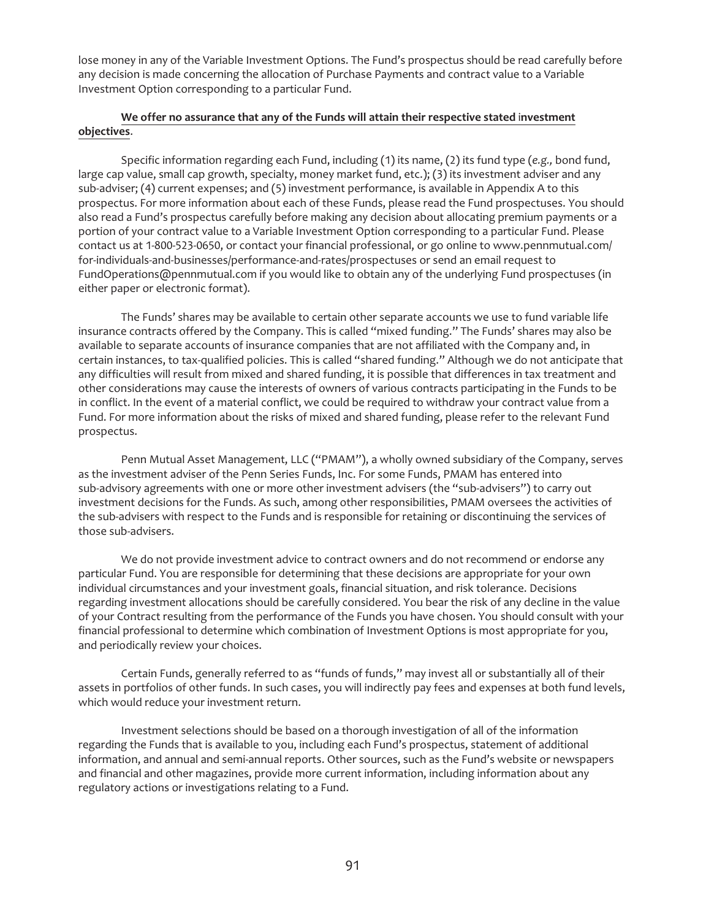lose money in any of the Variable Investment Options. The Fund's prospectus should be read carefully before any decision is made concerning the allocation of Purchase Payments and contract value to a Variable Investment Option corresponding to a particular Fund.

**We offer no assurance that any of the Funds will attain their respective stated investment objectives**.

Specific information regarding each Fund, including (1) its name, (2) its fund type (*e.g.,* bond fund, large cap value, small cap growth, specialty, money market fund, etc.); (3) its investment adviser and any sub-adviser; (4) current expenses; and (5) investment performance, is available in Appendix A to this prospectus. For more information about each of these Funds, please read the Fund prospectuses. You should also read a Fund's prospectus carefully before making any decision about allocating premium payments or a portion of your contract value to a Variable Investment Option corresponding to a particular Fund. Please contact us at 1-800-523-0650, or contact your financial professional, or go online to www.pennmutual.com/for-individuals-and-businesses/performance-and-rates/prospectuses or send an email request to FundOperations@pennmutual.com if you would like to obtain any of the underlying Fund prospectuses (in either paper or electronic format).

The Funds' shares may be available to certain other separate accounts we use to fund variable life insurance contracts offered by the Company. This is called "mixed funding." The Funds' shares may also be available to separate accounts of insurance companies that are not affiliated with the Company and, in certain instances, to tax-qualified policies. This is called "shared funding." Although we do not anticipate that any difficulties will result from mixed and shared funding, it is possible that differences in tax treatment and other considerations may cause the interests of owners of various contracts participating in the Funds to be in conflict. In the event of a material conflict, we could be required to withdraw your contract value from a Fund. For more information about the risks of mixed and shared funding, please refer to the relevant Fund prospectus.

Penn Mutual Asset Management, LLC ("PMAM"), a wholly owned subsidiary of the Company, serves as the investment adviser of the Penn Series Funds, Inc. For some Funds, PMAM has entered into sub-advisory agreements with one or more other investment advisers (the "sub-advisers") to carry out investment decisions for the Funds. As such, among other responsibilities, PMAM oversees the activities of the sub-advisers with respect to the Funds and is responsible for retaining or discontinuing the services of those sub-advisers.

We do not provide investment advice to contract owners and do not recommend or endorse any particular Fund. You are responsible for determining that these decisions are appropriate for your own individual circumstances and your investment goals, financial situation, and risk tolerance. Decisions regarding investment allocations should be carefully considered. You bear the risk of any decline in the value of your Contract resulting from the performance of the Funds you have chosen. You should consult with your financial professional to determine which combination of Investment Options is most appropriate for you, and periodically review your choices.

Certain Funds, generally referred to as "funds of funds," may invest all or substantially all of their assets in portfolios of other funds. In such cases, you will indirectly pay fees and expenses at both fund levels, which would reduce your investment return.

Investment selections should be based on a thorough investigation of all of the information regarding the Funds that is available to you, including each Fund's prospectus, statement of additional information, and annual and semi-annual reports. Other sources, such as the Fund's website or newspapers and financial and other magazines, provide more current information, including information about any regulatory actions or investigations relating to a Fund.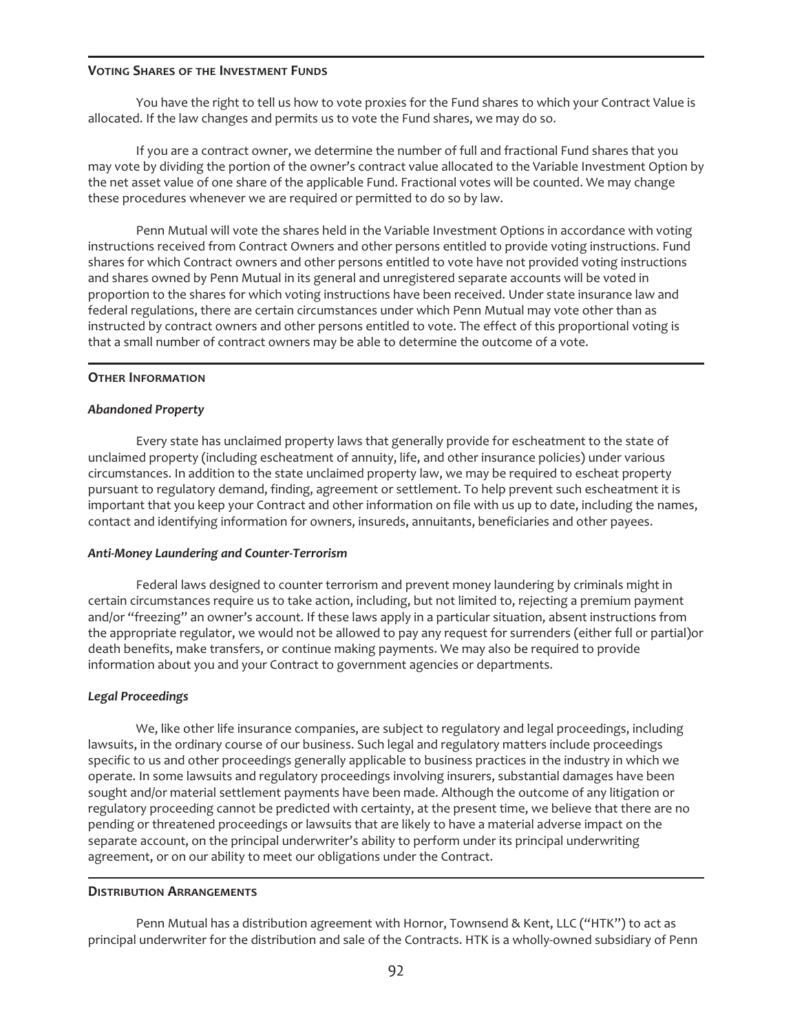## VOTING SHARES OF THE INVESTMENT FUNDS

You have the right to tell us how to vote proxies for the Fund shares to which your Contract Value is allocated. If the law changes and permits us to vote the Fund shares, we may do so.

If you are a contract owner, we determine the number of full and fractional Fund shares that you may vote by dividing the portion of the owner's contract value allocated to the Variable Investment Option by the net asset value of one share of the applicable Fund. Fractional votes will be counted. We may change these procedures whenever we are required or permitted to do so by law.

Penn Mutual will vote the shares held in the Variable Investment Options in accordance with voting instructions received from Contract Owners and other persons entitled to provide voting instructions. Fund shares for which Contract owners and other persons entitled to vote have not provided voting instructions and shares owned by Penn Mutual in its general and unregistered separate accounts will be voted in proportion to the shares for which voting instructions have been received. Under state insurance law and federal regulations, there are certain circumstances under which Penn Mutual may vote other than as instructed by contract owners and other persons entitled to vote. The effect of this proportional voting is that a small number of contract owners may be able to determine the outcome of a vote.

## OTHER INFORMATION

### *Abandoned Property*

Every state has unclaimed property laws that generally provide for escheatment to the state of unclaimed property (including escheatment of annuity, life, and other insurance policies) under various circumstances. In addition to the state unclaimed property law, we may be required to escheat property pursuant to regulatory demand, finding, agreement or settlement. To help prevent such escheatment it is important that you keep your Contract and other information on file with us up to date, including the names, contact and identifying information for owners, insureds, annuitants, beneficiaries and other payees.

### *Anti-Money Laundering and Counter-Terrorism*

Federal laws designed to counter terrorism and prevent money laundering by criminals might in certain circumstances require us to take action, including, but not limited to, rejecting a premium payment and/or "freezing" an owner's account. If these laws apply in a particular situation, absent instructions from the appropriate regulator, we would not be allowed to pay any request for surrenders (either full or partial)or death benefits, make transfers, or continue making payments. We may also be required to provide information about you and your Contract to government agencies or departments.

### *Legal Proceedings*

We, like other life insurance companies, are subject to regulatory and legal proceedings, including lawsuits, in the ordinary course of our business. Such legal and regulatory matters include proceedings specific to us and other proceedings generally applicable to business practices in the industry in which we operate. In some lawsuits and regulatory proceedings involving insurers, substantial damages have been sought and/or material settlement payments have been made. Although the outcome of any litigation or regulatory proceeding cannot be predicted with certainty, at the present time, we believe that there are no pending or threatened proceedings or lawsuits that are likely to have a material adverse impact on the separate account, on the principal underwriter's ability to perform under its principal underwriting agreement, or on our ability to meet our obligations under the Contract.

## DISTRIBUTION ARRANGEMENTS

Penn Mutual has a distribution agreement with Hornor, Townsend & Kent, LLC ("HTK") to act as principal underwriter for the distribution and sale of the Contracts. HTK is a wholly-owned subsidiary of Penn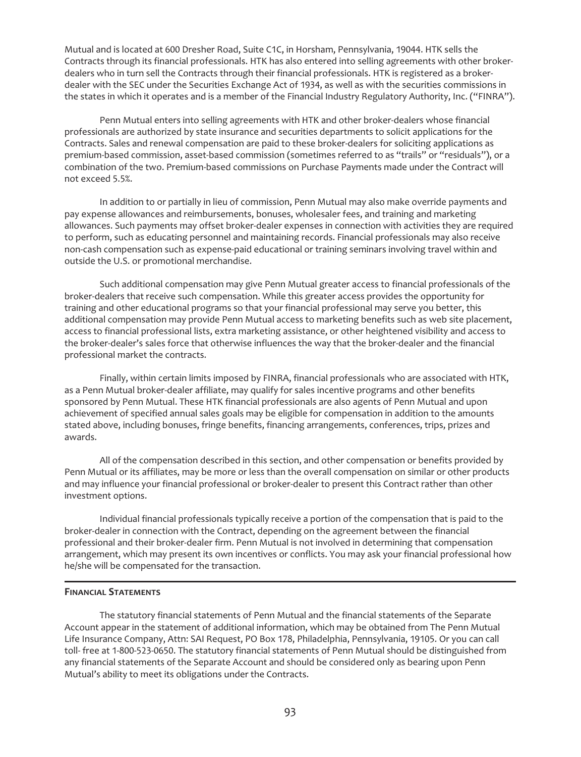Mutual and is located at 600 Dresher Road, Suite C1C, in Horsham, Pennsylvania, 19044. HTK sells the Contracts through its financial professionals. HTK has also entered into selling agreements with other broker-dealers who in turn sell the Contracts through their financial professionals. HTK is registered as a broker-dealer with the SEC under the Securities Exchange Act of 1934, as well as with the securities commissions in the states in which it operates and is a member of the Financial Industry Regulatory Authority, Inc. ("FINRA").

Penn Mutual enters into selling agreements with HTK and other broker-dealers whose financial professionals are authorized by state insurance and securities departments to solicit applications for the Contracts. Sales and renewal compensation are paid to these broker-dealers for soliciting applications as premium-based commission, asset-based commission (sometimes referred to as "trails" or "residuals"), or a combination of the two. Premium-based commissions on Purchase Payments made under the Contract will not exceed 5.5%.

In addition to or partially in lieu of commission, Penn Mutual may also make override payments and pay expense allowances and reimbursements, bonuses, wholesaler fees, and training and marketing allowances. Such payments may offset broker-dealer expenses in connection with activities they are required to perform, such as educating personnel and maintaining records. Financial professionals may also receive non-cash compensation such as expense-paid educational or training seminars involving travel within and outside the U.S. or promotional merchandise.

Such additional compensation may give Penn Mutual greater access to financial professionals of the broker-dealers that receive such compensation. While this greater access provides the opportunity for training and other educational programs so that your financial professional may serve you better, this additional compensation may provide Penn Mutual access to marketing benefits such as web site placement, access to financial professional lists, extra marketing assistance, or other heightened visibility and access to the broker-dealer's sales force that otherwise influences the way that the broker-dealer and the financial professional market the contracts.

Finally, within certain limits imposed by FINRA, financial professionals who are associated with HTK, as a Penn Mutual broker-dealer affiliate, may qualify for sales incentive programs and other benefits sponsored by Penn Mutual. These HTK financial professionals are also agents of Penn Mutual and upon achievement of specified annual sales goals may be eligible for compensation in addition to the amounts stated above, including bonuses, fringe benefits, financing arrangements, conferences, trips, prizes and awards.

All of the compensation described in this section, and other compensation or benefits provided by Penn Mutual or its affiliates, may be more or less than the overall compensation on similar or other products and may influence your financial professional or broker-dealer to present this Contract rather than other investment options.

Individual financial professionals typically receive a portion of the compensation that is paid to the broker-dealer in connection with the Contract, depending on the agreement between the financial professional and their broker-dealer firm. Penn Mutual is not involved in determining that compensation arrangement, which may present its own incentives or conflicts. You may ask your financial professional how he/she will be compensated for the transaction.

## Financial Statements

The statutory financial statements of Penn Mutual and the financial statements of the Separate Account appear in the statement of additional information, which may be obtained from The Penn Mutual Life Insurance Company, Attn: SAI Request, PO Box 178, Philadelphia, Pennsylvania, 19105. Or you can call toll- free at 1-800-523-0650. The statutory financial statements of Penn Mutual should be distinguished from any financial statements of the Separate Account and should be considered only as bearing upon Penn Mutual's ability to meet its obligations under the Contracts.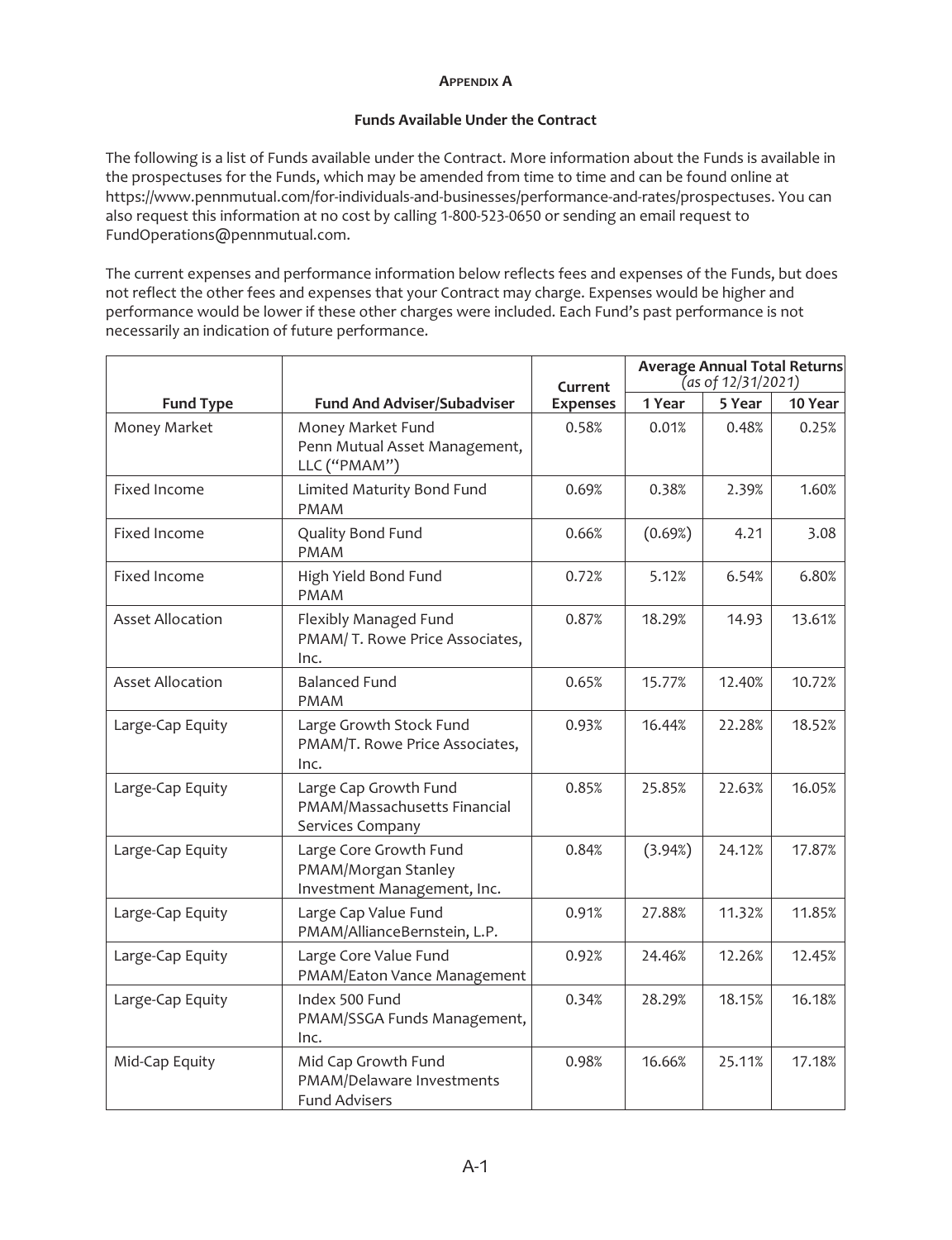**APPENDIX A**

**Funds Available Under the Contract**

The following is a list of Funds available under the Contract. More information about the Funds is available in the prospectuses for the Funds, which may be amended from time to time and can be found online at https://www.pennmutual.com/for-individuals-and-businesses/performance-and-rates/prospectuses. You can also request this information at no cost by calling 1-800-523-0650 or sending an email request to FundOperations@pennmutual.com.

The current expenses and performance information below reflects fees and expenses of the Funds, but does not reflect the other fees and expenses that your Contract may charge. Expenses would be higher and performance would be lower if these other charges were included. Each Fund's past performance is not necessarily an indication of future performance.

| Fund Type | Fund And Adviser/Subadviser | Current Expenses | Average Annual Total Returns *(as of 12/31/2021)* | | |
|---|---|---|---|---|---|
| | | | 1 Year | 5 Year | 10 Year |
| Money Market | Money Market Fund<br>Penn Mutual Asset Management, LLC ("PMAM") | 0.58% | 0.01% | 0.48% | 0.25% |
| Fixed Income | Limited Maturity Bond Fund<br>PMAM | 0.69% | 0.38% | 2.39% | 1.60% |
| Fixed Income | Quality Bond Fund<br>PMAM | 0.66% | (0.69%) | 4.21 | 3.08 |
| Fixed Income | High Yield Bond Fund<br>PMAM | 0.72% | 5.12% | 6.54% | 6.80% |
| Asset Allocation | Flexibly Managed Fund<br>PMAM/ T. Rowe Price Associates, Inc. | 0.87% | 18.29% | 14.93 | 13.61% |
| Asset Allocation | Balanced Fund<br>PMAM | 0.65% | 15.77% | 12.40% | 10.72% |
| Large-Cap Equity | Large Growth Stock Fund<br>PMAM/T. Rowe Price Associates, Inc. | 0.93% | 16.44% | 22.28% | 18.52% |
| Large-Cap Equity | Large Cap Growth Fund<br>PMAM/Massachusetts Financial Services Company | 0.85% | 25.85% | 22.63% | 16.05% |
| Large-Cap Equity | Large Core Growth Fund<br>PMAM/Morgan Stanley Investment Management, Inc. | 0.84% | (3.94%) | 24.12% | 17.87% |
| Large-Cap Equity | Large Cap Value Fund<br>PMAM/AllianceBernstein, L.P. | 0.91% | 27.88% | 11.32% | 11.85% |
| Large-Cap Equity | Large Core Value Fund<br>PMAM/Eaton Vance Management | 0.92% | 24.46% | 12.26% | 12.45% |
| Large-Cap Equity | Index 500 Fund<br>PMAM/SSGA Funds Management, Inc. | 0.34% | 28.29% | 18.15% | 16.18% |
| Mid-Cap Equity | Mid Cap Growth Fund<br>PMAM/Delaware Investments Fund Advisers | 0.98% | 16.66% | 25.11% | 17.18% |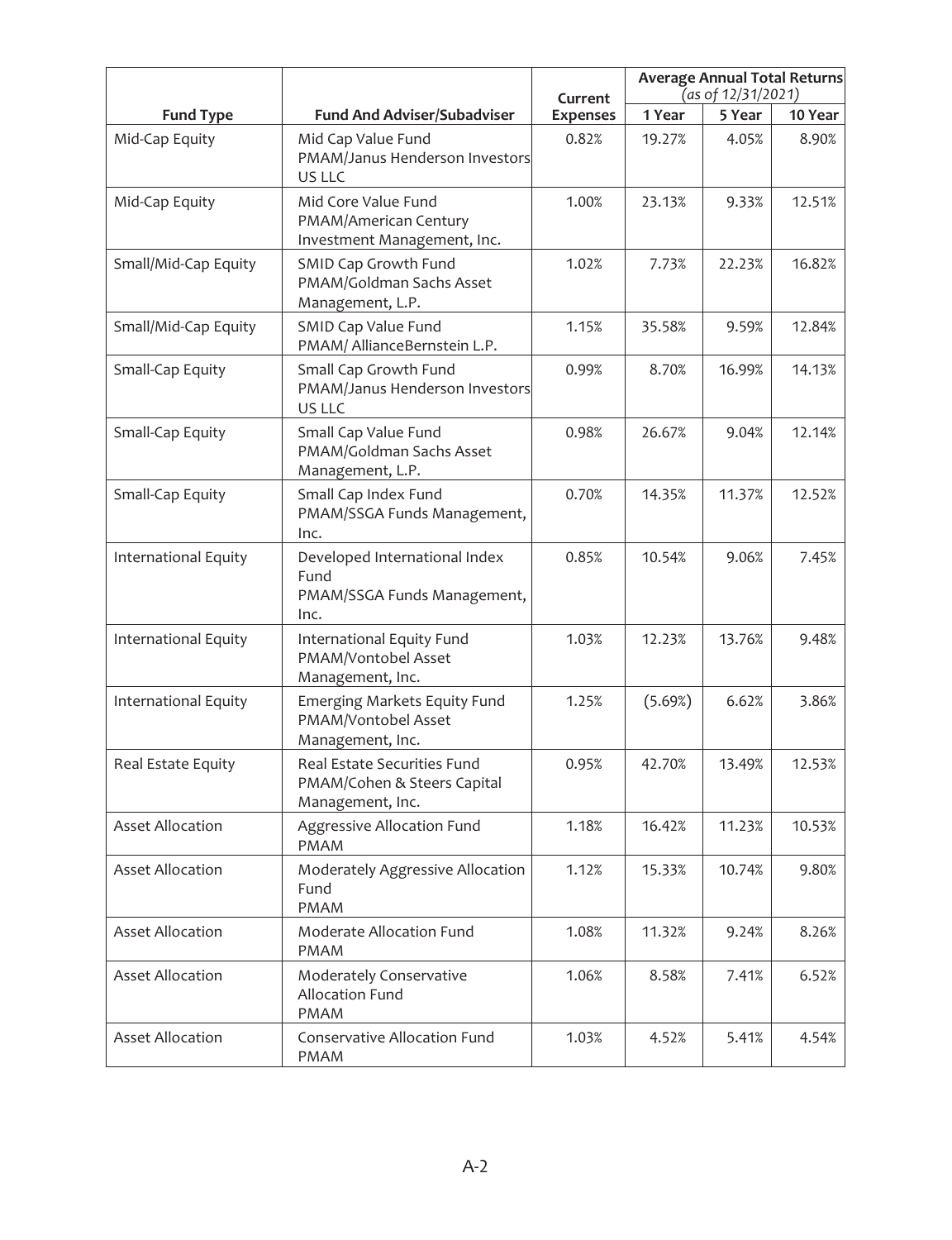| Fund Type | Fund And Adviser/Subadviser | Current Expenses | Average Annual Total Returns *(as of 12/31/2021)* | | |
|---|---|---|---|---|---|
| | | | 1 Year | 5 Year | 10 Year |
| Mid-Cap Equity | Mid Cap Value Fund PMAM/Janus Henderson Investors US LLC | 0.82% | 19.27% | 4.05% | 8.90% |
| Mid-Cap Equity | Mid Core Value Fund PMAM/American Century Investment Management, Inc. | 1.00% | 23.13% | 9.33% | 12.51% |
| Small/Mid-Cap Equity | SMID Cap Growth Fund PMAM/Goldman Sachs Asset Management, L.P. | 1.02% | 7.73% | 22.23% | 16.82% |
| Small/Mid-Cap Equity | SMID Cap Value Fund PMAM/ AllianceBernstein L.P. | 1.15% | 35.58% | 9.59% | 12.84% |
| Small-Cap Equity | Small Cap Growth Fund PMAM/Janus Henderson Investors US LLC | 0.99% | 8.70% | 16.99% | 14.13% |
| Small-Cap Equity | Small Cap Value Fund PMAM/Goldman Sachs Asset Management, L.P. | 0.98% | 26.67% | 9.04% | 12.14% |
| Small-Cap Equity | Small Cap Index Fund PMAM/SSGA Funds Management, Inc. | 0.70% | 14.35% | 11.37% | 12.52% |
| International Equity | Developed International Index Fund PMAM/SSGA Funds Management, Inc. | 0.85% | 10.54% | 9.06% | 7.45% |
| International Equity | International Equity Fund PMAM/Vontobel Asset Management, Inc. | 1.03% | 12.23% | 13.76% | 9.48% |
| International Equity | Emerging Markets Equity Fund PMAM/Vontobel Asset Management, Inc. | 1.25% | (5.69%) | 6.62% | 3.86% |
| Real Estate Equity | Real Estate Securities Fund PMAM/Cohen & Steers Capital Management, Inc. | 0.95% | 42.70% | 13.49% | 12.53% |
| Asset Allocation | Aggressive Allocation Fund PMAM | 1.18% | 16.42% | 11.23% | 10.53% |
| Asset Allocation | Moderately Aggressive Allocation Fund PMAM | 1.12% | 15.33% | 10.74% | 9.80% |
| Asset Allocation | Moderate Allocation Fund PMAM | 1.08% | 11.32% | 9.24% | 8.26% |
| Asset Allocation | Moderately Conservative Allocation Fund PMAM | 1.06% | 8.58% | 7.41% | 6.52% |
| Asset Allocation | Conservative Allocation Fund PMAM | 1.03% | 4.52% | 5.41% | 4.54% |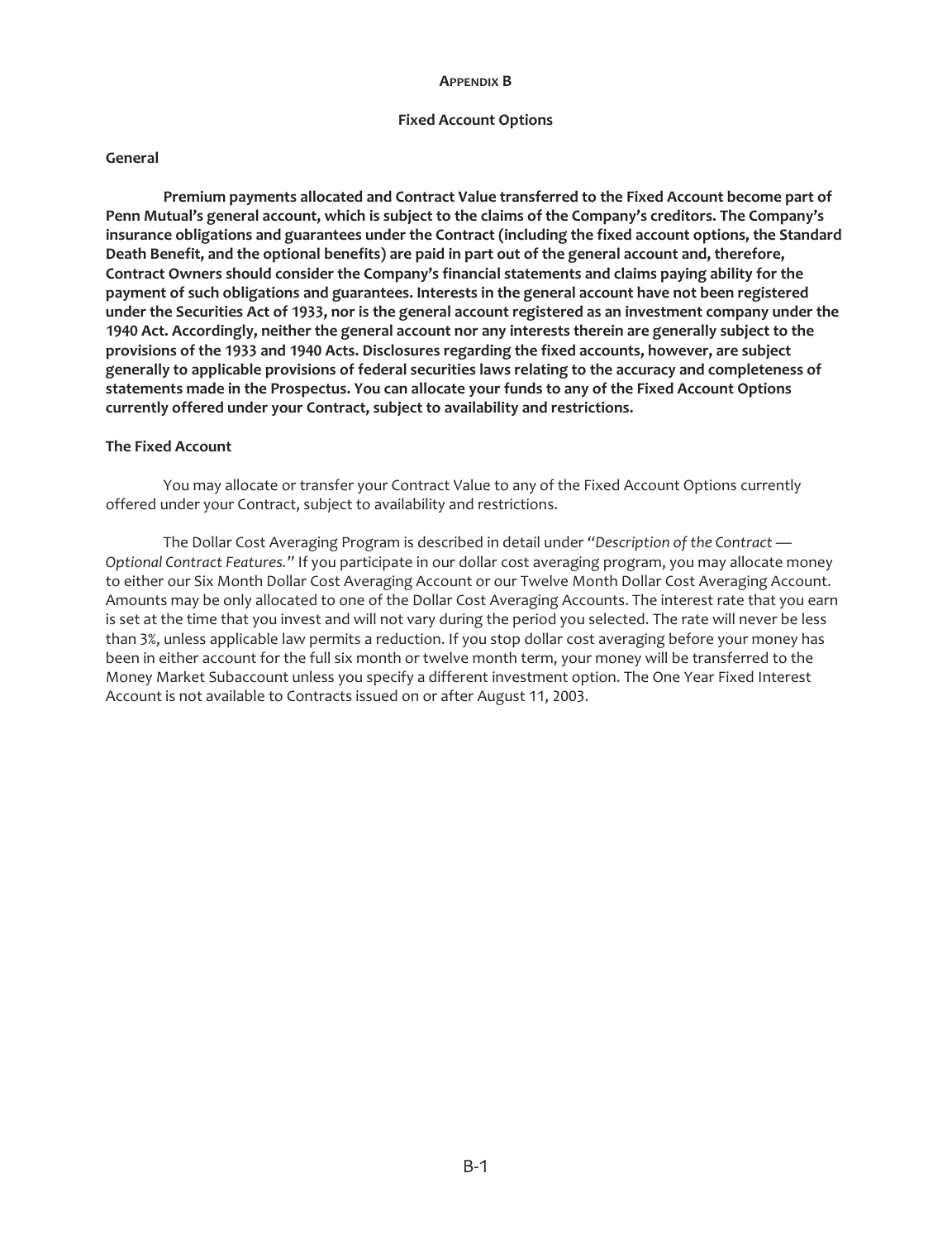# APPENDIX B

## Fixed Account Options

### General

**Premium payments allocated and Contract Value transferred to the Fixed Account become part of Penn Mutual's general account, which is subject to the claims of the Company's creditors. The Company's insurance obligations and guarantees under the Contract (including the fixed account options, the Standard Death Benefit, and the optional benefits) are paid in part out of the general account and, therefore, Contract Owners should consider the Company's financial statements and claims paying ability for the payment of such obligations and guarantees. Interests in the general account have not been registered under the Securities Act of 1933, nor is the general account registered as an investment company under the 1940 Act. Accordingly, neither the general account nor any interests therein are generally subject to the provisions of the 1933 and 1940 Acts. Disclosures regarding the fixed accounts, however, are subject generally to applicable provisions of federal securities laws relating to the accuracy and completeness of statements made in the Prospectus. You can allocate your funds to any of the Fixed Account Options currently offered under your Contract, subject to availability and restrictions.**

### The Fixed Account

You may allocate or transfer your Contract Value to any of the Fixed Account Options currently offered under your Contract, subject to availability and restrictions.

The Dollar Cost Averaging Program is described in detail under "*Description of the Contract — Optional Contract Features.*" If you participate in our dollar cost averaging program, you may allocate money to either our Six Month Dollar Cost Averaging Account or our Twelve Month Dollar Cost Averaging Account. Amounts may be only allocated to one of the Dollar Cost Averaging Accounts. The interest rate that you earn is set at the time that you invest and will not vary during the period you selected. The rate will never be less than 3%, unless applicable law permits a reduction. If you stop dollar cost averaging before your money has been in either account for the full six month or twelve month term, your money will be transferred to the Money Market Subaccount unless you specify a different investment option. The One Year Fixed Interest Account is not available to Contracts issued on or after August 11, 2003.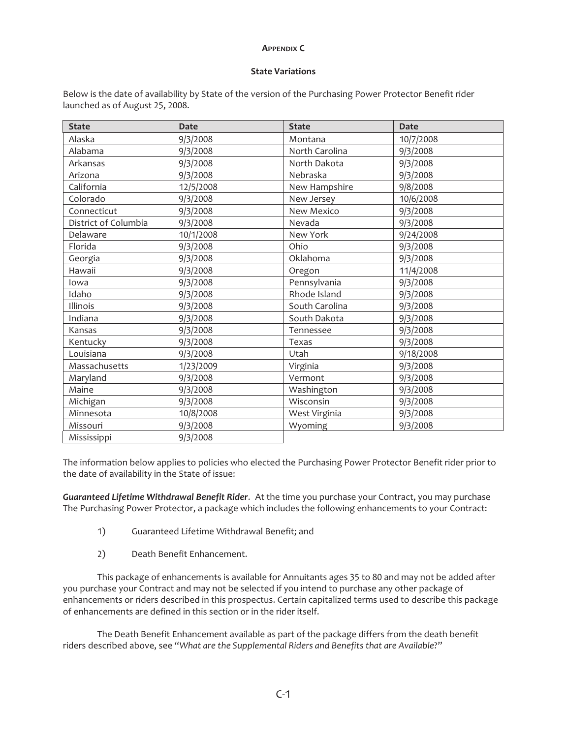**APPENDIX C**

**State Variations**

Below is the date of availability by State of the version of the Purchasing Power Protector Benefit rider launched as of August 25, 2008.

| State | Date | State | Date |
|---|---|---|---|
| Alaska | 9/3/2008 | Montana | 10/7/2008 |
| Alabama | 9/3/2008 | North Carolina | 9/3/2008 |
| Arkansas | 9/3/2008 | North Dakota | 9/3/2008 |
| Arizona | 9/3/2008 | Nebraska | 9/3/2008 |
| California | 12/5/2008 | New Hampshire | 9/8/2008 |
| Colorado | 9/3/2008 | New Jersey | 10/6/2008 |
| Connecticut | 9/3/2008 | New Mexico | 9/3/2008 |
| District of Columbia | 9/3/2008 | Nevada | 9/3/2008 |
| Delaware | 10/1/2008 | New York | 9/24/2008 |
| Florida | 9/3/2008 | Ohio | 9/3/2008 |
| Georgia | 9/3/2008 | Oklahoma | 9/3/2008 |
| Hawaii | 9/3/2008 | Oregon | 11/4/2008 |
| Iowa | 9/3/2008 | Pennsylvania | 9/3/2008 |
| Idaho | 9/3/2008 | Rhode Island | 9/3/2008 |
| Illinois | 9/3/2008 | South Carolina | 9/3/2008 |
| Indiana | 9/3/2008 | South Dakota | 9/3/2008 |
| Kansas | 9/3/2008 | Tennessee | 9/3/2008 |
| Kentucky | 9/3/2008 | Texas | 9/3/2008 |
| Louisiana | 9/3/2008 | Utah | 9/18/2008 |
| Massachusetts | 1/23/2009 | Virginia | 9/3/2008 |
| Maryland | 9/3/2008 | Vermont | 9/3/2008 |
| Maine | 9/3/2008 | Washington | 9/3/2008 |
| Michigan | 9/3/2008 | Wisconsin | 9/3/2008 |
| Minnesota | 10/8/2008 | West Virginia | 9/3/2008 |
| Missouri | 9/3/2008 | Wyoming | 9/3/2008 |
| Mississippi | 9/3/2008 | | |

The information below applies to policies who elected the Purchasing Power Protector Benefit rider prior to the date of availability in the State of issue:

***Guaranteed Lifetime Withdrawal Benefit Rider***. At the time you purchase your Contract, you may purchase The Purchasing Power Protector, a package which includes the following enhancements to your Contract:

1) Guaranteed Lifetime Withdrawal Benefit; and

2) Death Benefit Enhancement.

This package of enhancements is available for Annuitants ages 35 to 80 and may not be added after you purchase your Contract and may not be selected if you intend to purchase any other package of enhancements or riders described in this prospectus. Certain capitalized terms used to describe this package of enhancements are defined in this section or in the rider itself.

The Death Benefit Enhancement available as part of the package differs from the death benefit riders described above, see "*What are the Supplemental Riders and Benefits that are Available?*"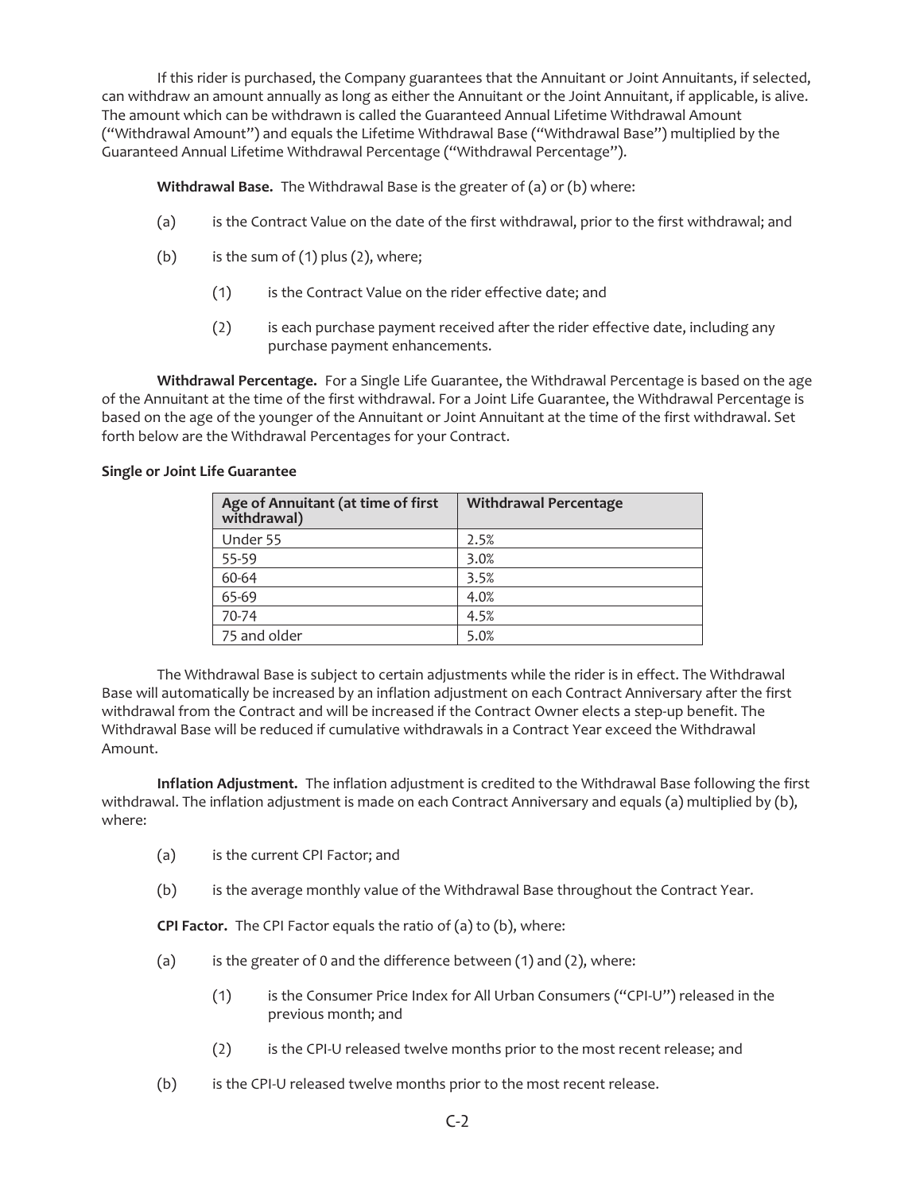If this rider is purchased, the Company guarantees that the Annuitant or Joint Annuitants, if selected, can withdraw an amount annually as long as either the Annuitant or the Joint Annuitant, if applicable, is alive. The amount which can be withdrawn is called the Guaranteed Annual Lifetime Withdrawal Amount ("Withdrawal Amount") and equals the Lifetime Withdrawal Base ("Withdrawal Base") multiplied by the Guaranteed Annual Lifetime Withdrawal Percentage ("Withdrawal Percentage").

**Withdrawal Base.** The Withdrawal Base is the greater of (a) or (b) where:

(a) is the Contract Value on the date of the first withdrawal, prior to the first withdrawal; and

(b) is the sum of (1) plus (2), where;

  (1) is the Contract Value on the rider effective date; and

  (2) is each purchase payment received after the rider effective date, including any purchase payment enhancements.

**Withdrawal Percentage.** For a Single Life Guarantee, the Withdrawal Percentage is based on the age of the Annuitant at the time of the first withdrawal. For a Joint Life Guarantee, the Withdrawal Percentage is based on the age of the younger of the Annuitant or Joint Annuitant at the time of the first withdrawal. Set forth below are the Withdrawal Percentages for your Contract.

**Single or Joint Life Guarantee**

| Age of Annuitant (at time of first withdrawal) | Withdrawal Percentage |
|---|---|
| Under 55 | 2.5% |
| 55-59 | 3.0% |
| 60-64 | 3.5% |
| 65-69 | 4.0% |
| 70-74 | 4.5% |
| 75 and older | 5.0% |

The Withdrawal Base is subject to certain adjustments while the rider is in effect. The Withdrawal Base will automatically be increased by an inflation adjustment on each Contract Anniversary after the first withdrawal from the Contract and will be increased if the Contract Owner elects a step-up benefit. The Withdrawal Base will be reduced if cumulative withdrawals in a Contract Year exceed the Withdrawal Amount.

**Inflation Adjustment.** The inflation adjustment is credited to the Withdrawal Base following the first withdrawal. The inflation adjustment is made on each Contract Anniversary and equals (a) multiplied by (b), where:

(a) is the current CPI Factor; and

(b) is the average monthly value of the Withdrawal Base throughout the Contract Year.

**CPI Factor.** The CPI Factor equals the ratio of (a) to (b), where:

(a) is the greater of 0 and the difference between (1) and (2), where:

  (1) is the Consumer Price Index for All Urban Consumers ("CPI-U") released in the previous month; and

  (2) is the CPI-U released twelve months prior to the most recent release; and

(b) is the CPI-U released twelve months prior to the most recent release.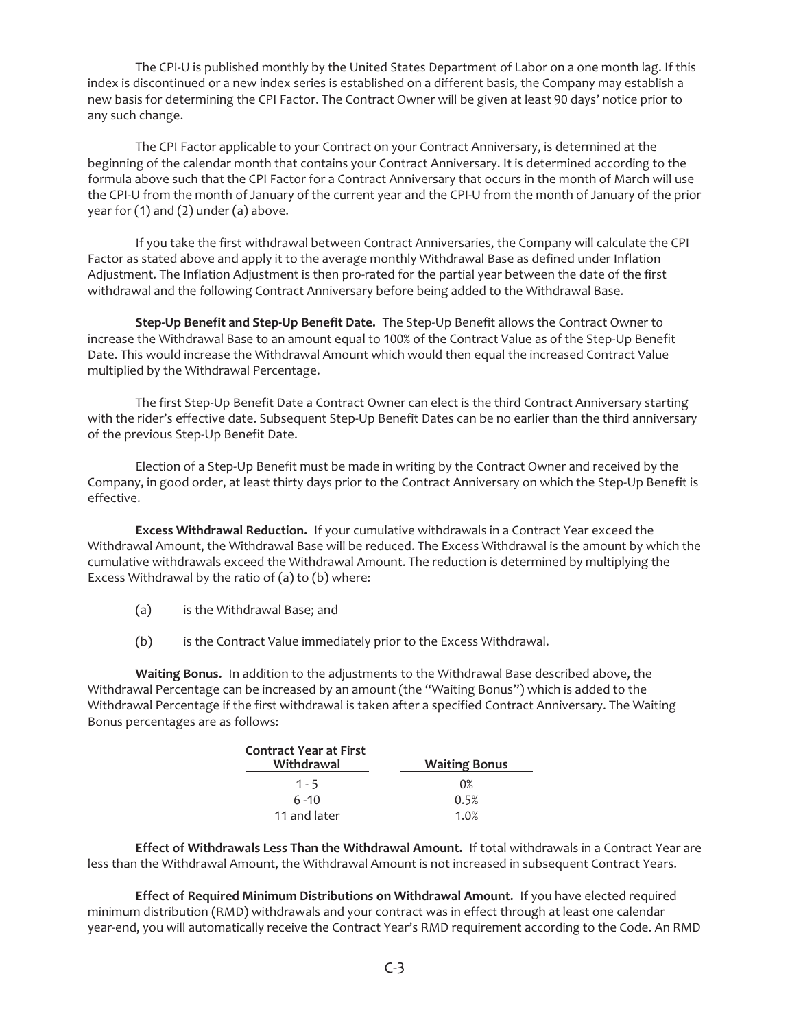The CPI-U is published monthly by the United States Department of Labor on a one month lag. If this index is discontinued or a new index series is established on a different basis, the Company may establish a new basis for determining the CPI Factor. The Contract Owner will be given at least 90 days' notice prior to any such change.

The CPI Factor applicable to your Contract on your Contract Anniversary, is determined at the beginning of the calendar month that contains your Contract Anniversary. It is determined according to the formula above such that the CPI Factor for a Contract Anniversary that occurs in the month of March will use the CPI-U from the month of January of the current year and the CPI-U from the month of January of the prior year for (1) and (2) under (a) above.

If you take the first withdrawal between Contract Anniversaries, the Company will calculate the CPI Factor as stated above and apply it to the average monthly Withdrawal Base as defined under Inflation Adjustment. The Inflation Adjustment is then pro-rated for the partial year between the date of the first withdrawal and the following Contract Anniversary before being added to the Withdrawal Base.

**Step-Up Benefit and Step-Up Benefit Date.** The Step-Up Benefit allows the Contract Owner to increase the Withdrawal Base to an amount equal to 100% of the Contract Value as of the Step-Up Benefit Date. This would increase the Withdrawal Amount which would then equal the increased Contract Value multiplied by the Withdrawal Percentage.

The first Step-Up Benefit Date a Contract Owner can elect is the third Contract Anniversary starting with the rider's effective date. Subsequent Step-Up Benefit Dates can be no earlier than the third anniversary of the previous Step-Up Benefit Date.

Election of a Step-Up Benefit must be made in writing by the Contract Owner and received by the Company, in good order, at least thirty days prior to the Contract Anniversary on which the Step-Up Benefit is effective.

**Excess Withdrawal Reduction.** If your cumulative withdrawals in a Contract Year exceed the Withdrawal Amount, the Withdrawal Base will be reduced. The Excess Withdrawal is the amount by which the cumulative withdrawals exceed the Withdrawal Amount. The reduction is determined by multiplying the Excess Withdrawal by the ratio of (a) to (b) where:

(a) is the Withdrawal Base; and

(b) is the Contract Value immediately prior to the Excess Withdrawal.

**Waiting Bonus.** In addition to the adjustments to the Withdrawal Base described above, the Withdrawal Percentage can be increased by an amount (the "Waiting Bonus") which is added to the Withdrawal Percentage if the first withdrawal is taken after a specified Contract Anniversary. The Waiting Bonus percentages are as follows:

| Contract Year at First Withdrawal | Waiting Bonus |
|---|---|
| 1 - 5 | 0% |
| 6 -10 | 0.5% |
| 11 and later | 1.0% |

**Effect of Withdrawals Less Than the Withdrawal Amount.** If total withdrawals in a Contract Year are less than the Withdrawal Amount, the Withdrawal Amount is not increased in subsequent Contract Years.

**Effect of Required Minimum Distributions on Withdrawal Amount.** If you have elected required minimum distribution (RMD) withdrawals and your contract was in effect through at least one calendar year-end, you will automatically receive the Contract Year's RMD requirement according to the Code. An RMD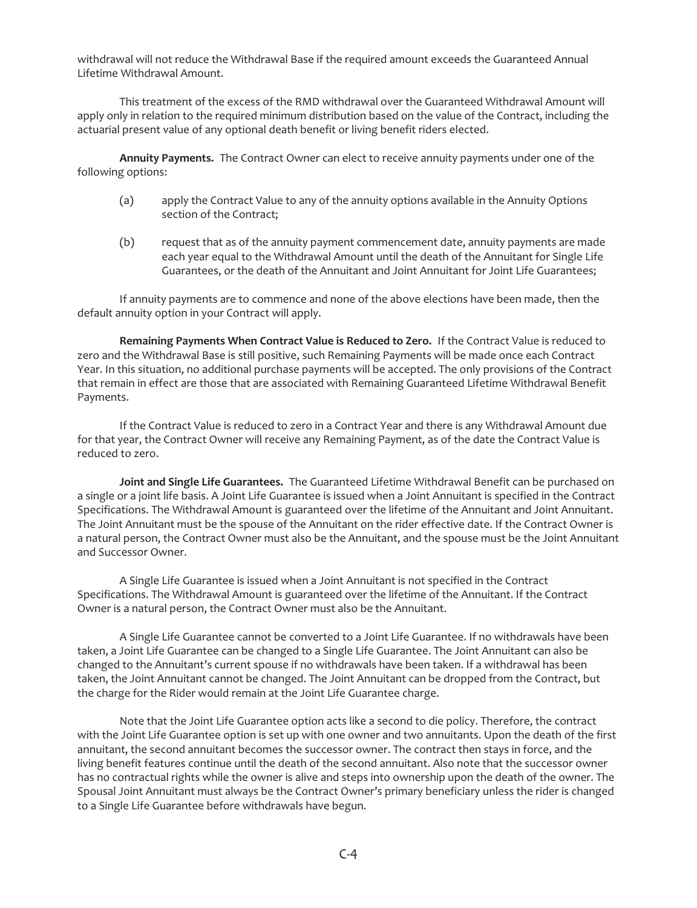withdrawal will not reduce the Withdrawal Base if the required amount exceeds the Guaranteed Annual Lifetime Withdrawal Amount.

This treatment of the excess of the RMD withdrawal over the Guaranteed Withdrawal Amount will apply only in relation to the required minimum distribution based on the value of the Contract, including the actuarial present value of any optional death benefit or living benefit riders elected.

**Annuity Payments.** The Contract Owner can elect to receive annuity payments under one of the following options:

(a) apply the Contract Value to any of the annuity options available in the Annuity Options section of the Contract;

(b) request that as of the annuity payment commencement date, annuity payments are made each year equal to the Withdrawal Amount until the death of the Annuitant for Single Life Guarantees, or the death of the Annuitant and Joint Annuitant for Joint Life Guarantees;

If annuity payments are to commence and none of the above elections have been made, then the default annuity option in your Contract will apply.

**Remaining Payments When Contract Value is Reduced to Zero.** If the Contract Value is reduced to zero and the Withdrawal Base is still positive, such Remaining Payments will be made once each Contract Year. In this situation, no additional purchase payments will be accepted. The only provisions of the Contract that remain in effect are those that are associated with Remaining Guaranteed Lifetime Withdrawal Benefit Payments.

If the Contract Value is reduced to zero in a Contract Year and there is any Withdrawal Amount due for that year, the Contract Owner will receive any Remaining Payment, as of the date the Contract Value is reduced to zero.

**Joint and Single Life Guarantees.** The Guaranteed Lifetime Withdrawal Benefit can be purchased on a single or a joint life basis. A Joint Life Guarantee is issued when a Joint Annuitant is specified in the Contract Specifications. The Withdrawal Amount is guaranteed over the lifetime of the Annuitant and Joint Annuitant. The Joint Annuitant must be the spouse of the Annuitant on the rider effective date. If the Contract Owner is a natural person, the Contract Owner must also be the Annuitant, and the spouse must be the Joint Annuitant and Successor Owner.

A Single Life Guarantee is issued when a Joint Annuitant is not specified in the Contract Specifications. The Withdrawal Amount is guaranteed over the lifetime of the Annuitant. If the Contract Owner is a natural person, the Contract Owner must also be the Annuitant.

A Single Life Guarantee cannot be converted to a Joint Life Guarantee. If no withdrawals have been taken, a Joint Life Guarantee can be changed to a Single Life Guarantee. The Joint Annuitant can also be changed to the Annuitant's current spouse if no withdrawals have been taken. If a withdrawal has been taken, the Joint Annuitant cannot be changed. The Joint Annuitant can be dropped from the Contract, but the charge for the Rider would remain at the Joint Life Guarantee charge.

Note that the Joint Life Guarantee option acts like a second to die policy. Therefore, the contract with the Joint Life Guarantee option is set up with one owner and two annuitants. Upon the death of the first annuitant, the second annuitant becomes the successor owner. The contract then stays in force, and the living benefit features continue until the death of the second annuitant. Also note that the successor owner has no contractual rights while the owner is alive and steps into ownership upon the death of the owner. The Spousal Joint Annuitant must always be the Contract Owner's primary beneficiary unless the rider is changed to a Single Life Guarantee before withdrawals have begun.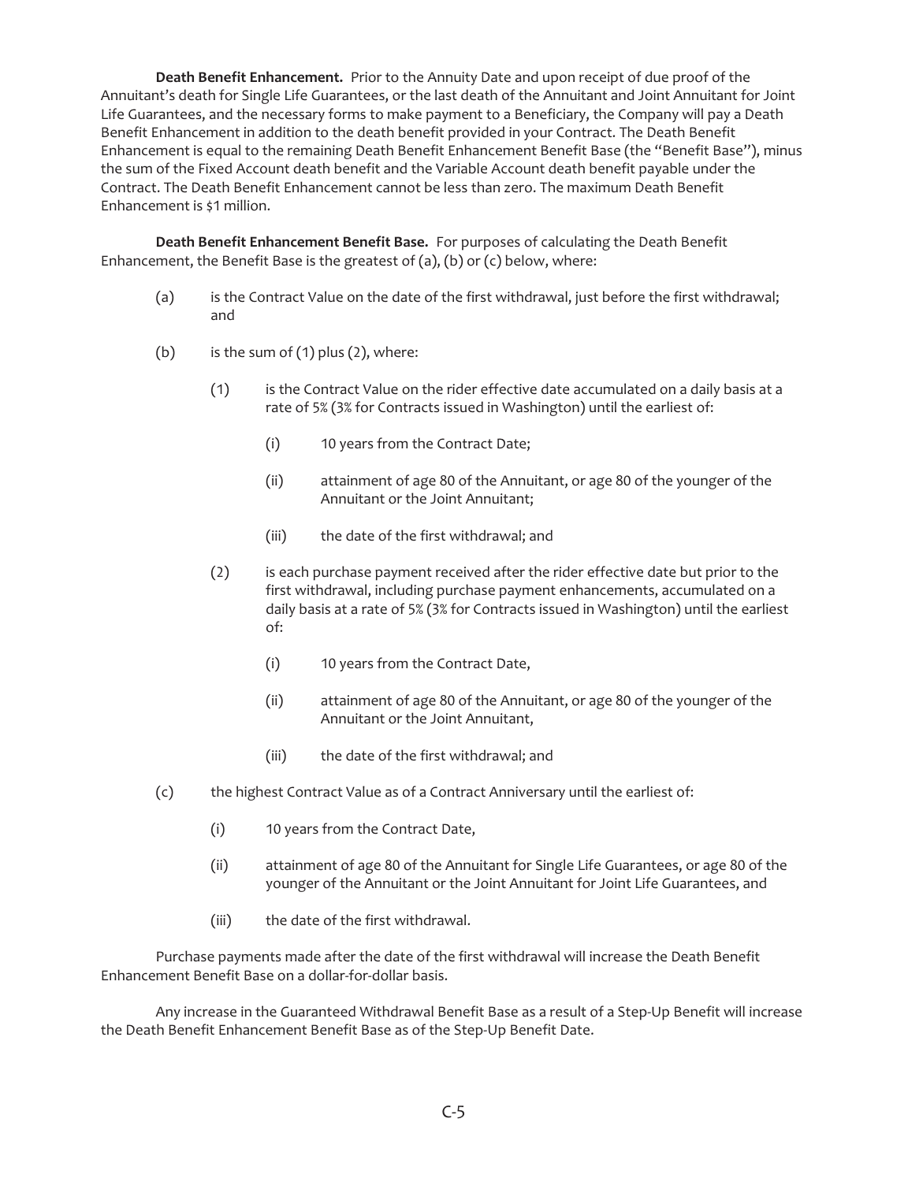**Death Benefit Enhancement.** Prior to the Annuity Date and upon receipt of due proof of the Annuitant's death for Single Life Guarantees, or the last death of the Annuitant and Joint Annuitant for Joint Life Guarantees, and the necessary forms to make payment to a Beneficiary, the Company will pay a Death Benefit Enhancement in addition to the death benefit provided in your Contract. The Death Benefit Enhancement is equal to the remaining Death Benefit Enhancement Benefit Base (the "Benefit Base"), minus the sum of the Fixed Account death benefit and the Variable Account death benefit payable under the Contract. The Death Benefit Enhancement cannot be less than zero. The maximum Death Benefit Enhancement is $1 million.

**Death Benefit Enhancement Benefit Base.** For purposes of calculating the Death Benefit Enhancement, the Benefit Base is the greatest of (a), (b) or (c) below, where:

(a) is the Contract Value on the date of the first withdrawal, just before the first withdrawal; and

(b) is the sum of (1) plus (2), where:

 (1) is the Contract Value on the rider effective date accumulated on a daily basis at a rate of 5% (3% for Contracts issued in Washington) until the earliest of:

  (i) 10 years from the Contract Date;

  (ii) attainment of age 80 of the Annuitant, or age 80 of the younger of the Annuitant or the Joint Annuitant;

  (iii) the date of the first withdrawal; and

 (2) is each purchase payment received after the rider effective date but prior to the first withdrawal, including purchase payment enhancements, accumulated on a daily basis at a rate of 5% (3% for Contracts issued in Washington) until the earliest of:

  (i) 10 years from the Contract Date,

  (ii) attainment of age 80 of the Annuitant, or age 80 of the younger of the Annuitant or the Joint Annuitant,

  (iii) the date of the first withdrawal; and

(c) the highest Contract Value as of a Contract Anniversary until the earliest of:

 (i) 10 years from the Contract Date,

 (ii) attainment of age 80 of the Annuitant for Single Life Guarantees, or age 80 of the younger of the Annuitant or the Joint Annuitant for Joint Life Guarantees, and

 (iii) the date of the first withdrawal.

Purchase payments made after the date of the first withdrawal will increase the Death Benefit Enhancement Benefit Base on a dollar-for-dollar basis.

Any increase in the Guaranteed Withdrawal Benefit Base as a result of a Step-Up Benefit will increase the Death Benefit Enhancement Benefit Base as of the Step-Up Benefit Date.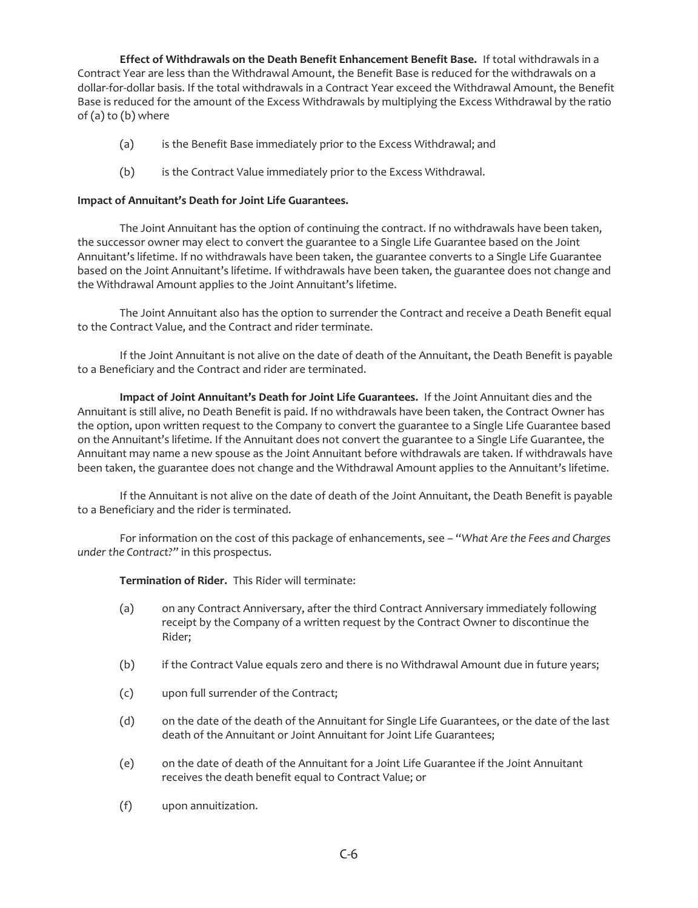**Effect of Withdrawals on the Death Benefit Enhancement Benefit Base.** If total withdrawals in a Contract Year are less than the Withdrawal Amount, the Benefit Base is reduced for the withdrawals on a dollar-for-dollar basis. If the total withdrawals in a Contract Year exceed the Withdrawal Amount, the Benefit Base is reduced for the amount of the Excess Withdrawals by multiplying the Excess Withdrawal by the ratio of (a) to (b) where

(a) is the Benefit Base immediately prior to the Excess Withdrawal; and

(b) is the Contract Value immediately prior to the Excess Withdrawal.

**Impact of Annuitant's Death for Joint Life Guarantees.**

The Joint Annuitant has the option of continuing the contract. If no withdrawals have been taken, the successor owner may elect to convert the guarantee to a Single Life Guarantee based on the Joint Annuitant's lifetime. If no withdrawals have been taken, the guarantee converts to a Single Life Guarantee based on the Joint Annuitant's lifetime. If withdrawals have been taken, the guarantee does not change and the Withdrawal Amount applies to the Joint Annuitant's lifetime.

The Joint Annuitant also has the option to surrender the Contract and receive a Death Benefit equal to the Contract Value, and the Contract and rider terminate.

If the Joint Annuitant is not alive on the date of death of the Annuitant, the Death Benefit is payable to a Beneficiary and the Contract and rider are terminated.

**Impact of Joint Annuitant's Death for Joint Life Guarantees.** If the Joint Annuitant dies and the Annuitant is still alive, no Death Benefit is paid. If no withdrawals have been taken, the Contract Owner has the option, upon written request to the Company to convert the guarantee to a Single Life Guarantee based on the Annuitant's lifetime. If the Annuitant does not convert the guarantee to a Single Life Guarantee, the Annuitant may name a new spouse as the Joint Annuitant before withdrawals are taken. If withdrawals have been taken, the guarantee does not change and the Withdrawal Amount applies to the Annuitant's lifetime.

If the Annuitant is not alive on the date of death of the Joint Annuitant, the Death Benefit is payable to a Beneficiary and the rider is terminated.

For information on the cost of this package of enhancements, see – "*What Are the Fees and Charges under the Contract?*" in this prospectus.

**Termination of Rider.** This Rider will terminate:

(a) on any Contract Anniversary, after the third Contract Anniversary immediately following receipt by the Company of a written request by the Contract Owner to discontinue the Rider;

(b) if the Contract Value equals zero and there is no Withdrawal Amount due in future years;

(c) upon full surrender of the Contract;

(d) on the date of the death of the Annuitant for Single Life Guarantees, or the date of the last death of the Annuitant or Joint Annuitant for Joint Life Guarantees;

(e) on the date of death of the Annuitant for a Joint Life Guarantee if the Joint Annuitant receives the death benefit equal to Contract Value; or

(f) upon annuitization.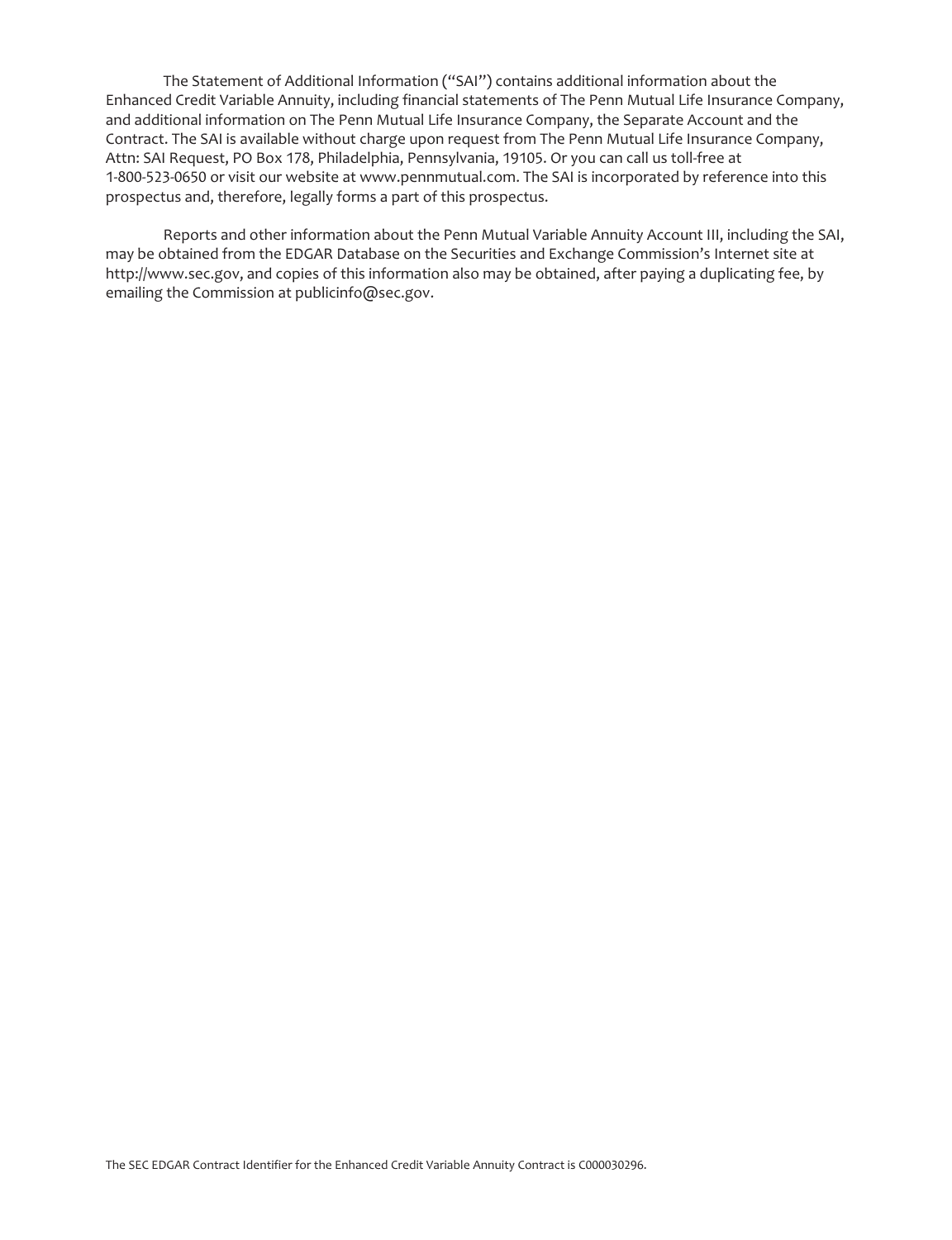The Statement of Additional Information ("SAI") contains additional information about the Enhanced Credit Variable Annuity, including financial statements of The Penn Mutual Life Insurance Company, and additional information on The Penn Mutual Life Insurance Company, the Separate Account and the Contract. The SAI is available without charge upon request from The Penn Mutual Life Insurance Company, Attn: SAI Request, PO Box 178, Philadelphia, Pennsylvania, 19105. Or you can call us toll-free at 1-800-523-0650 or visit our website at www.pennmutual.com. The SAI is incorporated by reference into this prospectus and, therefore, legally forms a part of this prospectus.

Reports and other information about the Penn Mutual Variable Annuity Account III, including the SAI, may be obtained from the EDGAR Database on the Securities and Exchange Commission's Internet site at http://www.sec.gov, and copies of this information also may be obtained, after paying a duplicating fee, by emailing the Commission at publicinfo@sec.gov.

The SEC EDGAR Contract Identifier for the Enhanced Credit Variable Annuity Contract is C000030296.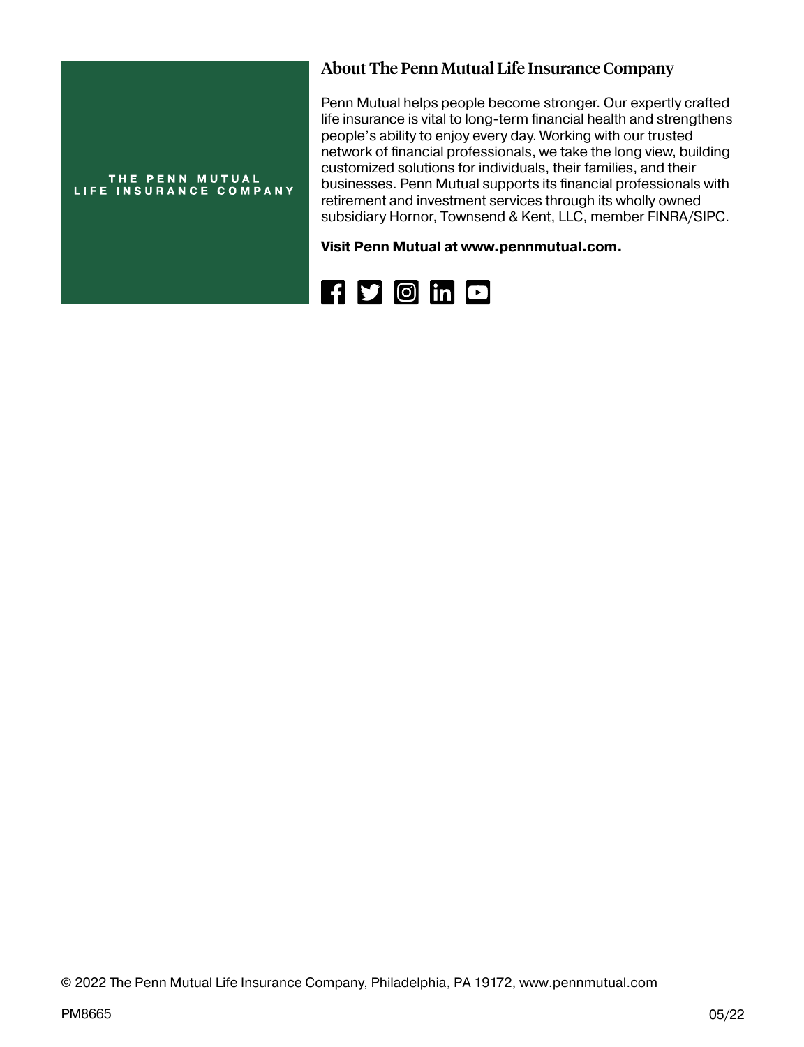THE PENN MUTUAL
LIFE INSURANCE COMPANY

## About The Penn Mutual Life Insurance Company

Penn Mutual helps people become stronger. Our expertly crafted life insurance is vital to long-term financial health and strengthens people's ability to enjoy every day. Working with our trusted network of financial professionals, we take the long view, building customized solutions for individuals, their families, and their businesses. Penn Mutual supports its financial professionals with retirement and investment services through its wholly owned subsidiary Hornor, Townsend & Kent, LLC, member FINRA/SIPC.

**Visit Penn Mutual at www.pennmutual.com.**

© 2022 The Penn Mutual Life Insurance Company, Philadelphia, PA 19172, www.pennmutual.com

PM8665 05/22